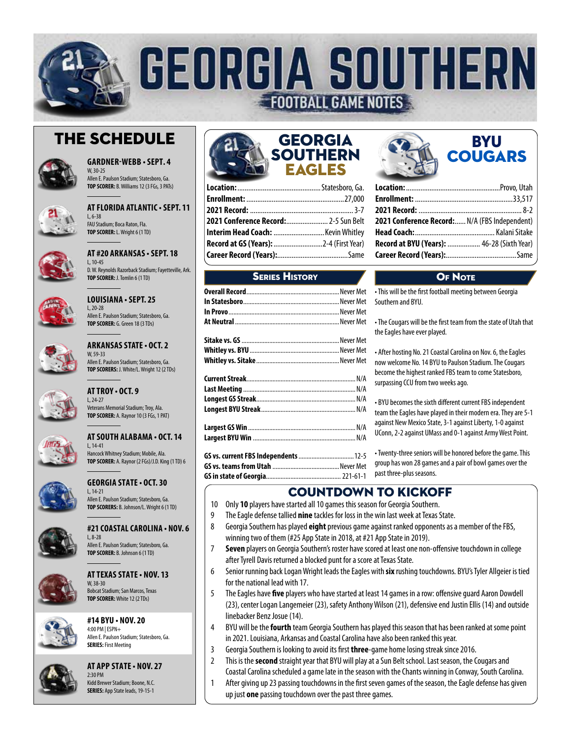# GEORGIA SOUTHERN

## FOOTBALL GAME NOTES

## THE SCHEDULE

**GARDNER-WEBB • SEPT. 4**
W, 30-25
Allen E. Paulson Stadium; Statesboro, Ga.
**TOP SCORER:** B. Williams 12 (3 FGs, 3 PATs)

**AT FLORIDA ATLANTIC • SEPT. 11**
L, 6-38
FAU Stadium; Boca Raton, Fla.
**TOP SCORER:** L. Wright 6 (1 TD)

**AT #20 ARKANSAS • SEPT. 18**
L, 10-45
D. W. Reynolds Razorback Stadium; Fayetteville, Ark.
**TOP SCORER:** J. Tomlin 6 (1 TD)

**LOUISIANA • SEPT. 25**
L, 20-28
Allen E. Paulson Stadium; Statesboro, Ga.
**TOP SCORER:** G. Green 18 (3 TDs)

**ARKANSAS STATE • OCT. 2**
W, 59-33
Allen E. Paulson Stadium; Statesboro, Ga.
**TOP SCORERS:** J. White/L. Wright 12 (2 TDs)

**AT TROY • OCT. 9**
L, 24-27
Veterans Memorial Stadium; Troy, Ala.
**TOP SCORER:** A. Raynor 10 (3 FGs, 1 PAT)

**AT SOUTH ALABAMA • OCT. 14**
L, 14-41
Hancock Whitney Stadium; Mobile, Ala.
**TOP SCORER:** A. Raynor (2 FGs)/J.D. King (1 TD) 6

**GEORGIA STATE • OCT. 30**
L, 14-21
Allen E. Paulson Stadium; Statesboro, Ga.
**TOP SCORERS:** B. Johnson/L. Wright 6 (1 TD)

**#21 COASTAL CAROLINA • NOV. 6**
L, 8-28
Allen E. Paulson Stadium; Statesboro, Ga.
**TOP SCORER:** B. Johnson 6 (1 TD)

**AT TEXAS STATE • NOV. 13**
W, 38-30
Bobcat Stadium; San Marcos, Texas
**TOP SCORER:** White 12 (2 TDs)

**#14 BYU • NOV. 20**
4:00 PM | ESPN+
Allen E. Paulson Stadium; Statesboro, Ga.
**SERIES:** First Meeting

**AT APP STATE • NOV. 27**
2:30 PM
Kidd Brewer Stadium; Boone, N.C.
**SERIES:** App State leads, 19-15-1

## GEORGIA SOUTHERN EAGLES

| | |
|---|---|
| **Location:** | Statesboro, Ga. |
| **Enrollment:** | 27,000 |
| **2021 Record:** | 3-7 |
| **2021 Conference Record:** | 2-5 Sun Belt |
| **Interim Head Coach:** | Kevin Whitley |
| **Record at GS (Years):** | 2-4 (First Year) |
| **Career Record (Years):** | Same |

## BYU COUGARS

| | |
|---|---|
| **Location:** | Provo, Utah |
| **Enrollment:** | 33,517 |
| **2021 Record:** | 8-2 |
| **2021 Conference Record:** | N/A (FBS Independent) |
| **Head Coach:** | Kalani Sitake |
| **Record at BYU (Years):** | 46-28 (Sixth Year) |
| **Career Record (Years):** | Same |

## SERIES HISTORY

| | |
|---|---|
| **Overall Record** | Never Met |
| **In Statesboro** | Never Met |
| **In Provo** | Never Met |
| **At Neutral** | Never Met |
| **Sitake vs. GS** | Never Met |
| **Whitley vs. BYU** | Never Met |
| **Whitley vs. Sitake** | Never Met |
| **Current Streak** | N/A |
| **Last Meeting** | N/A |
| **Longest GS Streak** | N/A |
| **Longest BYU Streak** | N/A |
| **Largest GS Win** | N/A |
| **Largest BYU Win** | N/A |
| **GS vs. current FBS Independents** | 12-5 |
| **GS vs. teams from Utah** | Never Met |
| **GS in state of Georgia** | 221-61-1 |

## OF NOTE

- This will be the first football meeting between Georgia Southern and BYU.
- The Cougars will be the first team from the state of Utah that the Eagles have ever played.
- After hosting No. 21 Coastal Carolina on Nov. 6, the Eagles now welcome No. 14 BYU to Paulson Stadium. The Cougars become the highest ranked FBS team to come Statesboro, surpassing CCU from two weeks ago.
- BYU becomes the sixth different current FBS independent team the Eagles have played in their modern era. They are 5-1 against New Mexico State, 3-1 against Liberty, 1-0 against UConn, 2-2 against UMass and 0-1 against Army West Point.
- Twenty-three seniors will be honored before the game. This group has won 28 games and a pair of bowl games over the past three-plus seasons.

## COUNTDOWN TO KICKOFF

10 Only **10** players have started all 10 games this season for Georgia Southern.

9 The Eagle defense tallied **nine** tackles for loss in the win last week at Texas State.

8 Georgia Southern has played **eight** previous game against ranked opponents as a member of the FBS, winning two of them (#25 App State in 2018, at #21 App State in 2019).

7 **Seven** players on Georgia Southern's roster have scored at least one non-offensive touchdown in college after Tyrell Davis returned a blocked punt for a score at Texas State.

6 Senior running back Logan Wright leads the Eagles with **six** rushing touchdowns. BYU's Tyler Allgeier is tied for the national lead with 17.

5 The Eagles have **five** players who have started at least 14 games in a row: offensive guard Aaron Dowdell (23), center Logan Langemeier (23), safety Anthony Wilson (21), defensive end Justin Ellis (14) and outside linebacker Benz Josue (14).

4 BYU will be the **fourth** team Georgia Southern has played this season that has been ranked at some point in 2021. Louisiana, Arkansas and Coastal Carolina have also been ranked this year.

3 Georgia Southern is looking to avoid its first **three**-game home losing streak since 2016.

2 This is the **second** straight year that BYU will play at a Sun Belt school. Last season, the Cougars and Coastal Carolina scheduled a game late in the season with the Chants winning in Conway, South Carolina.

1 After giving up 23 passing touchdowns in the first seven games of the season, the Eagle defense has given up just **one** passing touchdown over the past three games.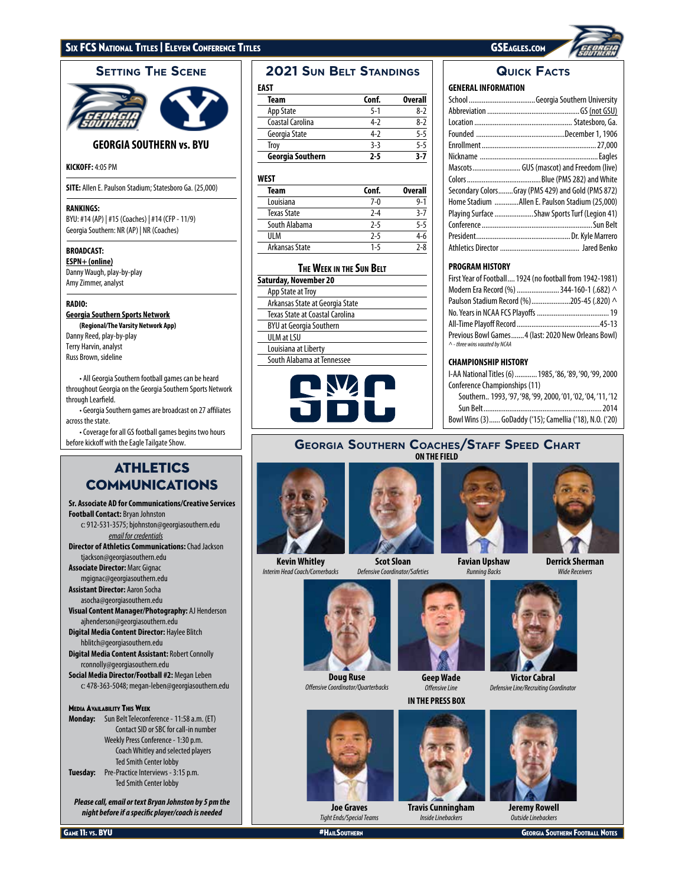## Setting The Scene

**GEORGIA SOUTHERN vs. BYU**

**KICKOFF:** 4:05 PM

**SITE:** Allen E. Paulson Stadium; Statesboro Ga. (25,000)

**RANKINGS:**
BYU: #14 (AP) | #15 (Coaches) | #14 (CFP - 11/9)
Georgia Southern: NR (AP) | NR (Coaches)

**BROADCAST:**
**ESPN+ (online)**
Danny Waugh, play-by-play
Amy Zimmer, analyst

**RADIO:**
**Georgia Southern Sports Network**
**(Regional/The Varsity Network App)**
Danny Reed, play-by-play
Terry Harvin, analyst
Russ Brown, sideline

• All Georgia Southern football games can be heard throughout Georgia on the Georgia Southern Sports Network through Learfield.
• Georgia Southern games are broadcast on 27 affiliates across the state.
• Coverage for all GS football games begins two hours before kickoff with the Eagle Tailgate Show.

## ATHLETICS COMMUNICATIONS

**Sr. Associate AD for Communications/Creative Services**
**Football Contact:** Bryan Johnston
c: 912-531-3575; bjohnston@georgiasouthern.edu
*email for credentials*
**Director of Athletics Communications:** Chad Jackson
tjackson@georgiasouthern.edu
**Associate Director:** Marc Gignac
mgignac@georgiasouthern.edu
**Assistant Director:** Aaron Socha
asocha@georgiasouthern.edu
**Visual Content Manager/Photography:** AJ Henderson
ajhenderson@georgiasouthern.edu
**Digital Media Content Director:** Haylee Blitch
hblitch@georgiasouthern.edu
**Digital Media Content Assistant:** Robert Connolly
rconnolly@georgiasouthern.edu
**Social Media Director/Football #2:** Megan Leben
c: 478-363-5048; megan-leben@georgiasouthern.edu

**Media Availability This Week**

**Monday:** Sun Belt Teleconference - 11:58 a.m. (ET)
Contact SID or SBC for call-in number
Weekly Press Conference - 1:30 p.m.
Coach Whitley and selected players
Ted Smith Center lobby
**Tuesday:** Pre-Practice Interviews - 3:15 p.m.
Ted Smith Center lobby

***Please call, email or text Bryan Johnston by 5 pm the night before if a specific player/coach is needed***

## 2021 Sun Belt Standings

**EAST**

| Team | Conf. | Overall |
|---|---|---|
| App State | 5-1 | 8-2 |
| Coastal Carolina | 4-2 | 8-2 |
| Georgia State | 4-2 | 5-5 |
| Troy | 3-3 | 5-5 |
| **Georgia Southern** | **2-5** | **3-7** |

**WEST**

| Team | Conf. | Overall |
|---|---|---|
| Louisiana | 7-0 | 9-1 |
| Texas State | 2-4 | 3-7 |
| South Alabama | 2-5 | 5-5 |
| ULM | 2-5 | 4-6 |
| Arkansas State | 1-5 | 2-8 |

### The Week in the Sun Belt

**Saturday, November 20**
App State at Troy
Arkansas State at Georgia State
Texas State at Coastal Carolina
BYU at Georgia Southern
ULM at LSU
Louisiana at Liberty
South Alabama at Tennessee

## Quick Facts

**GENERAL INFORMATION**

| | |
|---|---|
| School | Georgia Southern University |
| Abbreviation | GS (not GSU) |
| Location | Statesboro, Ga. |
| Founded | December 1, 1906 |
| Enrollment | 27,000 |
| Nickname | Eagles |
| Mascots | GUS (mascot) and Freedom (live) |
| Colors | Blue (PMS 282) and White |
| Secondary Colors | Gray (PMS 429) and Gold (PMS 872) |
| Home Stadium | Allen E. Paulson Stadium (25,000) |
| Playing Surface | Shaw Sports Turf (Legion 41) |
| Conference | Sun Belt |
| President | Dr. Kyle Marrero |
| Athletics Director | Jared Benko |

**PROGRAM HISTORY**

| | |
|---|---|
| First Year of Football | 1924 (no football from 1942-1981) |
| Modern Era Record (%) | 344-160-1 (.682) ^ |
| Paulson Stadium Record (%) | 205-45 (.820) ^ |
| No. Years in NCAA FCS Playoffs | 19 |
| All-Time Playoff Record | 45-13 |
| Previous Bowl Games | 4 (last: 2020 New Orleans Bowl) |

*^ - three wins vacated by NCAA*

**CHAMPIONSHIP HISTORY**

I-AA National Titles (6) ............ 1985, '86, '89, '90, '99, 2000
Conference Championships (11)
Southern.. 1993, '97, '98, '99, 2000, '01, '02, '04, '11, '12
Sun Belt ............ 2014
Bowl Wins (3)...... GoDaddy ('15); Camellia ('18), N.O. ('20)

## Georgia Southern Coaches/Staff Speed Chart

**ON THE FIELD**

**Kevin Whitley** — *Interim Head Coach/Cornerbacks*
**Scot Sloan** — *Defensive Coordinator/Safeties*
**Favian Upshaw** — *Running Backs*
**Derrick Sherman** — *Wide Receivers*
**Doug Ruse** — *Offensive Coordinator/Quarterbacks*
**Geep Wade** — *Offensive Line*
**Victor Cabral** — *Defensive Line/Recruiting Coordinator*

**IN THE PRESS BOX**

**Joe Graves** — *Tight Ends/Special Teams*
**Travis Cunningham** — *Inside Linebackers*
**Jeremy Rowell** — *Outside Linebackers*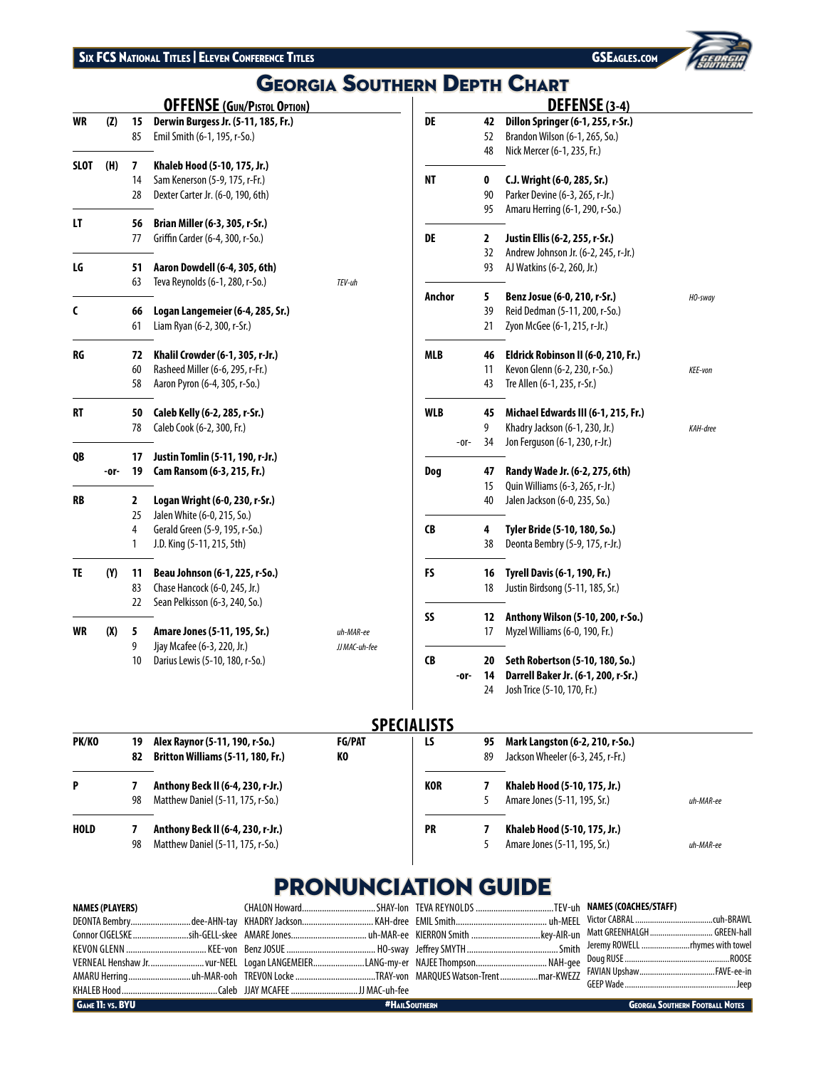# Georgia Southern Depth Chart

## OFFENSE (Gun/Pistol Option)

| Pos | | No. | Player | Pronunciation |
|---|---|---|---|---|
| WR | (Z) | 15 | **Derwin Burgess Jr. (5-11, 185, Fr.)** | |
| | | 85 | Emil Smith (6-1, 195, r-So.) | |
| SLOT | (H) | 7 | **Khaleb Hood (5-10, 175, Jr.)** | |
| | | 14 | Sam Kenerson (5-9, 175, r-Fr.) | |
| | | 28 | Dexter Carter Jr. (6-0, 190, 6th) | |
| LT | | 56 | **Brian Miller (6-3, 305, r-Sr.)** | |
| | | 77 | Griffin Carder (6-4, 300, r-So.) | |
| LG | | 51 | **Aaron Dowdell (6-4, 305, 6th)** | |
| | | 63 | Teva Reynolds (6-1, 280, r-So.) | TEV-uh |
| C | | 66 | **Logan Langemeier (6-4, 285, Sr.)** | |
| | | 61 | Liam Ryan (6-2, 300, r-Sr.) | |
| RG | | 72 | **Khalil Crowder (6-1, 305, r-Jr.)** | |
| | | 60 | Rasheed Miller (6-6, 295, r-Fr.) | |
| | | 58 | Aaron Pyron (6-4, 305, r-So.) | |
| RT | | 50 | **Caleb Kelly (6-2, 285, r-Sr.)** | |
| | | 78 | Caleb Cook (6-2, 300, Fr.) | |
| QB | | 17 | **Justin Tomlin (5-11, 190, r-Jr.)** | |
| | -or- | 19 | **Cam Ransom (6-3, 215, Fr.)** | |
| RB | | 2 | **Logan Wright (6-0, 230, r-Sr.)** | |
| | | 25 | Jalen White (6-0, 215, So.) | |
| | | 4 | Gerald Green (5-9, 195, r-So.) | |
| | | 1 | J.D. King (5-11, 215, 5th) | |
| TE | (Y) | 11 | **Beau Johnson (6-1, 225, r-So.)** | |
| | | 83 | Chase Hancock (6-0, 245, Jr.) | |
| | | 22 | Sean Pelkisson (6-3, 240, So.) | |
| WR | (X) | 5 | **Amare Jones (5-11, 195, Sr.)** | uh-MAR-ee |
| | | 9 | Jjay Mcafee (6-3, 220, Jr.) | JJ MAC-uh-fee |
| | | 10 | Darius Lewis (5-10, 180, r-So.) | |

## DEFENSE (3-4)

| Pos | | No. | Player | Pronunciation |
|---|---|---|---|---|
| DE | | 42 | **Dillon Springer (6-1, 255, r-Sr.)** | |
| | | 52 | Brandon Wilson (6-1, 265, So.) | |
| | | 48 | Nick Mercer (6-1, 235, Fr.) | |
| NT | | 0 | **C.J. Wright (6-0, 285, Sr.)** | |
| | | 90 | Parker Devine (6-3, 265, r-Jr.) | |
| | | 95 | Amaru Herring (6-1, 290, r-So.) | |
| DE | | 2 | **Justin Ellis (6-2, 255, r-Sr.)** | |
| | | 32 | Andrew Johnson Jr. (6-2, 245, r-Jr.) | |
| | | 93 | AJ Watkins (6-2, 260, Jr.) | |
| Anchor | | 5 | **Benz Josue (6-0, 210, r-Sr.)** | HO-sway |
| | | 39 | Reid Dedman (5-11, 200, r-So.) | |
| | | 21 | Zyon McGee (6-1, 215, r-Jr.) | |
| MLB | | 46 | **Eldrick Robinson II (6-0, 210, Fr.)** | |
| | | 11 | Kevon Glenn (6-2, 230, r-So.) | KEE-von |
| | | 43 | Tre Allen (6-1, 235, r-Sr.) | |
| WLB | | 45 | **Michael Edwards III (6-1, 215, Fr.)** | |
| | | 9 | Khadry Jackson (6-1, 230, Jr.) | KAH-dree |
| | -or- | 34 | Jon Ferguson (6-1, 230, r-Jr.) | |
| Dog | | 47 | **Randy Wade Jr. (6-2, 275, 6th)** | |
| | | 15 | Quin Williams (6-3, 265, r-Jr.) | |
| | | 40 | Jalen Jackson (6-0, 235, So.) | |
| CB | | 4 | **Tyler Bride (5-10, 180, So.)** | |
| | | 38 | Deonta Bembry (5-9, 175, r-Jr.) | |
| FS | | 16 | **Tyrell Davis (6-1, 190, Fr.)** | |
| | | 18 | Justin Birdsong (5-11, 185, Sr.) | |
| SS | | 12 | **Anthony Wilson (5-10, 200, r-So.)** | |
| | | 17 | Myzel Williams (6-0, 190, Fr.) | |
| CB | | 20 | **Seth Robertson (5-10, 180, So.)** | |
| | -or- | 14 | **Darrell Baker Jr. (6-1, 200, r-Sr.)** | |
| | | 24 | Josh Trice (5-10, 170, Fr.) | |

## SPECIALISTS

| Pos | No. | Player | Note |
|---|---|---|---|
| PK/KO | 19 | **Alex Raynor (5-11, 190, r-So.)** | FG/PAT |
| | 82 | **Britton Williams (5-11, 180, Fr.)** | KO |
| P | 7 | **Anthony Beck II (6-4, 230, r-Jr.)** | |
| | 98 | Matthew Daniel (5-11, 175, r-So.) | |
| HOLD | 7 | **Anthony Beck II (6-4, 230, r-Jr.)** | |
| | 98 | Matthew Daniel (5-11, 175, r-So.) | |
| LS | 95 | **Mark Langston (6-2, 210, r-So.)** | |
| | 89 | Jackson Wheeler (6-3, 245, r-Fr.) | |
| KOR | 7 | **Khaleb Hood (5-10, 175, Jr.)** | |
| | 5 | Amare Jones (5-11, 195, Sr.) | uh-MAR-ee |
| PR | 7 | **Khaleb Hood (5-10, 175, Jr.)** | |
| | 5 | Amare Jones (5-11, 195, Sr.) | uh-MAR-ee |

# PRONUNCIATION GUIDE

**NAMES (PLAYERS)**

- DEONTA Bembry ... dee-AHN-tay
- Connor CIGELSKE ... sih-GELL-skee
- KEVON GLENN ... KEE-von
- VERNEAL Henshaw Jr. ... vur-NEEL
- AMARU Herring ... uh-MAR-ooh
- KHALEB Hood ... Caleb
- CHALON Howard ... SHAY-lon
- KHADRY Jackson ... KAH-dree
- AMARE Jones ... uh-MAR-ee
- Benz JOSUE ... HO-sway
- Logan LANGEMEIER ... LANG-my-er
- TREVON Locke ... TRAY-von
- JJAY MCAFEE ... JJ MAC-uh-fee
- TEVA REYNOLDS ... TEV-uh
- EMIL Smith ... uh-MEEL
- KIERRON Smith ... key-AIR-un
- Jeffrey SMYTH ... Smith
- NAJEE Thompson ... NAH-gee
- MARQUES Watson-Trent ... mar-KWEZZ

**NAMES (COACHES/STAFF)**

- Victor CABRAL ... cuh-BRAWL
- Matt GREENHALGH ... GREEN-hall
- Jeremy ROWELL ... rhymes with towel
- Doug RUSE ... ROOSE
- FAVIAN Upshaw ... FAVE-ee-in
- GEEP Wade ... Jeep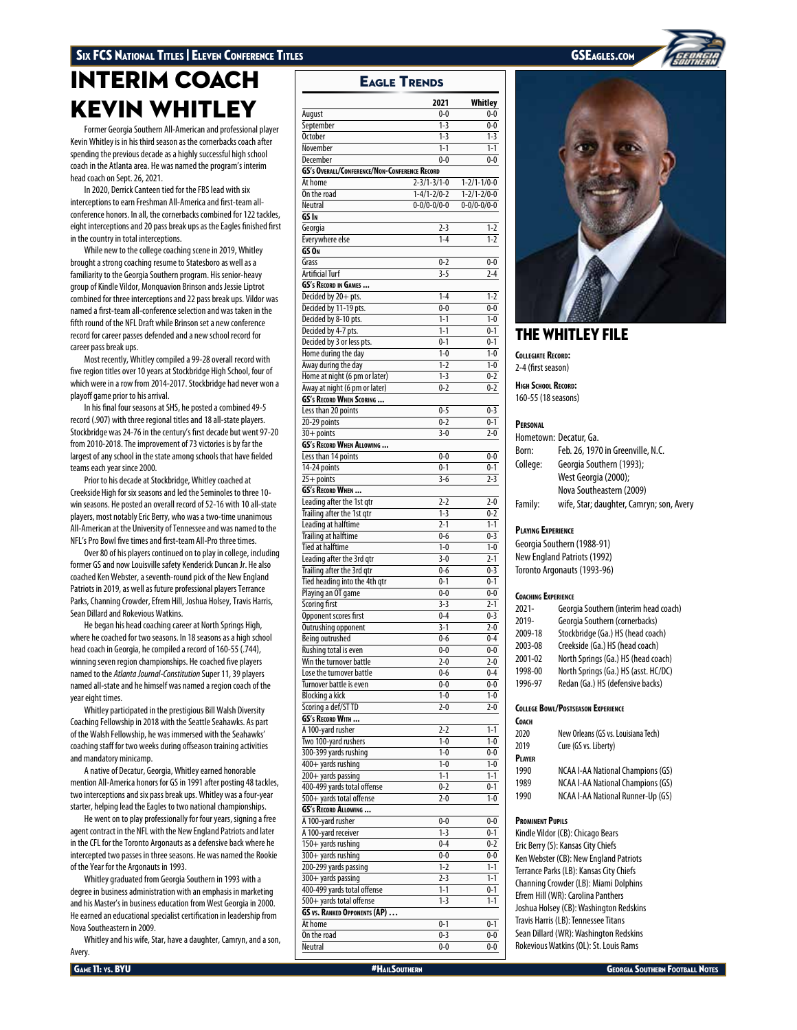# INTERIM COACH KEVIN WHITLEY

Former Georgia Southern All-American and professional player Kevin Whitley is in his third season as the cornerbacks coach after spending the previous decade as a highly successful high school coach in the Atlanta area. He was named the program's interim head coach on Sept. 26, 2021.

In 2020, Derrick Canteen tied for the FBS lead with six interceptions to earn Freshman All-America and first-team all-conference honors. In all, the cornerbacks combined for 122 tackles, eight interceptions and 20 pass break ups as the Eagles finished first in the country in total interceptions.

While new to the college coaching scene in 2019, Whitley brought a strong coaching resume to Statesboro as well as a familiarity to the Georgia Southern program. His senior-heavy group of Kindle Vildor, Monquavion Brinson ands Jessie Liptrot combined for three interceptions and 22 pass break ups. Vildor was named a first-team all-conference selection and was taken in the fifth round of the NFL Draft while Brinson set a new conference record for career passes defended and a new school record for career pass break ups.

Most recently, Whitley compiled a 99-28 overall record with five region titles over 10 years at Stockbridge High School, four of which were in a row from 2014-2017. Stockbridge had never won a playoff game prior to his arrival.

In his final four seasons at SHS, he posted a combined 49-5 record (.907) with three regional titles and 18 all-state players. Stockbridge was 24-76 in the century's first decade but went 97-20 from 2010-2018. The improvement of 73 victories is by far the largest of any school in the state among schools that have fielded teams each year since 2000.

Prior to his decade at Stockbridge, Whitley coached at Creekside High for six seasons and led the Seminoles to three 10-win seasons. He posted an overall record of 52-16 with 10 all-state players, most notably Eric Berry, who was a two-time unanimous All-American at the University of Tennessee and was named to the NFL's Pro Bowl five times and first-team All-Pro three times.

Over 80 of his players continued on to play in college, including former GS and now Louisville safety Kenderick Duncan Jr. He also coached Ken Webster, a seventh-round pick of the New England Patriots in 2019, as well as future professional players Terrance Parks, Channing Crowder, Efrem Hill, Joshua Holsey, Travis Harris, Sean Dillard and Rokevious Watkins.

He began his head coaching career at North Springs High, where he coached for two seasons. In 18 seasons as a high school head coach in Georgia, he compiled a record of 160-55 (.744), winning seven region championships. He coached five players named to the *Atlanta Journal-Constitution* Super 11, 39 players named all-state and he himself was named a region coach of the year eight times.

Whitley participated in the prestigious Bill Walsh Diversity Coaching Fellowship in 2018 with the Seattle Seahawks. As part of the Walsh Fellowship, he was immersed with the Seahawks' coaching staff for two weeks during offseason training activities and mandatory minicamp.

A native of Decatur, Georgia, Whitley earned honorable mention All-America honors for GS in 1991 after posting 48 tackles, two interceptions and six pass break ups. Whitley was a four-year starter, helping lead the Eagles to two national championships.

He went on to play professionally for four years, signing a free agent contract in the NFL with the New England Patriots and later in the CFL for the Toronto Argonauts as a defensive back where he intercepted two passes in three seasons. He was named the Rookie of the Year for the Argonauts in 1993.

Whitley graduated from Georgia Southern in 1993 with a degree in business administration with an emphasis in marketing and his Master's in business education from West Georgia in 2000. He earned an educational specialist certification in leadership from Nova Southeastern in 2009.

Whitley and his wife, Star, have a daughter, Camryn, and a son, Avery.

## Eagle Trends

| | 2021 | Whitley |
|---|---|---|
| August | 0-0 | 0-0 |
| September | 1-3 | 0-0 |
| October | 1-3 | 1-3 |
| November | 1-1 | 1-1 |
| December | 0-0 | 0-0 |
| **GS's Overall/Conference/Non-Conference Record** | | |
| At home | 2-3/1-3/1-0 | 1-2/1-1/0-0 |
| On the road | 1-4/1-2/0-2 | 1-2/1-2/0-0 |
| Neutral | 0-0/0-0/0-0 | 0-0/0-0/0-0 |
| **GS In** | | |
| Georgia | 2-3 | 1-2 |
| Everywhere else | 1-4 | 1-2 |
| **GS On** | | |
| Grass | 0-2 | 0-0 |
| Artificial Turf | 3-5 | 2-4 |
| **GS's Record in Games ...** | | |
| Decided by 20+ pts. | 1-4 | 1-2 |
| Decided by 11-19 pts. | 0-0 | 0-0 |
| Decided by 8-10 pts. | 1-1 | 1-0 |
| Decided by 4-7 pts. | 1-1 | 0-1 |
| Decided by 3 or less pts. | 0-1 | 0-1 |
| Home during the day | 1-0 | 1-0 |
| Away during the day | 1-2 | 1-0 |
| Home at night (6 pm or later) | 1-3 | 0-2 |
| Away at night (6 pm or later) | 0-2 | 0-2 |
| **GS's Record When Scoring ...** | | |
| Less than 20 points | 0-5 | 0-3 |
| 20-29 points | 0-2 | 0-1 |
| 30+ points | 3-0 | 2-0 |
| **GS's Record When Allowing ...** | | |
| Less than 14 points | 0-0 | 0-0 |
| 14-24 points | 0-1 | 0-1 |
| 25+ points | 3-6 | 2-3 |
| **GS's Record When ...** | | |
| Leading after the 1st qtr | 2-2 | 2-0 |
| Trailing after the 1st qtr | 1-3 | 0-2 |
| Leading at halftime | 2-1 | 1-1 |
| Trailing at halftime | 0-6 | 0-3 |
| Tied at halftime | 1-0 | 1-0 |
| Leading after the 3rd qtr | 3-0 | 2-1 |
| Trailing after the 3rd qtr | 0-6 | 0-3 |
| Tied heading into the 4th qtr | 0-1 | 0-1 |
| Playing an OT game | 0-0 | 0-0 |
| Scoring first | 3-3 | 2-1 |
| Opponent scores first | 0-4 | 0-3 |
| Outrushing opponent | 3-1 | 2-0 |
| Being outrushed | 0-6 | 0-4 |
| Rushing total is even | 0-0 | 0-0 |
| Win the turnover battle | 2-0 | 2-0 |
| Lose the turnover battle | 0-6 | 0-4 |
| Turnover battle is even | 0-0 | 0-0 |
| Blocking a kick | 1-0 | 1-0 |
| Scoring a def/ST TD | 2-0 | 2-0 |
| **GS's Record With ...** | | |
| A 100-yard rusher | 2-2 | 1-1 |
| Two 100-yard rushers | 1-0 | 1-0 |
| 300-399 yards rushing | 1-0 | 0-0 |
| 400+ yards rushing | 1-0 | 1-0 |
| 200+ yards passing | 1-1 | 1-1 |
| 400-499 yards total offense | 0-2 | 0-1 |
| 500+ yards total offense | 2-0 | 1-0 |
| **GS's Record Allowing ...** | | |
| A 100-yard rusher | 0-0 | 0-0 |
| A 100-yard receiver | 1-3 | 0-1 |
| 150+ yards rushing | 0-4 | 0-2 |
| 300+ yards rushing | 0-0 | 0-0 |
| 200-299 yards passing | 1-2 | 1-1 |
| 300+ yards passing | 2-3 | 1-1 |
| 400-499 yards total offense | 1-1 | 0-1 |
| 500+ yards total offense | 1-3 | 1-1 |
| **GS vs. Ranked Opponents (AP) ...** | | |
| At home | 0-1 | 0-1 |
| On the road | 0-3 | 0-0 |
| Neutral | 0-0 | 0-0 |

## THE WHITLEY FILE

**Collegiate Record:**
2-4 (first season)

**High School Record:**
160-55 (18 seasons)

**Personal**

| | |
|---|---|
| Hometown: | Decatur, Ga. |
| Born: | Feb. 26, 1970 in Greenville, N.C. |
| College: | Georgia Southern (1993); West Georgia (2000); Nova Southeastern (2009) |
| Family: | wife, Star; daughter, Camryn; son, Avery |

**Playing Experience**

Georgia Southern (1988-91)
New England Patriots (1992)
Toronto Argonauts (1993-96)

**Coaching Experience**

| | |
|---|---|
| 2021- | Georgia Southern (interim head coach) |
| 2019- | Georgia Southern (cornerbacks) |
| 2009-18 | Stockbridge (Ga.) HS (head coach) |
| 2003-08 | Creekside (Ga.) HS (head coach) |
| 2001-02 | North Springs (Ga.) HS (head coach) |
| 1998-00 | North Springs (Ga.) HS (asst. HC/DC) |
| 1996-97 | Redan (Ga.) HS (defensive backs) |

**College Bowl/Postseason Experience**

**Coach**

| | |
|---|---|
| 2020 | New Orleans (GS vs. Louisiana Tech) |
| 2019 | Cure (GS vs. Liberty) |

**Player**

| | |
|---|---|
| 1990 | NCAA I-AA National Champions (GS) |
| 1989 | NCAA I-AA National Champions (GS) |
| 1990 | NCAA I-AA National Runner-Up (GS) |

**Prominent Pupils**

Kindle Vildor (CB): Chicago Bears
Eric Berry (S): Kansas City Chiefs
Ken Webster (CB): New England Patriots
Terrance Parks (LB): Kansas City Chiefs
Channing Crowder (LB): Miami Dolphins
Efrem Hill (WR): Carolina Panthers
Joshua Holsey (CB): Washington Redskins
Travis Harris (LB): Tennessee Titans
Sean Dillard (WR): Washington Redskins
Rokevious Watkins (OL): St. Louis Rams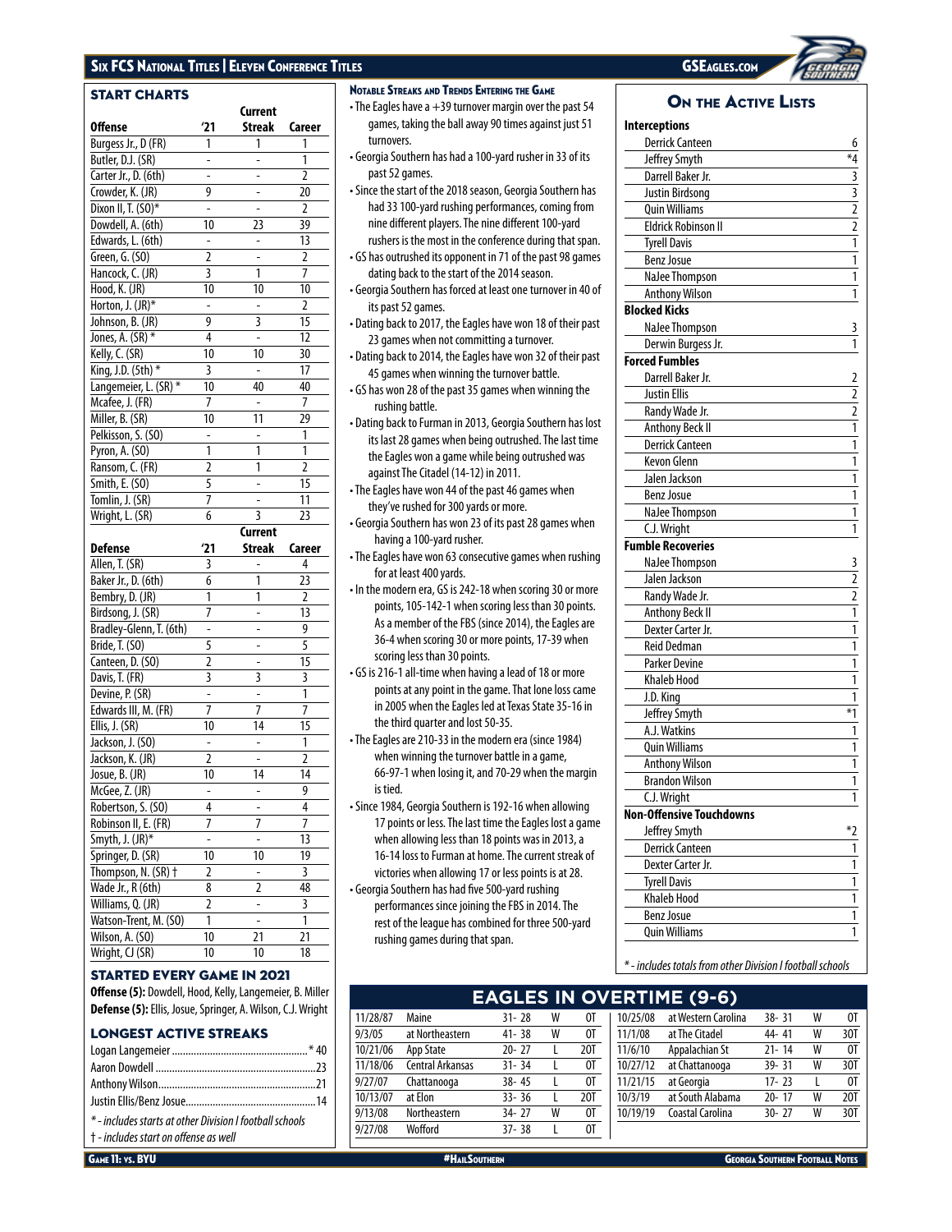## START CHARTS

| Offense | '21 | Current Streak | Career |
|---|---|---|---|
| Burgess Jr., D (FR) | 1 | 1 | 1 |
| Butler, D.J. (SR) | - | - | 1 |
| Carter Jr., D. (6th) | - | - | 2 |
| Crowder, K. (JR) | 9 | - | 20 |
| Dixon II, T. (SO)* | - | - | 2 |
| Dowdell, A. (6th) | 10 | 23 | 39 |
| Edwards, L. (6th) | - | - | 13 |
| Green, G. (SO) | 2 | - | 2 |
| Hancock, C. (JR) | 3 | 1 | 7 |
| Hood, K. (JR) | 10 | 10 | 10 |
| Horton, J. (JR)* | - | - | 2 |
| Johnson, B. (JR) | 9 | 3 | 15 |
| Jones, A. (SR) * | 4 | - | 12 |
| Kelly, C. (SR) | 10 | 10 | 30 |
| King, J.D. (5th) * | 3 | - | 17 |
| Langemeier, L. (SR) * | 10 | 40 | 40 |
| Mcafee, J. (FR) | 7 | - | 7 |
| Miller, B. (SR) | 10 | 11 | 29 |
| Pelkisson, S. (SO) | - | - | 1 |
| Pyron, A. (SO) | 1 | 1 | 1 |
| Ransom, C. (FR) | 2 | 1 | 2 |
| Smith, E. (SO) | 5 | - | 15 |
| Tomlin, J. (SR) | 7 | - | 11 |
| Wright, L. (SR) | 6 | 3 | 23 |

| Defense | '21 | Current Streak | Career |
|---|---|---|---|
| Allen, T. (SR) | 3 | - | 4 |
| Baker Jr., D. (6th) | 6 | 1 | 23 |
| Bembry, D. (JR) | 1 | 1 | 2 |
| Birdsong, J. (SR) | 7 | - | 13 |
| Bradley-Glenn, T. (6th) | - | - | 9 |
| Bride, T. (SO) | 5 | - | 5 |
| Canteen, D. (SO) | 2 | - | 15 |
| Davis, T. (FR) | 3 | 3 | 3 |
| Devine, P. (SR) | - | - | 1 |
| Edwards III, M. (FR) | 7 | 7 | 7 |
| Ellis, J. (SR) | 10 | 14 | 15 |
| Jackson, J. (SO) | - | - | 1 |
| Jackson, K. (JR) | 2 | - | 2 |
| Josue, B. (JR) | 10 | 14 | 14 |
| McGee, Z. (JR) | - | - | 9 |
| Robertson, S. (SO) | 4 | - | 4 |
| Robinson II, E. (FR) | 7 | 7 | 7 |
| Smyth, J. (JR)* | - | - | 13 |
| Springer, D. (SR) | 10 | 10 | 19 |
| Thompson, N. (SR) † | 2 | - | 3 |
| Wade Jr., R (6th) | 8 | 2 | 48 |
| Williams, Q. (JR) | 2 | - | 3 |
| Watson-Trent, M. (SO) | 1 | - | 1 |
| Wilson, A. (SO) | 10 | 21 | 21 |
| Wright, CJ (SR) | 10 | 10 | 18 |

## STARTED EVERY GAME IN 2021

**Offense (5):** Dowdell, Hood, Kelly, Langemeier, B. Miller
**Defense (5):** Ellis, Josue, Springer, A. Wilson, C.J. Wright

## LONGEST ACTIVE STREAKS

Logan Langemeier .......... * 40
Aaron Dowdell .......... 23
Anthony Wilson .......... 21
Justin Ellis/Benz Josue .......... 14

*\* - includes starts at other Division I football schools*
*† - includes start on offense as well*

### Notable Streaks and Trends Entering the Game

- The Eagles have a +39 turnover margin over the past 54 games, taking the ball away 90 times against just 51 turnovers.
- Georgia Southern has had a 100-yard rusher in 33 of its past 52 games.
- Since the start of the 2018 season, Georgia Southern has had 33 100-yard rushing performances, coming from nine different players. The nine different 100-yard rushers is the most in the conference during that span.
- GS has outrushed its opponent in 71 of the past 98 games dating back to the start of the 2014 season.
- Georgia Southern has forced at least one turnover in 40 of its past 52 games.
- Dating back to 2017, the Eagles have won 18 of their past 23 games when not committing a turnover.
- Dating back to 2014, the Eagles have won 32 of their past 45 games when winning the turnover battle.
- GS has won 28 of the past 35 games when winning the rushing battle.
- Dating back to Furman in 2013, Georgia Southern has lost its last 28 games when being outrushed. The last time the Eagles won a game while being outrushed was against The Citadel (14-12) in 2011.
- The Eagles have won 44 of the past 46 games when they've rushed for 300 yards or more.
- Georgia Southern has won 23 of its past 28 games when having a 100-yard rusher.
- The Eagles have won 63 consecutive games when rushing for at least 400 yards.
- In the modern era, GS is 242-18 when scoring 30 or more points, 105-142-1 when scoring less than 30 points. As a member of the FBS (since 2014), the Eagles are 36-4 when scoring 30 or more points, 17-39 when scoring less than 30 points.
- GS is 216-1 all-time when having a lead of 18 or more points at any point in the game. That lone loss came in 2005 when the Eagles led at Texas State 35-16 in the third quarter and lost 50-35.
- The Eagles are 210-33 in the modern era (since 1984) when winning the turnover battle in a game, 66-97-1 when losing it, and 70-29 when the margin is tied.
- Since 1984, Georgia Southern is 192-16 when allowing 17 points or less. The last time the Eagles lost a game when allowing less than 18 points was in 2013, a 16-14 loss to Furman at home. The current streak of victories when allowing 17 or less points is at 28.
- Georgia Southern has had five 500-yard rushing performances since joining the FBS in 2014. The rest of the league has combined for three 500-yard rushing games during that span.

## On the Active Lists

| Interceptions | |
|---|---|
| Derrick Canteen | 6 |
| Jeffrey Smyth | *4 |
| Darrell Baker Jr. | 3 |
| Justin Birdsong | 3 |
| Quin Williams | 2 |
| Eldrick Robinson II | 2 |
| Tyrell Davis | 1 |
| Benz Josue | 1 |
| NaJee Thompson | 1 |
| Anthony Wilson | 1 |
| **Blocked Kicks** | |
| NaJee Thompson | 3 |
| Derwin Burgess Jr. | 1 |
| **Forced Fumbles** | |
| Darrell Baker Jr. | 2 |
| Justin Ellis | 2 |
| Randy Wade Jr. | 2 |
| Anthony Beck II | 1 |
| Derrick Canteen | 1 |
| Kevon Glenn | 1 |
| Jalen Jackson | 1 |
| Benz Josue | 1 |
| NaJee Thompson | 1 |
| C.J. Wright | 1 |
| **Fumble Recoveries** | |
| NaJee Thompson | 3 |
| Jalen Jackson | 2 |
| Randy Wade Jr. | 2 |
| Anthony Beck II | 1 |
| Dexter Carter Jr. | 1 |
| Reid Dedman | 1 |
| Parker Devine | 1 |
| Khaleb Hood | 1 |
| J.D. King | 1 |
| Jeffrey Smyth | *1 |
| A.J. Watkins | 1 |
| Quin Williams | 1 |
| Anthony Wilson | 1 |
| Brandon Wilson | 1 |
| C.J. Wright | 1 |
| **Non-Offensive Touchdowns** | |
| Jeffrey Smyth | *2 |
| Derrick Canteen | 1 |
| Dexter Carter Jr. | 1 |
| Tyrell Davis | 1 |
| Khaleb Hood | 1 |
| Benz Josue | 1 |
| Quin Williams | 1 |

*\* - includes totals from other Division I football schools*

## EAGLES IN OVERTIME (9-6)

| Date | Opponent | Score | W/L | OT |
|---|---|---|---|---|
| 11/28/87 | Maine | 31- 28 | W | OT |
| 9/3/05 | at Northeastern | 41- 38 | W | OT |
| 10/21/06 | App State | 20- 27 | L | 2OT |
| 11/18/06 | Central Arkansas | 31- 34 | L | OT |
| 9/27/07 | Chattanooga | 38- 45 | L | OT |
| 10/13/07 | at Elon | 33- 36 | L | 2OT |
| 9/13/08 | Northeastern | 34- 27 | W | OT |
| 9/27/08 | Wofford | 37- 38 | L | OT |
| 10/25/08 | at Western Carolina | 38- 31 | W | OT |
| 11/1/08 | at The Citadel | 44- 41 | W | 3OT |
| 11/6/10 | Appalachian St | 21- 14 | W | OT |
| 10/27/12 | at Chattanooga | 39- 31 | W | 3OT |
| 11/21/15 | at Georgia | 17- 23 | L | OT |
| 10/3/19 | at South Alabama | 20- 17 | W | 2OT |
| 10/19/19 | Coastal Carolina | 30- 27 | W | 3OT |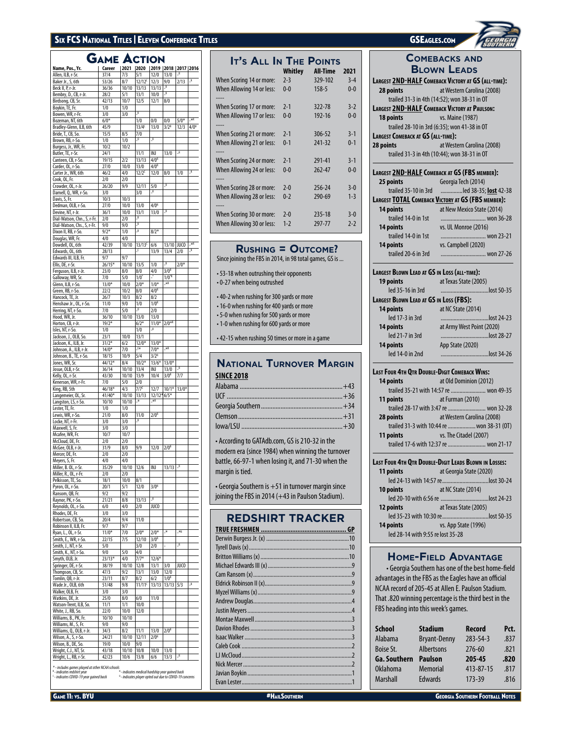## Game Action

| Name, Pos., Yr. | Career | 2021 | 2020 | 2019 | 2018 | 2017 | 2016 |
|---|---|---|---|---|---|---|---|
| Allen, ILB, r-Sr. | 37/4 | 7/3 | 5/1 | 12/0 | 13/0 | -R | |
| Baker Jr., S, 6th | 53/26 | 8/7 | 12/12C | 12/3 | 9/0 | 2/13 | -R |
| Beck II, P, r-Jr. | 36/36 | 10/10 | 13/13 | 13/13 | -R | | |
| Bembry, D., CB, r-Jr. | 28/2 | 5/1 | 13/1 | 10/0 | -R | | |
| Birdsong, CB, Sr. | 42/13 | 10/7 | 12/5 | 12/1 | 8/0 | | |
| Boykin, TE, Fr. | 1/0 | 1/0 | | | | | |
| Bowen, WR, r-Fr. | 3/0 | 3/0 | -R | | | | |
| Bozeman, NT, 6th | 6/0* | | 1/0 | 0/0 | 0/0 | 5/0* | -MR |
| Bradley-Glenn, ILB, 6th | 45/9 | | 13/4C | 13/0 | 3/2R | 12/3 | 4/0* |
| Bride, T., CB, So. | 15/5 | 8/5 | 7/0 | | | | |
| Brown, RB, r-So. | 1/0 | 1/0 | -O | -R | | | |
| Burgess, Jr., WR, Fr. | 10/2 | 10/2 | | | | | |
| Butler, TE, r-Sr. | 24/1 | | 11/1 | INJ | 13/0 | -R | |
| Canteen, CB, r-So. | 19/15 | 2/2 | 13/13 | 4/0R | | | |
| Carder, OL, r-So. | 27/0 | 10/0 | 13/0 | 4/0R | | | |
| Carter Jr., WR, 6th | 46/2 | 4/0 | 12/2C | 12/0 | 8/0 | 1/0 | -R |
| Cook, OL, Fr. | 2/0 | 2/0 | | | | | |
| Crowder, OL, r-Jr. | 26/20 | 9/9 | 12/11 | 5/0 | -R | | |
| Darnell, Q., WR, r-So. | 3/0 | | 3/0 | -R | | | |
| Davis, S, Fr. | 10/3 | 10/3 | | | | | |
| Dedman, OLB, r-So. | 27/0 | 10/0 | 13/0 | 4/0R | | | |
| Devine, NT, r-Jr. | 36/1 | 10/0 | 13/1 | 13/0 | -R | | |
| Dial-Watson, Chn., S, r-Fr. | 2/0 | 2/0 | -R | | | | |
| Dial-Watson, Chs., S, r-Fr. | 9/0 | 9/0 | -R | | | | |
| Dixon II, RB, r-So. | 9/2* | 1/0 | -R | 8/2* | | | |
| Douglas, WR, Fr. | 4/0 | 4/0 | | | | | |
| Dowdell, OL, 6th | 42/39 | 10/10 | 13/13C | 6/6 | 13/10 | JUCO | -MR |
| Edwards, OL, 6th | 28/13 | | -C | 13/9 | 13/4 | 2/0 | -R |
| Edwards III, ILB, Fr. | 9/7 | 9/7 | | | | | |
| Ellis, DE, r-Sr. | 26/15* | 10/10 | 13/5 | 1/0 | -R | 2/0* | |
| Ferguson, ILB, r-Jr. | 23/0 | 8/0 | 8/0 | 4/0 | 3/0R | | |
| Galloway, WR, Sr. | 7/0 | 5/0 | 1/0C | -C | 1/0*R | | |
| Glenn, ILB, r-So. | 13/0* | 10/0 | 2/0* | 1/0* | -MR | | |
| Green, RB, r-So. | 22/2 | 10/2 | 8/0 | 4/0R | | | |
| Hancock, TE, Jr. | 26/7 | 10/3 | 8/2 | 8/2 | | | |
| Henshaw Jr., OL, r-So. | 11/0 | 9/0 | 1/0 | 1/0R | | | |
| Herring, NT, r-So. | 7/0 | 5/0 | -O | 2/0 | | | |
| Hood, WR, Jr. | 36/10 | 10/10 | 13/0 | 13/0 | | | |
| Horton, CB, r-Jr. | 19/2* | | 6/2* | 11/0* | 2/0*R | | |
| Isles, NT, r-So. | 1/0 | | 1/0 | -R | | | |
| Jackson, J., OLB, So. | 23/1 | 10/0 | 13/1 | | | | |
| Jackson, K., ILB, Jr. | 31/2* | 6/2 | 12/0* | 13/0* | | | |
| Johnson, A., ILB, r-Jr. | 14/0* | 7/0 | -C* | 7/0* | -MR | | |
| Johnson, B., TE, r-So. | 18/15 | 10/9 | 5/4 | 3/2R | | | |
| Jones, WR, Sr. | 44/12* | 8/4 | 10/2* | 13/6* | 13/0* | | |
| Josue, OLB, r-Sr. | 36/14 | 10/10 | 13/4 | INJ | 13/0 | -R | |
| Kelly, OL, r-Sr. | 43/30 | 10/10 | 13/9 | 10/4 | 3/0R | 7/7 | |
| Kenerson, WR, r-Fr. | 7/0 | 5/0 | 2/0 | | | | |
| King, RB, 5th | 46/18* | 4/3 | 7/7C | 12/7 | 10/1* | 13/0* | |
| Langemeier, OL, Sr. | 41/40* | 10/10 | 13/13 | 12/12* | 6/5* | | |
| Langston, LS, r-So. | 10/10 | 10/10 | -* | -MR | | | |
| Lester, TE, Fr. | 1/0 | 1/0 | | | | | |
| Lewis, WR, r-So. | 21/0 | 8/0 | 11/0 | 2/0R | | | |
| Locke, NT, r-Fr. | 3/0 | 3/0 | -R | | | | |
| Maxwell, S, Fr. | 3/0 | 3/0 | | | | | |
| Mcafee, WR, Fr. | 10/7 | 10/7 | | | | | |
| McCloud, DE, Fr. | 2/0 | 2/0 | | | | | |
| McGee, OLB, r-Jr. | 31/9 | 8/0 | 9/9 | 12/0 | 2/0R | | |
| Mercer, DE, Fr. | 2/0 | 2/0 | | | | | |
| Meyers, S, Fr. | 4/0 | 4/0 | | | | | |
| Miller, B. OL, r-Sr. | 35/29 | 10/10 | 12/6 | INJ | 13/13 | -R | |
| Miller, R., OL, r-Fr. | 2/0 | 2/0 | | | | | |
| Pelkisson, TE, So. | 18/1 | 10/0 | 8/1 | | | | |
| Pyron, OL, r-So. | 20/1 | 5/1 | 12/0 | 3/0R | | | |
| Ransom, QB, Fr. | 9/2 | 9/2 | | | | | |
| Raynor, PK, r-So. | 21/21 | 8/8 | 13/13 | -R | | | |
| Reynolds, OL, r-So. | 6/0 | 4/0 | 2/0 | JUCO | | | |
| Rhodes, DE, Fr. | 3/0 | 3/0 | | | | | |
| Robertson, CB, So. | 20/4 | 9/4 | 11/0 | | | | |
| Robinson II, ILB, Fr. | 9/7 | 9/7 | | | | | |
| Ryan, L., OL, r-Sr. | 11/0* | 7/0 | 2/0* | 2/0* | -* | -MR | |
| Smith, E., WR, r-So. | 22/15 | 7/5 | 12/10 | 3/0R | | | |
| Smith, J., NT, r-Sr. | 5/0 | | 3/0 | 2/0 | - | -R | |
| Smith, K., NT, r-So. | 9/0 | 5/0 | 4/0 | | | | |
| Smyth, OLB, Jr. | 23/13* | 4/0 | 7/7* | 12/6* | | | |
| Springer, DE, r-Sr. | 38/19 | 10/10 | 12/8 | 13/1 | 3/0 | JUCO | |
| Thompson, CB, Sr. | 47/3 | 9/2 | 13/1 | 13/0 | 12/0 | | |
| Tomlin, QB, r-Jr. | 23/11 | 8/7 | 8/2 | 6/2 | 1/0R | | |
| Wade Jr., OLB, 6th | 51/48 | 9/8 | 11/11C | 13/13 | 13/13 | 5/3 | -R |
| Walker, OLB, Fr. | 3/0 | 3/0 | | | | | |
| Watkins, DE, Jr. | 25/0 | 8/0 | 6/0 | 11/0 | | | |
| Watson-Trent, ILB, So. | 11/1 | 1/1 | 10/0 | | | | |
| White, J., RB, So. | 22/0 | 10/0 | 12/0 | | | | |
| Williams, B., PK, Fr. | 10/10 | 10/10 | | | | | |
| Williams, M., S, Fr. | 9/0 | 9/0 | | | | | |
| Williams, Q., OLB, r-Jr. | 34/3 | 8/2 | 11/1 | 13/0 | 2/0R | | |
| Wilson, A., S, r-So. | 24/21 | 10/10 | 12/11 | 2/0R | | | |
| Wilson, B., DE, So. | 19/0 | 10/0 | 9/0 | | | | |
| Wright, C.J., NT, Sr. | 43/18 | 10/10 | 10/8 | 10/0 | 13/0 | | |
| Wright, L., RB, r-Sr. | 42/23 | 10/6 | 13/8 | 6/6 | 13/3 | -R | |

\* - includes games played at other NCAA schools
R - indicates redshirt year
C - indicates COVID-19 year gained back
M - indicates medical hardship year gained back
O - indicates player opted out due to COVID-19 concerns

## It's All In The Points

| | Whitley | All-Time | 2021 |
|---|---|---|---|
| When Scoring 14 or more: | 2-3 | 329-102 | 3-4 |
| When Allowing 14 or less: | 0-0 | 158-5 | 0-0 |
| ---- | | | |
| When Scoring 17 or more: | 2-1 | 322-78 | 3-2 |
| When Allowing 17 or less: | 0-0 | 192-16 | 0-0 |
| ---- | | | |
| When Scoring 21 or more: | 2-1 | 306-52 | 3-1 |
| When Allowing 21 or less: | 0-1 | 241-32 | 0-1 |
| ---- | | | |
| When Scoring 24 or more: | 2-1 | 291-41 | 3-1 |
| When Allowing 24 or less: | 0-0 | 262-47 | 0-0 |
| ---- | | | |
| When Scoring 28 or more: | 2-0 | 256-24 | 3-0 |
| When Allowing 28 or less: | 0-2 | 290-69 | 1-3 |
| ---- | | | |
| When Scoring 30 or more: | 2-0 | 235-18 | 3-0 |
| When Allowing 30 or less: | 1-2 | 297-77 | 2-2 |

## Rushing = Outcome?

Since joining the FBS in 2014, in 98 total games, GS is ...

- 53-18 when outrushing their opponents
- 0-27 when being outrushed

- 40-2 when rushing for 300 yards or more
- 16-0 when rushing for 400 yards or more
- 5-0 when rushing for 500 yards or more
- 1-0 when rushing for 600 yards or more

- 42-15 when rushing 50 times or more in a game

## National Turnover Margin

**SINCE 2018**

Alabama .................... +43
UCF .................... +36
Georgia Southern .................... +34
Clemson .................... +31
Iowa/LSU .................... +30

• According to GATAdb.com, GS is 210-32 in the modern era (since 1984) when winning the turnover battle, 66-97-1 when losing it, and 71-30 when the margin is tied.

• Georgia Southern is +51 in turnover margin since joining the FBS in 2014 (+43 in Paulson Stadium).

## Redshirt Tracker

**TRUE FRESHMEN .................... GP**

Derwin Burgess Jr. (x) .................... 10
Tyrell Davis (x) .................... 10
Britton Williams (x) .................... 10
Michael Edwards III (x) .................... 9
Cam Ransom (x) .................... 9
Eldrick Robinson II (x) .................... 9
Myzel Williams (x) .................... 9
Andrew Douglas .................... 4
Justin Meyers .................... 4
Montae Maxwell .................... 3
Davion Rhodes .................... 3
Isaac Walker .................... 3
Caleb Cook .................... 2
LJ McCloud .................... 2
Nick Mercer .................... 2
Javian Boykin .................... 1
Evan Lester .................... 1

## Comebacks and Blown Leads

**Largest 2ND-HALF Comeback Victory at GS (all-time):**
**28 points** — at Western Carolina (2008)
trailed 31-3 in 4th (14:52); won 38-31 in OT

**Largest 2ND-HALF Comeback Victory at Paulson:**
**18 points** — vs. Maine (1987)
trailed 28-10 in 3rd (6:35); won 41-38 in OT

**Largest Comeback at GS (all-time):**
**28 points** — at Western Carolina (2008)
trailed 31-3 in 4th (10:44); won 38-31 in OT

**Largest 2ND-HALF Comeback at GS (FBS member):**
**25 points** — Georgia Tech (2014)
trailed 35-10 in 3rd ................led 38-35; **lost** 42-38

**Largest TOTAL Comeback Victory at GS (FBS member):**
**14 points** — at New Mexico State (2014)
trailed 14-0 in 1st ................ won 36-28
**14 points** — vs. UL Monroe (2016)
trailed 14-0 in 1st ................ won 23-21
**14 points** — vs. Campbell (2020)
trailed 20-6 in 3rd ................ won 27-26

**Largest Blown Lead at GS in Loss (all-time):**
**19 points** — at Texas State (2005)
led 35-16 in 3rd ................lost 50-35

**Largest Blown Lead at GS in Loss (FBS):**
**14 points** — at NC State (2014)
led 17-3 in 3rd ................lost 24-23
**14 points** — at Army West Point (2020)
led 21-7 in 3rd ................lost 28-27
**14 points** — App State (2020)
led 14-0 in 2nd ................lost 34-26

**Last Four 4th Qtr Double-Digit Comeback Wins:**
**14 points** — at Old Dominion (2012)
trailed 35-21 with 14:57 re ................ won 49-35
**11 points** — at Furman (2010)
trailed 28-17 with 3:47 re ................ won 32-28
**28 points** — at Western Carolina (2008)
trailed 31-3 with 10:44 re ................ won 38-31 (OT)
**11 points** — vs. The Citadel (2007)
trailed 17-6 with 12:37 re ................ won 21-17

**Last Four 4th Qtr Double-Digit Leads Blown in Losses:**
**11 points** — at Georgia State (2020)
led 24-13 with 14:57 re................lost 30-24
**10 points** — at NC State (2014)
led 20-10 with 6:56 re ................lost 24-23
**12 points** — at Texas State (2005)
led 35-23 with 10:30 re................lost 50-35
**14 points** — vs. App State (1996)
led 28-14 with 9:55 re lost 35-28

## Home-Field Advantage

• Georgia Southern has one of the best home-field advantages in the FBS as the Eagles have an official NCAA record of 205-45 at Allen E. Paulson Stadium. That .820 winning percentage is the third best in the FBS heading into this week's games.

| School | Stadium | Record | Pct. |
|---|---|---|---|
| Alabama | Bryant-Denny | 283-54-3 | .837 |
| Boise St. | Albertsons | 276-60 | .821 |
| **Ga. Southern** | **Paulson** | **205-45** | **.820** |
| Oklahoma | Memorial | 413-87-15 | .817 |
| Marshall | Edwards | 173-39 | .816 |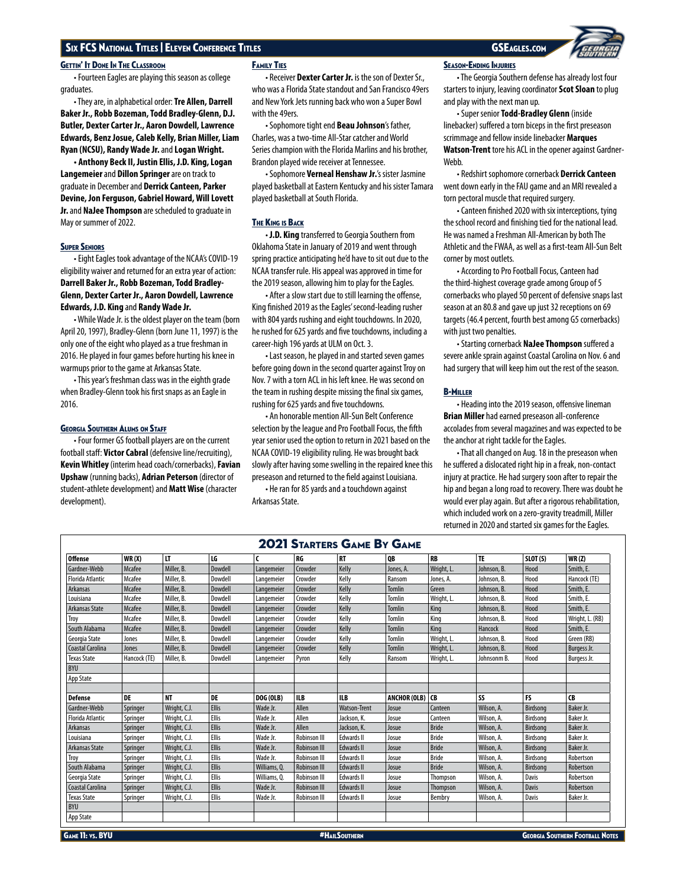### Gettin' It Done In The Classroom

• Fourteen Eagles are playing this season as college graduates.

• They are, in alphabetical order: **Tre Allen, Darrell Baker Jr., Robb Bozeman, Todd Bradley-Glenn, D.J. Butler, Dexter Carter Jr., Aaron Dowdell, Lawrence Edwards, Benz Josue, Caleb Kelly, Brian Miller, Liam Ryan (NCSU), Randy Wade Jr.** and **Logan Wright.**

• **Anthony Beck II, Justin Ellis, J.D. King, Logan Langemeier** and **Dillon Springer** are on track to graduate in December and **Derrick Canteen, Parker Devine, Jon Ferguson, Gabriel Howard, Will Lovett Jr.** and **NaJee Thompson** are scheduled to graduate in May or summer of 2022.

### Super Seniors

• Eight Eagles took advantage of the NCAA's COVID-19 eligibility waiver and returned for an extra year of action: **Darrell Baker Jr., Robb Bozeman, Todd Bradley-Glenn, Dexter Carter Jr., Aaron Dowdell, Lawrence Edwards, J.D. King** and **Randy Wade Jr.**

• While Wade Jr. is the oldest player on the team (born April 20, 1997), Bradley-Glenn (born June 11, 1997) is the only one of the eight who played as a true freshman in 2016. He played in four games before hurting his knee in warmups prior to the game at Arkansas State.

• This year's freshman class was in the eighth grade when Bradley-Glenn took his first snaps as an Eagle in 2016.

### Georgia Southern Alums on Staff

• Four former GS football players are on the current football staff: **Victor Cabral** (defensive line/recruiting), **Kevin Whitley** (interim head coach/cornerbacks), **Favian Upshaw** (running backs), **Adrian Peterson** (director of student-athlete development) and **Matt Wise** (character development).

### Family Ties

• Receiver **Dexter Carter Jr.** is the son of Dexter Sr., who was a Florida State standout and San Francisco 49ers and New York Jets running back who won a Super Bowl with the 49ers.

• Sophomore tight end **Beau Johnson**'s father, Charles, was a two-time All-Star catcher and World Series champion with the Florida Marlins and his brother, Brandon played wide receiver at Tennessee.

• Sophomore **Verneal Henshaw Jr.**'s sister Jasmine played basketball at Eastern Kentucky and his sister Tamara played basketball at South Florida.

### The King is Back

• **J.D. King** transferred to Georgia Southern from Oklahoma State in January of 2019 and went through spring practice anticipating he'd have to sit out due to the NCAA transfer rule. His appeal was approved in time for the 2019 season, allowing him to play for the Eagles.

• After a slow start due to still learning the offense, King finished 2019 as the Eagles' second-leading rusher with 804 yards rushing and eight touchdowns. In 2020, he rushed for 625 yards and five touchdowns, including a career-high 196 yards at ULM on Oct. 3.

• Last season, he played in and started seven games before going down in the second quarter against Troy on Nov. 7 with a torn ACL in his left knee. He was second on the team in rushing despite missing the final six games, rushing for 625 yards and five touchdowns.

• An honorable mention All-Sun Belt Conference selection by the league and Pro Football Focus, the fifth year senior used the option to return in 2021 based on the NCAA COVID-19 eligibility ruling. He was brought back slowly after having some swelling in the repaired knee this preseason and returned to the field against Louisiana.

• He ran for 85 yards and a touchdown against Arkansas State.

### Season-Ending Injuries

• The Georgia Southern defense has already lost four starters to injury, leaving coordinator **Scot Sloan** to plug and play with the next man up.

• Super senior **Todd-Bradley Glenn** (inside linebacker) suffered a torn biceps in the first preseason scrimmage and fellow inside linebacker **Marques Watson-Trent** tore his ACL in the opener against Gardner-Webb.

• Redshirt sophomore cornerback **Derrick Canteen** went down early in the FAU game and an MRI revealed a torn pectoral muscle that required surgery.

• Canteen finished 2020 with six interceptions, tying the school record and finishing tied for the national lead. He was named a Freshman All-American by both The Athletic and the FWAA, as well as a first-team All-Sun Belt corner by most outlets.

• According to Pro Football Focus, Canteen had the third-highest coverage grade among Group of 5 cornerbacks who played 50 percent of defensive snaps last season at an 80.8 and gave up just 32 receptions on 69 targets (46.4 percent, fourth best among G5 cornerbacks) with just two penalties.

• Starting cornerback **NaJee Thompson** suffered a severe ankle sprain against Coastal Carolina on Nov. 6 and had surgery that will keep him out the rest of the season.

### B-Miller

• Heading into the 2019 season, offensive lineman **Brian Miller** had earned preseason all-conference accolades from several magazines and was expected to be the anchor at right tackle for the Eagles.

• That all changed on Aug. 18 in the preseason when he suffered a dislocated right hip in a freak, non-contact injury at practice. He had surgery soon after to repair the hip and began a long road to recovery. There was doubt he would ever play again. But after a rigorous rehabilitation, which included work on a zero-gravity treadmill, Miller returned in 2020 and started six games for the Eagles.

## 2021 Starters Game By Game

| Offense | WR (X) | LT | LG | C | RG | RT | QB | RB | TE | SLOT (S) | WR (Z) |
|---|---|---|---|---|---|---|---|---|---|---|---|
| Gardner-Webb | Mcafee | Miller, B. | Dowdell | Langemeier | Crowder | Kelly | Jones, A. | Wright, L. | Johnson, B. | Hood | Smith, E. |
| Florida Atlantic | Mcafee | Miller, B. | Dowdell | Langemeier | Crowder | Kelly | Ransom | Jones, A. | Johnson, B. | Hood | Hancock (TE) |
| Arkansas | Mcafee | Miller, B. | Dowdell | Langemeier | Crowder | Kelly | Tomlin | Green | Johnson, B. | Hood | Smith, E. |
| Louisiana | Mcafee | Miller, B. | Dowdell | Langemeier | Crowder | Kelly | Tomlin | Wright, L. | Johnson, B. | Hood | Smith, E. |
| Arkansas State | Mcafee | Miller, B. | Dowdell | Langemeier | Crowder | Kelly | Tomlin | King | Johnson, B. | Hood | Smith, E. |
| Troy | Mcafee | Miller, B. | Dowdell | Langemeier | Crowder | Kelly | Tomlin | King | Johnson, B. | Hood | Wright, L. (RB) |
| South Alabama | Mcafee | Miller, B. | Dowdell | Langemeier | Crowder | Kelly | Tomlin | King | Hancock | Hood | Smith, E. |
| Georgia State | Jones | Miller, B. | Dowdell | Langemeier | Crowder | Kelly | Tomlin | Wright, L. | Johnson, B. | Hood | Green (RB) |
| Coastal Carolina | Jones | Miller, B. | Dowdell | Langemeier | Crowder | Kelly | Tomlin | Wright, L. | Johnson, B. | Hood | Burgess Jr. |
| Texas State | Hancock (TE) | Miller, B. | Dowdell | Langemeier | Pyron | Kelly | Ransom | Wright, L. | Johnsonm B. | Hood | Burgess Jr. |
| BYU | | | | | | | | | | | |
| App State | | | | | | | | | | | |
| **Defense** | **DE** | **NT** | **DE** | **DOG (OLB)** | **ILB** | **ILB** | **ANCHOR (OLB)** | **CB** | **SS** | **FS** | **CB** |
| Gardner-Webb | Springer | Wright, C.J. | Ellis | Wade Jr. | Allen | Watson-Trent | Josue | Canteen | Wilson, A. | Birdsong | Baker Jr. |
| Florida Atlantic | Springer | Wright, C.J. | Ellis | Wade Jr. | Allen | Jackson, K. | Josue | Canteen | Wilson, A. | Birdsong | Baker Jr. |
| Arkansas | Springer | Wright, C.J. | Ellis | Wade Jr. | Allen | Jackson, K. | Josue | Bride | Wilson, A. | Birdsong | Baker Jr. |
| Louisiana | Springer | Wright, C.J. | Ellis | Wade Jr. | Robinson III | Edwards II | Josue | Bride | Wilson, A. | Birdsong | Baker Jr. |
| Arkansas State | Springer | Wright, C.J. | Ellis | Wade Jr. | Robinson III | Edwards II | Josue | Bride | Wilson, A. | Birdsong | Baker Jr. |
| Troy | Springer | Wright, C.J. | Ellis | Wade Jr. | Robinson III | Edwards II | Josue | Bride | Wilson, A. | Birdsong | Robertson |
| South Alabama | Springer | Wright, C.J. | Ellis | Williams, Q. | Robinson III | Edwards II | Josue | Bride | Wilson, A. | Birdsong | Robertson |
| Georgia State | Springer | Wright, C.J. | Ellis | Williams, Q. | Robinson III | Edwards II | Josue | Thompson | Wilson, A. | Davis | Robertson |
| Coastal Carolina | Springer | Wright, C.J. | Ellis | Wade Jr. | Robinson III | Edwards II | Josue | Thompson | Wilson, A. | Davis | Robertson |
| Texas State | Springer | Wright, C.J. | Ellis | Wade Jr. | Robinson III | Edwards II | Josue | Bembry | Wilson, A. | Davis | Baker Jr. |
| BYU | | | | | | | | | | | |
| App State | | | | | | | | | | | |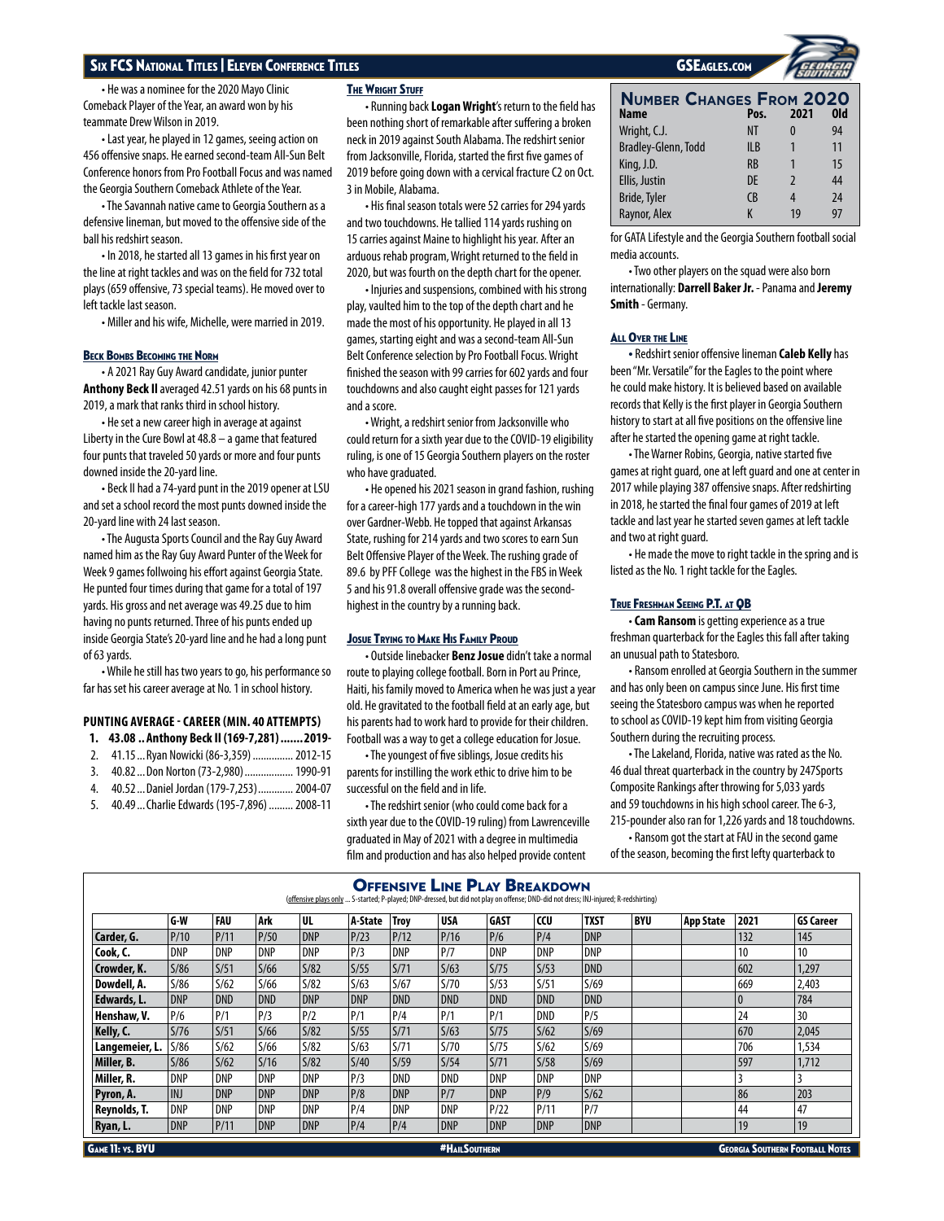• He was a nominee for the 2020 Mayo Clinic Comeback Player of the Year, an award won by his teammate Drew Wilson in 2019.

• Last year, he played in 12 games, seeing action on 456 offensive snaps. He earned second-team All-Sun Belt Conference honors from Pro Football Focus and was named the Georgia Southern Comeback Athlete of the Year.

• The Savannah native came to Georgia Southern as a defensive lineman, but moved to the offensive side of the ball his redshirt season.

• In 2018, he started all 13 games in his first year on the line at right tackles and was on the field for 732 total plays (659 offensive, 73 special teams). He moved over to left tackle last season.

• Miller and his wife, Michelle, were married in 2019.

### Beck Bombs Becoming the Norm

• A 2021 Ray Guy Award candidate, junior punter **Anthony Beck II** averaged 42.51 yards on his 68 punts in 2019, a mark that ranks third in school history.

• He set a new career high in average at against Liberty in the Cure Bowl at 48.8 – a game that featured four punts that traveled 50 yards or more and four punts downed inside the 20-yard line.

• Beck II had a 74-yard punt in the 2019 opener at LSU and set a school record the most punts downed inside the 20-yard line with 24 last season.

• The Augusta Sports Council and the Ray Guy Award named him as the Ray Guy Award Punter of the Week for Week 9 games follwoing his effort against Georgia State. He punted four times during that game for a total of 197 yards. His gross and net average was 49.25 due to him having no punts returned. Three of his punts ended up inside Georgia State's 20-yard line and he had a long punt of 63 yards.

• While he still has two years to go, his performance so far has set his career average at No. 1 in school history.

**PUNTING AVERAGE - CAREER (MIN. 40 ATTEMPTS)**

1. **43.08 .. Anthony Beck II (169-7,281) ....... 2019-**
2. 41.15 ... Ryan Nowicki (86-3,359) .............. 2012-15
3. 40.82 ... Don Norton (73-2,980) .................. 1990-91
4. 40.52 ... Daniel Jordan (179-7,253) ............. 2004-07
5. 40.49 ... Charlie Edwards (195-7,896) ......... 2008-11

### The Wright Stuff

• Running back **Logan Wright**'s return to the field has been nothing short of remarkable after suffering a broken neck in 2019 against South Alabama. The redshirt senior from Jacksonville, Florida, started the first five games of 2019 before going down with a cervical fracture C2 on Oct. 3 in Mobile, Alabama.

• His final season totals were 52 carries for 294 yards and two touchdowns. He tallied 114 yards rushing on 15 carries against Maine to highlight his year. After an arduous rehab program, Wright returned to the field in 2020, but was fourth on the depth chart for the opener.

• Injuries and suspensions, combined with his strong play, vaulted him to the top of the depth chart and he made the most of his opportunity. He played in all 13 games, starting eight and was a second-team All-Sun Belt Conference selection by Pro Football Focus. Wright finished the season with 99 carries for 602 yards and four touchdowns and also caught eight passes for 121 yards and a score.

• Wright, a redshirt senior from Jacksonville who could return for a sixth year due to the COVID-19 eligibility ruling, is one of 15 Georgia Southern players on the roster who have graduated.

• He opened his 2021 season in grand fashion, rushing for a career-high 177 yards and a touchdown in the win over Gardner-Webb. He topped that against Arkansas State, rushing for 214 yards and two scores to earn Sun Belt Offensive Player of the Week. The rushing grade of 89.6 by PFF College was the highest in the FBS in Week 5 and his 91.8 overall offensive grade was the second-highest in the country by a running back.

### Josue Trying to Make His Family Proud

• Outside linebacker **Benz Josue** didn't take a normal route to playing college football. Born in Port au Prince, Haiti, his family moved to America when he was just a year old. He gravitated to the football field at an early age, but his parents had to work hard to provide for their children. Football was a way to get a college education for Josue.

• The youngest of five siblings, Josue credits his parents for instilling the work ethic to drive him to be successful on the field and in life.

• The redshirt senior (who could come back for a sixth year due to the COVID-19 ruling) from Lawrenceville graduated in May of 2021 with a degree in multimedia film and production and has also helped provide content for GATA Lifestyle and the Georgia Southern football social media accounts.

• Two other players on the squad were also born internationally: **Darrell Baker Jr.** - Panama and **Jeremy Smith** - Germany.

### Number Changes From 2020

| Name | Pos. | 2021 | Old |
|---|---|---|---|
| Wright, C.J. | NT | 0 | 94 |
| Bradley-Glenn, Todd | ILB | 1 | 11 |
| King, J.D. | RB | 1 | 15 |
| Ellis, Justin | DE | 2 | 44 |
| Bride, Tyler | CB | 4 | 24 |
| Raynor, Alex | K | 19 | 97 |

### All Over the Line

• Redshirt senior offensive lineman **Caleb Kelly** has been "Mr. Versatile" for the Eagles to the point where he could make history. It is believed based on available records that Kelly is the first player in Georgia Southern history to start at all five positions on the offensive line after he started the opening game at right tackle.

• The Warner Robins, Georgia, native started five games at right guard, one at left guard and one at center in 2017 while playing 387 offensive snaps. After redshirting in 2018, he started the final four games of 2019 at left tackle and last year he started seven games at left tackle and two at right guard.

• He made the move to right tackle in the spring and is listed as the No. 1 right tackle for the Eagles.

### True Freshman Seeing P.T. at QB

• **Cam Ransom** is getting experience as a true freshman quarterback for the Eagles this fall after taking an unusual path to Statesboro.

• Ransom enrolled at Georgia Southern in the summer and has only been on campus since June. His first time seeing the Statesboro campus was when he reported to school as COVID-19 kept him from visiting Georgia Southern during the recruiting process.

• The Lakeland, Florida, native was rated as the No. 46 dual threat quarterback in the country by 247Sports Composite Rankings after throwing for 5,033 yards and 59 touchdowns in his high school career. The 6-3, 215-pounder also ran for 1,226 yards and 18 touchdowns.

• Ransom got the start at FAU in the second game of the season, becoming the first lefty quarterback to

### Offensive Line Play Breakdown

(offensive plays only ... S-started; P-played; DNP-dressed, but did not play on offense; DND-did not dress; INJ-injured; R-redshirting)

| | G-W | FAU | Ark | UL | A-State | Troy | USA | GAST | CCU | TXST | BYU | App State | 2021 | GS Career |
|---|---|---|---|---|---|---|---|---|---|---|---|---|---|---|
| Carder, G. | P/10 | P/11 | P/50 | DNP | P/23 | P/12 | P/16 | P/6 | P/4 | DNP | | | 132 | 145 |
| Cook, C. | DNP | DNP | DNP | DNP | P/3 | DNP | P/7 | DNP | DNP | DNP | | | 10 | 10 |
| Crowder, K. | S/86 | S/51 | S/66 | S/82 | S/55 | S/71 | S/63 | S/75 | S/53 | DND | | | 602 | 1,297 |
| Dowdell, A. | S/86 | S/62 | S/66 | S/82 | S/63 | S/67 | S/70 | S/53 | S/51 | S/69 | | | 669 | 2,403 |
| Edwards, L. | DNP | DND | DND | DNP | DNP | DND | DND | DND | DND | DND | | | 0 | 784 |
| Henshaw, V. | P/6 | P/1 | P/3 | P/2 | P/1 | P/4 | P/1 | P/1 | DND | P/5 | | | 24 | 30 |
| Kelly, C. | S/76 | S/51 | S/66 | S/82 | S/55 | S/71 | S/63 | S/75 | S/62 | S/69 | | | 670 | 2,045 |
| Langemeier, L. | S/86 | S/62 | S/66 | S/82 | S/63 | S/71 | S/70 | S/75 | S/62 | S/69 | | | 706 | 1,534 |
| Miller, B. | S/86 | S/62 | S/16 | S/82 | S/40 | S/59 | S/54 | S/71 | S/58 | S/69 | | | 597 | 1,712 |
| Miller, R. | DNP | DNP | DNP | DNP | P/3 | DND | DND | DNP | DNP | DNP | | | 3 | 3 |
| Pyron, A. | INJ | DNP | DNP | DNP | P/8 | DNP | P/7 | DNP | P/9 | S/62 | | | 86 | 203 |
| Reynolds, T. | DNP | DNP | DNP | DNP | P/4 | DNP | DNP | P/22 | P/11 | P/7 | | | 44 | 47 |
| Ryan, L. | DNP | P/11 | DNP | DNP | P/4 | P/4 | DNP | DNP | DNP | DNP | | | 19 | 19 |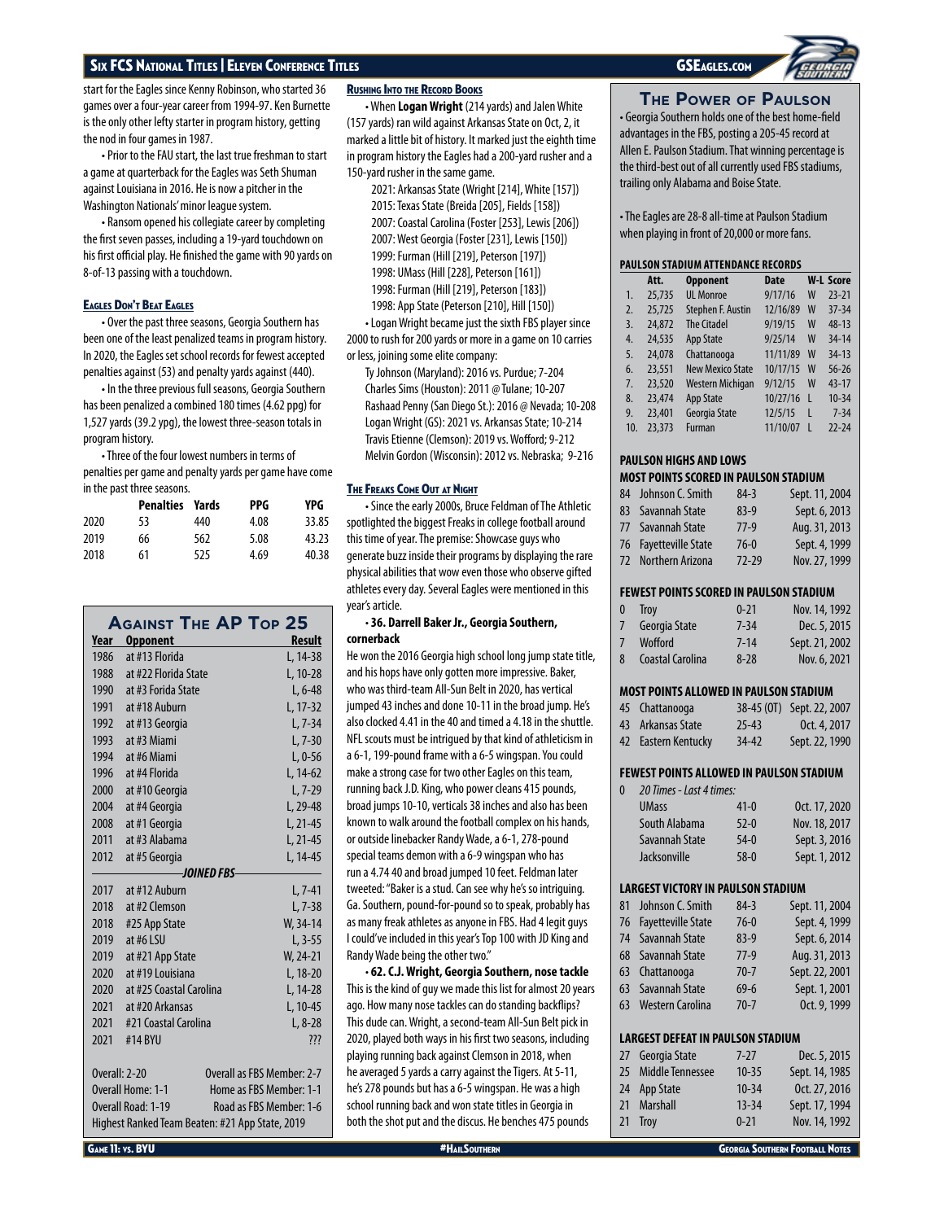start for the Eagles since Kenny Robinson, who started 36 games over a four-year career from 1994-97. Ken Burnette is the only other lefty starter in program history, getting the nod in four games in 1987.

• Prior to the FAU start, the last true freshman to start a game at quarterback for the Eagles was Seth Shuman against Louisiana in 2016. He is now a pitcher in the Washington Nationals' minor league system.

• Ransom opened his collegiate career by completing the first seven passes, including a 19-yard touchdown on his first official play. He finished the game with 90 yards on 8-of-13 passing with a touchdown.

### Eagles Don't Beat Eagles

• Over the past three seasons, Georgia Southern has been one of the least penalized teams in program history. In 2020, the Eagles set school records for fewest accepted penalties against (53) and penalty yards against (440).

• In the three previous full seasons, Georgia Southern has been penalized a combined 180 times (4.62 ppg) for 1,527 yards (39.2 ypg), the lowest three-season totals in program history.

• Three of the four lowest numbers in terms of penalties per game and penalty yards per game have come in the past three seasons.

| | Penalties | Yards | PPG | YPG |
|---|---|---|---|---|
| 2020 | 53 | 440 | 4.08 | 33.85 |
| 2019 | 66 | 562 | 5.08 | 43.23 |
| 2018 | 61 | 525 | 4.69 | 40.38 |

### Against The AP Top 25

| Year | Opponent | Result |
|---|---|---|
| 1986 | at #13 Florida | L, 14-38 |
| 1988 | at #22 Florida State | L, 10-28 |
| 1990 | at #3 Forida State | L, 6-48 |
| 1991 | at #18 Auburn | L, 17-32 |
| 1992 | at #13 Georgia | L, 7-34 |
| 1993 | at #3 Miami | L, 7-30 |
| 1994 | at #6 Miami | L, 0-56 |
| 1996 | at #4 Florida | L, 14-62 |
| 2000 | at #10 Georgia | L, 7-29 |
| 2004 | at #4 Georgia | L, 29-48 |
| 2008 | at #1 Georgia | L, 21-45 |
| 2011 | at #3 Alabama | L, 21-45 |
| 2012 | at #5 Georgia | L, 14-45 |
| | *JOINED FBS* | |
| 2017 | at #12 Auburn | L, 7-41 |
| 2018 | at #2 Clemson | L, 7-38 |
| 2018 | #25 App State | W, 34-14 |
| 2019 | at #6 LSU | L, 3-55 |
| 2019 | #21 App State | W, 24-21 |
| 2020 | at #19 Louisiana | L, 18-20 |
| 2020 | at #25 Coastal Carolina | L, 14-28 |
| 2021 | at #20 Arkansas | L, 10-45 |
| 2021 | #21 Coastal Carolina | L, 8-28 |
| 2021 | #14 BYU | ??? |

Overall: 2-20 — Overall as FBS Member: 2-7
Overall Home: 1-1 — Home as FBS Member: 1-1
Overall Road: 1-19 — Road as FBS Member: 1-6
Highest Ranked Team Beaten: #21 App State, 2019

### Rushing Into the Record Books

• When **Logan Wright** (214 yards) and Jalen White (157 yards) ran wild against Arkansas State on Oct, 2, it marked a little bit of history. It marked just the eighth time in program history the Eagles had a 200-yard rusher and a 150-yard rusher in the same game.

2021: Arkansas State (Wright [214], White [157])
2015: Texas State (Breida [205], Fields [158])
2007: Coastal Carolina (Foster [253], Lewis [206])
2007: West Georgia (Foster [231], Lewis [150])
1999: Furman (Hill [219], Peterson [197])
1998: UMass (Hill [228], Peterson [161])
1998: Furman (Hill [219], Peterson [183])
1998: App State (Peterson [210], Hill [150])

• Logan Wright became just the sixth FBS player since 2000 to rush for 200 yards or more in a game on 10 carries or less, joining some elite company:

Ty Johnson (Maryland): 2016 vs. Purdue; 7-204
Charles Sims (Houston): 2011 @ Tulane; 10-207
Rashaad Penny (San Diego St.): 2016 @ Nevada; 10-208
Logan Wright (GS): 2021 vs. Arkansas State; 10-214
Travis Etienne (Clemson): 2019 vs. Wofford; 9-212
Melvin Gordon (Wisconsin): 2012 vs. Nebraska; 9-216

### The Freaks Come Out at Night

• Since the early 2000s, Bruce Feldman of The Athletic spotlighted the biggest Freaks in college football around this time of year. The premise: Showcase guys who generate buzz inside their programs by displaying the rare physical abilities that wow even those who observe gifted athletes every day. Several Eagles were mentioned in this year's article.

**• 36. Darrell Baker Jr., Georgia Southern, cornerback**
He won the 2016 Georgia high school long jump state title, and his hops have only gotten more impressive. Baker, who was third-team All-Sun Belt in 2020, has vertical jumped 43 inches and done 10-11 in the broad jump. He's also clocked 4.41 in the 40 and timed a 4.18 in the shuttle. NFL scouts must be intrigued by that kind of athleticism in a 6-1, 199-pound frame with a 6-5 wingspan. You could make a strong case for two other Eagles on this team, running back J.D. King, who power cleans 415 pounds, broad jumps 10-10, verticals 38 inches and also has been known to walk around the football complex on his hands, or outside linebacker Randy Wade, a 6-1, 278-pound special teams demon with a 6-9 wingspan who has run a 4.74 40 and broad jumped 10 feet. Feldman later tweeted: "Baker is a stud. Can see why he's so intriguing. Ga. Southern, pound-for-pound so to speak, probably has as many freak athletes as anyone in FBS. Had 4 legit guys I could've included in this year's Top 100 with JD King and Randy Wade being the other two."

**• 62. C.J. Wright, Georgia Southern, nose tackle**
This is the kind of guy we made this list for almost 20 years ago. How many nose tackles can do standing backflips? This dude can. Wright, a second-team All-Sun Belt pick in 2020, played both ways in his first two seasons, including playing running back against Clemson in 2018, when he averaged 5 yards a carry against the Tigers. At 5-11, he's 278 pounds but has a 6-5 wingspan. He was a high school running back and won state titles in Georgia in both the shot put and the discus. He benches 475 pounds

## The Power of Paulson

• Georgia Southern holds one of the best home-field advantages in the FBS, posting a 205-45 record at Allen E. Paulson Stadium. That winning percentage is the third-best out of all currently used FBS stadiums, trailing only Alabama and Boise State.

• The Eagles are 28-8 all-time at Paulson Stadium when playing in front of 20,000 or more fans.

**PAULSON STADIUM ATTENDANCE RECORDS**

| | Att. | Opponent | Date | W-L | Score |
|---|---|---|---|---|---|
| 1. | 25,735 | UL Monroe | 9/17/16 | W | 23-21 |
| 2. | 25,725 | Stephen F. Austin | 12/16/89 | W | 37-34 |
| 3. | 24,872 | The Citadel | 9/19/15 | W | 48-13 |
| 4. | 24,535 | App State | 9/25/14 | W | 34-14 |
| 5. | 24,078 | Chattanooga | 11/11/89 | W | 34-13 |
| 6. | 23,551 | New Mexico State | 10/17/15 | W | 56-26 |
| 7. | 23,520 | Western Michigan | 9/12/15 | W | 43-17 |
| 8. | 23,474 | App State | 10/27/16 | L | 10-34 |
| 9. | 23,401 | Georgia State | 12/5/15 | L | 7-34 |
| 10. | 23,373 | Furman | 11/10/07 | L | 22-24 |

**PAULSON HIGHS AND LOWS**

**MOST POINTS SCORED IN PAULSON STADIUM**

| | | | |
|---|---|---|---|
| 84 | Johnson C. Smith | 84-3 | Sept. 11, 2004 |
| 83 | Savannah State | 83-9 | Sept. 6, 2013 |
| 77 | Savannah State | 77-9 | Aug. 31, 2013 |
| 76 | Fayetteville State | 76-0 | Sept. 4, 1999 |
| 72 | Northern Arizona | 72-29 | Nov. 27, 1999 |

**FEWEST POINTS SCORED IN PAULSON STADIUM**

| | | | |
|---|---|---|---|
| 0 | Troy | 0-21 | Nov. 14, 1992 |
| 7 | Georgia State | 7-34 | Dec. 5, 2015 |
| 7 | Wofford | 7-14 | Sept. 21, 2002 |
| 8 | Coastal Carolina | 8-28 | Nov. 6, 2021 |

**MOST POINTS ALLOWED IN PAULSON STADIUM**

| | | | |
|---|---|---|---|
| 45 | Chattanooga | 38-45 (OT) | Sept. 22, 2007 |
| 43 | Arkansas State | 25-43 | Oct. 4, 2017 |
| 42 | Eastern Kentucky | 34-42 | Sept. 22, 1990 |

**FEWEST POINTS ALLOWED IN PAULSON STADIUM**

| | | | |
|---|---|---|---|
| 0 | *20 Times - Last 4 times:* | | |
| | UMass | 41-0 | Oct. 17, 2020 |
| | South Alabama | 52-0 | Nov. 18, 2017 |
| | Savannah State | 54-0 | Sept. 3, 2016 |
| | Jacksonville | 58-0 | Sept. 1, 2012 |

**LARGEST VICTORY IN PAULSON STADIUM**

| | | | |
|---|---|---|---|
| 81 | Johnson C. Smith | 84-3 | Sept. 11, 2004 |
| 76 | Fayetteville State | 76-0 | Sept. 4, 1999 |
| 74 | Savannah State | 83-9 | Sept. 6, 2013 |
| 68 | Savannah State | 77-9 | Aug. 31, 2013 |
| 63 | Chattanooga | 70-7 | Sept. 22, 2001 |
| 63 | Savannah State | 69-6 | Sept. 1, 2001 |
| 63 | Western Carolina | 70-7 | Oct. 9, 1999 |

**LARGEST DEFEAT IN PAULSON STADIUM**

| | | | |
|---|---|---|---|
| 27 | Georgia State | 7-27 | Dec. 5, 2015 |
| 25 | Middle Tennessee | 10-35 | Sept. 14, 1985 |
| 24 | App State | 10-34 | Oct. 27, 2016 |
| 21 | Marshall | 13-34 | Sept. 17, 1994 |
| 21 | Troy | 0-21 | Nov. 14, 1992 |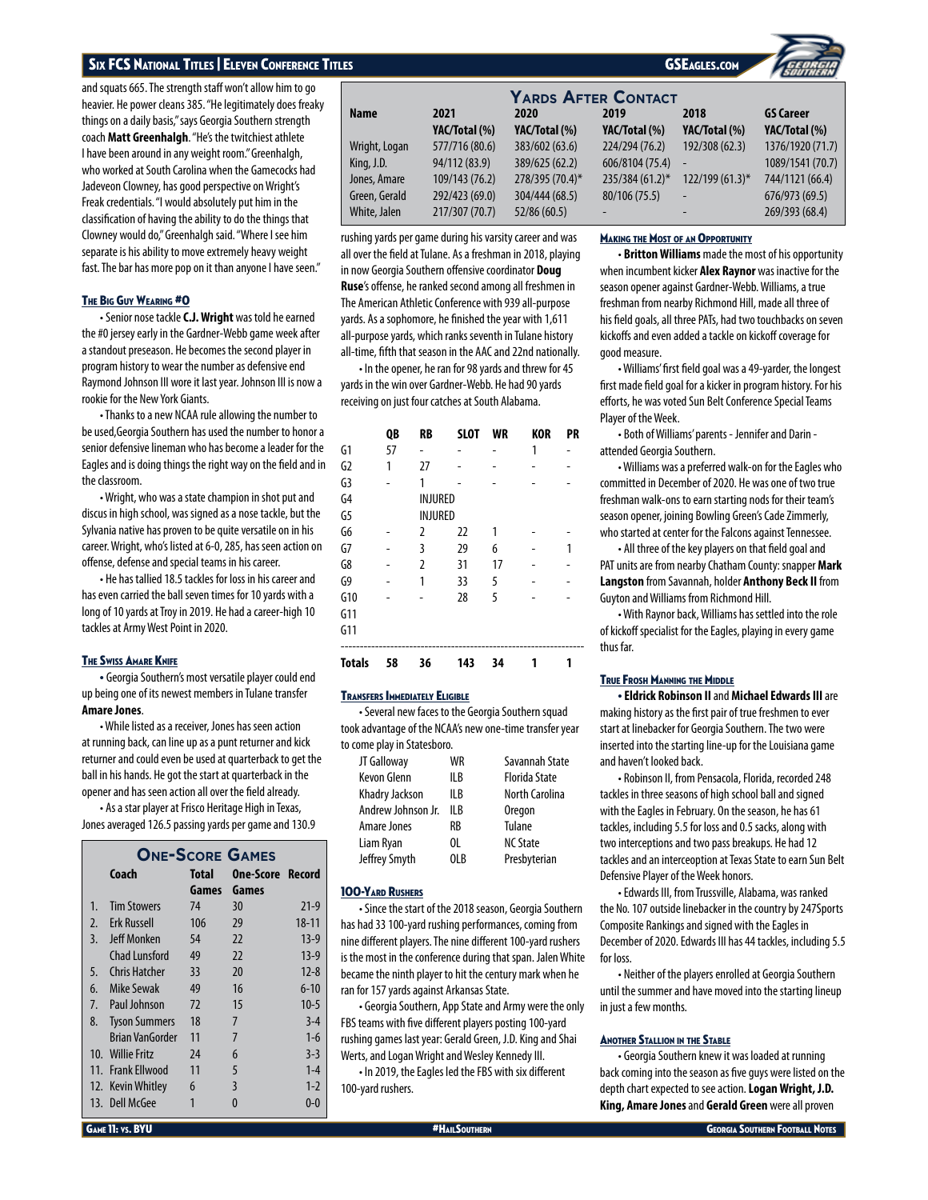and squats 665. The strength staff won't allow him to go heavier. He power cleans 385. "He legitimately does freaky things on a daily basis," says Georgia Southern strength coach **Matt Greenhalgh**. "He's the twitchiest athlete I have been around in any weight room." Greenhalgh, who worked at South Carolina when the Gamecocks had Jadeveon Clowney, has good perspective on Wright's Freak credentials. "I would absolutely put him in the classification of having the ability to do the things that Clowney would do," Greenhalgh said. "Where I see him separate is his ability to move extremely heavy weight fast. The bar has more pop on it than anyone I have seen."

### The Big Guy Wearing #0

• Senior nose tackle **C.J. Wright** was told he earned the #0 jersey early in the Gardner-Webb game week after a standout preseason. He becomes the second player in program history to wear the number as defensive end Raymond Johnson III wore it last year. Johnson III is now a rookie for the New York Giants.

• Thanks to a new NCAA rule allowing the number to be used,Georgia Southern has used the number to honor a senior defensive lineman who has become a leader for the Eagles and is doing things the right way on the field and in the classroom.

• Wright, who was a state champion in shot put and discus in high school, was signed as a nose tackle, but the Sylvania native has proven to be quite versatile on in his career. Wright, who's listed at 6-0, 285, has seen action on offense, defense and special teams in his career.

• He has tallied 18.5 tackles for loss in his career and has even carried the ball seven times for 10 yards with a long of 10 yards at Troy in 2019. He had a career-high 10 tackles at Army West Point in 2020.

### The Swiss Amare Knife

• Georgia Southern's most versatile player could end up being one of its newest members in Tulane transfer **Amare Jones**.

• While listed as a receiver, Jones has seen action at running back, can line up as a punt returner and kick returner and could even be used at quarterback to get the ball in his hands. He got the start at quarterback in the opener and has seen action all over the field already.

• As a star player at Frisco Heritage High in Texas, Jones averaged 126.5 passing yards per game and 130.9 rushing yards per game during his varsity career and was all over the field at Tulane. As a freshman in 2018, playing in now Georgia Southern offensive coordinator **Doug Ruse**'s offense, he ranked second among all freshmen in The American Athletic Conference with 939 all-purpose yards. As a sophomore, he finished the year with 1,611 all-purpose yards, which ranks seventh in Tulane history all-time, fifth that season in the AAC and 22nd nationally.

• In the opener, he ran for 98 yards and threw for 45 yards in the win over Gardner-Webb. He had 90 yards receiving on just four catches at South Alabama.

| | QB | RB | SLOT | WR | KOR | PR |
|---|---|---|---|---|---|---|
| G1 | 57 | - | - | - | 1 | - |
| G2 | 1 | 27 | - | - | - | - |
| G3 | - | 1 | - | - | - | - |
| G4 | | INJURED | | | | |
| G5 | | INJURED | | | | |
| G6 | - | 2 | 22 | 1 | - | - |
| G7 | - | 3 | 29 | 6 | - | 1 |
| G8 | - | 2 | 31 | 17 | - | - |
| G9 | - | 1 | 33 | 5 | - | - |
| G10 | - | - | 28 | 5 | - | - |
| G11 | | | | | | |
| G11 | | | | | | |
| **Totals** | **58** | **36** | **143** | **34** | **1** | **1** |

### One-Score Games

| | Coach | Total Games | One-Score Games | Record |
|---|---|---|---|---|
| 1. | Tim Stowers | 74 | 30 | 21-9 |
| 2. | Erk Russell | 106 | 29 | 18-11 |
| 3. | Jeff Monken | 54 | 22 | 13-9 |
| | Chad Lunsford | 49 | 22 | 13-9 |
| 5. | Chris Hatcher | 33 | 20 | 12-8 |
| 6. | Mike Sewak | 49 | 16 | 6-10 |
| 7. | Paul Johnson | 72 | 15 | 10-5 |
| 8. | Tyson Summers | 18 | 7 | 3-4 |
| | Brian VanGorder | 11 | 7 | 1-6 |
| 10. | Willie Fritz | 24 | 6 | 3-3 |
| 11. | Frank Ellwood | 11 | 5 | 1-4 |
| 12. | Kevin Whitley | 6 | 3 | 1-2 |
| 13. | Dell McGee | 1 | 0 | 0-0 |

### Yards After Contact

| Name | 2021 YAC/Total (%) | 2020 YAC/Total (%) | 2019 YAC/Total (%) | 2018 YAC/Total (%) | GS Career YAC/Total (%) |
|---|---|---|---|---|---|
| Wright, Logan | 577/716 (80.6) | 383/602 (63.6) | 224/294 (76.2) | 192/308 (62.3) | 1376/1920 (71.7) |
| King, J.D. | 94/112 (83.9) | 389/625 (62.2) | 606/8104 (75.4) | - | 1089/1541 (70.7) |
| Jones, Amare | 109/143 (76.2) | 278/395 (70.4)* | 235/384 (61.2)* | 122/199 (61.3)* | 744/1121 (66.4) |
| Green, Gerald | 292/423 (69.0) | 304/444 (68.5) | 80/106 (75.5) | - | 676/973 (69.5) |
| White, Jalen | 217/307 (70.7) | 52/86 (60.5) | - | - | 269/393 (68.4) |

### Transfers Immediately Eligible

• Several new faces to the Georgia Southern squad took advantage of the NCAA's new one-time transfer year to come play in Statesboro.

| | | |
|---|---|---|
| JT Galloway | WR | Savannah State |
| Kevon Glenn | ILB | Florida State |
| Khadry Jackson | ILB | North Carolina |
| Andrew Johnson Jr. | ILB | Oregon |
| Amare Jones | RB | Tulane |
| Liam Ryan | OL | NC State |
| Jeffrey Smyth | OLB | Presbyterian |

### 100-Yard Rushers

• Since the start of the 2018 season, Georgia Southern has had 33 100-yard rushing performances, coming from nine different players. The nine different 100-yard rushers is the most in the conference during that span. Jalen White became the ninth player to hit the century mark when he ran for 157 yards against Arkansas State.

• Georgia Southern, App State and Army were the only FBS teams with five different players posting 100-yard rushing games last year: Gerald Green, J.D. King and Shai Werts, and Logan Wright and Wesley Kennedy III.

• In 2019, the Eagles led the FBS with six different 100-yard rushers.

### Making the Most of an Opportunity

• **Britton Williams** made the most of his opportunity when incumbent kicker **Alex Raynor** was inactive for the season opener against Gardner-Webb. Williams, a true freshman from nearby Richmond Hill, made all three of his field goals, all three PATs, had two touchbacks on seven kickoffs and even added a tackle on kickoff coverage for good measure.

• Williams' first field goal was a 49-yarder, the longest first made field goal for a kicker in program history. For his efforts, he was voted Sun Belt Conference Special Teams Player of the Week.

• Both of Williams' parents - Jennifer and Darin - attended Georgia Southern.

• Williams was a preferred walk-on for the Eagles who committed in December of 2020. He was one of two true freshman walk-ons to earn starting nods for their team's season opener, joining Bowling Green's Cade Zimmerly, who started at center for the Falcons against Tennessee.

• All three of the key players on that field goal and PAT units are from nearby Chatham County: snapper **Mark Langston** from Savannah, holder **Anthony Beck II** from Guyton and Williams from Richmond Hill.

• With Raynor back, Williams has settled into the role of kickoff specialist for the Eagles, playing in every game thus far.

### True Frosh Manning the Middle

• **Eldrick Robinson II** and **Michael Edwards III** are making history as the first pair of true freshmen to ever start at linebacker for Georgia Southern. The two were inserted into the starting line-up for the Louisiana game and haven't looked back.

• Robinson II, from Pensacola, Florida, recorded 248 tackles in three seasons of high school ball and signed with the Eagles in February. On the season, he has 61 tackles, including 5.5 for loss and 0.5 sacks, along with two interceptions and two pass breakups. He had 12 tackles and an interceoption at Texas State to earn Sun Belt Defensive Player of the Week honors.

• Edwards III, from Trussville, Alabama, was ranked the No. 107 outside linebacker in the country by 247Sports Composite Rankings and signed with the Eagles in December of 2020. Edwards III has 44 tackles, including 5.5 for loss.

• Neither of the players enrolled at Georgia Southern until the summer and have moved into the starting lineup in just a few months.

### Another Stallion in the Stable

• Georgia Southern knew it was loaded at running back coming into the season as five guys were listed on the depth chart expected to see action. **Logan Wright, J.D. King, Amare Jones** and **Gerald Green** were all proven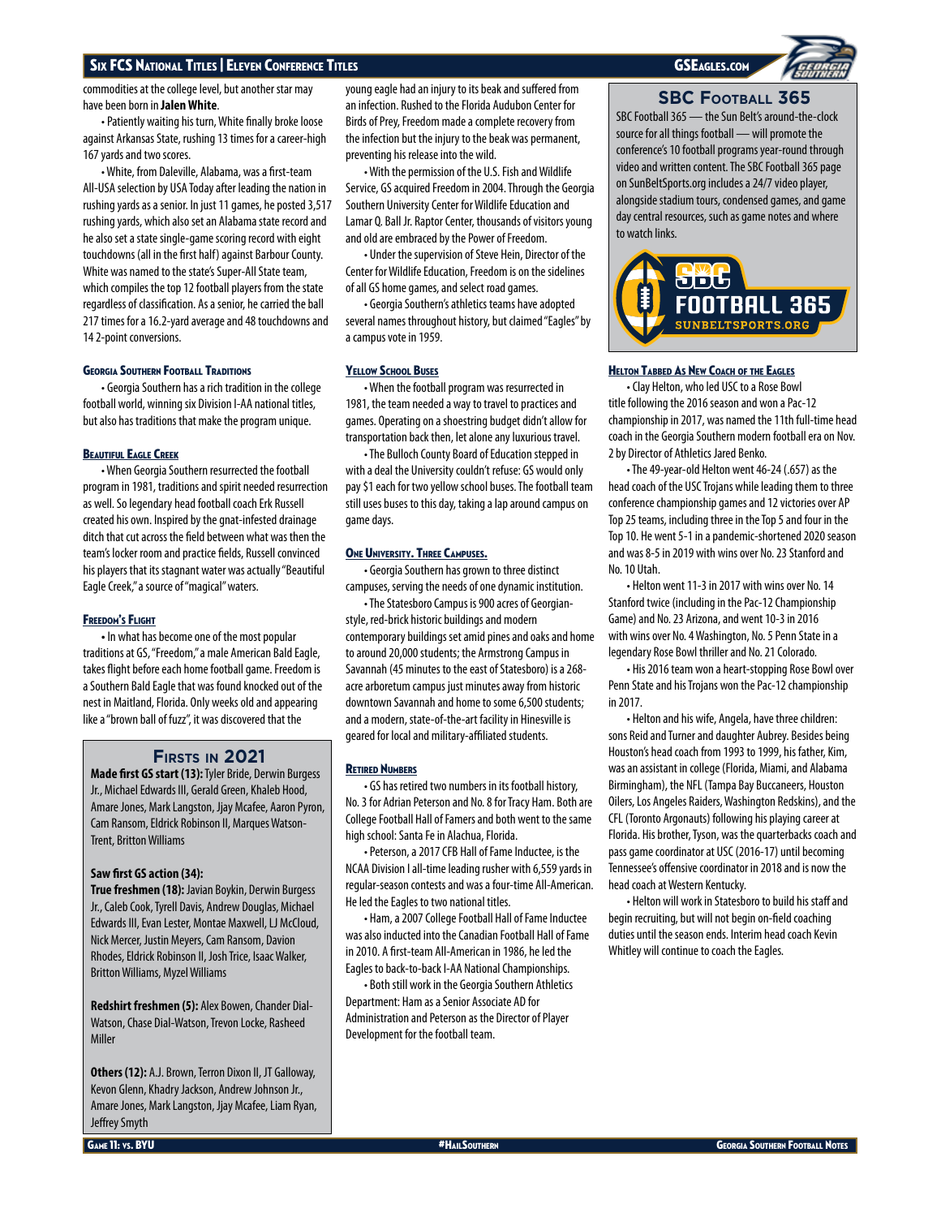commodities at the college level, but another star may have been born in **Jalen White**.

• Patiently waiting his turn, White finally broke loose against Arkansas State, rushing 13 times for a career-high 167 yards and two scores.

• White, from Daleville, Alabama, was a first-team All-USA selection by USA Today after leading the nation in rushing yards as a senior. In just 11 games, he posted 3,517 rushing yards, which also set an Alabama state record and he also set a state single-game scoring record with eight touchdowns (all in the first half) against Barbour County. White was named to the state's Super-All State team, which compiles the top 12 football players from the state regardless of classification. As a senior, he carried the ball 217 times for a 16.2-yard average and 48 touchdowns and 14 2-point conversions.

### Georgia Southern Football Traditions

• Georgia Southern has a rich tradition in the college football world, winning six Division I-AA national titles, but also has traditions that make the program unique.

### Beautiful Eagle Creek

• When Georgia Southern resurrected the football program in 1981, traditions and spirit needed resurrection as well. So legendary head football coach Erk Russell created his own. Inspired by the gnat-infested drainage ditch that cut across the field between what was then the team's locker room and practice fields, Russell convinced his players that its stagnant water was actually "Beautiful Eagle Creek," a source of "magical" waters.

### Freedom's Flight

• In what has become one of the most popular traditions at GS, "Freedom," a male American Bald Eagle, takes flight before each home football game. Freedom is a Southern Bald Eagle that was found knocked out of the nest in Maitland, Florida. Only weeks old and appearing like a "brown ball of fuzz", it was discovered that the young eagle had an injury to its beak and suffered from an infection. Rushed to the Florida Audubon Center for Birds of Prey, Freedom made a complete recovery from the infection but the injury to the beak was permanent, preventing his release into the wild.

• With the permission of the U.S. Fish and Wildlife Service, GS acquired Freedom in 2004. Through the Georgia Southern University Center for Wildlife Education and Lamar Q. Ball Jr. Raptor Center, thousands of visitors young and old are embraced by the Power of Freedom.

• Under the supervision of Steve Hein, Director of the Center for Wildlife Education, Freedom is on the sidelines of all GS home games, and select road games.

• Georgia Southern's athletics teams have adopted several nicknames throughout history, but claimed "Eagles" by a campus vote in 1959.

## Firsts in 2021

**Made first GS start (13):** Tyler Bride, Derwin Burgess Jr., Michael Edwards III, Gerald Green, Khaleb Hood, Amare Jones, Mark Langston, Jjay Mcafee, Aaron Pyron, Cam Ransom, Eldrick Robinson II, Marques Watson-Trent, Britton Williams

**Saw first GS action (34):**

**True freshmen (18):** Javian Boykin, Derwin Burgess Jr., Caleb Cook, Tyrell Davis, Andrew Douglas, Michael Edwards III, Evan Lester, Montae Maxwell, LJ McCloud, Nick Mercer, Justin Meyers, Cam Ransom, Davion Rhodes, Eldrick Robinson II, Josh Trice, Isaac Walker, Britton Williams, Myzel Williams

**Redshirt freshmen (5):** Alex Bowen, Chander Dial-Watson, Chase Dial-Watson, Trevon Locke, Rasheed Miller

**Others (12):** A.J. Brown, Terron Dixon II, JT Galloway, Kevon Glenn, Khadry Jackson, Andrew Johnson Jr., Amare Jones, Mark Langston, Jjay Mcafee, Liam Ryan, Jeffrey Smyth

### Yellow School Buses

• When the football program was resurrected in 1981, the team needed a way to travel to practices and games. Operating on a shoestring budget didn't allow for transportation back then, let alone any luxurious travel.

• The Bulloch County Board of Education stepped in with a deal the University couldn't refuse: GS would only pay $1 each for two yellow school buses. The football team still uses buses to this day, taking a lap around campus on game days.

### One University. Three Campuses.

• Georgia Southern has grown to three distinct campuses, serving the needs of one dynamic institution.

• The Statesboro Campus is 900 acres of Georgian-style, red-brick historic buildings and modern contemporary buildings set amid pines and oaks and home to around 20,000 students; the Armstrong Campus in Savannah (45 minutes to the east of Statesboro) is a 268-acre arboretum campus just minutes away from historic downtown Savannah and home to some 6,500 students; and a modern, state-of-the-art facility in Hinesville is geared for local and military-affiliated students.

### Retired Numbers

• GS has retired two numbers in its football history, No. 3 for Adrian Peterson and No. 8 for Tracy Ham. Both are College Football Hall of Famers and both went to the same high school: Santa Fe in Alachua, Florida.

• Peterson, a 2017 CFB Hall of Fame Inductee, is the NCAA Division I all-time leading rusher with 6,559 yards in regular-season contests and was a four-time All-American. He led the Eagles to two national titles.

• Ham, a 2007 College Football Hall of Fame Inductee was also inducted into the Canadian Football Hall of Fame in 2010. A first-team All-American in 1986, he led the Eagles to back-to-back I-AA National Championships.

• Both still work in the Georgia Southern Athletics Department: Ham as a Senior Associate AD for Administration and Peterson as the Director of Player Development for the football team.

## SBC Football 365

SBC Football 365 — the Sun Belt's around-the-clock source for all things football — will promote the conference's 10 football programs year-round through video and written content. The SBC Football 365 page on SunBeltSports.org includes a 24/7 video player, alongside stadium tours, condensed games, and game day central resources, such as game notes and where to watch links.

SBC FOOTBALL 365 SUNBELTSPORTS.ORG

### Helton Tabbed As New Coach of the Eagles

• Clay Helton, who led USC to a Rose Bowl title following the 2016 season and won a Pac-12 championship in 2017, was named the 11th full-time head coach in the Georgia Southern modern football era on Nov. 2 by Director of Athletics Jared Benko.

• The 49-year-old Helton went 46-24 (.657) as the head coach of the USC Trojans while leading them to three conference championship games and 12 victories over AP Top 25 teams, including three in the Top 5 and four in the Top 10. He went 5-1 in a pandemic-shortened 2020 season and was 8-5 in 2019 with wins over No. 23 Stanford and No. 10 Utah.

• Helton went 11-3 in 2017 with wins over No. 14 Stanford twice (including in the Pac-12 Championship Game) and No. 23 Arizona, and went 10-3 in 2016 with wins over No. 4 Washington, No. 5 Penn State in a legendary Rose Bowl thriller and No. 21 Colorado.

• His 2016 team won a heart-stopping Rose Bowl over Penn State and his Trojans won the Pac-12 championship in 2017.

• Helton and his wife, Angela, have three children: sons Reid and Turner and daughter Aubrey. Besides being Houston's head coach from 1993 to 1999, his father, Kim, was an assistant in college (Florida, Miami, and Alabama Birmingham), the NFL (Tampa Bay Buccaneers, Houston Oilers, Los Angeles Raiders, Washington Redskins), and the CFL (Toronto Argonauts) following his playing career at Florida. His brother, Tyson, was the quarterbacks coach and pass game coordinator at USC (2016-17) until becoming Tennessee's offensive coordinator in 2018 and is now the head coach at Western Kentucky.

• Helton will work in Statesboro to build his staff and begin recruiting, but will not begin on-field coaching duties until the season ends. Interim head coach Kevin Whitley will continue to coach the Eagles.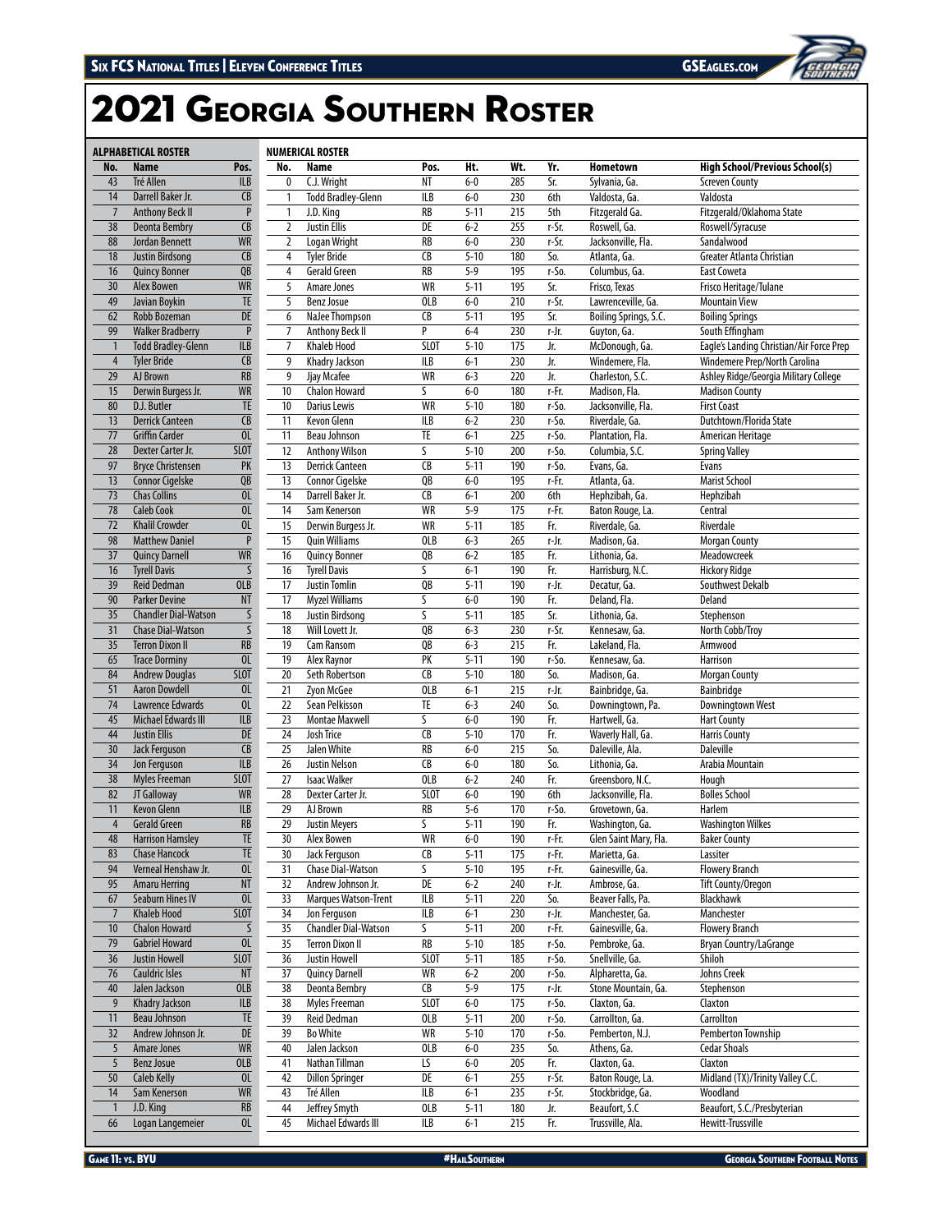# 2021 Georgia Southern Roster

## ALPHABETICAL ROSTER

| No. | Name | Pos. |
|---|---|---|
| 43 | Tré Allen | ILB |
| 14 | Darrell Baker Jr. | CB |
| 7 | Anthony Beck II | P |
| 38 | Deonta Bembry | CB |
| 88 | Jordan Bennett | WR |
| 18 | Justin Birdsong | CB |
| 16 | Quincy Bonner | QB |
| 30 | Alex Bowen | WR |
| 49 | Javian Boykin | TE |
| 62 | Robb Bozeman | DE |
| 99 | Walker Bradberry | P |
| 1 | Todd Bradley-Glenn | ILB |
| 4 | Tyler Bride | CB |
| 29 | AJ Brown | RB |
| 15 | Derwin Burgess Jr. | WR |
| 80 | D.J. Butler | TE |
| 13 | Derrick Canteen | CB |
| 77 | Griffin Carder | OL |
| 28 | Dexter Carter Jr. | SLOT |
| 97 | Bryce Christensen | PK |
| 13 | Connor Cigelske | QB |
| 73 | Chas Collins | OL |
| 78 | Caleb Cook | OL |
| 72 | Khalil Crowder | OL |
| 98 | Matthew Daniel | P |
| 37 | Quincy Darnell | WR |
| 16 | Tyrell Davis | S |
| 39 | Reid Dedman | OLB |
| 90 | Parker Devine | NT |
| 35 | Chandler Dial-Watson | S |
| 31 | Chase Dial-Watson | S |
| 35 | Terron Dixon II | RB |
| 65 | Trace Dorminy | OL |
| 84 | Andrew Douglas | SLOT |
| 51 | Aaron Dowdell | OL |
| 74 | Lawrence Edwards | OL |
| 45 | Michael Edwards III | ILB |
| 44 | Justin Ellis | DE |
| 30 | Jack Ferguson | CB |
| 34 | Jon Ferguson | ILB |
| 38 | Myles Freeman | SLOT |
| 82 | JT Galloway | WR |
| 11 | Kevon Glenn | ILB |
| 4 | Gerald Green | RB |
| 48 | Harrison Hamsley | TE |
| 83 | Chase Hancock | TE |
| 94 | Verneal Henshaw Jr. | OL |
| 95 | Amaru Herring | NT |
| 67 | Seaburn Hines IV | OL |
| 7 | Khaleb Hood | SLOT |
| 10 | Chalon Howard | S |
| 79 | Gabriel Howard | OL |
| 36 | Justin Howell | SLOT |
| 76 | Cauldric Isles | NT |
| 40 | Jalen Jackson | OLB |
| 9 | Khadry Jackson | ILB |
| 11 | Beau Johnson | TE |
| 32 | Andrew Johnson Jr. | DE |
| 5 | Amare Jones | WR |
| 5 | Benz Josue | OLB |
| 50 | Caleb Kelly | OL |
| 14 | Sam Kenerson | WR |
| 1 | J.D. King | RB |
| 66 | Logan Langemeier | OL |

## NUMERICAL ROSTER

| No. | Name | Pos. | Ht. | Wt. | Yr. | Hometown | High School/Previous School(s) |
|---|---|---|---|---|---|---|---|
| 0 | C.J. Wright | NT | 6-0 | 285 | Sr. | Sylvania, Ga. | Screven County |
| 1 | Todd Bradley-Glenn | ILB | 6-0 | 230 | 6th | Valdosta, Ga. | Valdosta |
| 1 | J.D. King | RB | 5-11 | 215 | 5th | Fitzgerald Ga. | Fitzgerald/Oklahoma State |
| 2 | Justin Ellis | DE | 6-2 | 255 | r-Sr. | Roswell, Ga. | Roswell/Syracuse |
| 2 | Logan Wright | RB | 6-0 | 230 | r-Sr. | Jacksonville, Fla. | Sandalwood |
| 4 | Tyler Bride | CB | 5-10 | 180 | So. | Atlanta, Ga. | Greater Atlanta Christian |
| 4 | Gerald Green | RB | 5-9 | 195 | r-So. | Columbus, Ga. | East Coweta |
| 5 | Amare Jones | WR | 5-11 | 195 | Sr. | Frisco, Texas | Frisco Heritage/Tulane |
| 5 | Benz Josue | OLB | 6-0 | 210 | r-Sr. | Lawrenceville, Ga. | Mountain View |
| 6 | NaJee Thompson | CB | 5-11 | 195 | Sr. | Boiling Springs, S.C. | Boiling Springs |
| 7 | Anthony Beck II | P | 6-4 | 230 | r-Jr. | Guyton, Ga. | South Effingham |
| 7 | Khaleb Hood | SLOT | 5-10 | 175 | Jr. | McDonough, Ga. | Eagle's Landing Christian/Air Force Prep |
| 9 | Khadry Jackson | ILB | 6-1 | 230 | Jr. | Windemere, Fla. | Windemere Prep/North Carolina |
| 9 | Jjay Mcafee | WR | 6-3 | 220 | Jr. | Charleston, S.C. | Ashley Ridge/Georgia Military College |
| 10 | Chalon Howard | S | 6-0 | 180 | r-Fr. | Madison, Fla. | Madison County |
| 10 | Darius Lewis | WR | 5-10 | 180 | r-So. | Jacksonville, Fla. | First Coast |
| 11 | Kevon Glenn | ILB | 6-2 | 230 | r-So. | Riverdale, Ga. | Dutchtown/Florida State |
| 11 | Beau Johnson | TE | 6-1 | 225 | r-So. | Plantation, Fla. | American Heritage |
| 12 | Anthony Wilson | S | 5-10 | 200 | r-So. | Columbia, S.C. | Spring Valley |
| 13 | Derrick Canteen | CB | 5-11 | 190 | r-So. | Evans, Ga. | Evans |
| 13 | Connor Cigelske | QB | 6-0 | 195 | r-Fr. | Atlanta, Ga. | Marist School |
| 14 | Darrell Baker Jr. | CB | 6-1 | 200 | 6th | Hephzibah, Ga. | Hephzibah |
| 14 | Sam Kenerson | WR | 5-9 | 175 | r-Fr. | Baton Rouge, La. | Central |
| 15 | Derwin Burgess Jr. | WR | 5-11 | 185 | Fr. | Riverdale, Ga. | Riverdale |
| 15 | Quin Williams | OLB | 6-3 | 265 | r-Jr. | Madison, Ga. | Morgan County |
| 16 | Quincy Bonner | QB | 6-2 | 185 | Fr. | Lithonia, Ga. | Meadowcreek |
| 16 | Tyrell Davis | S | 6-1 | 190 | Fr. | Harrisburg, N.C. | Hickory Ridge |
| 17 | Justin Tomlin | QB | 5-11 | 190 | r-Jr. | Decatur, Ga. | Southwest Dekalb |
| 17 | Myzel Williams | S | 6-0 | 190 | Fr. | Deland, Fla. | Deland |
| 18 | Justin Birdsong | S | 5-11 | 185 | Sr. | Lithonia, Ga. | Stephenson |
| 18 | Will Lovett Jr. | QB | 6-3 | 230 | r-Sr. | Kennesaw, Ga. | North Cobb/Troy |
| 19 | Cam Ransom | QB | 6-3 | 215 | Fr. | Lakeland, Fla. | Armwood |
| 19 | Alex Raynor | PK | 5-11 | 190 | r-So. | Kennesaw, Ga. | Harrison |
| 20 | Seth Robertson | CB | 5-10 | 180 | So. | Madison, Ga. | Morgan County |
| 21 | Zyon McGee | OLB | 6-1 | 215 | r-Jr. | Bainbridge, Ga. | Bainbridge |
| 22 | Sean Pelkisson | TE | 6-3 | 240 | So. | Downingtown, Pa. | Downingtown West |
| 23 | Montae Maxwell | S | 6-0 | 190 | Fr. | Hartwell, Ga. | Hart County |
| 24 | Josh Trice | CB | 5-10 | 170 | Fr. | Waverly Hall, Ga. | Harris County |
| 25 | Jalen White | RB | 6-0 | 215 | So. | Daleville, Ala. | Daleville |
| 26 | Justin Nelson | CB | 6-0 | 180 | So. | Lithonia, Ga. | Arabia Mountain |
| 27 | Isaac Walker | OLB | 6-2 | 240 | Fr. | Greensboro, N.C. | Hough |
| 28 | Dexter Carter Jr. | SLOT | 6-0 | 190 | 6th | Jacksonville, Fla. | Bolles School |
| 29 | AJ Brown | RB | 5-6 | 170 | r-So. | Grovetown, Ga. | Harlem |
| 29 | Justin Meyers | S | 5-11 | 190 | Fr. | Washington, Ga. | Washington Wilkes |
| 30 | Alex Bowen | WR | 6-0 | 190 | r-Fr. | Glen Saint Mary, Fla. | Baker County |
| 30 | Jack Ferguson | CB | 5-11 | 175 | r-Fr. | Marietta, Ga. | Lassiter |
| 31 | Chase Dial-Watson | S | 5-10 | 195 | r-Fr. | Gainesville, Ga. | Flowery Branch |
| 32 | Andrew Johnson Jr. | DE | 6-2 | 240 | r-Jr. | Ambrose, Ga. | Tift County/Oregon |
| 33 | Marques Watson-Trent | ILB | 5-11 | 220 | So. | Beaver Falls, Pa. | Blackhawk |
| 34 | Jon Ferguson | ILB | 6-1 | 230 | r-Jr. | Manchester, Ga. | Manchester |
| 35 | Chandler Dial-Watson | S | 5-11 | 200 | r-Fr. | Gainesville, Ga. | Flowery Branch |
| 35 | Terron Dixon II | RB | 5-10 | 185 | r-So. | Pembroke, Ga. | Bryan Country/LaGrange |
| 36 | Justin Howell | SLOT | 5-11 | 185 | r-So. | Snellville, Ga. | Shiloh |
| 37 | Quincy Darnell | WR | 6-2 | 200 | r-So. | Alpharetta, Ga. | Johns Creek |
| 38 | Deonta Bembry | CB | 5-9 | 175 | r-Jr. | Stone Mountain, Ga. | Stephenson |
| 38 | Myles Freeman | SLOT | 6-0 | 175 | r-So. | Claxton, Ga. | Claxton |
| 39 | Reid Dedman | OLB | 5-11 | 200 | r-So. | Carrollton, Ga. | Carrollton |
| 39 | Bo White | WR | 5-10 | 170 | r-So. | Pemberton, N.J. | Pemberton Township |
| 40 | Jalen Jackson | OLB | 6-0 | 235 | So. | Athens, Ga. | Cedar Shoals |
| 41 | Nathan Tillman | LS | 6-0 | 205 | Fr. | Claxton, Ga. | Claxton |
| 42 | Dillon Springer | DE | 6-1 | 255 | r-Sr. | Baton Rouge, La. | Midland (TX)/Trinity Valley C.C. |
| 43 | Tré Allen | ILB | 6-1 | 235 | r-Sr. | Stockbridge, Ga. | Woodland |
| 44 | Jeffrey Smyth | OLB | 5-11 | 180 | Jr. | Beaufort, S.C | Beaufort, S.C./Presbyterian |
| 45 | Michael Edwards III | ILB | 6-1 | 215 | Fr. | Trussville, Ala. | Hewitt-Trussville |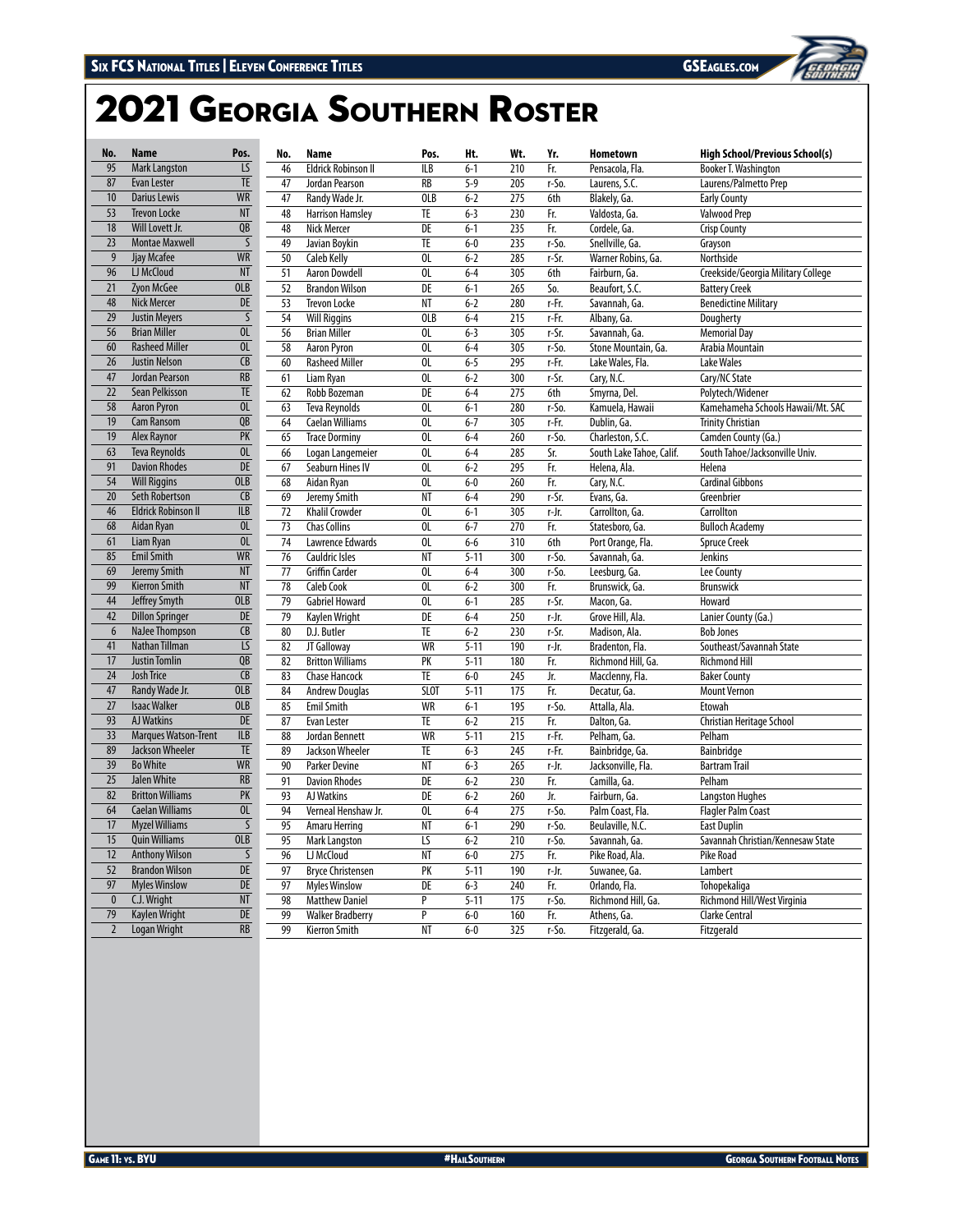# 2021 Georgia Southern Roster

| No. | Name | Pos. |
|---|---|---|
| 95 | Mark Langston | LS |
| 87 | Evan Lester | TE |
| 10 | Darius Lewis | WR |
| 53 | Trevon Locke | NT |
| 18 | Will Lovett Jr. | QB |
| 23 | Montae Maxwell | S |
| 9 | Jjay Mcafee | WR |
| 96 | LJ McCloud | NT |
| 21 | Zyon McGee | OLB |
| 48 | Nick Mercer | DE |
| 29 | Justin Meyers | S |
| 56 | Brian Miller | OL |
| 60 | Rasheed Miller | OL |
| 26 | Justin Nelson | CB |
| 47 | Jordan Pearson | RB |
| 22 | Sean Pelkisson | TE |
| 58 | Aaron Pyron | OL |
| 19 | Cam Ransom | QB |
| 19 | Alex Raynor | PK |
| 63 | Teva Reynolds | OL |
| 91 | Davion Rhodes | DE |
| 54 | Will Riggins | OLB |
| 20 | Seth Robertson | CB |
| 46 | Eldrick Robinson II | ILB |
| 68 | Aidan Ryan | OL |
| 61 | Liam Ryan | OL |
| 85 | Emil Smith | WR |
| 69 | Jeremy Smith | NT |
| 99 | Kierron Smith | NT |
| 44 | Jeffrey Smyth | OLB |
| 42 | Dillon Springer | DE |
| 6 | NaJee Thompson | CB |
| 41 | Nathan Tillman | LS |
| 17 | Justin Tomlin | QB |
| 24 | Josh Trice | CB |
| 47 | Randy Wade Jr. | OLB |
| 27 | Isaac Walker | OLB |
| 93 | AJ Watkins | DE |
| 33 | Marques Watson-Trent | ILB |
| 89 | Jackson Wheeler | TE |
| 39 | Bo White | WR |
| 25 | Jalen White | RB |
| 82 | Britton Williams | PK |
| 64 | Caelan Williams | OL |
| 17 | Myzel Williams | S |
| 15 | Quin Williams | OLB |
| 12 | Anthony Wilson | S |
| 52 | Brandon Wilson | DE |
| 97 | Myles Winslow | DE |
| 0 | C.J. Wright | NT |
| 79 | Kaylen Wright | DE |
| 2 | Logan Wright | RB |

| No. | Name | Pos. | Ht. | Wt. | Yr. | Hometown | High School/Previous School(s) |
|---|---|---|---|---|---|---|---|
| 46 | Eldrick Robinson II | ILB | 6-1 | 210 | Fr. | Pensacola, Fla. | Booker T. Washington |
| 47 | Jordan Pearson | RB | 5-9 | 205 | r-So. | Laurens, S.C. | Laurens/Palmetto Prep |
| 47 | Randy Wade Jr. | OLB | 6-2 | 275 | 6th | Blakely, Ga. | Early County |
| 48 | Harrison Hamsley | TE | 6-3 | 230 | Fr. | Valdosta, Ga. | Valwood Prep |
| 48 | Nick Mercer | DE | 6-1 | 235 | Fr. | Cordele, Ga. | Crisp County |
| 49 | Javian Boykin | TE | 6-0 | 235 | r-So. | Snellville, Ga. | Grayson |
| 50 | Caleb Kelly | OL | 6-2 | 285 | r-Sr. | Warner Robins, Ga. | Northside |
| 51 | Aaron Dowdell | OL | 6-4 | 305 | 6th | Fairburn, Ga. | Creekside/Georgia Military College |
| 52 | Brandon Wilson | DE | 6-1 | 265 | So. | Beaufort, S.C. | Battery Creek |
| 53 | Trevon Locke | NT | 6-2 | 280 | r-Fr. | Savannah, Ga. | Benedictine Military |
| 54 | Will Riggins | OLB | 6-4 | 215 | r-Fr. | Albany, Ga. | Dougherty |
| 56 | Brian Miller | OL | 6-3 | 305 | r-Sr. | Savannah, Ga. | Memorial Day |
| 58 | Aaron Pyron | OL | 6-4 | 305 | r-So. | Stone Mountain, Ga. | Arabia Mountain |
| 60 | Rasheed Miller | OL | 6-5 | 295 | r-Fr. | Lake Wales, Fla. | Lake Wales |
| 61 | Liam Ryan | OL | 6-2 | 300 | r-Sr. | Cary, N.C. | Cary/NC State |
| 62 | Robb Bozeman | DE | 6-4 | 275 | 6th | Smyrna, Del. | Polytech/Widener |
| 63 | Teva Reynolds | OL | 6-1 | 280 | r-So. | Kamuela, Hawaii | Kamehameha Schools Hawaii/Mt. SAC |
| 64 | Caelan Williams | OL | 6-7 | 305 | r-Fr. | Dublin, Ga. | Trinity Christian |
| 65 | Trace Dorminy | OL | 6-4 | 260 | r-So. | Charleston, S.C. | Camden County (Ga.) |
| 66 | Logan Langemeier | OL | 6-4 | 285 | Sr. | South Lake Tahoe, Calif. | South Tahoe/Jacksonville Univ. |
| 67 | Seaburn Hines IV | OL | 6-2 | 295 | Fr. | Helena, Ala. | Helena |
| 68 | Aidan Ryan | OL | 6-0 | 260 | Fr. | Cary, N.C. | Cardinal Gibbons |
| 69 | Jeremy Smith | NT | 6-4 | 290 | r-Sr. | Evans, Ga. | Greenbrier |
| 72 | Khalil Crowder | OL | 6-1 | 305 | r-Jr. | Carrollton, Ga. | Carrollton |
| 73 | Chas Collins | OL | 6-7 | 270 | Fr. | Statesboro, Ga. | Bulloch Academy |
| 74 | Lawrence Edwards | OL | 6-6 | 310 | 6th | Port Orange, Fla. | Spruce Creek |
| 76 | Cauldric Isles | NT | 5-11 | 300 | r-So. | Savannah, Ga. | Jenkins |
| 77 | Griffin Carder | OL | 6-4 | 300 | r-So. | Leesburg, Ga. | Lee County |
| 78 | Caleb Cook | OL | 6-2 | 300 | Fr. | Brunswick, Ga. | Brunswick |
| 79 | Gabriel Howard | OL | 6-1 | 285 | r-Sr. | Macon, Ga. | Howard |
| 79 | Kaylen Wright | DE | 6-4 | 250 | r-Jr. | Grove Hill, Ala. | Lanier County (Ga.) |
| 80 | D.J. Butler | TE | 6-2 | 230 | r-Sr. | Madison, Ala. | Bob Jones |
| 82 | JT Galloway | WR | 5-11 | 190 | r-Jr. | Bradenton, Fla. | Southeast/Savannah State |
| 82 | Britton Williams | PK | 5-11 | 180 | Fr. | Richmond Hill, Ga. | Richmond Hill |
| 83 | Chase Hancock | TE | 6-0 | 245 | Jr. | Macclenny, Fla. | Baker County |
| 84 | Andrew Douglas | SLOT | 5-11 | 175 | Fr. | Decatur, Ga. | Mount Vernon |
| 85 | Emil Smith | WR | 6-1 | 195 | r-So. | Attalla, Ala. | Etowah |
| 87 | Evan Lester | TE | 6-2 | 215 | Fr. | Dalton, Ga. | Christian Heritage School |
| 88 | Jordan Bennett | WR | 5-11 | 215 | r-Fr. | Pelham, Ga. | Pelham |
| 89 | Jackson Wheeler | TE | 6-3 | 245 | r-Fr. | Bainbridge, Ga. | Bainbridge |
| 90 | Parker Devine | NT | 6-3 | 265 | r-Jr. | Jacksonville, Fla. | Bartram Trail |
| 91 | Davion Rhodes | DE | 6-2 | 230 | Fr. | Camilla, Ga. | Pelham |
| 93 | AJ Watkins | DE | 6-2 | 260 | Jr. | Fairburn, Ga. | Langston Hughes |
| 94 | Verneal Henshaw Jr. | OL | 6-4 | 275 | r-So. | Palm Coast, Fla. | Flagler Palm Coast |
| 95 | Amaru Herring | NT | 6-1 | 290 | r-So. | Beulaville, N.C. | East Duplin |
| 95 | Mark Langston | LS | 6-2 | 210 | r-So. | Savannah, Ga. | Savannah Christian/Kennesaw State |
| 96 | LJ McCloud | NT | 6-0 | 275 | Fr. | Pike Road, Ala. | Pike Road |
| 97 | Bryce Christensen | PK | 5-11 | 190 | r-Jr. | Suwanee, Ga. | Lambert |
| 97 | Myles Winslow | DE | 6-3 | 240 | Fr. | Orlando, Fla. | Tohopekaliga |
| 98 | Matthew Daniel | P | 5-11 | 175 | r-So. | Richmond Hill, Ga. | Richmond Hill/West Virginia |
| 99 | Walker Bradberry | P | 6-0 | 160 | Fr. | Athens, Ga. | Clarke Central |
| 99 | Kierron Smith | NT | 6-0 | 325 | r-So. | Fitzgerald, Ga. | Fitzgerald |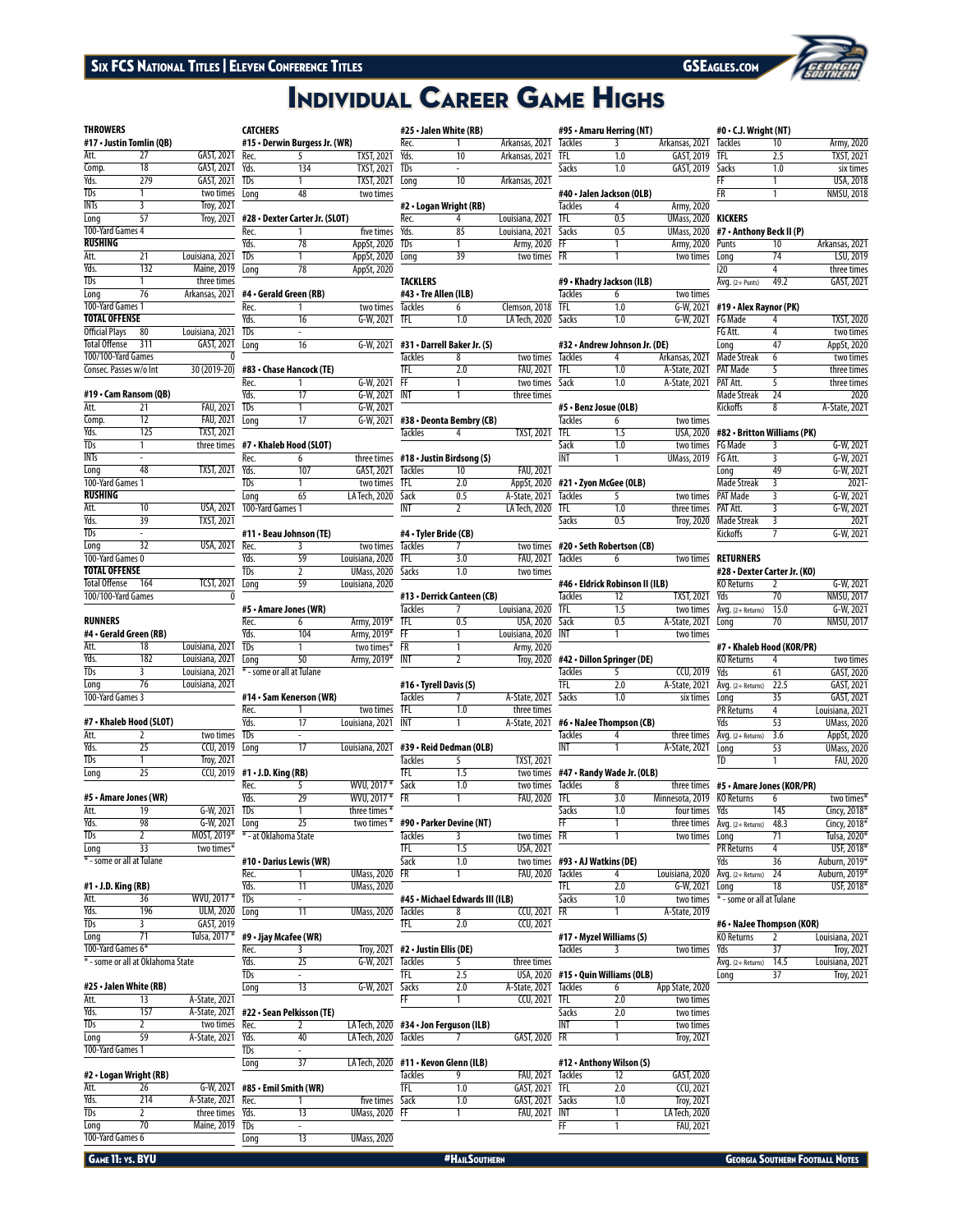# Individual Career Game Highs

## THROWERS

### #17 • Justin Tomlin (QB)

| Stat | Value | Game |
|---|---|---|
| Att. | 27 | GAST, 2021 |
| Comp. | 18 | GAST, 2021 |
| Yds. | 279 | GAST, 2021 |
| TDs | 1 | two times |
| INTs | 3 | Troy, 2021 |
| Long | 57 | Troy, 2021 |
| 100-Yard Games 4 | | |
| **RUSHING** | | |
| Att. | 21 | Louisiana, 2021 |
| Yds. | 132 | Maine, 2019 |
| TDs | 1 | three times |
| Long | 76 | Arkansas, 2021 |
| 100-Yard Games 1 | | |
| **TOTAL OFFENSE** | | |
| Official Plays | 80 | Louisiana, 2021 |
| Total Offense | 311 | GAST, 2021 |
| 100/100-Yard Games | | 0 |
| Consec. Passes w/o Int | | 30 (2019-20) |

### #19 • Cam Ransom (QB)

| Stat | Value | Game |
|---|---|---|
| Att. | 21 | FAU, 2021 |
| Comp. | 12 | FAU, 2021 |
| Yds. | 125 | TXST, 2021 |
| TDs | 1 | three times |
| INTs | - | |
| Long | 48 | TXST, 2021 |
| 100-Yard Games 1 | | |
| **RUSHING** | | |
| Att. | 10 | USA, 2021 |
| Yds. | 39 | TXST, 2021 |
| TDs | - | |
| Long | 32 | USA, 2021 |
| 100-Yard Games 0 | | |
| **TOTAL OFFENSE** | | |
| Total Offense | 164 | TCST, 2021 |
| 100/100-Yard Games | | 0 |

## RUNNERS

### #4 • Gerald Green (RB)

| Stat | Value | Game |
|---|---|---|
| Att. | 18 | Louisiana, 2021 |
| Yds. | 182 | Louisiana, 2021 |
| TDs | 3 | Louisiana, 2021 |
| Long | 76 | Louisiana, 2021 |
| 100-Yard Games 3 | | |

### #7 • Khaleb Hood (SLOT)

| Stat | Value | Game |
|---|---|---|
| Att. | 2 | two times |
| Yds. | 25 | CCU, 2019 |
| TDs | 1 | Troy, 2021 |
| Long | 25 | CCU, 2019 |

### #5 • Amare Jones (WR)

| Stat | Value | Game |
|---|---|---|
| Att. | 19 | G-W, 2021 |
| Yds. | 98 | G-W, 2021 |
| TDs | 2 | MOST, 2019* |
| Long | 33 | two times* |

\* - some or all at Tulane

### #1 • J.D. King (RB)

| Stat | Value | Game |
|---|---|---|
| Att. | 36 | WVU, 2017 * |
| Yds. | 196 | ULM, 2020 |
| TDs | 3 | GAST, 2019 |
| Long | 71 | Tulsa, 2017 * |
| 100-Yard Games 6* | | |

\* - some or all at Oklahoma State

### #25 • Jalen White (RB)

| Stat | Value | Game |
|---|---|---|
| Att. | 13 | A-State, 2021 |
| Yds. | 157 | A-State, 2021 |
| TDs | 2 | two times |
| Long | 59 | A-State, 2021 |
| 100-Yard Games 1 | | |

### #2 • Logan Wright (RB)

| Stat | Value | Game |
|---|---|---|
| Att. | 26 | G-W, 2021 |
| Yds. | 214 | A-State, 2021 |
| TDs | 2 | three times |
| Long | 70 | Maine, 2019 |
| 100-Yard Games 6 | | |

## CATCHERS

### #15 • Derwin Burgess Jr. (WR)

| Stat | Value | Game |
|---|---|---|
| Rec. | 5 | TXST, 2021 |
| Yds. | 134 | TXST, 2021 |
| TDs | 1 | TXST, 2021 |
| Long | 48 | two times |

### #28 • Dexter Carter Jr. (SLOT)

| Stat | Value | Game |
|---|---|---|
| Rec. | 1 | five times |
| Yds. | 78 | AppSt, 2020 |
| TDs | 1 | AppSt, 2020 |
| Long | 78 | AppSt, 2020 |

### #4 • Gerald Green (RB)

| Stat | Value | Game |
|---|---|---|
| Rec. | 1 | two times |
| Yds. | 16 | G-W, 2021 |
| TDs | - | |
| Long | 16 | G-W, 2021 |

### #83 • Chase Hancock (TE)

| Stat | Value | Game |
|---|---|---|
| Rec. | 1 | G-W, 2021 |
| Yds. | 17 | G-W, 2021 |
| TDs | 1 | G-W, 2021 |
| Long | 17 | G-W, 2021 |

### #7 • Khaleb Hood (SLOT)

| Stat | Value | Game |
|---|---|---|
| Rec. | 6 | three times |
| Yds. | 107 | GAST, 2021 |
| TDs | 1 | two times |
| Long | 65 | LA Tech, 2020 |
| 100-Yard Games 1 | | |

### #11 • Beau Johnson (TE)

| Stat | Value | Game |
|---|---|---|
| Rec. | 3 | two times |
| Yds. | 59 | Louisiana, 2020 |
| TDs | 2 | UMass, 2020 |
| Long | 59 | Louisiana, 2020 |

### #5 • Amare Jones (WR)

| Stat | Value | Game |
|---|---|---|
| Rec. | 6 | Army, 2019* |
| Yds. | 104 | Army, 2019* |
| TDs | 1 | two times* |
| Long | 50 | Army, 2019* |

\* - some or all at Tulane

### #14 • Sam Kenerson (WR)

| Stat | Value | Game |
|---|---|---|
| Rec. | 1 | two times |
| Yds. | 17 | Louisiana, 2021 |
| TDs | - | |
| Long | 17 | Louisiana, 2021 |

### #1 • J.D. King (RB)

| Stat | Value | Game |
|---|---|---|
| Rec. | 5 | WVU, 2017 * |
| Yds. | 29 | WVU, 2017 * |
| TDs | 1 | three times * |
| Long | 25 | two times * |

\* - at Oklahoma State

### #10 • Darius Lewis (WR)

| Stat | Value | Game |
|---|---|---|
| Rec. | 1 | UMass, 2020 |
| Yds. | 11 | UMass, 2020 |
| TDs | - | |
| Long | 11 | UMass, 2020 |

### #9 • Jjay Mcafee (WR)

| Stat | Value | Game |
|---|---|---|
| Rec. | 3 | Troy, 2021 |
| Yds. | 25 | G-W, 2021 |
| TDs | - | |
| Long | 13 | G-W, 2021 |

### #22 • Sean Pelkisson (TE)

| Stat | Value | Game |
|---|---|---|
| Rec. | 2 | LA Tech, 2020 |
| Yds. | 40 | LA Tech, 2020 |
| TDs | - | |
| Long | 37 | LA Tech, 2020 |

### #85 • Emil Smith (WR)

| Stat | Value | Game |
|---|---|---|
| Rec. | 1 | five times |
| Yds. | 13 | UMass, 2020 |
| TDs | - | |
| Long | 13 | UMass, 2020 |

### #25 • Jalen White (RB)

| Stat | Value | Game |
|---|---|---|
| Rec. | 1 | Arkansas, 2021 |
| Yds. | 10 | Arkansas, 2021 |
| TDs | - | |
| Long | 10 | Arkansas, 2021 |

### #2 • Logan Wright (RB)

| Stat | Value | Game |
|---|---|---|
| Rec. | 4 | Louisiana, 2021 |
| Yds. | 85 | Louisiana, 2021 |
| TDs | 1 | Army, 2020 |
| Long | 39 | two times |

## TACKLERS

### #43 • Tre Allen (ILB)

| Stat | Value | Game |
|---|---|---|
| Tackles | 6 | Clemson, 2018 |
| TFL | 1.0 | LA Tech, 2020 |

### #31 • Darrell Baker Jr. (S)

| Stat | Value | Game |
|---|---|---|
| Tackles | 8 | two times |
| TFL | 2.0 | FAU, 2021 |
| FF | 1 | two times |
| INT | 1 | three times |

### #38 • Deonta Bembry (CB)

| Stat | Value | Game |
|---|---|---|
| Tackles | 4 | TXST, 2021 |

### #18 • Justin Birdsong (S)

| Stat | Value | Game |
|---|---|---|
| Tackles | 10 | FAU, 2021 |
| TFL | 2.0 | AppSt, 2020 |
| Sack | 0.5 | A-State, 2021 |
| INT | 2 | LA Tech, 2020 |

### #4 • Tyler Bride (CB)

| Stat | Value | Game |
|---|---|---|
| Tackles | 7 | two times |
| TFL | 3.0 | FAU, 2021 |
| Sacks | 1.0 | two times |

### #13 • Derrick Canteen (CB)

| Stat | Value | Game |
|---|---|---|
| Tackles | 7 | Louisiana, 2020 |
| TFL | 0.5 | USA, 2020 |
| FF | 1 | Louisiana, 2020 |
| FR | 1 | Army, 2020 |
| INT | 2 | Troy, 2020 |

### #16 • Tyrell Davis (S)

| Stat | Value | Game |
|---|---|---|
| Tackles | 7 | A-State, 2021 |
| TFL | 1.0 | three times |
| INT | 1 | A-State, 2021 |

### #39 • Reid Dedman (OLB)

| Stat | Value | Game |
|---|---|---|
| Tackles | 5 | TXST, 2021 |
| TFL | 1.5 | two times |
| Sack | 1.0 | two times |
| FR | 1 | FAU, 2020 |

### #90 • Parker Devine (NT)

| Stat | Value | Game |
|---|---|---|
| Tackles | 3 | two times |
| TFL | 1.5 | USA, 2021 |
| Sack | 1.0 | two times |
| FR | 1 | FAU, 2020 |

### #45 • Michael Edwards III (ILB)

| Stat | Value | Game |
|---|---|---|
| Tackles | 8 | CCU, 2021 |
| TFL | 2.0 | CCU, 2021 |

### #2 • Justin Ellis (DE)

| Stat | Value | Game |
|---|---|---|
| Tackles | 5 | three times |
| TFL | 2.5 | USA, 2020 |
| Sacks | 2.0 | A-State, 2021 |
| FF | 1 | CCU, 2021 |

### #34 • Jon Ferguson (ILB)

| Stat | Value | Game |
|---|---|---|
| Tackles | 7 | GAST, 2020 |

### #11 • Kevon Glenn (ILB)

| Stat | Value | Game |
|---|---|---|
| Tackles | 9 | FAU, 2021 |
| TFL | 1.0 | GAST, 2021 |
| Sack | 1.0 | GAST, 2021 |
| FF | 1 | FAU, 2021 |

### #95 • Amaru Herring (NT)

| Stat | Value | Game |
|---|---|---|
| Tackles | 3 | Arkansas, 2021 |
| TFL | 1.0 | GAST, 2019 |
| Sacks | 1.0 | GAST, 2019 |

### #40 • Jalen Jackson (OLB)

| Stat | Value | Game |
|---|---|---|
| Tackles | 4 | Army, 2020 |
| TFL | 0.5 | UMass, 2020 |
| Sacks | 0.5 | UMass, 2020 |
| FF | 1 | Army, 2020 |
| FR | 1 | two times |

### #9 • Khadry Jackson (ILB)

| Stat | Value | Game |
|---|---|---|
| Tackles | 6 | two times |
| TFL | 1.0 | G-W, 2021 |
| Sacks | 1.0 | G-W, 2021 |

### #32 • Andrew Johnson Jr. (DE)

| Stat | Value | Game |
|---|---|---|
| Tackles | 4 | Arkansas, 2021 |
| TFL | 1.0 | A-State, 2021 |
| Sack | 1.0 | A-State, 2021 |

### #5 • Benz Josue (OLB)

| Stat | Value | Game |
|---|---|---|
| Tackles | 6 | two times |
| TFL | 1.5 | USA, 2020 |
| Sack | 1.0 | two times |
| INT | 1 | UMass, 2019 |

### #21 • Zyon McGee (OLB)

| Stat | Value | Game |
|---|---|---|
| Tackles | 5 | two times |
| TFL | 1.0 | three times |
| Sacks | 0.5 | Troy, 2020 |

### #20 • Seth Robertson (CB)

| Stat | Value | Game |
|---|---|---|
| Tackles | 6 | two times |

### #46 • Eldrick Robinson II (ILB)

| Stat | Value | Game |
|---|---|---|
| Tackles | 12 | TXST, 2021 |
| TFL | 1.5 | two times |
| Sack | 0.5 | A-State, 2021 |
| INT | 1 | two times |

### #42 • Dillon Springer (DE)

| Stat | Value | Game |
|---|---|---|
| Tackles | 5 | CCU, 2019 |
| TFL | 2.0 | A-State, 2021 |
| Sacks | 1.0 | six times |

### #6 • NaJee Thompson (CB)

| Stat | Value | Game |
|---|---|---|
| Tackles | 4 | three times |
| INT | 1 | A-State, 2021 |

### #47 • Randy Wade Jr. (OLB)

| Stat | Value | Game |
|---|---|---|
| Tackles | 8 | three times |
| TFL | 3.0 | Minnesota, 2019 |
| Sacks | 1.0 | four times |
| FF | 1 | three times |
| FR | 1 | two times |

### #93 • AJ Watkins (DE)

| Stat | Value | Game |
|---|---|---|
| Tackles | 4 | Louisiana, 2020 |
| TFL | 2.0 | G-W, 2021 |
| Sacks | 1.0 | two times |
| FR | 1 | A-State, 2019 |

### #17 • Myzel Williams (S)

| Stat | Value | Game |
|---|---|---|
| Tackles | 3 | two times |

### #15 • Quin Williams (OLB)

| Stat | Value | Game |
|---|---|---|
| Tackles | 6 | App State, 2020 |
| TFL | 2.0 | two times |
| Sacks | 2.0 | two times |
| INT | 1 | two times |
| FR | 1 | Troy, 2021 |

### #12 • Anthony Wilson (S)

| Stat | Value | Game |
|---|---|---|
| Tackles | 12 | GAST, 2020 |
| TFL | 2.0 | CCU, 2021 |
| Sacks | 1.0 | Troy, 2021 |
| INT | 1 | LA Tech, 2020 |
| FF | 1 | FAU, 2021 |

### #0 • C.J. Wright (NT)

| Stat | Value | Game |
|---|---|---|
| Tackles | 10 | Army, 2020 |
| TFL | 2.5 | TXST, 2021 |
| Sacks | 1.0 | six times |
| FF | 1 | USA, 2018 |
| FR | 1 | NMSU, 2018 |

## KICKERS

### #7 • Anthony Beck II (P)

| Stat | Value | Game |
|---|---|---|
| Punts | 10 | Arkansas, 2021 |
| Long | 74 | LSU, 2019 |
| I20 | 4 | three times |
| Avg. (2+ Punts) | 49.2 | GAST, 2021 |

### #19 • Alex Raynor (PK)

| Stat | Value | Game |
|---|---|---|
| FG Made | 4 | TXST, 2020 |
| FG Att. | 4 | two times |
| Long | 47 | AppSt, 2020 |
| Made Streak | 6 | two times |
| PAT Made | 5 | three times |
| PAT Att. | 5 | three times |
| Made Streak | 24 | 2020 |
| Kickoffs | 8 | A-State, 2021 |

### #82 • Britton Williams (PK)

| Stat | Value | Game |
|---|---|---|
| FG Made | 3 | G-W, 2021 |
| FG Att. | 3 | G-W, 2021 |
| Long | 49 | G-W, 2021 |
| Made Streak | 3 | 2021- |
| PAT Made | 3 | G-W, 2021 |
| PAT Att. | 3 | G-W, 2021 |
| Made Streak | 3 | 2021 |
| Kickoffs | 7 | G-W, 2021 |

## RETURNERS

### #28 • Dexter Carter Jr. (KO)

| Stat | Value | Game |
|---|---|---|
| KO Returns | 2 | G-W, 2021 |
| Yds | 70 | NMSU, 2017 |
| Avg. (2+ Returns) | 15.0 | G-W, 2021 |
| Long | 70 | NMSU, 2017 |

### #7 • Khaleb Hood (KOR/PR)

| Stat | Value | Game |
|---|---|---|
| KO Returns | 4 | two times |
| Yds | 61 | GAST, 2020 |
| Avg. (2+ Returns) | 22.5 | GAST, 2021 |
| Long | 35 | GAST, 2021 |
| PR Returns | 4 | Louisiana, 2021 |
| Yds | 53 | UMass, 2020 |
| Avg. (2+ Returns) | 3.6 | AppSt, 2020 |
| Long | 53 | UMass, 2020 |
| TD | 1 | FAU, 2020 |

### #5 • Amare Jones (KOR/PR)

| Stat | Value | Game |
|---|---|---|
| KO Returns | 6 | two times* |
| Yds | 145 | Cincy, 2018* |
| Avg. (2+ Returns) | 48.3 | Cincy, 2018* |
| Long | 71 | Tulsa, 2020* |
| PR Returns | 4 | USF, 2018* |
| Yds | 36 | Auburn, 2019* |
| Avg. (2+ Returns) | 24 | Auburn, 2019* |
| Long | 18 | USF, 2018* |

\* - some or all at Tulane

### #6 • NaJee Thompson (KOR)

| Stat | Value | Game |
|---|---|---|
| KO Returns | 2 | Louisiana, 2021 |
| Yds | 37 | Troy, 2021 |
| Avg. (2+ Returns) | 14.5 | Louisiana, 2021 |
| Long | 37 | Troy, 2021 |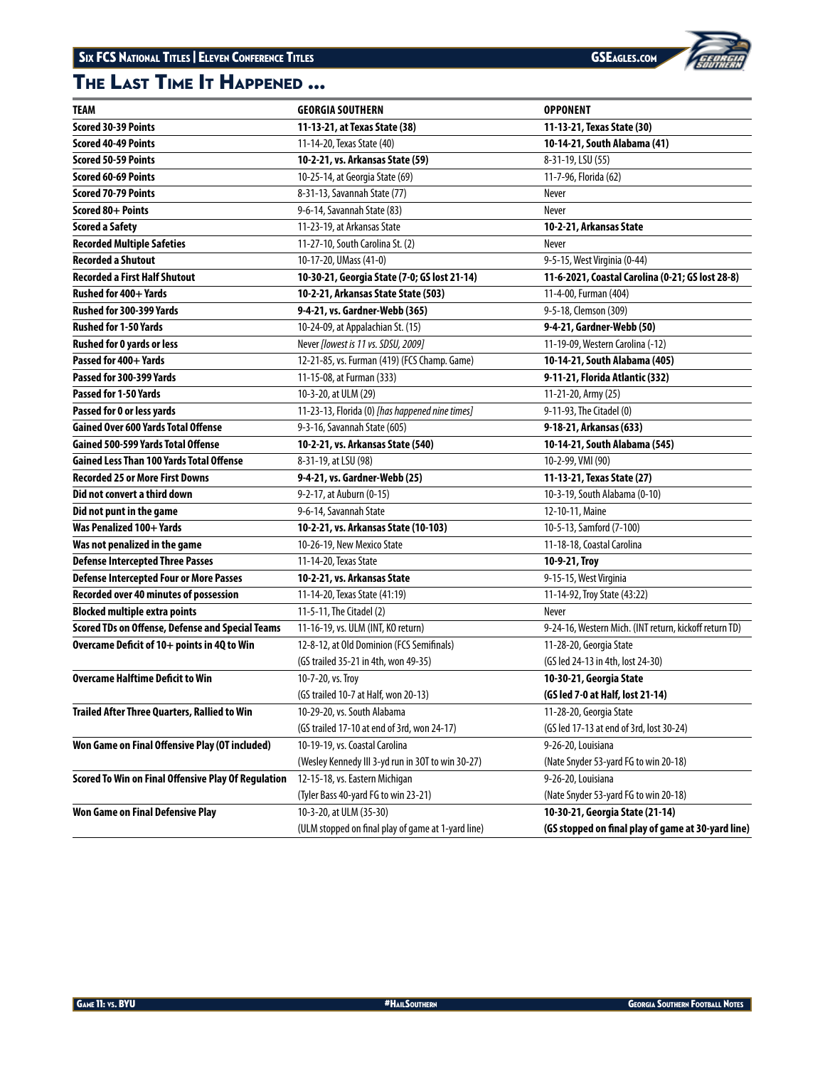## The Last Time It Happened ...

| TEAM | GEORGIA SOUTHERN | OPPONENT |
|---|---|---|
| **Scored 30-39 Points** | **11-13-21, at Texas State (38)** | **11-13-21, Texas State (30)** |
| **Scored 40-49 Points** | 11-14-20, Texas State (40) | **10-14-21, South Alabama (41)** |
| **Scored 50-59 Points** | **10-2-21, vs. Arkansas State (59)** | 8-31-19, LSU (55) |
| **Scored 60-69 Points** | 10-25-14, at Georgia State (69) | 11-7-96, Florida (62) |
| **Scored 70-79 Points** | 8-31-13, Savannah State (77) | Never |
| **Scored 80+ Points** | 9-6-14, Savannah State (83) | Never |
| **Scored a Safety** | 11-23-19, at Arkansas State | **10-2-21, Arkansas State** |
| **Recorded Multiple Safeties** | 11-27-10, South Carolina St. (2) | Never |
| **Recorded a Shutout** | 10-17-20, UMass (41-0) | 9-5-15, West Virginia (0-44) |
| **Recorded a First Half Shutout** | **10-30-21, Georgia State (7-0; GS lost 21-14)** | **11-6-2021, Coastal Carolina (0-21; GS lost 28-8)** |
| **Rushed for 400+ Yards** | **10-2-21, Arkansas State State (503)** | 11-4-00, Furman (404) |
| **Rushed for 300-399 Yards** | **9-4-21, vs. Gardner-Webb (365)** | 9-5-18, Clemson (309) |
| **Rushed for 1-50 Yards** | 10-24-09, at Appalachian St. (15) | **9-4-21, Gardner-Webb (50)** |
| **Rushed for 0 yards or less** | Never *[lowest is 11 vs. SDSU, 2009]* | 11-19-09, Western Carolina (-12) |
| **Passed for 400+ Yards** | 12-21-85, vs. Furman (419) (FCS Champ. Game) | **10-14-21, South Alabama (405)** |
| **Passed for 300-399 Yards** | 11-15-08, at Furman (333) | **9-11-21, Florida Atlantic (332)** |
| **Passed for 1-50 Yards** | 10-3-20, at ULM (29) | 11-21-20, Army (25) |
| **Passed for 0 or less yards** | 11-23-13, Florida (0) *[has happened nine times]* | 9-11-93, The Citadel (0) |
| **Gained Over 600 Yards Total Offense** | 9-3-16, Savannah State (605) | **9-18-21, Arkansas (633)** |
| **Gained 500-599 Yards Total Offense** | **10-2-21, vs. Arkansas State (540)** | **10-14-21, South Alabama (545)** |
| **Gained Less Than 100 Yards Total Offense** | 8-31-19, at LSU (98) | 10-2-99, VMI (90) |
| **Recorded 25 or More First Downs** | **9-4-21, vs. Gardner-Webb (25)** | **11-13-21, Texas State (27)** |
| **Did not convert a third down** | 9-2-17, at Auburn (0-15) | 10-3-19, South Alabama (0-10) |
| **Did not punt in the game** | 9-6-14, Savannah State | 12-10-11, Maine |
| **Was Penalized 100+ Yards** | **10-2-21, vs. Arkansas State (10-103)** | 10-5-13, Samford (7-100) |
| **Was not penalized in the game** | 10-26-19, New Mexico State | 11-18-18, Coastal Carolina |
| **Defense Intercepted Three Passes** | 11-14-20, Texas State | **10-9-21, Troy** |
| **Defense Intercepted Four or More Passes** | **10-2-21, vs. Arkansas State** | 9-15-15, West Virginia |
| **Recorded over 40 minutes of possession** | 11-14-20, Texas State (41:19) | 11-14-92, Troy State (43:22) |
| **Blocked multiple extra points** | 11-5-11, The Citadel (2) | Never |
| **Scored TDs on Offense, Defense and Special Teams** | 11-16-19, vs. ULM (INT, KO return) | 9-24-16, Western Mich. (INT return, kickoff return TD) |
| **Overcame Deficit of 10+ points in 4Q to Win** | 12-8-12, at Old Dominion (FCS Semifinals) (GS trailed 35-21 in 4th, won 49-35) | 11-28-20, Georgia State (GS led 24-13 in 4th, lost 24-30) |
| **Overcame Halftime Deficit to Win** | 10-7-20, vs. Troy (GS trailed 10-7 at Half, won 20-13) | **10-30-21, Georgia State (GS led 7-0 at Half, lost 21-14)** |
| **Trailed After Three Quarters, Rallied to Win** | 10-29-20, vs. South Alabama (GS trailed 17-10 at end of 3rd, won 24-17) | 11-28-20, Georgia State (GS led 17-13 at end of 3rd, lost 30-24) |
| **Won Game on Final Offensive Play (OT included)** | 10-19-19, vs. Coastal Carolina (Wesley Kennedy III 3-yd run in 3OT to win 30-27) | 9-26-20, Louisiana (Nate Snyder 53-yard FG to win 20-18) |
| **Scored To Win on Final Offensive Play Of Regulation** | 12-15-18, vs. Eastern Michigan (Tyler Bass 40-yard FG to win 23-21) | 9-26-20, Louisiana (Nate Snyder 53-yard FG to win 20-18) |
| **Won Game on Final Defensive Play** | 10-3-20, at ULM (35-30) (ULM stopped on final play of game at 1-yard line) | **10-30-21, Georgia State (21-14) (GS stopped on final play of game at 30-yard line)** |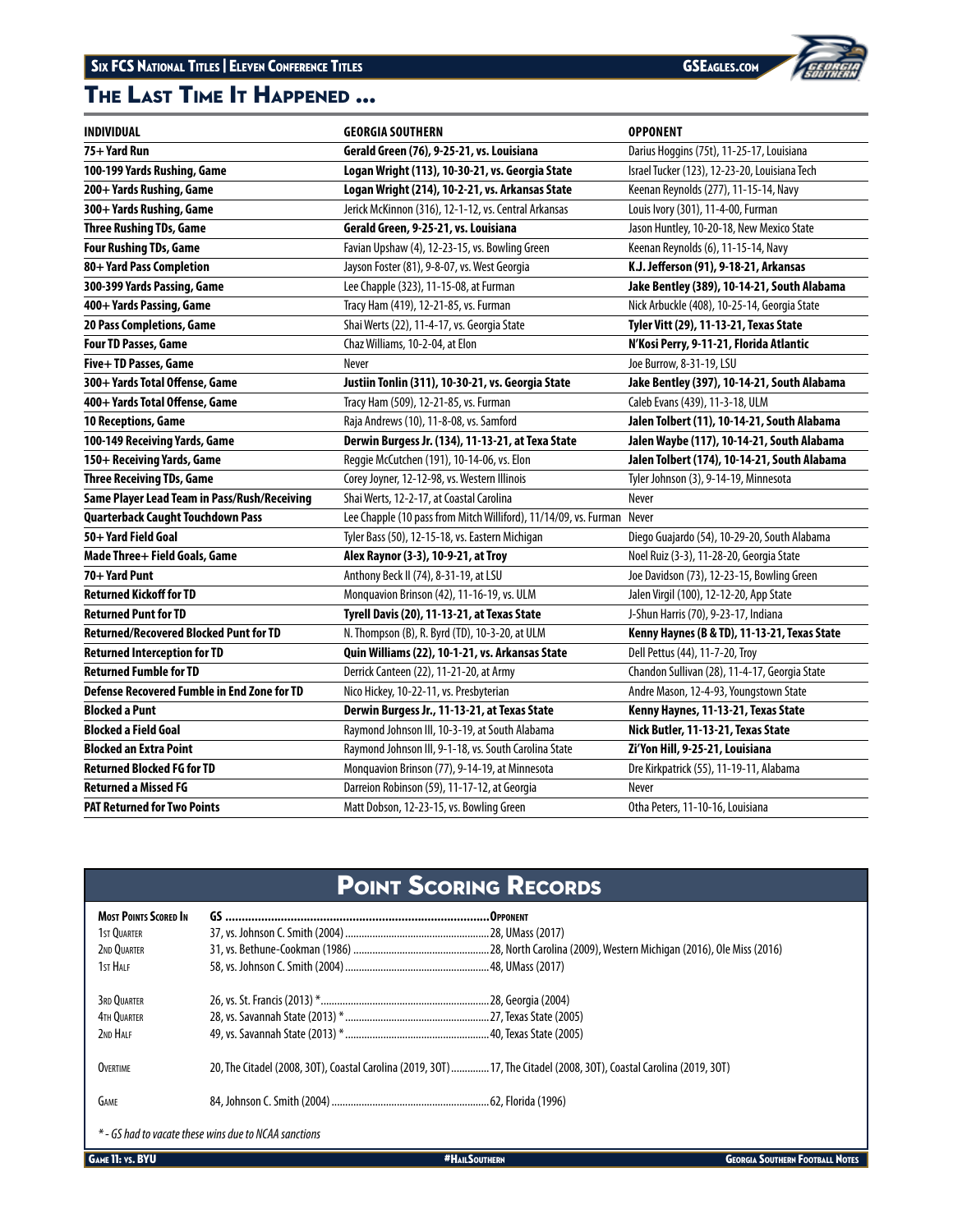## The Last Time It Happened ...

| INDIVIDUAL | GEORGIA SOUTHERN | OPPONENT |
|---|---|---|
| 75+ Yard Run | **Gerald Green (76), 9-25-21, vs. Louisiana** | Darius Hoggins (75t), 11-25-17, Louisiana |
| 100-199 Yards Rushing, Game | **Logan Wright (113), 10-30-21, vs. Georgia State** | Israel Tucker (123), 12-23-20, Louisiana Tech |
| 200+ Yards Rushing, Game | **Logan Wright (214), 10-2-21, vs. Arkansas State** | Keenan Reynolds (277), 11-15-14, Navy |
| 300+ Yards Rushing, Game | Jerick McKinnon (316), 12-1-12, vs. Central Arkansas | Louis Ivory (301), 11-4-00, Furman |
| Three Rushing TDs, Game | **Gerald Green, 9-25-21, vs. Louisiana** | Jason Huntley, 10-20-18, New Mexico State |
| Four Rushing TDs, Game | Favian Upshaw (4), 12-23-15, vs. Bowling Green | Keenan Reynolds (6), 11-15-14, Navy |
| 80+ Yard Pass Completion | Jayson Foster (81), 9-8-07, vs. West Georgia | **K.J. Jefferson (91), 9-18-21, Arkansas** |
| 300-399 Yards Passing, Game | Lee Chapple (323), 11-15-08, at Furman | **Jake Bentley (389), 10-14-21, South Alabama** |
| 400+ Yards Passing, Game | Tracy Ham (419), 12-21-85, vs. Furman | Nick Arbuckle (408), 10-25-14, Georgia State |
| 20 Pass Completions, Game | Shai Werts (22), 11-4-17, vs. Georgia State | **Tyler Vitt (29), 11-13-21, Texas State** |
| Four TD Passes, Game | Chaz Williams, 10-2-04, at Elon | **N'Kosi Perry, 9-11-21, Florida Atlantic** |
| Five+ TD Passes, Game | Never | Joe Burrow, 8-31-19, LSU |
| 300+ Yards Total Offense, Game | **Justiin Tonlin (311), 10-30-21, vs. Georgia State** | **Jake Bentley (397), 10-14-21, South Alabama** |
| 400+ Yards Total Offense, Game | Tracy Ham (509), 12-21-85, vs. Furman | Caleb Evans (439), 11-3-18, ULM |
| 10 Receptions, Game | Raja Andrews (10), 11-8-08, vs. Samford | **Jalen Tolbert (11), 10-14-21, South Alabama** |
| 100-149 Receiving Yards, Game | **Derwin Burgess Jr. (134), 11-13-21, at Texa State** | **Jalen Waybe (117), 10-14-21, South Alabama** |
| 150+ Receiving Yards, Game | Reggie McCutchen (191), 10-14-06, vs. Elon | **Jalen Tolbert (174), 10-14-21, South Alabama** |
| Three Receiving TDs, Game | Corey Joyner, 12-12-98, vs. Western Illinois | Tyler Johnson (3), 9-14-19, Minnesota |
| Same Player Lead Team in Pass/Rush/Receiving | Shai Werts, 12-2-17, at Coastal Carolina | Never |
| Quarterback Caught Touchdown Pass | Lee Chapple (10 pass from Mitch Williford), 11/14/09, vs. Furman | Never |
| 50+ Yard Field Goal | Tyler Bass (50), 12-15-18, vs. Eastern Michigan | Diego Guajardo (54), 10-29-20, South Alabama |
| Made Three+ Field Goals, Game | **Alex Raynor (3-3), 10-9-21, at Troy** | Noel Ruiz (3-3), 11-28-20, Georgia State |
| 70+ Yard Punt | Anthony Beck II (74), 8-31-19, at LSU | Joe Davidson (73), 12-23-15, Bowling Green |
| Returned Kickoff for TD | Monquavion Brinson (42), 11-16-19, vs. ULM | Jalen Virgil (100), 12-12-20, App State |
| Returned Punt for TD | **Tyrell Davis (20), 11-13-21, at Texas State** | J-Shun Harris (70), 9-23-17, Indiana |
| Returned/Recovered Blocked Punt for TD | N. Thompson (B), R. Byrd (TD), 10-3-20, at ULM | **Kenny Haynes (B & TD), 11-13-21, Texas State** |
| Returned Interception for TD | **Quin Williams (22), 10-1-21, vs. Arkansas State** | Dell Pettus (44), 11-7-20, Troy |
| Returned Fumble for TD | Derrick Canteen (22), 11-21-20, at Army | Chandon Sullivan (28), 11-4-17, Georgia State |
| Defense Recovered Fumble in End Zone for TD | Nico Hickey, 10-22-11, vs. Presbyterian | Andre Mason, 12-4-93, Youngstown State |
| Blocked a Punt | **Derwin Burgess Jr., 11-13-21, at Texas State** | **Kenny Haynes, 11-13-21, Texas State** |
| Blocked a Field Goal | Raymond Johnson III, 10-3-19, at South Alabama | **Nick Butler, 11-13-21, Texas State** |
| Blocked an Extra Point | Raymond Johnson III, 9-1-18, vs. South Carolina State | **Zi'Yon Hill, 9-25-21, Louisiana** |
| Returned Blocked FG for TD | Monquavion Brinson (77), 9-14-19, at Minnesota | Dre Kirkpatrick (55), 11-19-11, Alabama |
| Returned a Missed FG | Darreion Robinson (59), 11-17-12, at Georgia | Never |
| PAT Returned for Two Points | Matt Dobson, 12-23-15, vs. Bowling Green | Otha Peters, 11-10-16, Louisiana |

## Point Scoring Records

| Most Points Scored In | GS | Opponent |
|---|---|---|
| 1st Quarter | 37, vs. Johnson C. Smith (2004) | 28, UMass (2017) |
| 2nd Quarter | 31, vs. Bethune-Cookman (1986) | 28, North Carolina (2009), Western Michigan (2016), Ole Miss (2016) |
| 1st Half | 58, vs. Johnson C. Smith (2004) | 48, UMass (2017) |
| 3rd Quarter | 26, vs. St. Francis (2013) * | 28, Georgia (2004) |
| 4th Quarter | 28, vs. Savannah State (2013) * | 27, Texas State (2005) |
| 2nd Half | 49, vs. Savannah State (2013) * | 40, Texas State (2005) |
| Overtime | 20, The Citadel (2008, 3OT), Coastal Carolina (2019, 3OT) | 17, The Citadel (2008, 3OT), Coastal Carolina (2019, 3OT) |
| Game | 84, Johnson C. Smith (2004) | 62, Florida (1996) |

*\* - GS had to vacate these wins due to NCAA sanctions*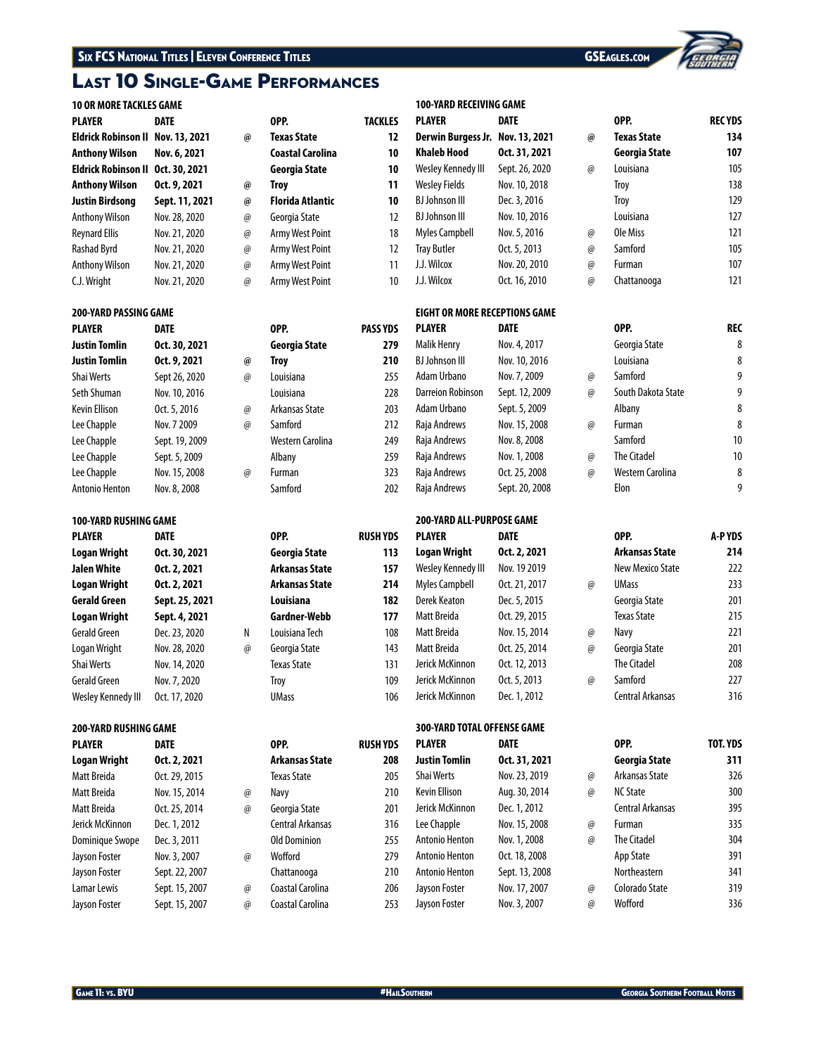# Last 10 Single-Game Performances

### 10 OR MORE TACKLES GAME

| PLAYER | DATE | | OPP. | TACKLES |
|---|---|---|---|---|
| **Eldrick Robinson II** | **Nov. 13, 2021** | @ | **Texas State** | **12** |
| **Anthony Wilson** | **Nov. 6, 2021** | | **Coastal Carolina** | **10** |
| **Eldrick Robinson II** | **Oct. 30, 2021** | | **Georgia State** | **10** |
| **Anthony Wilson** | **Oct. 9, 2021** | @ | **Troy** | **11** |
| **Justin Birdsong** | **Sept. 11, 2021** | @ | **Florida Atlantic** | **10** |
| Anthony Wilson | Nov. 28, 2020 | @ | Georgia State | 12 |
| Reynard Ellis | Nov. 21, 2020 | @ | Army West Point | 18 |
| Rashad Byrd | Nov. 21, 2020 | @ | Army West Point | 12 |
| Anthony Wilson | Nov. 21, 2020 | @ | Army West Point | 11 |
| C.J. Wright | Nov. 21, 2020 | @ | Army West Point | 10 |

### 200-YARD PASSING GAME

| PLAYER | DATE | | OPP. | PASS YDS |
|---|---|---|---|---|
| **Justin Tomlin** | **Oct. 30, 2021** | | **Georgia State** | **279** |
| **Justin Tomlin** | **Oct. 9, 2021** | @ | **Troy** | **210** |
| Shai Werts | Sept 26, 2020 | @ | Louisiana | 255 |
| Seth Shuman | Nov. 10, 2016 | | Louisiana | 228 |
| Kevin Ellison | Oct. 5, 2016 | @ | Arkansas State | 203 |
| Lee Chapple | Nov. 7 2009 | @ | Samford | 212 |
| Lee Chapple | Sept. 19, 2009 | | Western Carolina | 249 |
| Lee Chapple | Sept. 5, 2009 | | Albany | 259 |
| Lee Chapple | Nov. 15, 2008 | @ | Furman | 323 |
| Antonio Henton | Nov. 8, 2008 | | Samford | 202 |

### 100-YARD RUSHING GAME

| PLAYER | DATE | | OPP. | RUSH YDS |
|---|---|---|---|---|
| **Logan Wright** | **Oct. 30, 2021** | | **Georgia State** | **113** |
| **Jalen White** | **Oct. 2, 2021** | | **Arkansas State** | **157** |
| **Logan Wright** | **Oct. 2, 2021** | | **Arkansas State** | **214** |
| **Gerald Green** | **Sept. 25, 2021** | | **Louisiana** | **182** |
| **Logan Wright** | **Sept. 4, 2021** | | **Gardner-Webb** | **177** |
| Gerald Green | Dec. 23, 2020 | N | Louisiana Tech | 108 |
| Logan Wright | Nov. 28, 2020 | @ | Georgia State | 143 |
| Shai Werts | Nov. 14, 2020 | | Texas State | 131 |
| Gerald Green | Nov. 7, 2020 | | Troy | 109 |
| Wesley Kennedy III | Oct. 17, 2020 | | UMass | 106 |

### 200-YARD RUSHING GAME

| PLAYER | DATE | | OPP. | RUSH YDS |
|---|---|---|---|---|
| **Logan Wright** | **Oct. 2, 2021** | | **Arkansas State** | **208** |
| Matt Breida | Oct. 29, 2015 | | Texas State | 205 |
| Matt Breida | Nov. 15, 2014 | @ | Navy | 210 |
| Matt Breida | Oct. 25, 2014 | @ | Georgia State | 201 |
| Jerick McKinnon | Dec. 1, 2012 | | Central Arkansas | 316 |
| Dominique Swope | Dec. 3, 2011 | | Old Dominion | 255 |
| Jayson Foster | Nov. 3, 2007 | @ | Wofford | 279 |
| Jayson Foster | Sept. 22, 2007 | | Chattanooga | 210 |
| Lamar Lewis | Sept. 15, 2007 | @ | Coastal Carolina | 206 |
| Jayson Foster | Sept. 15, 2007 | @ | Coastal Carolina | 253 |

### 100-YARD RECEIVING GAME

| PLAYER | DATE | | OPP. | REC YDS |
|---|---|---|---|---|
| **Derwin Burgess Jr.** | **Nov. 13, 2021** | @ | **Texas State** | **134** |
| **Khaleb Hood** | **Oct. 31, 2021** | | **Georgia State** | **107** |
| Wesley Kennedy III | Sept. 26, 2020 | @ | Louisiana | 105 |
| Wesley Fields | Nov. 10, 2018 | | Troy | 138 |
| BJ Johnson III | Dec. 3, 2016 | | Troy | 129 |
| BJ Johnson III | Nov. 10, 2016 | | Louisiana | 127 |
| Myles Campbell | Nov. 5, 2016 | @ | Ole Miss | 121 |
| Tray Butler | Oct. 5, 2013 | @ | Samford | 105 |
| J.J. Wilcox | Nov. 20, 2010 | @ | Furman | 107 |
| J.J. Wilcox | Oct. 16, 2010 | @ | Chattanooga | 121 |

### EIGHT OR MORE RECEPTIONS GAME

| PLAYER | DATE | | OPP. | REC |
|---|---|---|---|---|
| Malik Henry | Nov. 4, 2017 | | Georgia State | 8 |
| BJ Johnson III | Nov. 10, 2016 | | Louisiana | 8 |
| Adam Urbano | Nov. 7, 2009 | @ | Samford | 9 |
| Darreion Robinson | Sept. 12, 2009 | @ | South Dakota State | 9 |
| Adam Urbano | Sept. 5, 2009 | | Albany | 8 |
| Raja Andrews | Nov. 15, 2008 | @ | Furman | 8 |
| Raja Andrews | Nov. 8, 2008 | | Samford | 10 |
| Raja Andrews | Nov. 1, 2008 | @ | The Citadel | 10 |
| Raja Andrews | Oct. 25, 2008 | @ | Western Carolina | 8 |
| Raja Andrews | Sept. 20, 2008 | | Elon | 9 |

### 200-YARD ALL-PURPOSE GAME

| PLAYER | DATE | | OPP. | A-P YDS |
|---|---|---|---|---|
| **Logan Wright** | **Oct. 2, 2021** | | **Arkansas State** | **214** |
| Wesley Kennedy III | Nov. 19 2019 | | New Mexico State | 222 |
| Myles Campbell | Oct. 21, 2017 | @ | UMass | 233 |
| Derek Keaton | Dec. 5, 2015 | | Georgia State | 201 |
| Matt Breida | Oct. 29, 2015 | | Texas State | 215 |
| Matt Breida | Nov. 15, 2014 | @ | Navy | 221 |
| Matt Breida | Oct. 25, 2014 | @ | Georgia State | 201 |
| Jerick McKinnon | Oct. 12, 2013 | | The Citadel | 208 |
| Jerick McKinnon | Oct. 5, 2013 | @ | Samford | 227 |
| Jerick McKinnon | Dec. 1, 2012 | | Central Arkansas | 316 |

### 300-YARD TOTAL OFFENSE GAME

| PLAYER | DATE | | OPP. | TOT. YDS |
|---|---|---|---|---|
| **Justin Tomlin** | **Oct. 31, 2021** | | **Georgia State** | **311** |
| Shai Werts | Nov. 23, 2019 | @ | Arkansas State | 326 |
| Kevin Ellison | Aug. 30, 2014 | @ | NC State | 300 |
| Jerick McKinnon | Dec. 1, 2012 | | Central Arkansas | 395 |
| Lee Chapple | Nov. 15, 2008 | @ | Furman | 335 |
| Antonio Henton | Nov. 1, 2008 | @ | The Citadel | 304 |
| Antonio Henton | Oct. 18, 2008 | | App State | 391 |
| Antonio Henton | Sept. 13, 2008 | | Northeastern | 341 |
| Jayson Foster | Nov. 17, 2007 | @ | Colorado State | 319 |
| Jayson Foster | Nov. 3, 2007 | @ | Wofford | 336 |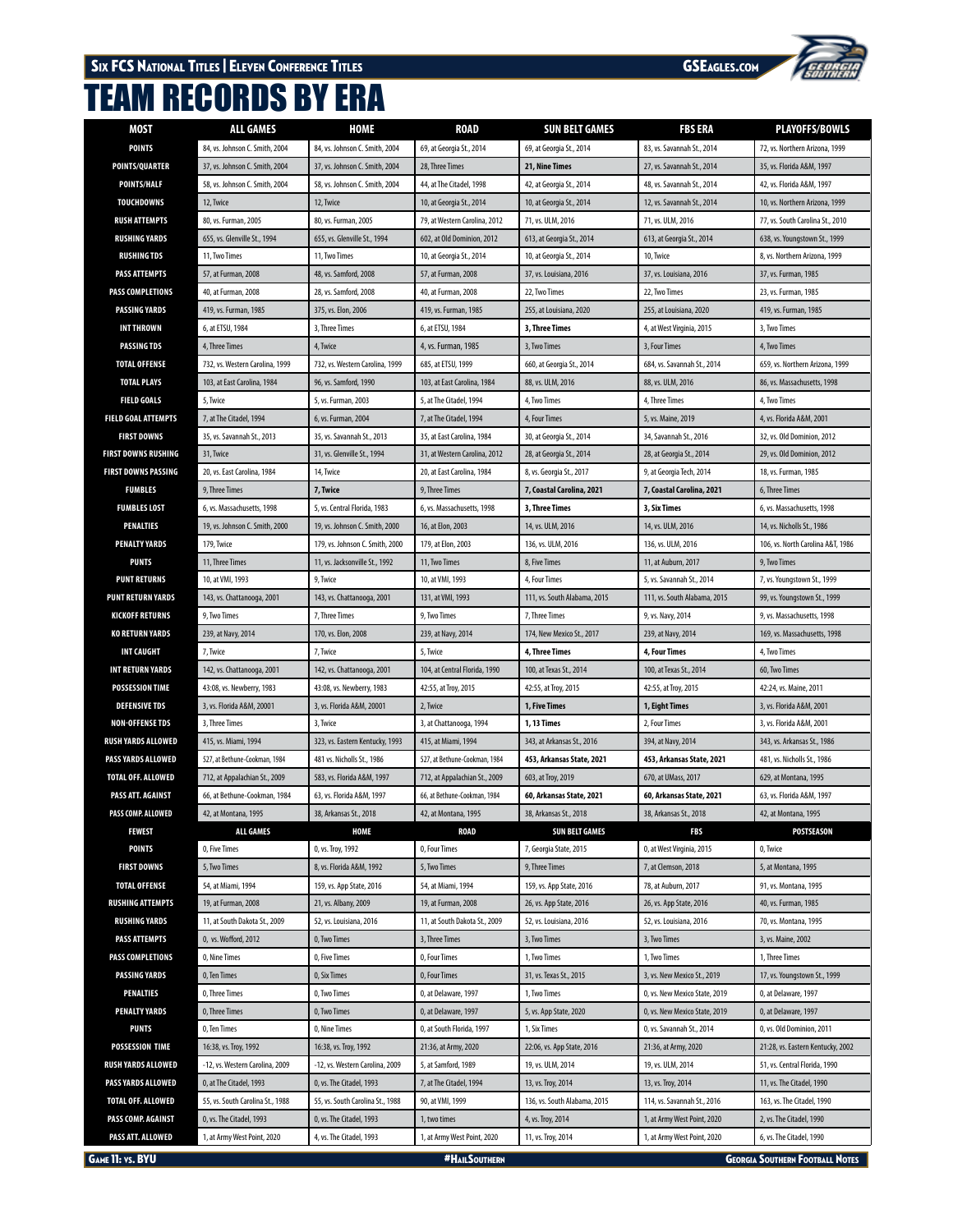# TEAM RECORDS BY ERA

| MOST | ALL GAMES | HOME | ROAD | SUN BELT GAMES | FBS ERA | PLAYOFFS/BOWLS |
|---|---|---|---|---|---|---|
| POINTS | 84, vs. Johnson C. Smith, 2004 | 84, vs. Johnson C. Smith, 2004 | 69, at Georgia St., 2014 | 69, at Georgia St., 2014 | 83, vs. Savannah St., 2014 | 72, vs. Northern Arizona, 1999 |
| POINTS/QUARTER | 37, vs. Johnson C. Smith, 2004 | 37, vs. Johnson C. Smith, 2004 | 28, Three Times | **21, Nine Times** | 27, vs. Savannah St., 2014 | 35, vs. Florida A&M, 1997 |
| POINTS/HALF | 58, vs. Johnson C. Smith, 2004 | 58, vs. Johnson C. Smith, 2004 | 44, at The Citadel, 1998 | 42, at Georgia St., 2014 | 48, vs. Savannah St., 2014 | 42, vs. Florida A&M, 1997 |
| TOUCHDOWNS | 12, Twice | 12, Twice | 10, at Georgia St., 2014 | 10, at Georgia St., 2014 | 12, vs. Savannah St., 2014 | 10, vs. Northern Arizona, 1999 |
| RUSH ATTEMPTS | 80, vs. Furman, 2005 | 80, vs. Furman, 2005 | 79, at Western Carolina, 2012 | 71, vs. ULM, 2016 | 71, vs. ULM, 2016 | 77, vs. South Carolina St., 2010 |
| RUSHING YARDS | 655, vs. Glenville St., 1994 | 655, vs. Glenville St., 1994 | 602, at Old Dominion, 2012 | 613, at Georgia St., 2014 | 613, at Georgia St., 2014 | 638, vs. Youngstown St., 1999 |
| RUSHING TDS | 11, Two Times | 11, Two Times | 10, at Georgia St., 2014 | 10, at Georgia St., 2014 | 10, Twice | 8, vs. Northern Arizona, 1999 |
| PASS ATTEMPTS | 57, at Furman, 2008 | 48, vs. Samford, 2008 | 57, at Furman, 2008 | 37, vs. Louisiana, 2016 | 37, vs. Louisiana, 2016 | 37, vs. Furman, 1985 |
| PASS COMPLETIONS | 40, at Furman, 2008 | 28, vs. Samford, 2008 | 40, at Furman, 2008 | 22, Two Times | 22, Two Times | 23, vs. Furman, 1985 |
| PASSING YARDS | 419, vs. Furman, 1985 | 375, vs. Elon, 2006 | 419, vs. Furman, 1985 | 255, at Louisiana, 2020 | 255, at Louisiana, 2020 | 419, vs. Furman, 1985 |
| INT THROWN | 6, at ETSU, 1984 | 3, Three Times | 6, at ETSU, 1984 | **3, Three Times** | 4, at West Virginia, 2015 | 3, Two Times |
| PASSING TDS | 4, Three Times | 4, Twice | 4, vs. Furman, 1985 | 3, Two Times | 3, Four Times | 4, Two Times |
| TOTAL OFFENSE | 732, vs. Western Carolina, 1999 | 732, vs. Western Carolina, 1999 | 685, at ETSU, 1999 | 660, at Georgia St., 2014 | 684, vs. Savannah St., 2014 | 659, vs. Northern Arizona, 1999 |
| TOTAL PLAYS | 103, at East Carolina, 1984 | 96, vs. Samford, 1990 | 103, at East Carolina, 1984 | 88, vs. ULM, 2016 | 88, vs. ULM, 2016 | 86, vs. Massachusetts, 1998 |
| FIELD GOALS | 5, Twice | 5, vs. Furman, 2003 | 5, at The Citadel, 1994 | 4, Two Times | 4, Three Times | 4, Two Times |
| FIELD GOAL ATTEMPTS | 7, at The Citadel, 1994 | 6, vs. Furman, 2004 | 7, at The Citadel, 1994 | 4, Four Times | 5, vs. Maine, 2019 | 4, vs. Florida A&M, 2001 |
| FIRST DOWNS | 35, vs. Savannah St., 2013 | 35, vs. Savannah St., 2013 | 35, at East Carolina, 1984 | 30, at Georgia St., 2014 | 34, Savannah St., 2016 | 32, vs. Old Dominion, 2012 |
| FIRST DOWNS RUSHING | 31, Twice | 31, vs. Glenville St., 1994 | 31, at Western Carolina, 2012 | 28, at Georgia St., 2014 | 28, at Georgia St., 2014 | 29, vs. Old Dominion, 2012 |
| FIRST DOWNS PASSING | 20, vs. East Carolina, 1984 | 14, Twice | 20, at East Carolina, 1984 | 8, vs. Georgia St., 2017 | 9, at Georgia Tech, 2014 | 18, vs. Furman, 1985 |
| FUMBLES | 9, Three Times | **7, Twice** | 9, Three Times | **7, Coastal Carolina, 2021** | **7, Coastal Carolina, 2021** | 6, Three Times |
| FUMBLES LOST | 6, vs. Massachusetts, 1998 | 5, vs. Central Florida, 1983 | 6, vs. Massachusetts, 1998 | **3, Three Times** | **3, Six Times** | 6, vs. Massachusetts, 1998 |
| PENALTIES | 19, vs. Johnson C. Smith, 2000 | 19, vs. Johnson C. Smith, 2000 | 16, at Elon, 2003 | 14, vs. ULM, 2016 | 14, vs. ULM, 2016 | 14, vs. Nicholls St., 1986 |
| PENALTY YARDS | 179, Twice | 179, vs. Johnson C. Smith, 2000 | 179, at Elon, 2003 | 136, vs. ULM, 2016 | 136, vs. ULM, 2016 | 106, vs. North Carolina A&T, 1986 |
| PUNTS | 11, Three Times | 11, vs. Jacksonville St., 1992 | 11, Two Times | 8, Five Times | 11, at Auburn, 2017 | 9, Two Times |
| PUNT RETURNS | 10, at VMI, 1993 | 9, Twice | 10, at VMI, 1993 | 4, Four Times | 5, vs. Savannah St., 2014 | 7, vs. Youngstown St., 1999 |
| PUNT RETURN YARDS | 143, vs. Chattanooga, 2001 | 143, vs. Chattanooga, 2001 | 131, at VMI, 1993 | 111, vs. South Alabama, 2015 | 111, vs. South Alabama, 2015 | 99, vs. Youngstown St., 1999 |
| KICKOFF RETURNS | 9, Two Times | 7, Three Times | 9, Two Times | 7, Three Times | 9, vs. Navy, 2014 | 9, vs. Massachusetts, 1998 |
| KO RETURN YARDS | 239, at Navy, 2014 | 170, vs. Elon, 2008 | 239, at Navy, 2014 | 174, New Mexico St., 2017 | 239, at Navy, 2014 | 169, vs. Massachusetts, 1998 |
| INT CAUGHT | 7, Twice | 7, Twice | 5, Twice | **4, Three Times** | **4, Four Times** | 4, Two Times |
| INT RETURN YARDS | 142, vs. Chattanooga, 2001 | 142, vs. Chattanooga, 2001 | 104, at Central Florida, 1990 | 100, at Texas St., 2014 | 100, at Texas St., 2014 | 60, Two Times |
| POSSESSION TIME | 43:08, vs. Newberry, 1983 | 43:08, vs. Newberry, 1983 | 42:55, at Troy, 2015 | 42:55, at Troy, 2015 | 42:55, at Troy, 2015 | 42:24, vs. Maine, 2011 |
| DEFENSIVE TDS | 3, vs. Florida A&M, 20001 | 3, vs. Florida A&M, 20001 | 2, Twice | **1, Five Times** | **1, Eight Times** | 3, vs. Florida A&M, 2001 |
| NON-OFFENSE TDS | 3, Three Times | 3, Twice | 3, at Chattanooga, 1994 | **1, 13 Times** | 2, Four Times | 3, vs. Florida A&M, 2001 |
| RUSH YARDS ALLOWED | 415, at Miami, 1994 | 323, vs. Eastern Kentucky, 1993 | 415, at Miami, 1994 | 343, at Arkansas St., 2016 | 394, at Navy, 2014 | 343, vs. Arkansas St., 1986 |
| PASS YARDS ALLOWED | 527, at Bethune-Cookman, 1984 | 481, vs. Nicholls St., 1986 | 527, at Bethune-Cookman, 1984 | **453, Arkansas State, 2021** | **453, Arkansas State, 2021** | 481, vs. Nicholls St., 1986 |
| TOTAL OFF. ALLOWED | 712, at Appalachian St., 2009 | 583, vs. Florida A&M, 1997 | 712, at Appalachian St., 2009 | 603, at Troy, 2019 | 670, at UMass, 2017 | 629, at Montana, 1995 |
| PASS ATT. AGAINST | 66, at Bethune-Cookman, 1984 | 63, vs. Florida A&M, 1997 | 66, at Bethune-Cookman, 1984 | **60, Arkansas State, 2021** | **60, Arkansas State, 2021** | 63, vs. Florida A&M, 1997 |
| PASS COMP. ALLOWED | 42, at Montana, 1995 | 38, Arkansas St., 2018 | 42, at Montana, 1995 | 38, Arkansas St., 2018 | 38, Arkansas St., 2018 | 42, at Montana, 1995 |
| **FEWEST** | **ALL GAMES** | **HOME** | **ROAD** | **SUN BELT GAMES** | **FBS** | **POSTSEASON** |
| POINTS | 0, Five Times | 0, vs. Troy, 1992 | 0, Four Times | 7, Georgia State, 2015 | 0, at West Virginia, 2015 | 0, Twice |
| FIRST DOWNS | 5, Two Times | 8, vs. Florida A&M, 1992 | 5, Two Times | 9, Three Times | 7, at Clemson, 2018 | 5, at Montana, 1995 |
| TOTAL OFFENSE | 54, at Miami, 1994 | 159, vs. App State, 2016 | 54, at Miami, 1994 | 159, vs. App State, 2016 | 78, at Auburn, 2017 | 91, vs. Montana, 1995 |
| RUSHING ATTEMPTS | 19, at Furman, 2008 | 21, vs. Albany, 2009 | 19, at Furman, 2008 | 26, vs. App State, 2016 | 26, vs. App State, 2016 | 40, vs. Furman, 1985 |
| RUSHING YARDS | 11, at South Dakota St., 2009 | 52, vs. Louisiana, 2016 | 11, at South Dakota St., 2009 | 52, vs. Louisiana, 2016 | 52, vs. Louisiana, 2016 | 70, vs. Montana, 1995 |
| PASS ATTEMPTS | 0, vs. Wofford, 2012 | 0, Two Times | 3, Three Times | 3, Two Times | 3, Two Times | 3, vs. Maine, 2002 |
| PASS COMPLETIONS | 0, Nine Times | 0, Five Times | 0, Four Times | 1, Two Times | 1, Two Times | 1, Three Times |
| PASSING YARDS | 0, Ten Times | 0, Six Times | 0, Four Times | 31, vs. Texas St., 2015 | 3, vs. New Mexico St., 2019 | 17, vs. Youngstown St., 1999 |
| PENALTIES | 0, Three Times | 0, Two Times | 0, at Delaware, 1997 | 1, Two Times | 0, vs. New Mexico State, 2019 | 0, at Delaware, 1997 |
| PENALTY YARDS | 0, Three Times | 0, Two Times | 0, at Delaware, 1997 | 5, vs. App State, 2020 | 0, vs. New Mexico State, 2019 | 0, at Delaware, 1997 |
| PUNTS | 0, Ten Times | 0, Nine Times | 0, at South Florida, 1997 | 1, Six Times | 0, vs. Savannah St., 2014 | 0, vs. Old Dominion, 2011 |
| POSSESSION TIME | 16:38, vs. Troy, 1992 | 16:38, vs. Troy, 1992 | 21:36, at Army, 2020 | 22:06, vs. App State, 2016 | 21:36, at Army, 2020 | 21:28, vs. Eastern Kentucky, 2002 |
| RUSH YARDS ALLOWED | -12, vs. Western Carolina, 2009 | -12, vs. Western Carolina, 2009 | 5, at Samford, 1989 | 19, vs. ULM, 2014 | 19, vs. ULM, 2014 | 51, vs. Central Florida, 1990 |
| PASS YARDS ALLOWED | 0, at The Citadel, 1993 | 0, vs. The Citadel, 1993 | 7, at The Citadel, 1994 | 13, vs. Troy, 2014 | 13, vs. Troy, 2014 | 11, vs. The Citadel, 1990 |
| TOTAL OFF. ALLOWED | 55, vs. South Carolina St., 1988 | 55, vs. South Carolina St., 1988 | 90, at VMI, 1999 | 136, vs. South Alabama, 2015 | 114, vs. Savannah St., 2016 | 163, vs. The Citadel, 1990 |
| PASS COMP. AGAINST | 0, vs. The Citadel, 1993 | 0, vs. The Citadel, 1993 | 1, two times | 4, vs. Troy, 2014 | 1, at Army West Point, 2020 | 2, vs. The Citadel, 1990 |
| PASS ATT. ALLOWED | 1, at Army West Point, 2020 | 4, vs. The Citadel, 1993 | 1, at Army West Point, 2020 | 11, vs. Troy, 2014 | 1, at Army West Point, 2020 | 6, vs. The Citadel, 1990 |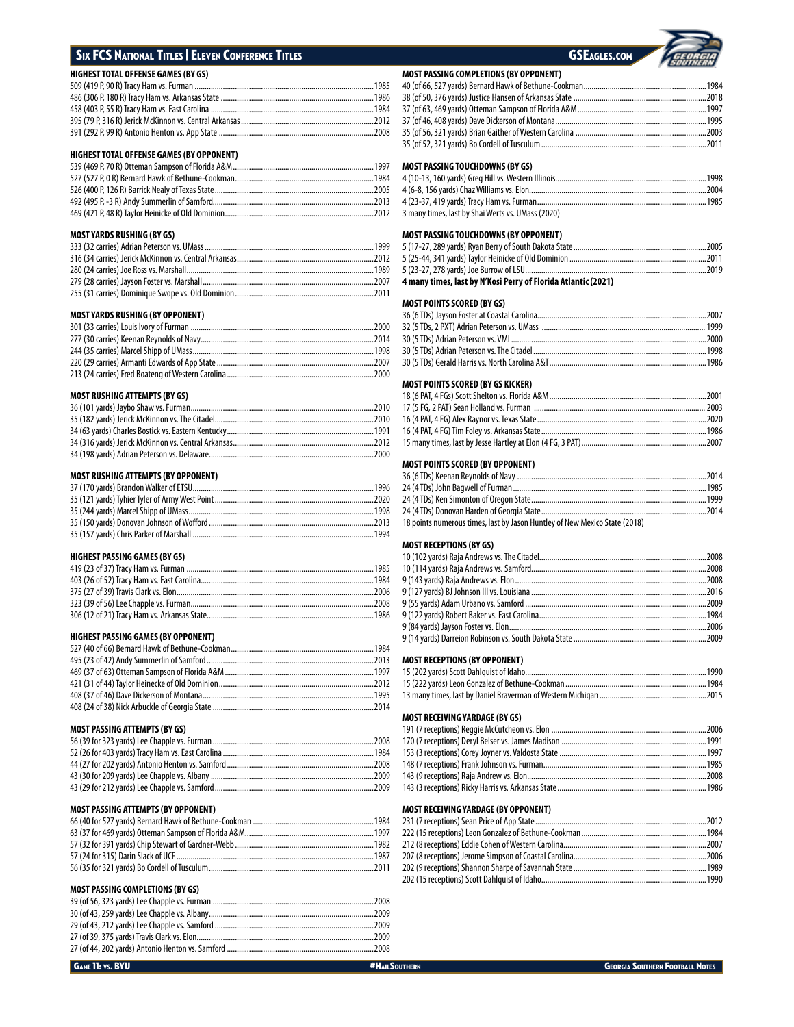### HIGHEST TOTAL OFFENSE GAMES (BY GS)

509 (419 P, 90 R) Tracy Ham vs. Furman ........ 1985
486 (306 P, 180 R) Tracy Ham vs. Arkansas State ........ 1986
458 (403 P, 55 R) Tracy Ham vs. East Carolina ........ 1984
395 (79 P, 316 R) Jerick McKinnon vs. Central Arkansas ........ 2012
391 (292 P, 99 R) Antonio Henton vs. App State ........ 2008

### HIGHEST TOTAL OFFENSE GAMES (BY OPPONENT)

539 (469 P, 70 R) Otteman Sampson of Florida A&M ........ 1997
527 (527 P, 0 R) Bernard Hawk of Bethune-Cookman ........ 1984
526 (400 P, 126 R) Barrick Nealy of Texas State ........ 2005
492 (495 P, -3 R) Andy Summerlin of Samford ........ 2013
469 (421 P, 48 R) Taylor Heinicke of Old Dominion ........ 2012

### MOST YARDS RUSHING (BY GS)

333 (32 carries) Adrian Peterson vs. UMass ........ 1999
316 (34 carries) Jerick McKinnon vs. Central Arkansas ........ 2012
280 (24 carries) Joe Ross vs. Marshall ........ 1989
279 (28 carries) Jayson Foster vs. Marshall ........ 2007
255 (31 carries) Dominique Swope vs. Old Dominion ........ 2011

### MOST YARDS RUSHING (BY OPPONENT)

301 (33 carries) Louis Ivory of Furman ........ 2000
277 (30 carries) Keenan Reynolds of Navy ........ 2014
244 (35 carries) Marcel Shipp of UMass ........ 1998
220 (29 carries) Armanti Edwards of App State ........ 2007
213 (24 carries) Fred Boateng of Western Carolina ........ 2000

### MOST RUSHING ATTEMPTS (BY GS)

36 (101 yards) Jaybo Shaw vs. Furman ........ 2010
35 (182 yards) Jerick McKinnon vs. The Citadel ........ 2010
34 (63 yards) Charles Bostick vs. Eastern Kentucky ........ 1991
34 (316 yards) Jerick McKinnon vs. Central Arkansas ........ 2012
34 (198 yards) Adrian Peterson vs. Delaware ........ 2000

### MOST RUSHING ATTEMPTS (BY OPPONENT)

37 (170 yards) Brandon Walker of ETSU ........ 1996
35 (121 yards) Tyhier Tyler of Army West Point ........ 2020
35 (244 yards) Marcel Shipp of UMass ........ 1998
35 (150 yards) Donovan Johnson of Wofford ........ 2013
35 (157 yards) Chris Parker of Marshall ........ 1994

### HIGHEST PASSING GAMES (BY GS)

419 (23 of 37) Tracy Ham vs. Furman ........ 1985
403 (26 of 52) Tracy Ham vs. East Carolina ........ 1984
375 (27 of 39) Travis Clark vs. Elon ........ 2006
323 (39 of 56) Lee Chapple vs. Furman ........ 2008
306 (12 of 21) Tracy Ham vs. Arkansas State ........ 1986

### HIGHEST PASSING GAMES (BY OPPONENT)

527 (40 of 66) Bernard Hawk of Bethune-Cookman ........ 1984
495 (23 of 42) Andy Summerlin of Samford ........ 2013
469 (37 of 63) Otteman Sampson of Florida A&M ........ 1997
421 (31 of 44) Taylor Heinecke of Old Dominion ........ 2012
408 (37 of 46) Dave Dickerson of Montana ........ 1995
408 (24 of 38) Nick Arbuckle of Georgia State ........ 2014

### MOST PASSING ATTEMPTS (BY GS)

56 (39 for 323 yards) Lee Chapple vs. Furman ........ 2008
52 (26 for 403 yards) Tracy Ham vs. East Carolina ........ 1984
44 (27 for 202 yards) Antonio Henton vs. Samford ........ 2008
43 (30 for 209 yards) Lee Chapple vs. Albany ........ 2009
43 (29 for 212 yards) Lee Chapple vs. Samford ........ 2009

### MOST PASSING ATTEMPTS (BY OPPONENT)

66 (40 for 527 yards) Bernard Hawk of Bethune-Cookman ........ 1984
63 (37 for 469 yards) Otteman Sampson of Florida A&M ........ 1997
57 (32 for 391 yards) Chip Stewart of Gardner-Webb ........ 1982
57 (24 for 315) Darin Slack of UCF ........ 1987
56 (35 for 321 yards) Bo Cordell of Tusculum ........ 2011

### MOST PASSING COMPLETIONS (BY GS)

39 (of 56, 323 yards) Lee Chapple vs. Furman ........ 2008
30 (of 43, 259 yards) Lee Chapple vs. Albany ........ 2009
29 (of 43, 212 yards) Lee Chapple vs. Samford ........ 2009
27 (of 39, 375 yards) Travis Clark vs. Elon ........ 2009
27 (of 44, 202 yards) Antonio Henton vs. Samford ........ 2008

### MOST PASSING COMPLETIONS (BY OPPONENT)

40 (of 66, 527 yards) Bernard Hawk of Bethune-Cookman ........ 1984
38 (of 50, 376 yards) Justice Hansen of Arkansas State ........ 2018
37 (of 63, 469 yards) Otteman Sampson of Florida A&M ........ 1997
37 (of 46, 408 yards) Dave Dickerson of Montana ........ 1995
35 (of 56, 321 yards) Brian Gaither of Western Carolina ........ 2003
35 (of 52, 321 yards) Bo Cordell of Tusculum ........ 2011

### MOST PASSING TOUCHDOWNS (BY GS)

4 (10-13, 160 yards) Greg Hill vs. Western Illinois ........ 1998
4 (6-8, 156 yards) Chaz Williams vs. Elon ........ 2004
4 (23-37, 419 yards) Tracy Ham vs. Furman ........ 1985
3 many times, last by Shai Werts vs. UMass (2020)

### MOST PASSING TOUCHDOWNS (BY OPPONENT)

5 (17-27, 289 yards) Ryan Berry of South Dakota State ........ 2005
5 (25-44, 341 yards) Taylor Heinicke of Old Dominion ........ 2011
5 (23-27, 278 yards) Joe Burrow of LSU ........ 2019
**4 many times, last by N'Kosi Perry of Florida Atlantic (2021)**

### MOST POINTS SCORED (BY GS)

36 (6 TDs) Jayson Foster at Coastal Carolina ........ 2007
32 (5 TDs, 2 PXT) Adrian Peterson vs. UMass ........ 1999
30 (5 TDs) Adrian Peterson vs. VMI ........ 2000
30 (5 TDs) Adrian Peterson vs. The Citadel ........ 1998
30 (5 TDs) Gerald Harris vs. North Carolina A&T ........ 1986

### MOST POINTS SCORED (BY GS KICKER)

18 (6 PAT, 4 FGs) Scott Shelton vs. Florida A&M ........ 2001
17 (5 FG, 2 PAT) Sean Holland vs. Furman ........ 2003
16 (4 PAT, 4 FG) Alex Raynor vs. Texas State ........ 2020
16 (4 PAT, 4 FG) Tim Foley vs. Arkansas State ........ 1986
15 many times, last by Jesse Hartley at Elon (4 FG, 3 PAT) ........ 2007

### MOST POINTS SCORED (BY OPPONENT)

36 (6 TDs) Keenan Reynolds of Navy ........ 2014
24 (4 TDs) John Bagwell of Furman ........ 1985
24 (4 TDs) Ken Simonton of Oregon State ........ 1999
24 (4 TDs) Donovan Harden of Georgia State ........ 2014
18 points numerous times, last by Jason Huntley of New Mexico State (2018)

### MOST RECEPTIONS (BY GS)

10 (102 yards) Raja Andrews vs. The Citadel ........ 2008
10 (114 yards) Raja Andrews vs. Samford ........ 2008
9 (143 yards) Raja Andrews vs. Elon ........ 2008
9 (127 yards) BJ Johnson III vs. Louisiana ........ 2016
9 (55 yards) Adam Urbano vs. Samford ........ 2009
9 (122 yards) Robert Baker vs. East Carolina ........ 1984
9 (84 yards) Jayson Foster vs. Elon ........ 2006
9 (14 yards) Darreion Robinson vs. South Dakota State ........ 2009

### MOST RECEPTIONS (BY OPPONENT)

15 (202 yards) Scott Dahlquist of Idaho ........ 1990
15 (222 yards) Leon Gonzalez of Bethune-Cookman ........ 1984
13 many times, last by Daniel Braverman of Western Michigan ........ 2015

### MOST RECEIVING YARDAGE (BY GS)

191 (7 receptions) Reggie McCutcheon vs. Elon ........ 2006
170 (7 receptions) Deryl Belser vs. James Madison ........ 1991
153 (3 receptions) Corey Joyner vs. Valdosta State ........ 1997
148 (7 receptions) Frank Johnson vs. Furman ........ 1985
143 (9 receptions) Raja Andrew vs. Elon ........ 2008
143 (3 receptions) Ricky Harris vs. Arkansas State ........ 1986

### MOST RECEIVING YARDAGE (BY OPPONENT)

231 (7 receptions) Sean Price of App State ........ 2012
222 (15 receptions) Leon Gonzalez of Bethune-Cookman ........ 1984
212 (8 receptions) Eddie Cohen of Western Carolina ........ 2007
207 (8 receptions) Jerome Simpson of Coastal Carolina ........ 2006
202 (9 receptions) Shannon Sharpe of Savannah State ........ 1989
202 (15 receptions) Scott Dahlquist of Idaho ........ 1990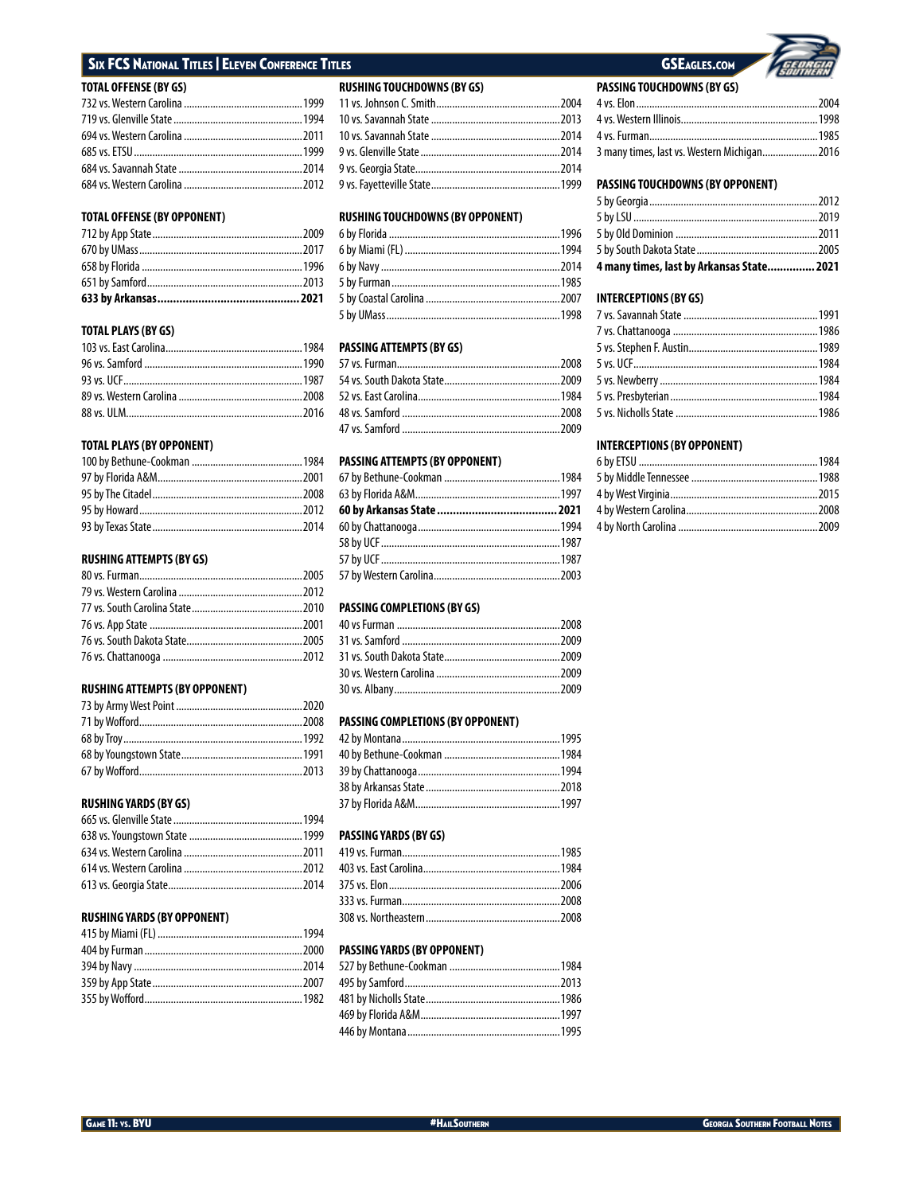### TOTAL OFFENSE (BY GS)

732 vs. Western Carolina ... 1999
719 vs. Glenville State ... 1994
694 vs. Western Carolina ... 2011
685 vs. ETSU ... 1999
684 vs. Savannah State ... 2014
684 vs. Western Carolina ... 2012

### TOTAL OFFENSE (BY OPPONENT)

712 by App State ... 2009
670 by UMass ... 2017
658 by Florida ... 1996
651 by Samford ... 2013
**633 by Arkansas ... 2021**

### TOTAL PLAYS (BY GS)

103 vs. East Carolina ... 1984
96 vs. Samford ... 1990
93 vs. UCF ... 1987
89 vs. Western Carolina ... 2008
88 vs. ULM ... 2016

### TOTAL PLAYS (BY OPPONENT)

100 by Bethune-Cookman ... 1984
97 by Florida A&M ... 2001
95 by The Citadel ... 2008
95 by Howard ... 2012
93 by Texas State ... 2014

### RUSHING ATTEMPTS (BY GS)

80 vs. Furman ... 2005
79 vs. Western Carolina ... 2012
77 vs. South Carolina State ... 2010
76 vs. App State ... 2001
76 vs. South Dakota State ... 2005
76 vs. Chattanooga ... 2012

### RUSHING ATTEMPTS (BY OPPONENT)

73 by Army West Point ... 2020
71 by Wofford ... 2008
68 by Troy ... 1992
68 by Youngstown State ... 1991
67 by Wofford ... 2013

### RUSHING YARDS (BY GS)

665 vs. Glenville State ... 1994
638 vs. Youngstown State ... 1999
634 vs. Western Carolina ... 2011
614 vs. Western Carolina ... 2012
613 vs. Georgia State ... 2014

### RUSHING YARDS (BY OPPONENT)

415 by Miami (FL) ... 1994
404 by Furman ... 2000
394 by Navy ... 2014
359 by App State ... 2007
355 by Wofford ... 1982

### RUSHING TOUCHDOWNS (BY GS)

11 vs. Johnson C. Smith ... 2004
10 vs. Savannah State ... 2013
10 vs. Savannah State ... 2014
9 vs. Glenville State ... 2014
9 vs. Georgia State ... 2014
9 vs. Fayetteville State ... 1999

### RUSHING TOUCHDOWNS (BY OPPONENT)

6 by Florida ... 1996
6 by Miami (FL) ... 1994
6 by Navy ... 2014
5 by Furman ... 1985
5 by Coastal Carolina ... 2007
5 by UMass ... 1998

### PASSING ATTEMPTS (BY GS)

57 vs. Furman ... 2008
54 vs. South Dakota State ... 2009
52 vs. East Carolina ... 1984
48 vs. Samford ... 2008
47 vs. Samford ... 2009

### PASSING ATTEMPTS (BY OPPONENT)

67 by Bethune-Cookman ... 1984
63 by Florida A&M ... 1997
**60 by Arkansas State ... 2021**
60 by Chattanooga ... 1994
58 by UCF ... 1987
57 by UCF ... 1987
57 by Western Carolina ... 2003

### PASSING COMPLETIONS (BY GS)

40 vs Furman ... 2008
31 vs. Samford ... 2009
31 vs. South Dakota State ... 2009
30 vs. Western Carolina ... 2009
30 vs. Albany ... 2009

### PASSING COMPLETIONS (BY OPPONENT)

42 by Montana ... 1995
40 by Bethune-Cookman ... 1984
39 by Chattanooga ... 1994
38 by Arkansas State ... 2018
37 by Florida A&M ... 1997

### PASSING YARDS (BY GS)

419 vs. Furman ... 1985
403 vs. East Carolina ... 1984
375 vs. Elon ... 2006
333 vs. Furman ... 2008
308 vs. Northeastern ... 2008

### PASSING YARDS (BY OPPONENT)

527 by Bethune-Cookman ... 1984
495 by Samford ... 2013
481 by Nicholls State ... 1986
469 by Florida A&M ... 1997
446 by Montana ... 1995

### PASSING TOUCHDOWNS (BY GS)

4 vs. Elon ... 2004
4 vs. Western Illinois ... 1998
4 vs. Furman ... 1985
3 many times, last vs. Western Michigan ... 2016

### PASSING TOUCHDOWNS (BY OPPONENT)

5 by Georgia ... 2012
5 by LSU ... 2019
5 by Old Dominion ... 2011
5 by South Dakota State ... 2005
**4 many times, last by Arkansas State ... 2021**

### INTERCEPTIONS (BY GS)

7 vs. Savannah State ... 1991
7 vs. Chattanooga ... 1986
5 vs. Stephen F. Austin ... 1989
5 vs. UCF ... 1984
5 vs. Newberry ... 1984
5 vs. Presbyterian ... 1984
5 vs. Nicholls State ... 1986

### INTERCEPTIONS (BY OPPONENT)

6 by ETSU ... 1984
5 by Middle Tennessee ... 1988
4 by West Virginia ... 2015
4 by Western Carolina ... 2008
4 by North Carolina ... 2009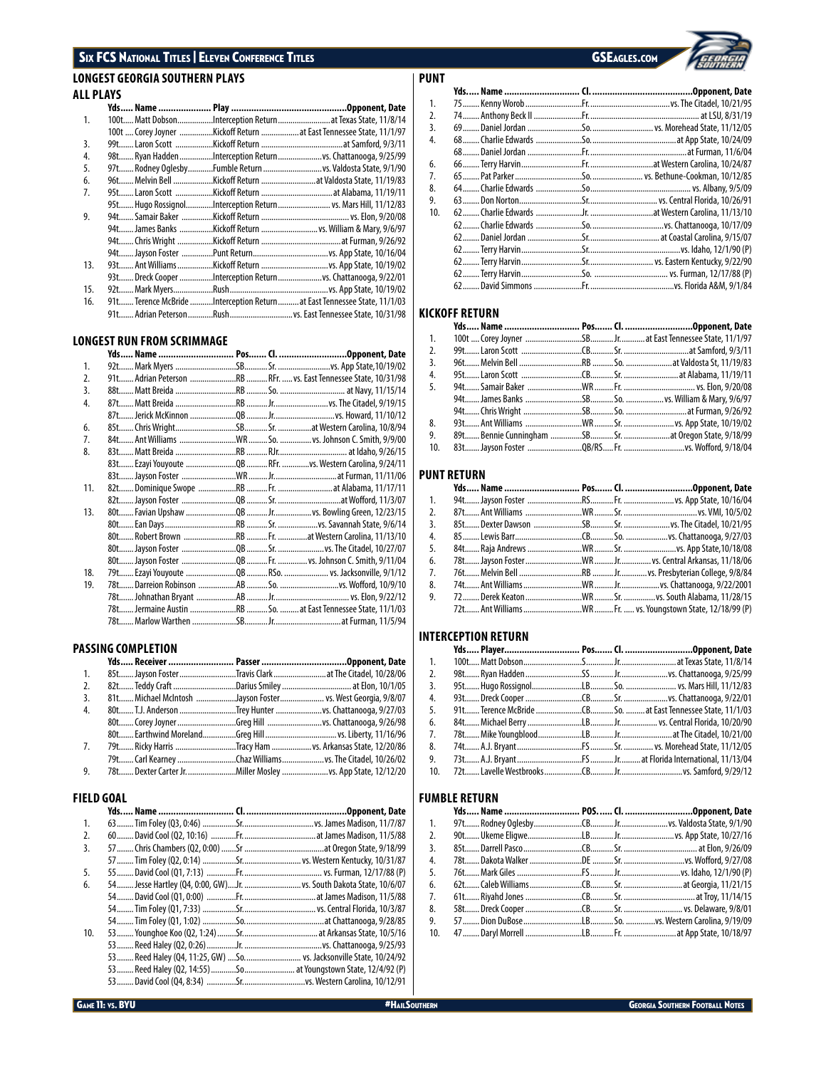## LONGEST GEORGIA SOUTHERN PLAYS

### ALL PLAYS

| | Yds | Name | Play | Opponent, Date |
|---|---|---|---|---|
| 1. | 100t | Matt Dobson | Interception Return | at Texas State, 11/8/14 |
| | 100t | Corey Joyner | Kickoff Return | at East Tennessee State, 11/1/97 |
| 3. | 99t | Laron Scott | Kickoff Return | at Samford, 9/3/11 |
| 4. | 98t | Ryan Hadden | Interception Return | vs. Chattanooga, 9/25/99 |
| 5. | 97t | Rodney Oglesby | Fumble Return | vs. Valdosta State, 9/1/90 |
| 6. | 96t | Melvin Bell | Kickoff Return | at Valdosta State, 11/19/83 |
| 7. | 95t | Laron Scott | Kickoff Return | at Alabama, 11/19/11 |
| | 95t | Hugo Rossignol | Interception Return | vs. Mars Hill, 11/12/83 |
| 9. | 94t | Samair Baker | Kickoff Return | vs. Elon, 9/20/08 |
| | 94t | James Banks | Kickoff Return | vs. William & Mary, 9/6/97 |
| | 94t | Chris Wright | Kickoff Return | at Furman, 9/26/92 |
| | 94t | Jayson Foster | Punt Return | vs. App State, 10/16/04 |
| 13. | 93t | Ant Williams | Kickoff Return | vs. App State, 10/19/02 |
| | 93t | Dreck Cooper | Interception Return | vs. Chattanooga, 9/22/01 |
| 15. | 92t | Mark Myers | Rush | vs. App State, 10/19/02 |
| 16. | 91t | Terence McBride | Interception Return | at East Tennessee State, 11/1/03 |
| | 91t | Adrian Peterson | Rush | vs. East Tennessee State, 10/31/98 |

### LONGEST RUN FROM SCRIMMAGE

| | Yds | Name | Pos | Cl. | Opponent, Date |
|---|---|---|---|---|---|
| 1. | 92t | Mark Myers | SB | Sr. | vs. App State,10/19/02 |
| 2. | 91t | Adrian Peterson | RB | RFr. | vs. East Tennessee State, 10/31/98 |
| 3. | 88t | Matt Breida | RB | So. | at Navy, 11/15/14 |
| 4. | 87t | Matt Breida | RB | Jr. | vs. The Citadel, 9/19/15 |
| | 87t | Jerick McKinnon | QB | Jr. | vs. Howard, 11/10/12 |
| 6. | 85t | Chris Wright | SB | Sr. | at Western Carolina, 10/8/94 |
| 7. | 84t | Ant Williams | WR | So. | vs. Johnson C. Smith, 9/9/00 |
| 8. | 83t | Matt Breida | RB | RJr. | at Idaho, 9/26/15 |
| | 83t | Ezayi Youyoute | QB | RFr. | vs. Western Carolina, 9/24/11 |
| | 83t | Jayson Foster | WR | Jr. | at Furman, 11/11/06 |
| 11. | 82t | Dominique Swope | RB | Fr. | at Alabama, 11/17/11 |
| | 82t | Jayson Foster | QB | Sr. | at Wofford, 11/3/07 |
| 13. | 80t | Favian Upshaw | QB | Jr. | vs. Bowling Green, 12/23/15 |
| | 80t | Ean Days | RB | Sr. | vs. Savannah State, 9/6/14 |
| | 80t | Robert Brown | RB | Fr. | at Western Carolina, 11/13/10 |
| | 80t | Jayson Foster | QB | Sr. | vs. The Citadel, 10/27/07 |
| | 80t | Jayson Foster | QB | Fr. | vs. Johnson C. Smith, 9/11/04 |
| 18. | 79t | Ezayi Youyoute | QB | RSo. | vs. Jacksonville, 9/1/12 |
| 19. | 78t | Darreion Robinson | AB | So. | vs. Wofford, 10/9/10 |
| | 78t | Johnathan Bryant | AB | Jr. | vs. Elon, 9/22/12 |
| | 78t | Jermaine Austin | RB | So. | at East Tennessee State, 11/1/03 |
| | 78t | Marlow Warthen | SB | Jr. | at Furman, 11/5/94 |

### PASSING COMPLETION

| | Yds | Receiver | Passer | Opponent, Date |
|---|---|---|---|---|
| 1. | 85t | Jayson Foster | Travis Clark | at The Citadel, 10/28/06 |
| 2. | 82t | Teddy Craft | Darius Smiley | at Elon, 10/1/05 |
| 3. | 81t | Michael McIntosh | Jayson Foster | vs. West Georgia, 9/8/07 |
| 4. | 80t | T.J. Anderson | Trey Hunter | vs. Chattanooga, 9/27/03 |
| | 80t | Corey Joyner | Greg Hill | vs. Chattanooga, 9/26/98 |
| | 80t | Earthwind Moreland | Greg Hill | vs. Liberty, 11/16/96 |
| 7. | 79t | Ricky Harris | Tracy Ham | vs. Arkansas State, 12/20/86 |
| | 79t | Carl Kearney | Chaz Williams | vs. The Citadel, 10/26/02 |
| 9. | 78t | Dexter Carter Jr. | Miller Mosley | vs. App State, 12/12/20 |

### FIELD GOAL

| | Yds | Name | Cl. | Opponent, Date |
|---|---|---|---|---|
| 1. | 63 | Tim Foley (Q3, 0:46) | Sr. | vs. James Madison, 11/7/87 |
| 2. | 60 | David Cool (Q2, 10:16) | Fr. | at James Madison, 11/5/88 |
| 3. | 57 | Chris Chambers (Q2, 0:00) | Sr | at Oregon State, 9/18/99 |
| | 57 | Tim Foley (Q2, 0:14) | Sr. | vs. Western Kentucky, 10/31/87 |
| 5. | 55 | David Cool (Q1, 7:13) | Sr. | vs. Furman, 12/17/88 (P) |
| 6. | 54 | Jesse Hartley (Q4, 0:00, GW) | Jr. | vs. South Dakota State, 10/6/07 |
| | 54 | David Cool (Q1, 0:00) | Fr. | at James Madison, 11/5/88 |
| | 54 | Tim Foley (Q1, 7:33) | Sr. | vs. Central Florida, 10/3/87 |
| | 54 | Tim Foley (Q1, 1:02) | So. | at Chattanooga, 9/28/85 |
| 10. | 53 | Younghoe Koo (Q2, 1:24) | Sr. | at Arkansas State, 10/5/16 |
| | 53 | Reed Haley (Q2, 0:26) | Jr. | vs. Chattanooga, 9/25/93 |
| | 53 | Reed Haley (Q4, 11:25, GW) | So. | vs. Jacksonville State, 10/24/92 |
| | 53 | Reed Haley (Q2, 14:55) | So | at Youngstown State, 12/4/92 (P) |
| | 53 | David Cool (Q4, 8:34) | Sr. | vs. Western Carolina, 10/12/91 |

### PUNT

| | Yds | Name | Cl. | Opponent, Date |
|---|---|---|---|---|
| 1. | 75 | Kenny Worob | Fr. | vs. The Citadel, 10/21/95 |
| 2. | 74 | Anthony Beck II | Fr. | at LSU, 8/31/19 |
| 3. | 69 | Daniel Jordan | So. | vs. Morehead State, 11/12/05 |
| 4. | 68 | Charlie Edwards | So. | at App State, 10/24/09 |
| | 68 | Daniel Jordan | Fr. | at Furman, 11/6/04 |
| 6. | 66 | Terry Harvin | Fr. | at Western Carolina, 10/24/87 |
| 7. | 65 | Pat Parker | So. | vs. Bethune-Cookman, 10/12/85 |
| 8. | 64 | Charlie Edwards | So | vs. Albany, 9/5/09 |
| 9. | 63 | Don Norton | Sr. | vs. Central Florida, 10/26/91 |
| 10. | 62 | Charlie Edwards | Jr. | at Western Carolina, 11/13/10 |
| | 62 | Charlie Edwards | So. | vs. Chattanooga, 10/17/09 |
| | 62 | Daniel Jordan | Sr. | at Coastal Carolina, 9/15/07 |
| | 62 | Terry Harvin | Sr. | vs. Idaho, 12/1/90 (P) |
| | 62 | Terry Harvin | Sr. | vs. Eastern Kentucky, 9/22/90 |
| | 62 | Terry Harvin | So. | vs. Furman, 12/17/88 (P) |
| | 62 | David Simmons | Fr. | vs. Florida A&M, 9/1/84 |

### KICKOFF RETURN

| | Yds | Name | Pos | Cl. | Opponent, Date |
|---|---|---|---|---|---|
| 1. | 100t | Corey Joyner | SB | Jr. | at East Tennessee State, 11/1/97 |
| 2. | 99t | Laron Scott | CB | Sr. | at Samford, 9/3/11 |
| 3. | 96t | Melvin Bell | RB | So. | at Valdosta St, 11/19/83 |
| 4. | 95t | Laron Scott | CB | Sr. | at Alabama, 11/19/11 |
| 5. | 94t | Samair Baker | WR | Fr. | vs. Elon, 9/20/08 |
| | 94t | James Banks | SB | So. | vs. William & Mary, 9/6/97 |
| | 94t | Chris Wright | SB | So. | at Furman, 9/26/92 |
| 8. | 93t | Ant Williams | WR | Sr. | vs. App State, 10/19/02 |
| 9. | 89t | Bennie Cunningham | SB | Sr. | at Oregon State, 9/18/99 |
| 10. | 83t | Jayson Foster | QB/RS | Fr. | vs. Wofford, 9/18/04 |

### PUNT RETURN

| | Yds | Name | Pos | Cl. | Opponent, Date |
|---|---|---|---|---|---|
| 1. | 94t | Jayson Foster | RS | Fr. | vs. App State, 10/16/04 |
| 2. | 87t | Ant Williams | WR | Sr. | vs. VMI, 10/5/02 |
| 3. | 85t | Dexter Dawson | SB | Sr. | vs. The Citadel, 10/21/95 |
| 4. | 85 | Lewis Barr | CB | So. | vs. Chattanooga, 9/27/03 |
| 5. | 84t | Raja Andrews | WR | Sr. | vs. App State,10/18/08 |
| 6. | 78t | Jayson Foster | WR | Jr. | vs. Central Arkansas, 11/18/06 |
| 7. | 76t | Melvin Bell | RB | Jr. | vs. Presbyterian College, 9/8/84 |
| 8. | 74t | Ant Williams | WR | Jr. | vs. Chattanooga, 9/22/2001 |
| 9. | 72 | Derek Keaton | WR | Sr. | vs. South Alabama, 11/28/15 |
| | 72t | Ant Williams | WR | Fr. | vs. Youngstown State, 12/18/99 (P) |

### INTERCEPTION RETURN

| | Yds | Player | Pos | Cl. | Opponent, Date |
|---|---|---|---|---|---|
| 1. | 100t | Matt Dobson | S | Jr. | at Texas State, 11/8/14 |
| 2. | 98t | Ryan Hadden | SS | Jr. | vs. Chattanooga, 9/25/99 |
| 3. | 95t | Hugo Rossignol | LB | So. | vs. Mars Hill, 11/12/83 |
| 4. | 93t | Dreck Cooper | CB | Sr. | vs. Chattanooga, 9/22/01 |
| 5. | 91t | Terence McBride | CB | So. | at East Tennessee State, 11/1/03 |
| 6. | 84t | Michael Berry | LB | Jr. | vs. Central Florida, 10/20/90 |
| 7. | 78t | Mike Youngblood | LB | Jr. | at The Citadel, 10/21/00 |
| 8. | 74t | A.J. Bryant | FS | Sr. | vs. Morehead State, 11/12/05 |
| 9. | 73t | A.J. Bryant | FS | Jr. | at Florida International, 11/13/04 |
| 10. | 72t | Lavelle Westbrooks | CB | Jr. | vs. Samford, 9/29/12 |

### FUMBLE RETURN

| | Yds | Name | POS. | Cl. | Opponent, Date |
|---|---|---|---|---|---|
| 1. | 97t | Rodney Oglesby | CB | Jr. | vs. Valdosta State, 9/1/90 |
| 2. | 90t | Ukeme Eligwe | LB | Jr. | vs. App State, 10/27/16 |
| 3. | 85t | Darrell Pasco | CB | Sr. | at Elon, 9/26/09 |
| 4. | 78t | Dakota Walker | DE | Sr. | vs. Wofford, 9/27/08 |
| 5. | 76t | Mark Giles | FS | Jr. | vs. Idaho, 12/1/90 (P) |
| 6. | 62t | Caleb Williams | CB | Sr. | at Georgia, 11/21/15 |
| 7. | 61t | Riyahd Jones | CB | Sr. | at Troy, 11/14/15 |
| 8. | 58t | Dreck Cooper | CB | Sr. | vs. Delaware, 9/8/01 |
| 9. | 57 | Dion DuBose | LB | So. | vs. Western Carolina, 9/19/09 |
| 10. | 47 | Daryl Morrell | LB | Fr. | at App State, 10/18/97 |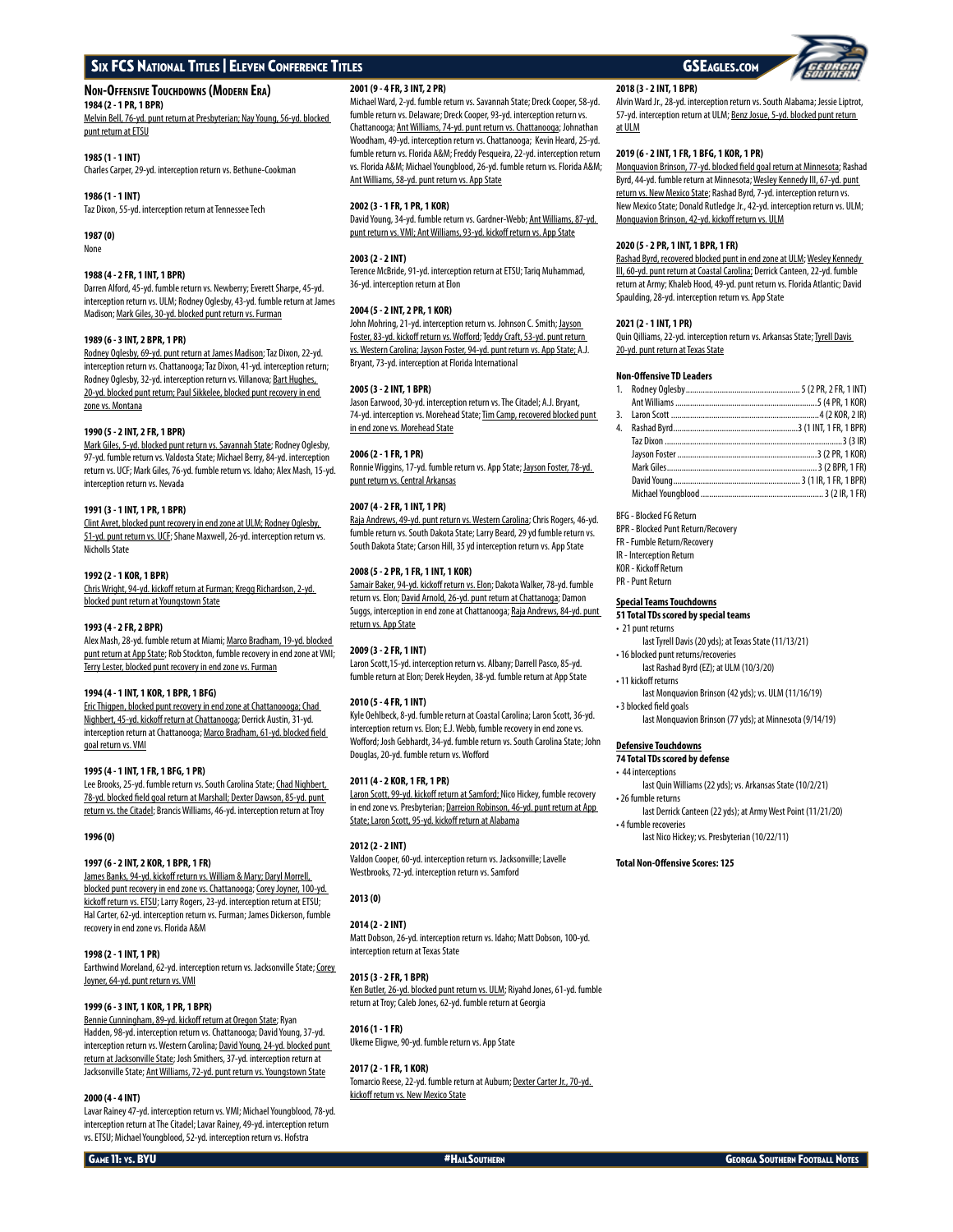## Non-Offensive Touchdowns (Modern Era)

**1984 (2 - 1 PR, 1 BPR)**
Melvin Bell, 76-yd. punt return at Presbyterian; Nay Young, 56-yd. blocked punt return at ETSU

**1985 (1 - 1 INT)**
Charles Carper, 29-yd. interception return vs. Bethune-Cookman

**1986 (1 - 1 INT)**
Taz Dixon, 55-yd. interception return at Tennessee Tech

**1987 (0)**
None

**1988 (4 - 2 FR, 1 INT, 1 BPR)**
Darren Alford, 45-yd. fumble return vs. Newberry; Everett Sharpe, 45-yd. interception return vs. ULM; Rodney Oglesby, 43-yd. fumble return at James Madison; Mark Giles, 30-yd. blocked punt return vs. Furman

**1989 (6 - 3 INT, 2 BPR, 1 PR)**
Rodney Oglesby, 69-yd. punt return at James Madison; Taz Dixon, 22-yd. interception return vs. Chattanooga; Taz Dixon, 41-yd. interception return; Rodney Oglesby, 32-yd. interception return vs. Villanova; Bart Hughes, 20-yd. blocked punt return; Paul Sikkelee, blocked punt recovery in end zone vs. Montana

**1990 (5 - 2 INT, 2 FR, 1 BPR)**
Mark Giles, 5-yd. blocked punt return vs. Savannah State; Rodney Oglesby, 97-yd. fumble return vs. Valdosta State; Michael Berry, 84-yd. interception return vs. UCF; Mark Giles, 76-yd. fumble return vs. Idaho; Alex Mash, 15-yd. interception return vs. Nevada

**1991 (3 - 1 INT, 1 PR, 1 BPR)**
Clint Avret, blocked punt recovery in end zone at ULM; Rodney Oglesby, 51-yd. punt return vs. UCF; Shane Maxwell, 26-yd. interception return vs. Nicholls State

**1992 (2 - 1 KOR, 1 BPR)**
Chris Wright, 94-yd. kickoff return at Furman; Kregg Richardson, 2-yd. blocked punt return at Youngstown State

**1993 (4 - 2 FR, 2 BPR)**
Alex Mash, 28-yd. fumble return at Miami; Marco Bradham, 19-yd. blocked punt return at App State; Rob Stockton, fumble recovery in end zone at VMI; Terry Lester, blocked punt recovery in end zone vs. Furman

**1994 (4 - 1 INT, 1 KOR, 1 BPR, 1 BFG)**
Eric Thigpen, blocked punt recovery in end zone at Chattanoooga; Chad Nighbert, 45-yd. kickoff return at Chattanooga; Derrick Austin, 31-yd. interception return at Chattanooga; Marco Bradham, 61-yd. blocked field goal return vs. VMI

**1995 (4 - 1 INT, 1 FR, 1 BFG, 1 PR)**
Lee Brooks, 25-yd. fumble return vs. South Carolina State; Chad Nighbert, 78-yd. blocked field goal return at Marshall; Dexter Dawson, 85-yd. punt return vs. the Citadel; Brancis Williams, 46-yd. interception return at Troy

**1996 (0)**

**1997 (6 - 2 INT, 2 KOR, 1 BPR, 1 FR)**
James Banks, 94-yd. kickoff return vs. William & Mary; Daryl Morrell, blocked punt recovery in end zone vs. Chattanooga; Corey Joyner, 100-yd. kickoff return vs. ETSU; Larry Rogers, 23-yd. interception return at ETSU; Hal Carter, 62-yd. interception return vs. Furman; James Dickerson, fumble recovery in end zone vs. Florida A&M

**1998 (2 - 1 INT, 1 PR)**
Earthwind Moreland, 62-yd. interception return vs. Jacksonville State; Corey Joyner, 64-yd. punt return vs. VMI

**1999 (6 - 3 INT, 1 KOR, 1 PR, 1 BPR)**
Bennie Cunningham, 89-yd. kickoff return at Oregon State; Ryan Hadden, 98-yd. interception return vs. Chattanooga; David Young, 37-yd. interception return vs. Western Carolina; David Young, 24-yd. blocked punt return at Jacksonville State; Josh Smithers, 37-yd. interception return at Jacksonville State; Ant Williams, 72-yd. punt return vs. Youngstown State

**2000 (4 - 4 INT)**
Lavar Rainey 47-yd. interception return vs. VMI; Michael Youngblood, 78-yd. interception return at The Citadel; Lavar Rainey, 49-yd. interception return vs. ETSU; Michael Youngblood, 52-yd. interception return vs. Hofstra

**2001 (9 - 4 FR, 3 INT, 2 PR)**
Michael Ward, 2-yd. fumble return vs. Savannah State; Dreck Cooper, 58-yd. fumble return vs. Delaware; Dreck Cooper, 93-yd. interception return vs. Chattanooga; Ant Williams, 74-yd. punt return vs. Chattanooga; Johnathan Woodham, 49-yd. interception return vs. Chattanooga; Kevin Heard, 25-yd. fumble return vs. Florida A&M; Freddy Pesqueira, 22-yd. interception return vs. Florida A&M; Michael Youngblood, 26-yd. fumble return vs. Florida A&M; Ant Williams, 58-yd. punt return vs. App State

**2002 (3 - 1 FR, 1 PR, 1 KOR)**
David Young, 34-yd. fumble return vs. Gardner-Webb; Ant Williams, 87-yd. punt return vs. VMI; Ant Williams, 93-yd. kickoff return vs. App State

**2003 (2 - 2 INT)**
Terence McBride, 91-yd. interception return at ETSU; Tariq Muhammad, 36-yd. interception return at Elon

**2004 (5 - 2 INT, 2 PR, 1 KOR)**
John Mohring, 21-yd. interception return vs. Johnson C. Smith; Jayson Foster, 83-yd. kickoff return vs. Wofford; Teddy Craft, 53-yd. punt return vs. Western Carolina; Jayson Foster, 94-yd. punt return vs. App State; A.J. Bryant, 73-yd. interception at Florida International

**2005 (3 - 2 INT, 1 BPR)**
Jason Earwood, 30-yd. interception return vs. The Citadel; A.J. Bryant, 74-yd. interception vs. Morehead State; Tim Camp, recovered blocked punt in end zone vs. Morehead State

**2006 (2 - 1 FR, 1 PR)**
Ronnie Wiggins, 17-yd. fumble return vs. App State; Jayson Foster, 78-yd. punt return vs. Central Arkansas

**2007 (4 - 2 FR, 1 INT, 1 PR)**
Raja Andrews, 49-yd. punt return vs. Western Carolina; Chris Rogers, 46-yd. fumble return vs. South Dakota State; Larry Beard, 29 yd fumble return vs. South Dakota State; Carson Hill, 35 yd interception return vs. App State

**2008 (5 - 2 PR, 1 FR, 1 INT, 1 KOR)**
Samair Baker, 94-yd. kickoff return vs. Elon; Dakota Walker, 78-yd. fumble return vs. Elon; David Arnold, 26-yd. punt return at Chattanooga; Damon Suggs, interception in end zone at Chattanooga; Raja Andrews, 84-yd. punt return vs. App State

**2009 (3 - 2 FR, 1 INT)**
Laron Scott,15-yd. interception return vs. Albany; Darrell Pasco, 85-yd. fumble return at Elon; Derek Heyden, 38-yd. fumble return at App State

**2010 (5 - 4 FR, 1 INT)**
Kyle Oehlbeck, 8-yd. fumble return at Coastal Carolina; Laron Scott, 36-yd. interception return vs. Elon; E.J. Webb, fumble recovery in end zone vs. Wofford; Josh Gebhardt, 34-yd. fumble return vs. South Carolina State; John Douglas, 20-yd. fumble return vs. Wofford

**2011 (4 - 2 KOR, 1 FR, 1 PR)**
Laron Scott, 99-yd. kickoff return at Samford; Nico Hickey, fumble recovery in end zone vs. Presbyterian; Darreion Robinson, 46-yd. punt return at App State; Laron Scott, 95-yd. kickoff return at Alabama

**2012 (2 - 2 INT)**
Valdon Cooper, 60-yd. interception return vs. Jacksonville; Lavelle Westbrooks, 72-yd. interception return vs. Samford

**2013 (0)**

**2014 (2 - 2 INT)**
Matt Dobson, 26-yd. interception return vs. Idaho; Matt Dobson, 100-yd. interception return at Texas State

**2015 (3 - 2 FR, 1 BPR)**
Ken Butler, 26-yd. blocked punt return vs. ULM; Riyahd Jones, 61-yd. fumble return at Troy; Caleb Jones, 62-yd. fumble return at Georgia

**2016 (1 - 1 FR)**
Ukeme Eligwe, 90-yd. fumble return vs. App State

**2017 (2 - 1 FR, 1 KOR)**
Tomarcio Reese, 22-yd. fumble return at Auburn; Dexter Carter Jr., 70-yd. kickoff return vs. New Mexico State

**2018 (3 - 2 INT, 1 BPR)**
Alvin Ward Jr., 28-yd. interception return vs. South Alabama; Jessie Liptrot, 57-yd. interception return at ULM; Benz Josue, 5-yd. blocked punt return at ULM

**2019 (6 - 2 INT, 1 FR, 1 BFG, 1 KOR, 1 PR)**
Monquavion Brinson, 77-yd. blocked field goal return at Minnesota; Rashad Byrd, 44-yd. fumble return at Minnesota; Wesley Kennedy III, 67-yd. punt return vs. New Mexico State; Rashad Byrd, 7-yd. interception return vs. New Mexico State; Donald Rutledge Jr., 42-yd. interception return vs. ULM; Monquavion Brinson, 42-yd. kickoff return vs. ULM

**2020 (5 - 2 PR, 1 INT, 1 BPR, 1 FR)**
Rashad Byrd, recovered blocked punt in end zone at ULM; Wesley Kennedy III, 60-yd. punt return at Coastal Carolina; Derrick Canteen, 22-yd. fumble return at Army; Khaleb Hood, 49-yd. punt return vs. Florida Atlantic; David Spaulding, 28-yd. interception return vs. App State

**2021 (2 - 1 INT, 1 PR)**
Quin Qilliams, 22-yd. interception return vs. Arkansas State; Tyrell Davis 20-yd. punt return at Texas State

### Non-Offensive TD Leaders

| Rank | Player | TDs |
|---|---|---|
| 1. | Rodney Oglesby | 5 (2 PR, 2 FR, 1 INT) |
| | Ant Williams | 5 (4 PR, 1 KOR) |
| 3. | Laron Scott | 4 (2 KOR, 2 IR) |
| 4. | Rashad Byrd | 3 (1 INT, 1 FR, 1 BPR) |
| | Taz Dixon | 3 (3 IR) |
| | Jayson Foster | 3 (2 PR, 1 KOR) |
| | Mark Giles | 3 (2 BPR, 1 FR) |
| | David Young | 3 (1 IR, 1 FR, 1 BPR) |
| | Michael Youngblood | 3 (2 IR, 1 FR) |

BFG - Blocked FG Return
BPR - Blocked Punt Return/Recovery
FR - Fumble Return/Recovery
IR - Interception Return
KOR - Kickoff Return
PR - Punt Return

### Special Teams Touchdowns

**51 Total TDs scored by special teams**

- 21 punt returns
  - last Tyrell Davis (20 yds); at Texas State (11/13/21)
- 16 blocked punt returns/recoveries
  - last Rashad Byrd (EZ); at ULM (10/3/20)
- 11 kickoff returns
  - last Monquavion Brinson (42 yds); vs. ULM (11/16/19)
- 3 blocked field goals
  - last Monquavion Brinson (77 yds); at Minnesota (9/14/19)

### Defensive Touchdowns

**74 Total TDs scored by defense**

- 44 interceptions
  - last Quin Williams (22 yds); vs. Arkansas State (10/2/21)
- 26 fumble returns
  - last Derrick Canteen (22 yds); at Army West Point (11/21/20)
- 4 fumble recoveries
  - last Nico Hickey; vs. Presbyterian (10/22/11)

**Total Non-Offensive Scores: 125**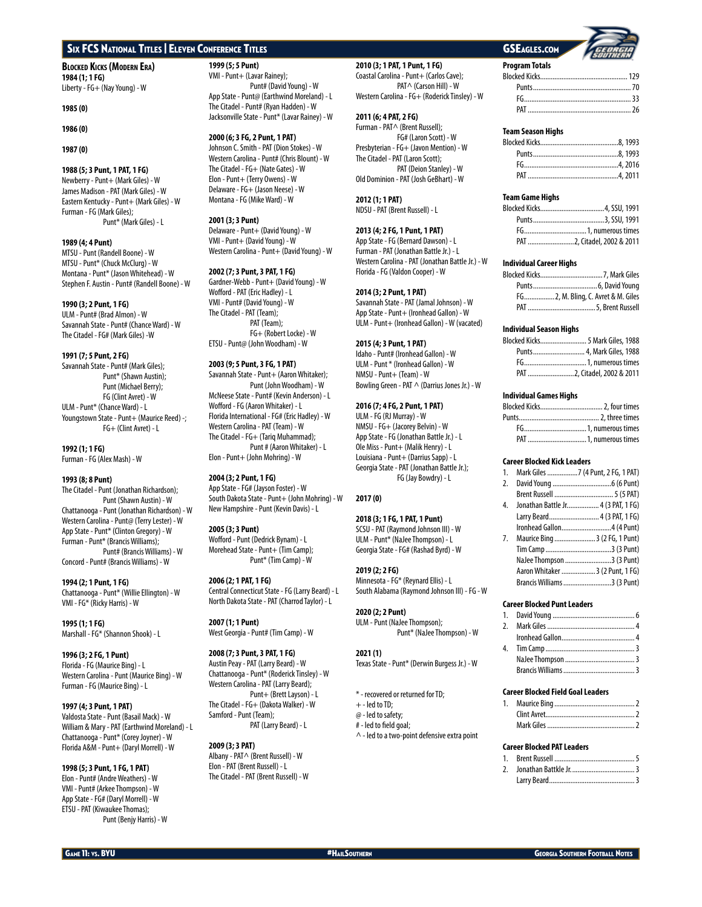## Blocked Kicks (Modern Era)

**1984 (1; 1 FG)**
Liberty - FG+ (Nay Young) - W

**1985 (0)**

**1986 (0)**

**1987 (0)**

**1988 (5; 3 Punt, 1 PAT, 1 FG)**
Newberry - Punt+ (Mark Giles) - W
James Madison - PAT (Mark Giles) - W
Eastern Kentucky - Punt+ (Mark Giles) - W
Furman - FG (Mark Giles);
Punt* (Mark Giles) - L

**1989 (4; 4 Punt)**
MTSU - Punt (Randell Boone) - W
MTSU - Punt* (Chuck McClurg) - W
Montana - Punt* (Jason Whitehead) - W
Stephen F. Austin - Punt# (Randell Boone) - W

**1990 (3; 2 Punt, 1 FG)**
ULM - Punt# (Brad Almon) - W
Savannah State - Punt# (Chance Ward) - W
The Citadel - FG# (Mark Giles) -W

**1991 (7; 5 Punt, 2 FG)**
Savannah State - Punt# (Mark Giles);
Punt* (Shawn Austin);
Punt (Michael Berry);
FG (Clint Avret) - W
ULM - Punt* (Chance Ward) - L
Youngstown State - Punt+ (Maurice Reed) -;
FG+ (Clint Avret) - L

**1992 (1; 1 FG)**
Furman - FG (Alex Mash) - W

**1993 (8; 8 Punt)**
The Citadel - Punt (Jonathan Richardson);
Punt (Shawn Austin) - W
Chattanooga - Punt (Jonathan Richardson) - W
Western Carolina - Punt@ (Terry Lester) - W
App State - Punt* (Clinton Gregory) - W
Furman - Punt* (Brancis Williams);
Punt# (Brancis Williams) - W
Concord - Punt# (Brancis Williams) - W

**1994 (2; 1 Punt, 1 FG)**
Chattanooga - Punt* (Willie Ellington) - W
VMI - FG* (Ricky Harris) - W

**1995 (1; 1 FG)**
Marshall - FG* (Shannon Shook) - L

**1996 (3; 2 FG, 1 Punt)**
Florida - FG (Maurice Bing) - L
Western Carolina - Punt (Maurice Bing) - W
Furman - FG (Maurice Bing) - L

**1997 (4; 3 Punt, 1 PAT)**
Valdosta State - Punt (Basail Mack) - W
William & Mary - PAT (Earthwind Moreland) - L
Chattanooga - Punt* (Corey Joyner) - W
Florida A&M - Punt+ (Daryl Morrell) - W

**1998 (5; 3 Punt, 1 FG, 1 PAT)**
Elon - Punt# (Andre Weathers) - W
VMI - Punt# (Arkee Thompson) - W
App State - FG# (Daryl Morrell) - W
ETSU - PAT (Kiwaukee Thomas);
Punt (Benjy Harris) - W

**1999 (5; 5 Punt)**
VMI - Punt+ (Lavar Rainey);
Punt# (David Young) - W
App State - Punt@ (Earthwind Moreland) - L
The Citadel - Punt# (Ryan Hadden) - W
Jacksonville State - Punt* (Lavar Rainey) - W

**2000 (6; 3 FG, 2 Punt, 1 PAT)**
Johnson C. Smith - PAT (Dion Stokes) - W
Western Carolina - Punt# (Chris Blount) - W
The Citadel - FG+ (Nate Gates) - W
Elon - Punt+ (Terry Owens) - W
Delaware - FG+ (Jason Neese) - W
Montana - FG (Mike Ward) - W

**2001 (3; 3 Punt)**
Delaware - Punt+ (David Young) - W
VMI - Punt+ (David Young) - W
Western Carolina - Punt+ (David Young) - W

**2002 (7; 3 Punt, 3 PAT, 1 FG)**
Gardner-Webb - Punt+ (David Young) - W
Wofford - PAT (Eric Hadley) - L
VMI - Punt# (David Young) - W
The Citadel - PAT (Team);
PAT (Team);
FG+ (Robert Locke) - W
ETSU - Punt@ (John Woodham) - W

**2003 (9; 5 Punt, 3 FG, 1 PAT)**
Savannah State - Punt+ (Aaron Whitaker);
Punt (John Woodham) - W
McNeese State - Punt# (Kevin Anderson) - L
Wofford - FG (Aaron Whitaker) - L
Florida International - FG# (Eric Hadley) - W
Western Carolina - PAT (Team) - W
The Citadel - FG+ (Tariq Muhammad);
Punt # (Aaron Whitaker) - L
Elon - Punt+ (John Mohring) - W

**2004 (3; 2 Punt, 1 FG)**
App State - FG# (Jayson Foster) - W
South Dakota State - Punt+ (John Mohring) - W
New Hampshire - Punt (Kevin Davis) - L

**2005 (3; 3 Punt)**
Wofford - Punt (Dedrick Bynam) - L
Morehead State - Punt+ (Tim Camp);
Punt* (Tim Camp) - W

**2006 (2; 1 PAT, 1 FG)**
Central Connecticut State - FG (Larry Beard) - L
North Dakota State - PAT (Charrod Taylor) - L

**2007 (1; 1 Punt)**
West Georgia - Punt# (Tim Camp) - W

**2008 (7; 3 Punt, 3 PAT, 1 FG)**
Austin Peay - PAT (Larry Beard) - W
Chattanooga - Punt* (Roderick Tinsley) - W
Western Carolina - PAT (Larry Beard);
Punt+ (Brett Layson) - L
The Citadel - FG+ (Dakota Walker) - W
Samford - Punt (Team);
PAT (Larry Beard) - L

**2009 (3; 3 PAT)**
Albany - PAT^ (Brent Russell) - W
Elon - PAT (Brent Russell) - L
The Citadel - PAT (Brent Russell) - W

**2010 (3; 1 PAT, 1 Punt, 1 FG)**
Coastal Carolina - Punt+ (Carlos Cave);
PAT^ (Carson Hill) - W
Western Carolina - FG+ (Roderick Tinsley) - W

**2011 (6; 4 PAT, 2 FG)**
Furman - PAT^ (Brent Russell);
FG# (Laron Scott) - W
Presbyterian - FG+ (Javon Mention) - W
The Citadel - PAT (Laron Scott);
PAT (Deion Stanley) - W
Old Dominion - PAT (Josh GeBhart) - W

**2012 (1; 1 PAT)**
NDSU - PAT (Brent Russell) - L

**2013 (4; 2 FG, 1 Punt, 1 PAT)**
App State - FG (Bernard Dawson) - L
Furman - PAT (Jonathan Battle Jr.) - L
Western Carolina - PAT (Jonathan Battle Jr.) - W
Florida - FG (Valdon Cooper) - W

**2014 (3; 2 Punt, 1 PAT)**
Savannah State - PAT (Jamal Johnson) - W
App State - Punt+ (Ironhead Gallon) - W
ULM - Punt+ (Ironhead Gallon) - W (vacated)

**2015 (4; 3 Punt, 1 PAT)**
Idaho - Punt# (Ironhead Gallon) - W
ULM - Punt * (Ironhead Gallon) - W
NMSU - Punt+ (Team) - W
Bowling Green - PAT ^ (Darrius Jones Jr.) - W

**2016 (7; 4 FG, 2 Punt, 1 PAT)**
ULM - FG (RJ Murray) - W
NMSU - FG+ (Jacorey Belvin) - W
App State - FG (Jonathan Battle Jr.) - L
Ole Miss - Punt+ (Malik Henry) - L
Louisiana - Punt+ (Darrius Sapp) - L
Georgia State - PAT (Jonathan Battle Jr.);
FG (Jay Bowdry) - L

**2017 (0)**

**2018 (3; 1 FG, 1 PAT, 1 Punt)**
SCSU - PAT (Raymond Johnson III) - W
ULM - Punt* (NaJee Thompson) - L
Georgia State - FG# (Rashad Byrd) - W

**2019 (2; 2 FG)**
Minnesota - FG* (Reynard Ellis) - L
South Alabama (Raymond Johnson III) - FG - W

**2020 (2; 2 Punt)**
ULM - Punt (NaJee Thompson);
Punt* (NaJee Thompson) - W

**2021 (1)**
Texas State - Punt* (Derwin Burgess Jr.) - W

\* - recovered or returned for TD;
\+ - led to TD;
@ - led to safety;
\# - led to field goal;
^ - led to a two-point defensive extra point

### Program Totals

| | |
|---|---|
| Blocked Kicks | 129 |
| Punts | 70 |
| FG | 33 |
| PAT | 26 |

### Team Season Highs

| | |
|---|---|
| Blocked Kicks | 8, 1993 |
| Punts | 8, 1993 |
| FG | 4, 2016 |
| PAT | 4, 2011 |

### Team Game Highs

| | |
|---|---|
| Blocked Kicks | 4, SSU, 1991 |
| Punts | 3, SSU, 1991 |
| FG | 1, numerous times |
| PAT | 2, Citadel, 2002 & 2011 |

### Individual Career Highs

| | |
|---|---|
| Blocked Kicks | 7, Mark Giles |
| Punts | 6, David Young |
| FG | 2, M. Bling, C. Avret & M. Giles |
| PAT | 5, Brent Russell |

### Individual Season Highs

| | |
|---|---|
| Blocked Kicks | 5 Mark Giles, 1988 |
| Punts | 4, Mark Giles, 1988 |
| FG | 1, numerous times |
| PAT | 2, Citadel, 2002 & 2011 |

### Individual Games Highs

| | |
|---|---|
| Blocked Kicks | 2, four times |
| Punts | 2, three times |
| FG | 1, numerous times |
| PAT | 1, numerous times |

### Career Blocked Kick Leaders

| | | |
|---|---|---|
| 1. | Mark Giles | 7 (4 Punt, 2 FG, 1 PAT) |
| 2. | David Young | 6 (6 Punt) |
| | Brent Russell | 5 (5 PAT) |
| 4. | Jonathan Battle Jr. | 4 (3 PAT, 1 FG) |
| | Larry Beard | 4 (3 PAT, 1 FG) |
| | Ironhead Gallon | 4 (4 Punt) |
| 7. | Maurice Bing | 3 (2 FG, 1 Punt) |
| | Tim Camp | 3 (3 Punt) |
| | NaJee Thompson | 3 (3 Punt) |
| | Aaron Whitaker | 3 (2 Punt, 1 FG) |
| | Brancis Williams | 3 (3 Punt) |

### Career Blocked Punt Leaders

| | | |
|---|---|---|
| 1. | David Young | 6 |
| 2. | Mark Giles | 4 |
| | Ironhead Gallon | 4 |
| 4. | Tim Camp | 3 |
| | NaJee Thompson | 3 |
| | Brancis Williams | 3 |

### Career Blocked Field Goal Leaders

| | | |
|---|---|---|
| 1. | Maurice Bing | 2 |
| | Clint Avret | 2 |
| | Mark Giles | 2 |

### Career Blocked PAT Leaders

| | | |
|---|---|---|
| 1. | Brent Russell | 5 |
| 2. | Jonathan Battkle Jr. | 3 |
| | Larry Beard | 3 |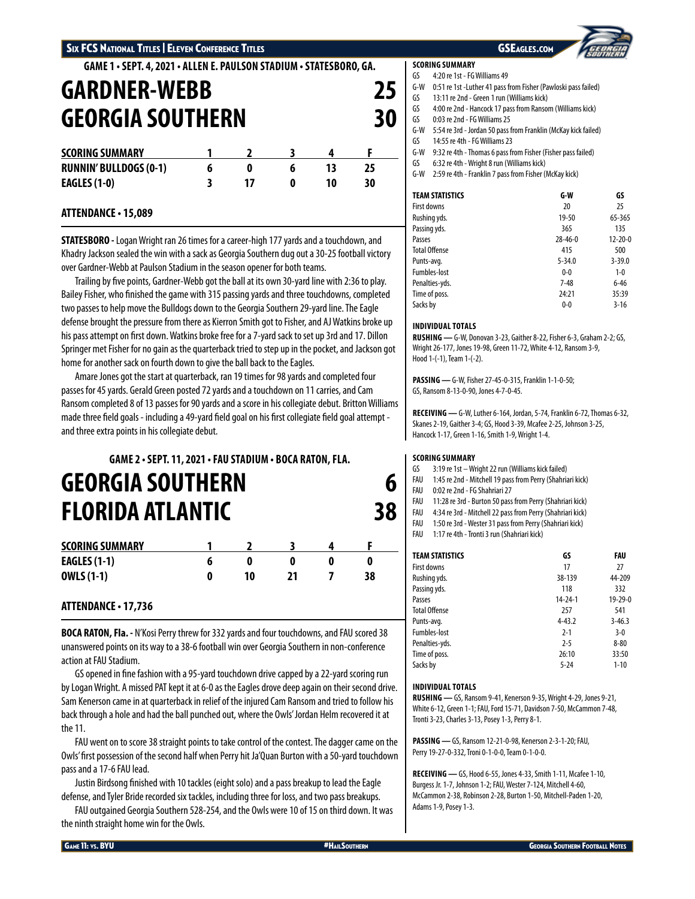## GAME 1 • SEPT. 4, 2021 • ALLEN E. PAULSON STADIUM • STATESBORO, GA.

# GARDNER-WEBB 25
# GEORGIA SOUTHERN 30

| SCORING SUMMARY | 1 | 2 | 3 | 4 | F |
|---|---|---|---|---|---|
| RUNNIN' BULLDOGS (0-1) | 6 | 0 | 6 | 13 | 25 |
| EAGLES (1-0) | 3 | 17 | 0 | 10 | 30 |

**ATTENDANCE • 15,089**

**STATESBORO -** Logan Wright ran 26 times for a career-high 177 yards and a touchdown, and Khadry Jackson sealed the win with a sack as Georgia Southern dug out a 30-25 football victory over Gardner-Webb at Paulson Stadium in the season opener for both teams.

Trailing by five points, Gardner-Webb got the ball at its own 30-yard line with 2:36 to play. Bailey Fisher, who finished the game with 315 passing yards and three touchdowns, completed two passes to help move the Bulldogs down to the Georgia Southern 29-yard line. The Eagle defense brought the pressure from there as Kierron Smith got to Fisher, and AJ Watkins broke up his pass attempt on first down. Watkins broke free for a 7-yard sack to set up 3rd and 17. Dillon Springer met Fisher for no gain as the quarterback tried to step up in the pocket, and Jackson got home for another sack on fourth down to give the ball back to the Eagles.

Amare Jones got the start at quarterback, ran 19 times for 98 yards and completed four passes for 45 yards. Gerald Green posted 72 yards and a touchdown on 11 carries, and Cam Ransom completed 8 of 13 passes for 90 yards and a score in his collegiate debut. Britton Williams made three field goals - including a 49-yard field goal on his first collegiate field goal attempt - and three extra points in his collegiate debut.

**SCORING SUMMARY**

- GS 4:20 re 1st - FG Williams 49
- G-W 0:51 re 1st -Luther 41 pass from Fisher (Pawloski pass failed)
- GS 13:11 re 2nd - Green 1 run (Williams kick)
- GS 4:00 re 2nd - Hancock 17 pass from Ransom (Williams kick)
- GS 0:03 re 2nd - FG Williams 25
- G-W 5:54 re 3rd - Jordan 50 pass from Franklin (McKay kick failed)
- GS 14:55 re 4th - FG Williams 23
- G-W 9:32 re 4th - Thomas 6 pass from Fisher (Fisher pass failed)
- GS 6:32 re 4th - Wright 8 run (Williams kick)
- G-W 2:59 re 4th - Franklin 7 pass from Fisher (McKay kick)

| TEAM STATISTICS | G-W | GS |
|---|---|---|
| First downs | 20 | 25 |
| Rushing yds. | 19-50 | 65-365 |
| Passing yds. | 365 | 135 |
| Passes | 28-46-0 | 12-20-0 |
| Total Offense | 415 | 500 |
| Punts-avg. | 5-34.0 | 3-39.0 |
| Fumbles-lost | 0-0 | 1-0 |
| Penalties-yds. | 7-48 | 6-46 |
| Time of poss. | 24:21 | 35:39 |
| Sacks by | 0-0 | 3-16 |

**INDIVIDUAL TOTALS**

**RUSHING —** G-W, Donovan 3-23, Gaither 8-22, Fisher 6-3, Graham 2-2; GS, Wright 26-177, Jones 19-98, Green 11-72, White 4-12, Ransom 3-9, Hood 1-(-1), Team 1-(-2).

**PASSING —** G-W, Fisher 27-45-0-315, Franklin 1-1-0-50; GS, Ransom 8-13-0-90, Jones 4-7-0-45.

**RECEIVING —** G-W, Luther 6-164, Jordan, 5-74, Franklin 6-72, Thomas 6-32, Skanes 2-19, Gaither 3-4; GS, Hood 3-39, Mcafee 2-25, Johnson 3-25, Hancock 1-17, Green 1-16, Smith 1-9, Wright 1-4.

## GAME 2 • SEPT. 11, 2021 • FAU STADIUM • BOCA RATON, FLA.

# GEORGIA SOUTHERN 6
# FLORIDA ATLANTIC 38

| SCORING SUMMARY | 1 | 2 | 3 | 4 | F |
|---|---|---|---|---|---|
| EAGLES (1-1) | 6 | 0 | 0 | 0 | 0 |
| OWLS (1-1) | 0 | 10 | 21 | 7 | 38 |

**ATTENDANCE • 17,736**

**BOCA RATON, Fla. -** N'Kosi Perry threw for 332 yards and four touchdowns, and FAU scored 38 unanswered points on its way to a 38-6 football win over Georgia Southern in non-conference action at FAU Stadium.

GS opened in fine fashion with a 95-yard touchdown drive capped by a 22-yard scoring run by Logan Wright. A missed PAT kept it at 6-0 as the Eagles drove deep again on their second drive. Sam Kenerson came in at quarterback in relief of the injured Cam Ransom and tried to follow his back through a hole and had the ball punched out, where the Owls' Jordan Helm recovered it at the 11.

FAU went on to score 38 straight points to take control of the contest. The dagger came on the Owls' first possession of the second half when Perry hit Ja'Quan Burton with a 50-yard touchdown pass and a 17-6 FAU lead.

Justin Birdsong finished with 10 tackles (eight solo) and a pass breakup to lead the Eagle defense, and Tyler Bride recorded six tackles, including three for loss, and two pass breakups.

FAU outgained Georgia Southern 528-254, and the Owls were 10 of 15 on third down. It was the ninth straight home win for the Owls.

**SCORING SUMMARY**

- GS 3:19 re 1st – Wright 22 run (Williams kick failed)
- FAU 1:45 re 2nd - Mitchell 19 pass from Perry (Shahriari kick)
- FAU 0:02 re 2nd - FG Shahriari 27
- FAU 11:28 re 3rd - Burton 50 pass from Perry (Shahriari kick)
- FAU 4:34 re 3rd - Mitchell 22 pass from Perry (Shahriari kick)
- FAU 1:50 re 3rd - Wester 31 pass from Perry (Shahriari kick)
- FAU 1:17 re 4th - Tronti 3 run (Shahriari kick)

| TEAM STATISTICS | GS | FAU |
|---|---|---|
| First downs | 17 | 27 |
| Rushing yds. | 38-139 | 44-209 |
| Passing yds. | 118 | 332 |
| Passes | 14-24-1 | 19-29-0 |
| Total Offense | 257 | 541 |
| Punts-avg. | 4-43.2 | 3-46.3 |
| Fumbles-lost | 2-1 | 3-0 |
| Penalties-yds. | 2-5 | 8-80 |
| Time of poss. | 26:10 | 33:50 |
| Sacks by | 5-24 | 1-10 |

**INDIVIDUAL TOTALS**

**RUSHING —** GS, Ransom 9-41, Kenerson 9-35, Wright 4-29, Jones 9-21, White 6-12, Green 1-1; FAU, Ford 15-71, Davidson 7-50, McCammon 7-48, Tronti 3-23, Charles 3-13, Posey 1-3, Perry 8-1.

**PASSING —** GS, Ransom 12-21-1-0-98, Kenerson 2-3-1-20; FAU, Perry 19-27-0-332, Troni 0-1-0-0, Team 0-1-0-0.

**RECEIVING —** GS, Hood 6-55, Jones 4-33, Smith 1-11, Mcafee 1-10, Burgess Jr. 1-7, Johnson 1-2; FAU, Wester 7-124, Mitchell 4-60, McCammon 2-38, Robinson 2-28, Burton 1-50, Mitchell-Paden 1-20, Adams 1-9, Posey 1-3.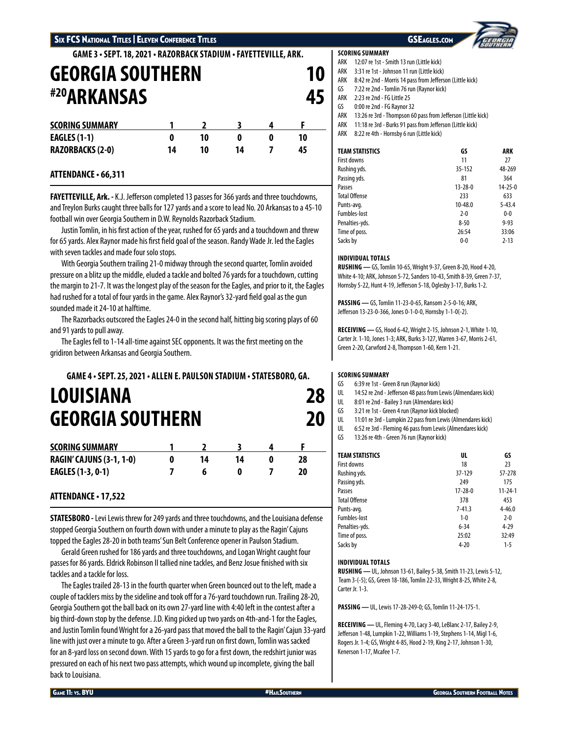## GAME 3 • SEPT. 18, 2021 • RAZORBACK STADIUM • FAYETTEVILLE, ARK.

# GEORGIA SOUTHERN 10
# #20 ARKANSAS 45

| SCORING SUMMARY | 1 | 2 | 3 | 4 | F |
|---|---|---|---|---|---|
| EAGLES (1-1) | 0 | 10 | 0 | 0 | 10 |
| RAZORBACKS (2-0) | 14 | 10 | 14 | 7 | 45 |

### ATTENDANCE • 66,311

**FAYETTEVILLE, Ark. -** K.J. Jefferson completed 13 passes for 366 yards and three touchdowns, and Treylon Burks caught three balls for 127 yards and a score to lead No. 20 Arkansas to a 45-10 football win over Georgia Southern in D.W. Reynolds Razorback Stadium.

Justin Tomlin, in his first action of the year, rushed for 65 yards and a touchdown and threw for 65 yards. Alex Raynor made his first field goal of the season. Randy Wade Jr. led the Eagles with seven tackles and made four solo stops.

With Georgia Southern trailing 21-0 midway through the second quarter, Tomlin avoided pressure on a blitz up the middle, eluded a tackle and bolted 76 yards for a touchdown, cutting the margin to 21-7. It was the longest play of the season for the Eagles, and prior to it, the Eagles had rushed for a total of four yards in the game. Alex Raynor's 32-yard field goal as the gun sounded made it 24-10 at halftime.

The Razorbacks outscored the Eagles 24-0 in the second half, hitting big scoring plays of 60 and 91 yards to pull away.

The Eagles fell to 1-14 all-time against SEC opponents. It was the first meeting on the gridiron between Arkansas and Georgia Southern.

**SCORING SUMMARY**

- ARK 12:07 re 1st - Smith 13 run (Little kick)
- ARK 3:31 re 1st - Johnson 11 run (Little kick)
- ARK 8:42 re 2nd - Morris 14 pass from Jefferson (Little kick)
- GS 7:22 re 2nd - Tomlin 76 run (Raynor kick)
- ARK 2:23 re 2nd - FG Little 25
- GS 0:00 re 2nd - FG Raynor 32
- ARK 13:26 re 3rd - Thompson 60 pass from Jefferson (Little kick)
- ARK 11:18 re 3rd - Burks 91 pass from Jefferson (Little kick)
- ARK 8:22 re 4th - Hornsby 6 run (Little kick)

| TEAM STATISTICS | GS | ARK |
|---|---|---|
| First downs | 11 | 27 |
| Rushing yds. | 35-152 | 48-269 |
| Passing yds. | 81 | 364 |
| Passes | 13-28-0 | 14-25-0 |
| Total Offense | 233 | 633 |
| Punts-avg. | 10-48.0 | 5-43.4 |
| Fumbles-lost | 2-0 | 0-0 |
| Penalties-yds. | 8-50 | 9-93 |
| Time of poss. | 26:54 | 33:06 |
| Sacks by | 0-0 | 2-13 |

**INDIVIDUAL TOTALS**

**RUSHING —** GS, Tomlin 10-65, Wright 9-37, Green 8-20, Hood 4-20, White 4-10; ARK, Johnson 5-72, Sanders 10-43, Smith 8-39, Green 7-37, Hornsby 5-22, Hunt 4-19, Jefferson 5-18, Oglesby 3-17, Burks 1-2.

**PASSING —** GS, Tomlin 11-23-0-65, Ransom 2-5-0-16; ARK, Jefferson 13-23-0-366, Jones 0-1-0-0, Hornsby 1-1-0(-2).

**RECEIVING —** GS, Hood 6-42, Wright 2-15, Johnson 2-1, White 1-10, Carter Jr. 1-10, Jones 1-3; ARK, Burks 3-127, Warren 3-67, Morris 2-61, Green 2-20, Carwford 2-8, Thompson 1-60, Kern 1-21.

## GAME 4 • SEPT. 25, 2021 • ALLEN E. PAULSON STADIUM • STATESBORO, GA.

# LOUISIANA 28
# GEORGIA SOUTHERN 20

| SCORING SUMMARY | 1 | 2 | 3 | 4 | F |
|---|---|---|---|---|---|
| RAGIN' CAJUNS (3-1, 1-0) | 0 | 14 | 14 | 0 | 28 |
| EAGLES (1-3, 0-1) | 7 | 6 | 0 | 7 | 20 |

### ATTENDANCE • 17,522

**STATESBORO -** Levi Lewis threw for 249 yards and three touchdowns, and the Louisiana defense stopped Georgia Southern on fourth down with under a minute to play as the Ragin' Cajuns topped the Eagles 28-20 in both teams' Sun Belt Conference opener in Paulson Stadium.

Gerald Green rushed for 186 yards and three touchdowns, and Logan Wright caught four passes for 86 yards. Eldrick Robinson II tallied nine tackles, and Benz Josue finished with six tackles and a tackle for loss.

The Eagles trailed 28-13 in the fourth quarter when Green bounced out to the left, made a couple of tacklers miss by the sideline and took off for a 76-yard touchdown run. Trailing 28-20, Georgia Southern got the ball back on its own 27-yard line with 4:40 left in the contest after a big third-down stop by the defense. J.D. King picked up two yards on 4th-and-1 for the Eagles, and Justin Tomlin found Wright for a 26-yard pass that moved the ball to the Ragin' Cajun 33-yard line with just over a minute to go. After a Green 3-yard run on first down, Tomlin was sacked for an 8-yard loss on second down. With 15 yards to go for a first down, the redshirt junior was pressured on each of his next two pass attempts, which wound up incomplete, giving the ball back to Louisiana.

**SCORING SUMMARY**

- GS 6:39 re 1st - Green 8 run (Raynor kick)
- UL 14:52 re 2nd - Jefferson 48 pass from Lewis (Almendares kick)
- UL 8:01 re 2nd - Bailey 3 run (Almendares kick)
- GS 3:21 re 1st - Green 4 run (Raynor kick blocked)
- UL 11:01 re 3rd - Lumpkin 22 pass from Lewis (Almendares kick)
- UL 6:52 re 3rd - Fleming 46 pass from Lewis (Almendares kick)
- GS 13:26 re 4th - Green 76 run (Raynor kick)

| TEAM STATISTICS | UL | GS |
|---|---|---|
| First downs | 18 | 23 |
| Rushing yds. | 37-129 | 57-278 |
| Passing yds. | 249 | 175 |
| Passes | 17-28-0 | 11-24-1 |
| Total Offense | 378 | 453 |
| Punts-avg. | 7-41.3 | 4-46.0 |
| Fumbles-lost | 1-0 | 2-0 |
| Penalties-yds. | 6-34 | 4-29 |
| Time of poss. | 25:02 | 32:49 |
| Sacks by | 4-20 | 1-5 |

**INDIVIDUAL TOTALS**

**RUSHING —** UL, Johnson 13-61, Bailey 5-38, Smith 11-23, Lewis 5-12, Team 3-(-5); GS, Green 18-186, Tomlin 22-33, Wright 8-25, White 2-8, Carter Jr. 1-3.

**PASSING —** UL, Lewis 17-28-249-0; GS, Tomlin 11-24-175-1.

**RECEIVING —** UL, Fleming 4-70, Lacy 3-40, LeBlanc 2-17, Bailey 2-9, Jefferson 1-48, Lumpkin 1-22, Williams 1-19, Stephens 1-14, Migl 1-6, Rogers Jr. 1-4; GS, Wright 4-85, Hood 2-19, King 2-17, Johnson 1-30, Kenerson 1-17, Mcafee 1-7.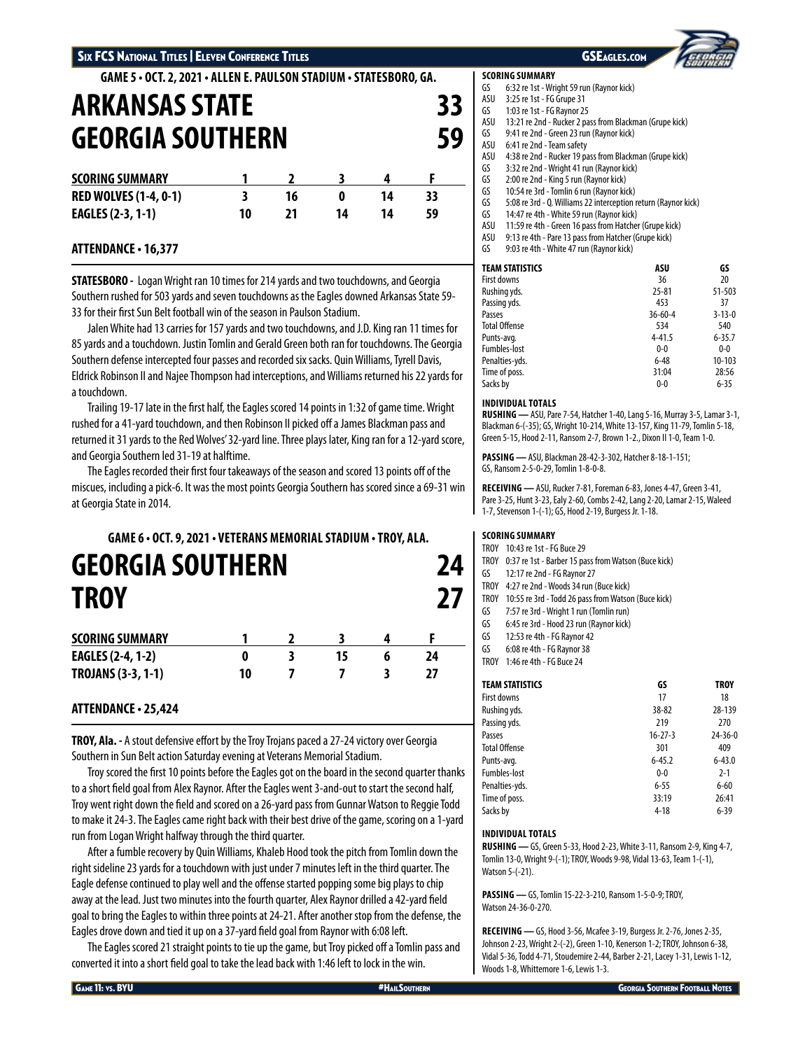## GAME 5 • OCT. 2, 2021 • ALLEN E. PAULSON STADIUM • STATESBORO, GA.

# ARKANSAS STATE 33
# GEORGIA SOUTHERN 59

| SCORING SUMMARY | 1 | 2 | 3 | 4 | F |
|---|---|---|---|---|---|
| RED WOLVES (1-4, 0-1) | 3 | 16 | 0 | 14 | 33 |
| EAGLES (2-3, 1-1) | 10 | 21 | 14 | 14 | 59 |

**ATTENDANCE • 16,377**

**STATESBORO -** Logan Wright ran 10 times for 214 yards and two touchdowns, and Georgia Southern rushed for 503 yards and seven touchdowns as the Eagles downed Arkansas State 59-33 for their first Sun Belt football win of the season in Paulson Stadium.

Jalen White had 13 carries for 157 yards and two touchdowns, and J.D. King ran 11 times for 85 yards and a touchdown. Justin Tomlin and Gerald Green both ran for touchdowns. The Georgia Southern defense intercepted four passes and recorded six sacks. Quin Williams, Tyrell Davis, Eldrick Robinson II and Najee Thompson had interceptions, and Williams returned his 22 yards for a touchdown.

Trailing 19-17 late in the first half, the Eagles scored 14 points in 1:32 of game time. Wright rushed for a 41-yard touchdown, and then Robinson II picked off a James Blackman pass and returned it 31 yards to the Red Wolves' 32-yard line. Three plays later, King ran for a 12-yard score, and Georgia Southern led 31-19 at halftime.

The Eagles recorded their first four takeaways of the season and scored 13 points off of the miscues, including a pick-6. It was the most points Georgia Southern has scored since a 69-31 win at Georgia State in 2014.

**SCORING SUMMARY**

- GS 6:32 re 1st - Wright 59 run (Raynor kick)
- ASU 3:25 re 1st - FG Grupe 31
- GS 1:03 re 1st - FG Raynor 25
- ASU 13:21 re 2nd - Rucker 2 pass from Blackman (Grupe kick)
- GS 9:41 re 2nd - Green 23 run (Raynor kick)
- ASU 6:41 re 2nd - Team safety
- ASU 4:38 re 2nd - Rucker 19 pass from Blackman (Grupe kick)
- GS 3:32 re 2nd - Wright 41 run (Raynor kick)
- GS 2:00 re 2nd - King 5 run (Raynor kick)
- GS 10:54 re 3rd - Tomlin 6 run (Raynor kick)
- GS 5:08 re 3rd - Q. Williams 22 interception return (Raynor kick)
- GS 14:47 re 4th - White 59 run (Raynor kick)
- ASU 11:59 re 4th - Green 16 pass from Hatcher (Grupe kick)
- ASU 9:13 re 4th - Pare 13 pass from Hatcher (Grupe kick)
- GS 9:03 re 4th - White 47 run (Raynor kick)

| TEAM STATISTICS | ASU | GS |
|---|---|---|
| First downs | 36 | 20 |
| Rushing yds. | 25-81 | 51-503 |
| Passing yds. | 453 | 37 |
| Passes | 36-60-4 | 3-13-0 |
| Total Offense | 534 | 540 |
| Punts-avg. | 4-41.5 | 6-35.7 |
| Fumbles-lost | 0-0 | 0-0 |
| Penalties-yds. | 6-48 | 10-103 |
| Time of poss. | 31:04 | 28:56 |
| Sacks by | 0-0 | 6-35 |

**INDIVIDUAL TOTALS**

**RUSHING —** ASU, Pare 7-54, Hatcher 1-40, Lang 5-16, Murray 3-5, Lamar 3-1, Blackman 6-(-35); GS, Wright 10-214, White 13-157, King 11-79, Tomlin 5-18, Green 5-15, Hood 2-11, Ransom 2-7, Brown 1-2., Dixon II 1-0, Team 1-0.

**PASSING —** ASU, Blackman 28-42-3-302, Hatcher 8-18-1-151; GS, Ransom 2-5-0-29, Tomlin 1-8-0-8.

**RECEIVING —** ASU, Rucker 7-81, Foreman 6-83, Jones 4-47, Green 3-41, Pare 3-25, Hunt 3-23, Ealy 2-60, Combs 2-42, Lang 2-20, Lamar 2-15, Waleed 1-7, Stevenson 1-(-1); GS, Hood 2-19, Burgess Jr. 1-18.

## GAME 6 • OCT. 9, 2021 • VETERANS MEMORIAL STADIUM • TROY, ALA.

# GEORGIA SOUTHERN 24
# TROY 27

| SCORING SUMMARY | 1 | 2 | 3 | 4 | F |
|---|---|---|---|---|---|
| EAGLES (2-4, 1-2) | 0 | 3 | 15 | 6 | 24 |
| TROJANS (3-3, 1-1) | 10 | 7 | 7 | 3 | 27 |

**ATTENDANCE • 25,424**

**TROY, Ala. -** A stout defensive effort by the Troy Trojans paced a 27-24 victory over Georgia Southern in Sun Belt action Saturday evening at Veterans Memorial Stadium.

Troy scored the first 10 points before the Eagles got on the board in the second quarter thanks to a short field goal from Alex Raynor. After the Eagles went 3-and-out to start the second half, Troy went right down the field and scored on a 26-yard pass from Gunnar Watson to Reggie Todd to make it 24-3. The Eagles came right back with their best drive of the game, scoring on a 1-yard run from Logan Wright halfway through the third quarter.

After a fumble recovery by Quin Williams, Khaleb Hood took the pitch from Tomlin down the right sideline 23 yards for a touchdown with just under 7 minutes left in the third quarter. The Eagle defense continued to play well and the offense started popping some big plays to chip away at the lead. Just two minutes into the fourth quarter, Alex Raynor drilled a 42-yard field goal to bring the Eagles to within three points at 24-21. After another stop from the defense, the Eagles drove down and tied it up on a 37-yard field goal from Raynor with 6:08 left.

The Eagles scored 21 straight points to tie up the game, but Troy picked off a Tomlin pass and converted it into a short field goal to take the lead back with 1:46 left to lock in the win.

**SCORING SUMMARY**

- TROY 10:43 re 1st - FG Buce 29
- TROY 0:37 re 1st - Barber 15 pass from Watson (Buce kick)
- GS 12:17 re 2nd - FG Raynor 27
- TROY 4:27 re 2nd - Woods 34 run (Buce kick)
- TROY 10:55 re 3rd - Todd 26 pass from Watson (Buce kick)
- GS 7:57 re 3rd - Wright 1 run (Tomlin run)
- GS 6:45 re 3rd - Hood 23 run (Raynor kick)
- GS 12:53 re 4th - FG Raynor 42
- GS 6:08 re 4th - FG Raynor 38
- TROY 1:46 re 4th - FG Buce 24

| TEAM STATISTICS | GS | TROY |
|---|---|---|
| First downs | 17 | 18 |
| Rushing yds. | 38-82 | 28-139 |
| Passing yds. | 219 | 270 |
| Passes | 16-27-3 | 24-36-0 |
| Total Offense | 301 | 409 |
| Punts-avg. | 6-45.2 | 6-43.0 |
| Fumbles-lost | 0-0 | 2-1 |
| Penalties-yds. | 6-55 | 6-60 |
| Time of poss. | 33:19 | 26:41 |
| Sacks by | 4-18 | 6-39 |

**INDIVIDUAL TOTALS**

**RUSHING —** GS, Green 5-33, Hood 2-23, White 3-11, Ransom 2-9, King 4-7, Tomlin 13-0, Wright 9-(-1); TROY, Woods 9-98, Vidal 13-63, Team 1-(-1), Watson 5-(-21).

**PASSING —** GS, Tomlin 15-22-3-210, Ransom 1-5-0-9; TROY, Watson 24-36-0-270.

**RECEIVING —** GS, Hood 3-56, Mcafee 3-19, Burgess Jr. 2-76, Jones 2-35, Johnson 2-23, Wright 2-(-2), Green 1-10, Kenerson 1-2; TROY, Johnson 6-38, Vidal 5-36, Todd 4-71, Stoudemire 2-44, Barber 2-21, Lacey 1-31, Lewis 1-12, Woods 1-8, Whittemore 1-6, Lewis 1-3.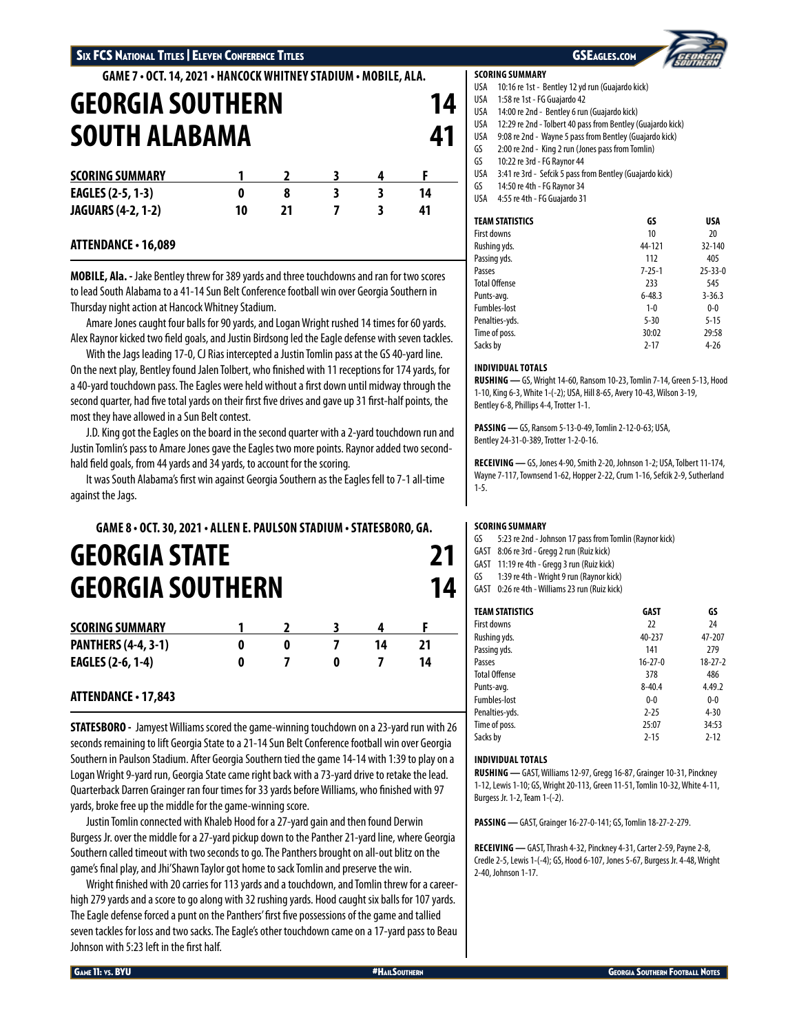## GAME 7 • OCT. 14, 2021 • HANCOCK WHITNEY STADIUM • MOBILE, ALA.

# GEORGIA SOUTHERN 14
# SOUTH ALABAMA 41

| SCORING SUMMARY | 1 | 2 | 3 | 4 | F |
|---|---|---|---|---|---|
| EAGLES (2-5, 1-3) | 0 | 8 | 3 | 3 | 14 |
| JAGUARS (4-2, 1-2) | 10 | 21 | 7 | 3 | 41 |

**ATTENDANCE • 16,089**

**MOBILE, Ala.** - Jake Bentley threw for 389 yards and three touchdowns and ran for two scores to lead South Alabama to a 41-14 Sun Belt Conference football win over Georgia Southern in Thursday night action at Hancock Whitney Stadium.

Amare Jones caught four balls for 90 yards, and Logan Wright rushed 14 times for 60 yards. Alex Raynor kicked two field goals, and Justin Birdsong led the Eagle defense with seven tackles.

With the Jags leading 17-0, CJ Rias intercepted a Justin Tomlin pass at the GS 40-yard line. On the next play, Bentley found Jalen Tolbert, who finished with 11 receptions for 174 yards, for a 40-yard touchdown pass. The Eagles were held without a first down until midway through the second quarter, had five total yards on their first five drives and gave up 31 first-half points, the most they have allowed in a Sun Belt contest.

J.D. King got the Eagles on the board in the second quarter with a 2-yard touchdown run and Justin Tomlin's pass to Amare Jones gave the Eagles two more points. Raynor added two second-hald field goals, from 44 yards and 34 yards, to account for the scoring.

It was South Alabama's first win against Georgia Southern as the Eagles fell to 7-1 all-time against the Jags.

**SCORING SUMMARY**

- USA 10:16 re 1st - Bentley 12 yd run (Guajardo kick)
- USA 1:58 re 1st - FG Guajardo 42
- USA 14:00 re 2nd - Bentley 6 run (Guajardo kick)
- USA 12:29 re 2nd - Tolbert 40 pass from Bentley (Guajardo kick)
- USA 9:08 re 2nd - Wayne 5 pass from Bentley (Guajardo kick)
- GS 2:00 re 2nd - King 2 run (Jones pass from Tomlin)
- GS 10:22 re 3rd - FG Raynor 44
- USA 3:41 re 3rd - Sefcik 5 pass from Bentley (Guajardo kick)
- GS 14:50 re 4th - FG Raynor 34
- USA 4:55 re 4th - FG Guajardo 31

| TEAM STATISTICS | GS | USA |
|---|---|---|
| First downs | 10 | 20 |
| Rushing yds. | 44-121 | 32-140 |
| Passing yds. | 112 | 405 |
| Passes | 7-25-1 | 25-33-0 |
| Total Offense | 233 | 545 |
| Punts-avg. | 6-48.3 | 3-36.3 |
| Fumbles-lost | 1-0 | 0-0 |
| Penalties-yds. | 5-30 | 5-15 |
| Time of poss. | 30:02 | 29:58 |
| Sacks by | 2-17 | 4-26 |

**INDIVIDUAL TOTALS**

**RUSHING —** GS, Wright 14-60, Ransom 10-23, Tomlin 7-14, Green 5-13, Hood 1-10, King 6-3, White 1-(-2); USA, Hill 8-65, Avery 10-43, Wilson 3-19, Bentley 6-8, Phillips 4-4, Trotter 1-1.

**PASSING —** GS, Ransom 5-13-0-49, Tomlin 2-12-0-63; USA, Bentley 24-31-0-389, Trotter 1-2-0-16.

**RECEIVING —** GS, Jones 4-90, Smith 2-20, Johnson 1-2; USA, Tolbert 11-174, Wayne 7-117, Townsend 1-62, Hopper 2-22, Crum 1-16, Sefcik 2-9, Sutherland 1-5.

## GAME 8 • OCT. 30, 2021 • ALLEN E. PAULSON STADIUM • STATESBORO, GA.

# GEORGIA STATE 21
# GEORGIA SOUTHERN 14

| SCORING SUMMARY | 1 | 2 | 3 | 4 | F |
|---|---|---|---|---|---|
| PANTHERS (4-4, 3-1) | 0 | 0 | 7 | 14 | 21 |
| EAGLES (2-6, 1-4) | 0 | 7 | 0 | 7 | 14 |

**ATTENDANCE • 17,843**

**STATESBORO -** Jamyest Williams scored the game-winning touchdown on a 23-yard run with 26 seconds remaining to lift Georgia State to a 21-14 Sun Belt Conference football win over Georgia Southern in Paulson Stadium. After Georgia Southern tied the game 14-14 with 1:39 to play on a Logan Wright 9-yard run, Georgia State came right back with a 73-yard drive to retake the lead. Quarterback Darren Grainger ran four times for 33 yards before Williams, who finished with 97 yards, broke free up the middle for the game-winning score.

Justin Tomlin connected with Khaleb Hood for a 27-yard gain and then found Derwin Burgess Jr. over the middle for a 27-yard pickup down to the Panther 21-yard line, where Georgia Southern called timeout with two seconds to go. The Panthers brought on all-out blitz on the game's final play, and Jhi'Shawn Taylor got home to sack Tomlin and preserve the win.

Wright finished with 20 carries for 113 yards and a touchdown, and Tomlin threw for a career-high 279 yards and a score to go along with 32 rushing yards. Hood caught six balls for 107 yards. The Eagle defense forced a punt on the Panthers' first five possessions of the game and tallied seven tackles for loss and two sacks. The Eagle's other touchdown came on a 17-yard pass to Beau Johnson with 5:23 left in the first half.

**SCORING SUMMARY**

- GS 5:23 re 2nd - Johnson 17 pass from Tomlin (Raynor kick)
- GAST 8:06 re 3rd - Gregg 2 run (Ruiz kick)
- GAST 11:19 re 4th - Gregg 3 run (Ruiz kick)
- GS 1:39 re 4th - Wright 9 run (Raynor kick)
- GAST 0:26 re 4th - Williams 23 run (Ruiz kick)

| TEAM STATISTICS | GAST | GS |
|---|---|---|
| First downs | 22 | 24 |
| Rushing yds. | 40-237 | 47-207 |
| Passing yds. | 141 | 279 |
| Passes | 16-27-0 | 18-27-2 |
| Total Offense | 378 | 486 |
| Punts-avg. | 8-40.4 | 4.49.2 |
| Fumbles-lost | 0-0 | 0-0 |
| Penalties-yds. | 2-25 | 4-30 |
| Time of poss. | 25:07 | 34:53 |
| Sacks by | 2-15 | 2-12 |

**INDIVIDUAL TOTALS**

**RUSHING —** GAST, Williams 12-97, Gregg 16-87, Grainger 10-31, Pinckney 1-12, Lewis 1-10; GS, Wright 20-113, Green 11-51, Tomlin 10-32, White 4-11, Burgess Jr. 1-2, Team 1-(-2).

**PASSING —** GAST, Grainger 16-27-0-141; GS, Tomlin 18-27-2-279.

**RECEIVING —** GAST, Thrash 4-32, Pinckney 4-31, Carter 2-59, Payne 2-8, Credle 2-5, Lewis 1-(-4); GS, Hood 6-107, Jones 5-67, Burgess Jr. 4-48, Wright 2-40, Johnson 1-17.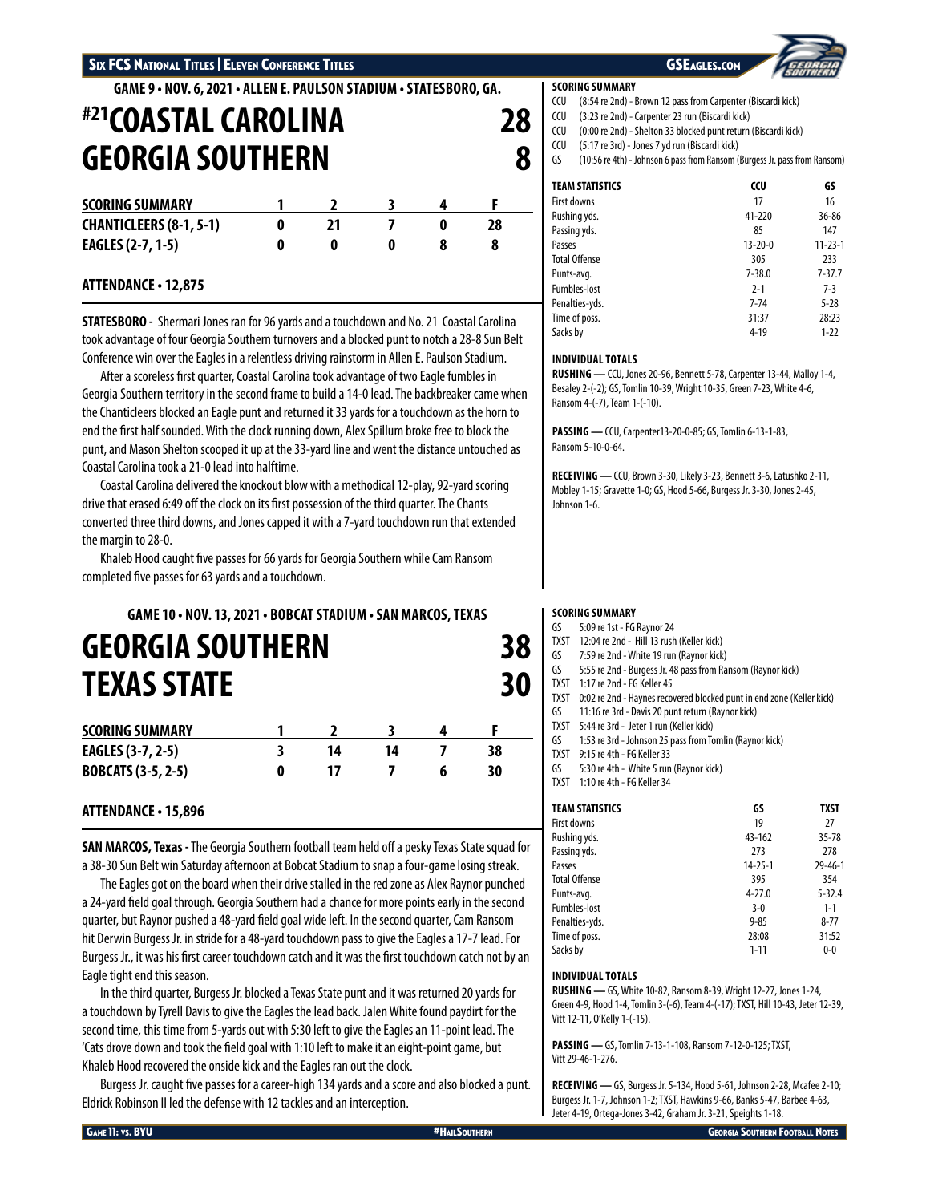## GAME 9 • NOV. 6, 2021 • ALLEN E. PAULSON STADIUM • STATESBORO, GA.

# #21 COASTAL CAROLINA 28
# GEORGIA SOUTHERN 8

| SCORING SUMMARY | 1 | 2 | 3 | 4 | F |
|---|---|---|---|---|---|
| CHANTICLEERS (8-1, 5-1) | 0 | 21 | 7 | 0 | 28 |
| EAGLES (2-7, 1-5) | 0 | 0 | 0 | 8 | 8 |

**ATTENDANCE • 12,875**

**STATESBORO -** Shermari Jones ran for 96 yards and a touchdown and No. 21 Coastal Carolina took advantage of four Georgia Southern turnovers and a blocked punt to notch a 28-8 Sun Belt Conference win over the Eagles in a relentless driving rainstorm in Allen E. Paulson Stadium.

After a scoreless first quarter, Coastal Carolina took advantage of two Eagle fumbles in Georgia Southern territory in the second frame to build a 14-0 lead. The backbreaker came when the Chanticleers blocked an Eagle punt and returned it 33 yards for a touchdown as the horn to end the first half sounded. With the clock running down, Alex Spillum broke free to block the punt, and Mason Shelton scooped it up at the 33-yard line and went the distance untouched as Coastal Carolina took a 21-0 lead into halftime.

Coastal Carolina delivered the knockout blow with a methodical 12-play, 92-yard scoring drive that erased 6:49 off the clock on its first possession of the third quarter. The Chants converted three third downs, and Jones capped it with a 7-yard touchdown run that extended the margin to 28-0.

Khaleb Hood caught five passes for 66 yards for Georgia Southern while Cam Ransom completed five passes for 63 yards and a touchdown.

**SCORING SUMMARY**

- CCU (8:54 re 2nd) - Brown 12 pass from Carpenter (Biscardi kick)
- CCU (3:23 re 2nd) - Carpenter 23 run (Biscardi kick)
- CCU (0:00 re 2nd) - Shelton 33 blocked punt return (Biscardi kick)
- CCU (5:17 re 3rd) - Jones 7 yd run (Biscardi kick)
- GS (10:56 re 4th) - Johnson 6 pass from Ransom (Burgess Jr. pass from Ransom)

| TEAM STATISTICS | CCU | GS |
|---|---|---|
| First downs | 17 | 16 |
| Rushing yds. | 41-220 | 36-86 |
| Passing yds. | 85 | 147 |
| Passes | 13-20-0 | 11-23-1 |
| Total Offense | 305 | 233 |
| Punts-avg. | 7-38.0 | 7-37.7 |
| Fumbles-lost | 2-1 | 7-3 |
| Penalties-yds. | 7-74 | 5-28 |
| Time of poss. | 31:37 | 28:23 |
| Sacks by | 4-19 | 1-22 |

**INDIVIDUAL TOTALS**

**RUSHING —** CCU, Jones 20-96, Bennett 5-78, Carpenter 13-44, Malloy 1-4, Besaley 2-(-2); GS, Tomlin 10-39, Wright 10-35, Green 7-23, White 4-6, Ransom 4-(-7), Team 1-(-10).

**PASSING —** CCU, Carpenter13-20-0-85; GS, Tomlin 6-13-1-83, Ransom 5-10-0-64.

**RECEIVING —** CCU, Brown 3-30, Likely 3-23, Bennett 3-6, Latushko 2-11, Mobley 1-15; Gravette 1-0; GS, Hood 5-66, Burgess Jr. 3-30, Jones 2-45, Johnson 1-6.

## GAME 10 • NOV. 13, 2021 • BOBCAT STADIUM • SAN MARCOS, TEXAS

# GEORGIA SOUTHERN 38
# TEXAS STATE 30

| SCORING SUMMARY | 1 | 2 | 3 | 4 | F |
|---|---|---|---|---|---|
| EAGLES (3-7, 2-5) | 3 | 14 | 14 | 7 | 38 |
| BOBCATS (3-5, 2-5) | 0 | 17 | 7 | 6 | 30 |

**ATTENDANCE • 15,896**

**SAN MARCOS, Texas -** The Georgia Southern football team held off a pesky Texas State squad for a 38-30 Sun Belt win Saturday afternoon at Bobcat Stadium to snap a four-game losing streak.

The Eagles got on the board when their drive stalled in the red zone as Alex Raynor punched a 24-yard field goal through. Georgia Southern had a chance for more points early in the second quarter, but Raynor pushed a 48-yard field goal wide left. In the second quarter, Cam Ransom hit Derwin Burgess Jr. in stride for a 48-yard touchdown pass to give the Eagles a 17-7 lead. For Burgess Jr., it was his first career touchdown catch and it was the first touchdown catch not by an Eagle tight end this season.

In the third quarter, Burgess Jr. blocked a Texas State punt and it was returned 20 yards for a touchdown by Tyrell Davis to give the Eagles the lead back. Jalen White found paydirt for the second time, this time from 5-yards out with 5:30 left to give the Eagles an 11-point lead. The 'Cats drove down and took the field goal with 1:10 left to make it an eight-point game, but Khaleb Hood recovered the onside kick and the Eagles ran out the clock.

Burgess Jr. caught five passes for a career-high 134 yards and a score and also blocked a punt. Eldrick Robinson II led the defense with 12 tackles and an interception.

**SCORING SUMMARY**

- GS 5:09 re 1st - FG Raynor 24
- TXST 12:04 re 2nd - Hill 13 rush (Keller kick)
- GS 7:59 re 2nd - White 19 run (Raynor kick)
- GS 5:55 re 2nd - Burgess Jr. 48 pass from Ransom (Raynor kick)
- TXST 1:17 re 2nd - FG Keller 45
- TXST 0:02 re 2nd - Haynes recovered blocked punt in end zone (Keller kick)
- GS 11:16 re 3rd - Davis 20 punt return (Raynor kick)
- TXST 5:44 re 3rd - Jeter 1 run (Keller kick)
- GS 1:53 re 3rd - Johnson 25 pass from Tomlin (Raynor kick)
- TXST 9:15 re 4th - FG Keller 33
- GS 5:30 re 4th - White 5 run (Raynor kick)
- TXST 1:10 re 4th - FG Keller 34

| TEAM STATISTICS | GS | TXST |
|---|---|---|
| First downs | 19 | 27 |
| Rushing yds. | 43-162 | 35-78 |
| Passing yds. | 273 | 278 |
| Passes | 14-25-1 | 29-46-1 |
| Total Offense | 395 | 354 |
| Punts-avg. | 4-27.0 | 5-32.4 |
| Fumbles-lost | 3-0 | 1-1 |
| Penalties-yds. | 9-85 | 8-77 |
| Time of poss. | 28:08 | 31:52 |
| Sacks by | 1-11 | 0-0 |

**INDIVIDUAL TOTALS**

**RUSHING —** GS, White 10-82, Ransom 8-39, Wright 12-27, Jones 1-24, Green 4-9, Hood 1-4, Tomlin 3-(-6), Team 4-(-17); TXST, Hill 10-43, Jeter 12-39, Vitt 12-11, O'Kelly 1-(-15).

**PASSING —** GS, Tomlin 7-13-1-108, Ransom 7-12-0-125; TXST, Vitt 29-46-1-276.

**RECEIVING —** GS, Burgess Jr. 5-134, Hood 5-61, Johnson 2-28, Mcafee 2-10; Burgess Jr. 1-7, Johnson 1-2; TXST, Hawkins 9-66, Banks 5-47, Barbee 4-63, Jeter 4-19, Ortega-Jones 3-42, Graham Jr. 3-21, Speights 1-18.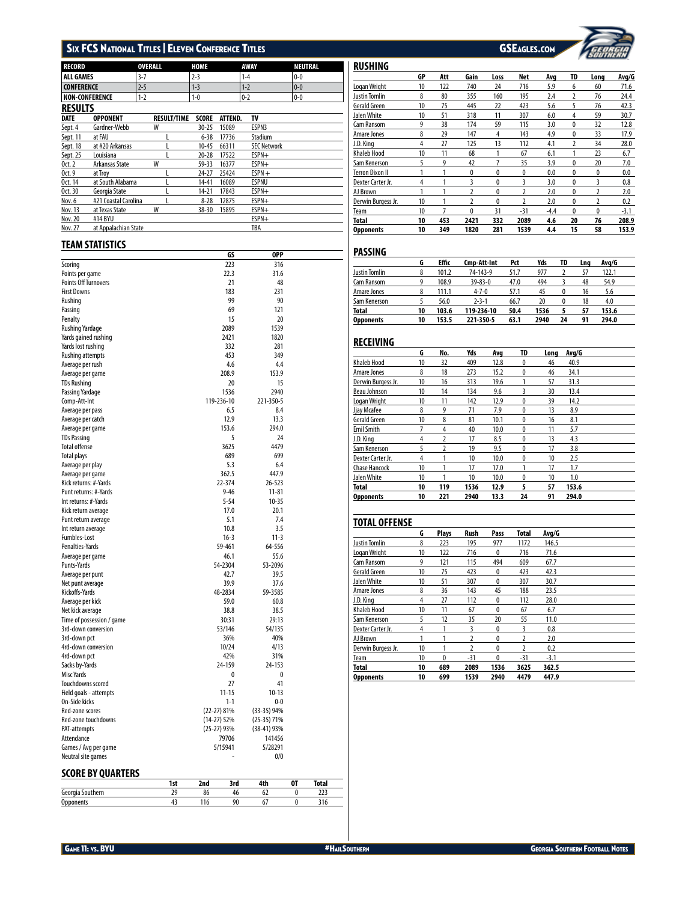## Six FCS National Titles | Eleven Conference Titles

| RECORD | OVERALL | HOME | AWAY | NEUTRAL |
|---|---|---|---|---|
| ALL GAMES | 3-7 | 2-3 | 1-4 | 0-0 |
| CONFERENCE | 2-5 | 1-3 | 1-2 | 0-0 |
| NON-CONFERENCE | 1-2 | 1-0 | 0-2 | 0-0 |

### RESULTS

| DATE | OPPONENT | RESULT/TIME | SCORE | ATTEND. | TV |
|---|---|---|---|---|---|
| Sept. 4 | Gardner-Webb | W | 30-25 | 15089 | ESPN3 |
| Sept. 11 | at FAU | L | 6-38 | 17736 | Stadium |
| Sept. 18 | at #20 Arkansas | L | 10-45 | 66311 | SEC Network |
| Sept. 25 | Louisiana | L | 20-28 | 17522 | ESPN+ |
| Oct. 2 | Arkansas State | W | 59-33 | 16377 | ESPN+ |
| Oct. 9 | at Troy | L | 24-27 | 25424 | ESPN + |
| Oct. 14 | at South Alabama | L | 14-41 | 16089 | ESPNU |
| Oct. 30 | Georgia State | L | 14-21 | 17843 | ESPN+ |
| Nov. 6 | #21 Coastal Carolina | L | 8-28 | 12875 | ESPN+ |
| Nov. 13 | at Texas State | W | 38-30 | 15895 | ESPN+ |
| Nov. 20 | #14 BYU | | | | ESPN+ |
| Nov. 27 | at Appalachian State | | | | TBA |

### TEAM STATISTICS

| | GS | OPP |
|---|---|---|
| Scoring | 223 | 316 |
| Points per game | 22.3 | 31.6 |
| Points Off Turnovers | 21 | 48 |
| First Downs | 183 | 231 |
| Rushing | 99 | 90 |
| Passing | 69 | 121 |
| Penalty | 15 | 20 |
| Rushing Yardage | 2089 | 1539 |
| Yards gained rushing | 2421 | 1820 |
| Yards lost rushing | 332 | 281 |
| Rushing attempts | 453 | 349 |
| Average per rush | 4.6 | 4.4 |
| Average per game | 208.9 | 153.9 |
| TDs Rushing | 20 | 15 |
| Passing Yardage | 1536 | 2940 |
| Comp-Att-Int | 119-236-10 | 221-350-5 |
| Average per pass | 6.5 | 8.4 |
| Average per catch | 12.9 | 13.3 |
| Average per game | 153.6 | 294.0 |
| TDs Passing | 5 | 24 |
| Total offense | 3625 | 4479 |
| Total plays | 689 | 699 |
| Average per play | 5.3 | 6.4 |
| Average per game | 362.5 | 447.9 |
| Kick returns: #-Yards | 22-374 | 26-523 |
| Punt returns: #-Yards | 9-46 | 11-81 |
| Int returns: #-Yards | 5-54 | 10-35 |
| Kick return average | 17.0 | 20.1 |
| Punt return average | 5.1 | 7.4 |
| Int return average | 10.8 | 3.5 |
| Fumbles-Lost | 16-3 | 11-3 |
| Penalties-Yards | 59-461 | 64-556 |
| Average per game | 46.1 | 55.6 |
| Punts-Yards | 54-2304 | 53-2096 |
| Average per punt | 42.7 | 39.5 |
| Net punt average | 39.9 | 37.6 |
| Kickoffs-Yards | 48-2834 | 59-3585 |
| Average per kick | 59.0 | 60.8 |
| Net kick average | 38.8 | 38.5 |
| Time of possession / game | 30:31 | 29:13 |
| 3rd-down conversion | 53/146 | 54/135 |
| 3rd-down pct | 36% | 40% |
| 4rd-down conversion | 10/24 | 4/13 |
| 4rd-down pct | 42% | 31% |
| Sacks by-Yards | 24-159 | 24-153 |
| Misc Yards | 0 | 0 |
| Touchdowns scored | 27 | 41 |
| Field goals - attempts | 11-15 | 10-13 |
| On-Side kicks | 1-1 | 0-0 |
| Red-zone scores | (22-27) 81% | (33-35) 94% |
| Red-zone touchdowns | (14-27) 52% | (25-35) 71% |
| PAT-attempts | (25-27) 93% | (38-41) 93% |
| Attendance | 79706 | 141456 |
| Games / Avg per game | 5/15941 | 5/28291 |
| Neutral site games | - | 0/0 |

### SCORE BY QUARTERS

| | 1st | 2nd | 3rd | 4th | OT | Total |
|---|---|---|---|---|---|---|
| Georgia Southern | 29 | 86 | 46 | 62 | 0 | 223 |
| Opponents | 43 | 116 | 90 | 67 | 0 | 316 |

### RUSHING

| | GP | Att | Gain | Loss | Net | Avg | TD | Long | Avg/G |
|---|---|---|---|---|---|---|---|---|---|
| Logan Wright | 10 | 122 | 740 | 24 | 716 | 5.9 | 6 | 60 | 71.6 |
| Justin Tomlin | 8 | 80 | 355 | 160 | 195 | 2.4 | 2 | 76 | 24.4 |
| Gerald Green | 10 | 75 | 445 | 22 | 423 | 5.6 | 5 | 76 | 42.3 |
| Jalen White | 10 | 51 | 318 | 11 | 307 | 6.0 | 4 | 59 | 30.7 |
| Cam Ransom | 9 | 38 | 174 | 59 | 115 | 3.0 | 0 | 32 | 12.8 |
| Amare Jones | 8 | 29 | 147 | 4 | 143 | 4.9 | 0 | 33 | 17.9 |
| J.D. King | 4 | 27 | 125 | 13 | 112 | 4.1 | 2 | 34 | 28.0 |
| Khaleb Hood | 10 | 11 | 68 | 1 | 67 | 6.1 | 1 | 23 | 6.7 |
| Sam Kenerson | 5 | 9 | 42 | 7 | 35 | 3.9 | 0 | 20 | 7.0 |
| Terron Dixon II | 1 | 1 | 0 | 0 | 0 | 0.0 | 0 | 0 | 0.0 |
| Dexter Carter Jr. | 4 | 1 | 3 | 0 | 3 | 3.0 | 0 | 3 | 0.8 |
| AJ Brown | 1 | 1 | 2 | 0 | 2 | 2.0 | 0 | 2 | 2.0 |
| Derwin Burgess Jr. | 10 | 1 | 2 | 0 | 2 | 2.0 | 0 | 2 | 0.2 |
| Team | 10 | 7 | 0 | 31 | -31 | -4.4 | 0 | 0 | -3.1 |
| **Total** | **10** | **453** | **2421** | **332** | **2089** | **4.6** | **20** | **76** | **208.9** |
| **Opponents** | **10** | **349** | **1820** | **281** | **1539** | **4.4** | **15** | **58** | **153.9** |

### PASSING

| | G | Effic | Cmp-Att-Int | Pct | Yds | TD | Lng | Avg/G |
|---|---|---|---|---|---|---|---|---|
| Justin Tomlin | 8 | 101.2 | 74-143-9 | 51.7 | 977 | 2 | 57 | 122.1 |
| Cam Ransom | 9 | 108.9 | 39-83-0 | 47.0 | 494 | 3 | 48 | 54.9 |
| Amare Jones | 8 | 111.1 | 4-7-0 | 57.1 | 45 | 0 | 16 | 5.6 |
| Sam Kenerson | 5 | 56.0 | 2-3-1 | 66.7 | 20 | 0 | 18 | 4.0 |
| **Total** | **10** | **103.6** | **119-236-10** | **50.4** | **1536** | **5** | **57** | **153.6** |
| **Opponents** | **10** | **153.5** | **221-350-5** | **63.1** | **2940** | **24** | **91** | **294.0** |

### RECEIVING

| | G | No. | Yds | Avg | TD | Long | Avg/G |
|---|---|---|---|---|---|---|---|
| Khaleb Hood | 10 | 32 | 409 | 12.8 | 0 | 46 | 40.9 |
| Amare Jones | 8 | 18 | 273 | 15.2 | 0 | 46 | 34.1 |
| Derwin Burgess Jr. | 10 | 16 | 313 | 19.6 | 1 | 57 | 31.3 |
| Beau Johnson | 10 | 14 | 134 | 9.6 | 3 | 30 | 13.4 |
| Logan Wright | 10 | 11 | 142 | 12.9 | 0 | 39 | 14.2 |
| Jjay Mcafee | 8 | 9 | 71 | 7.9 | 0 | 13 | 8.9 |
| Gerald Green | 10 | 8 | 81 | 10.1 | 0 | 16 | 8.1 |
| Emil Smith | 7 | 4 | 40 | 10.0 | 0 | 11 | 5.7 |
| J.D. King | 4 | 2 | 17 | 8.5 | 0 | 13 | 4.3 |
| Sam Kenerson | 5 | 2 | 19 | 9.5 | 0 | 17 | 3.8 |
| Dexter Carter Jr. | 4 | 1 | 10 | 10.0 | 0 | 10 | 2.5 |
| Chase Hancock | 10 | 1 | 17 | 17.0 | 1 | 17 | 1.7 |
| Jalen White | 10 | 1 | 10 | 10.0 | 0 | 10 | 1.0 |
| **Total** | **10** | **119** | **1536** | **12.9** | **5** | **57** | **153.6** |
| **Opponents** | **10** | **221** | **2940** | **13.3** | **24** | **91** | **294.0** |

### TOTAL OFFENSE

| | G | Plays | Rush | Pass | Total | Avg/G |
|---|---|---|---|---|---|---|
| Justin Tomlin | 8 | 223 | 195 | 977 | 1172 | 146.5 |
| Logan Wright | 10 | 122 | 716 | 0 | 716 | 71.6 |
| Cam Ransom | 9 | 121 | 115 | 494 | 609 | 67.7 |
| Gerald Green | 10 | 75 | 423 | 0 | 423 | 42.3 |
| Jalen White | 10 | 51 | 307 | 0 | 307 | 30.7 |
| Amare Jones | 8 | 36 | 143 | 45 | 188 | 23.5 |
| J.D. King | 4 | 27 | 112 | 0 | 112 | 28.0 |
| Khaleb Hood | 10 | 11 | 67 | 0 | 67 | 6.7 |
| Sam Kenerson | 5 | 12 | 35 | 20 | 55 | 11.0 |
| Dexter Carter Jr. | 4 | 1 | 3 | 0 | 3 | 0.8 |
| AJ Brown | 1 | 1 | 2 | 0 | 2 | 2.0 |
| Derwin Burgess Jr. | 10 | 1 | 2 | 0 | 2 | 0.2 |
| Team | 10 | 0 | -31 | 0 | -31 | -3.1 |
| **Total** | **10** | **689** | **2089** | **1536** | **3625** | **362.5** |
| **Opponents** | **10** | **699** | **1539** | **2940** | **4479** | **447.9** |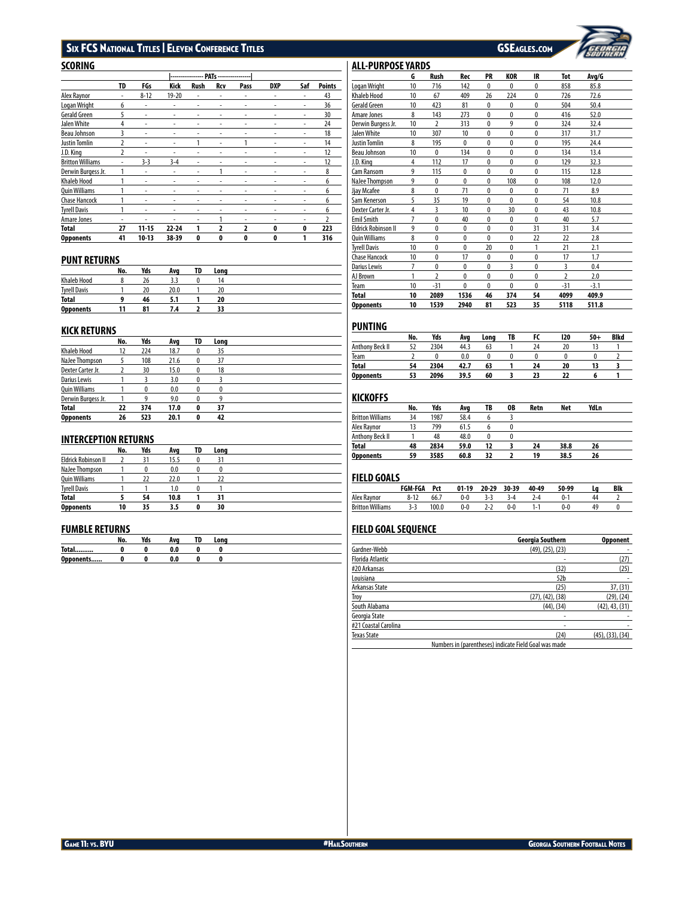## SCORING

| | TD | FGs | Kick | Rush | Rcv | Pass | DXP | Saf | Points |
|---|---|---|---|---|---|---|---|---|---|
| | | | PATs | | | | | | |
| Alex Raynor | - | 8-12 | 19-20 | - | - | - | - | - | 43 |
| Logan Wright | 6 | - | - | - | - | - | - | - | 36 |
| Gerald Green | 5 | - | - | - | - | - | - | - | 30 |
| Jalen White | 4 | - | - | - | - | - | - | - | 24 |
| Beau Johnson | 3 | - | - | - | - | - | - | - | 18 |
| Justin Tomlin | 2 | - | - | 1 | - | 1 | - | - | 14 |
| J.D. King | 2 | - | - | - | - | - | - | - | 12 |
| Britton Williams | - | 3-3 | 3-4 | - | - | - | - | - | 12 |
| Derwin Burgess Jr. | 1 | - | - | - | 1 | - | - | - | 8 |
| Khaleb Hood | 1 | - | - | - | - | - | - | - | 6 |
| Quin Williams | 1 | - | - | - | - | - | - | - | 6 |
| Chase Hancock | 1 | - | - | - | - | - | - | - | 6 |
| Tyrell Davis | 1 | - | - | - | - | - | - | - | 6 |
| Amare Jones | - | - | - | - | 1 | - | - | - | 2 |
| **Total** | **27** | **11-15** | **22-24** | **1** | **2** | **2** | **0** | **0** | **223** |
| **Opponents** | **41** | **10-13** | **38-39** | **0** | **0** | **0** | **0** | **1** | **316** |

## PUNT RETURNS

| | No. | Yds | Avg | TD | Long |
|---|---|---|---|---|---|
| Khaleb Hood | 8 | 26 | 3.3 | 0 | 14 |
| Tyrell Davis | 1 | 20 | 20.0 | 1 | 20 |
| **Total** | **9** | **46** | **5.1** | **1** | **20** |
| **Opponents** | **11** | **81** | **7.4** | **2** | **33** |

## KICK RETURNS

| | No. | Yds | Avg | TD | Long |
|---|---|---|---|---|---|
| Khaleb Hood | 12 | 224 | 18.7 | 0 | 35 |
| NaJee Thompson | 5 | 108 | 21.6 | 0 | 37 |
| Dexter Carter Jr. | 2 | 30 | 15.0 | 0 | 18 |
| Darius Lewis | 1 | 3 | 3.0 | 0 | 3 |
| Quin Williams | 1 | 0 | 0.0 | 0 | 0 |
| Derwin Burgess Jr. | 1 | 9 | 9.0 | 0 | 9 |
| **Total** | **22** | **374** | **17.0** | **0** | **37** |
| **Opponents** | **26** | **523** | **20.1** | **0** | **42** |

## INTERCEPTION RETURNS

| | No. | Yds | Avg | TD | Long |
|---|---|---|---|---|---|
| Eldrick Robinson II | 2 | 31 | 15.5 | 0 | 31 |
| NaJee Thompson | 1 | 0 | 0.0 | 0 | 0 |
| Quin Williams | 1 | 22 | 22.0 | 1 | 22 |
| Tyrell Davis | 1 | 1 | 1.0 | 0 | 1 |
| **Total** | **5** | **54** | **10.8** | **1** | **31** |
| **Opponents** | **10** | **35** | **3.5** | **0** | **30** |

## FUMBLE RETURNS

| | No. | Yds | Avg | TD | Long |
|---|---|---|---|---|---|
| **Total..........** | **0** | **0** | **0.0** | **0** | **0** |
| **Opponents......** | **0** | **0** | **0.0** | **0** | **0** |

## ALL-PURPOSE YARDS

| | G | Rush | Rec | PR | KOR | IR | Tot | Avg/G |
|---|---|---|---|---|---|---|---|---|
| Logan Wright | 10 | 716 | 142 | 0 | 0 | 0 | 858 | 85.8 |
| Khaleb Hood | 10 | 67 | 409 | 26 | 224 | 0 | 726 | 72.6 |
| Gerald Green | 10 | 423 | 81 | 0 | 0 | 0 | 504 | 50.4 |
| Amare Jones | 8 | 143 | 273 | 0 | 0 | 0 | 416 | 52.0 |
| Derwin Burgess Jr. | 10 | 2 | 313 | 0 | 9 | 0 | 324 | 32.4 |
| Jalen White | 10 | 307 | 10 | 0 | 0 | 0 | 317 | 31.7 |
| Justin Tomlin | 8 | 195 | 0 | 0 | 0 | 0 | 195 | 24.4 |
| Beau Johnson | 10 | 0 | 134 | 0 | 0 | 0 | 134 | 13.4 |
| J.D. King | 4 | 112 | 17 | 0 | 0 | 0 | 129 | 32.3 |
| Cam Ransom | 9 | 115 | 0 | 0 | 0 | 0 | 115 | 12.8 |
| NaJee Thompson | 9 | 0 | 0 | 0 | 108 | 0 | 108 | 12.0 |
| Jjay Mcafee | 8 | 0 | 71 | 0 | 0 | 0 | 71 | 8.9 |
| Sam Kenerson | 5 | 35 | 19 | 0 | 0 | 0 | 54 | 10.8 |
| Dexter Carter Jr. | 4 | 3 | 10 | 0 | 30 | 0 | 43 | 10.8 |
| Emil Smith | 7 | 0 | 40 | 0 | 0 | 0 | 40 | 5.7 |
| Eldrick Robinson II | 9 | 0 | 0 | 0 | 0 | 31 | 31 | 3.4 |
| Quin Williams | 8 | 0 | 0 | 0 | 0 | 22 | 22 | 2.8 |
| Tyrell Davis | 10 | 0 | 0 | 20 | 0 | 1 | 21 | 2.1 |
| Chase Hancock | 10 | 0 | 17 | 0 | 0 | 0 | 17 | 1.7 |
| Darius Lewis | 7 | 0 | 0 | 0 | 3 | 0 | 3 | 0.4 |
| AJ Brown | 1 | 2 | 0 | 0 | 0 | 0 | 2 | 2.0 |
| Team | 10 | -31 | 0 | 0 | 0 | 0 | -31 | -3.1 |
| **Total** | **10** | **2089** | **1536** | **46** | **374** | **54** | **4099** | **409.9** |
| **Opponents** | **10** | **1539** | **2940** | **81** | **523** | **35** | **5118** | **511.8** |

## PUNTING

| | No. | Yds | Avg | Long | TB | FC | I20 | 50+ | Blkd |
|---|---|---|---|---|---|---|---|---|---|
| Anthony Beck II | 52 | 2304 | 44.3 | 63 | 1 | 24 | 20 | 13 | 1 |
| Team | 2 | 0 | 0.0 | 0 | 0 | 0 | 0 | 0 | 2 |
| **Total** | **54** | **2304** | **42.7** | **63** | **1** | **24** | **20** | **13** | **3** |
| **Opponents** | **53** | **2096** | **39.5** | **60** | **3** | **23** | **22** | **6** | **1** |

## KICKOFFS

| | No. | Yds | Avg | TB | OB | Retn | Net | YdLn |
|---|---|---|---|---|---|---|---|---|
| Britton Williams | 34 | 1987 | 58.4 | 6 | 3 | | | |
| Alex Raynor | 13 | 799 | 61.5 | 6 | 0 | | | |
| Anthony Beck II | 1 | 48 | 48.0 | 0 | 0 | | | |
| **Total** | **48** | **2834** | **59.0** | **12** | **3** | **24** | **38.8** | **26** |
| **Opponents** | **59** | **3585** | **60.8** | **32** | **2** | **19** | **38.5** | **26** |

## FIELD GOALS

| | FGM-FGA | Pct | 01-19 | 20-29 | 30-39 | 40-49 | 50-99 | Lg | Blk |
|---|---|---|---|---|---|---|---|---|---|
| Alex Raynor | 8-12 | 66.7 | 0-0 | 3-3 | 3-4 | 2-4 | 0-1 | 44 | 2 |
| Britton Williams | 3-3 | 100.0 | 0-0 | 2-2 | 0-0 | 1-1 | 0-0 | 49 | 0 |

## FIELD GOAL SEQUENCE

| | Georgia Southern | Opponent |
|---|---|---|
| Gardner-Webb | (49), (25), (23) | - |
| Florida Atlantic | - | (27) |
| #20 Arkansas | (32) | (25) |
| Louisiana | 52b | - |
| Arkansas State | (25) | 37, (31) |
| Troy | (27), (42), (38) | (29), (24) |
| South Alabama | (44), (34) | (42), 43, (31) |
| Georgia State | - | - |
| #21 Coastal Carolina | - | - |
| Texas State | (24) | (45), (33), (34) |

Numbers in (parentheses) indicate Field Goal was made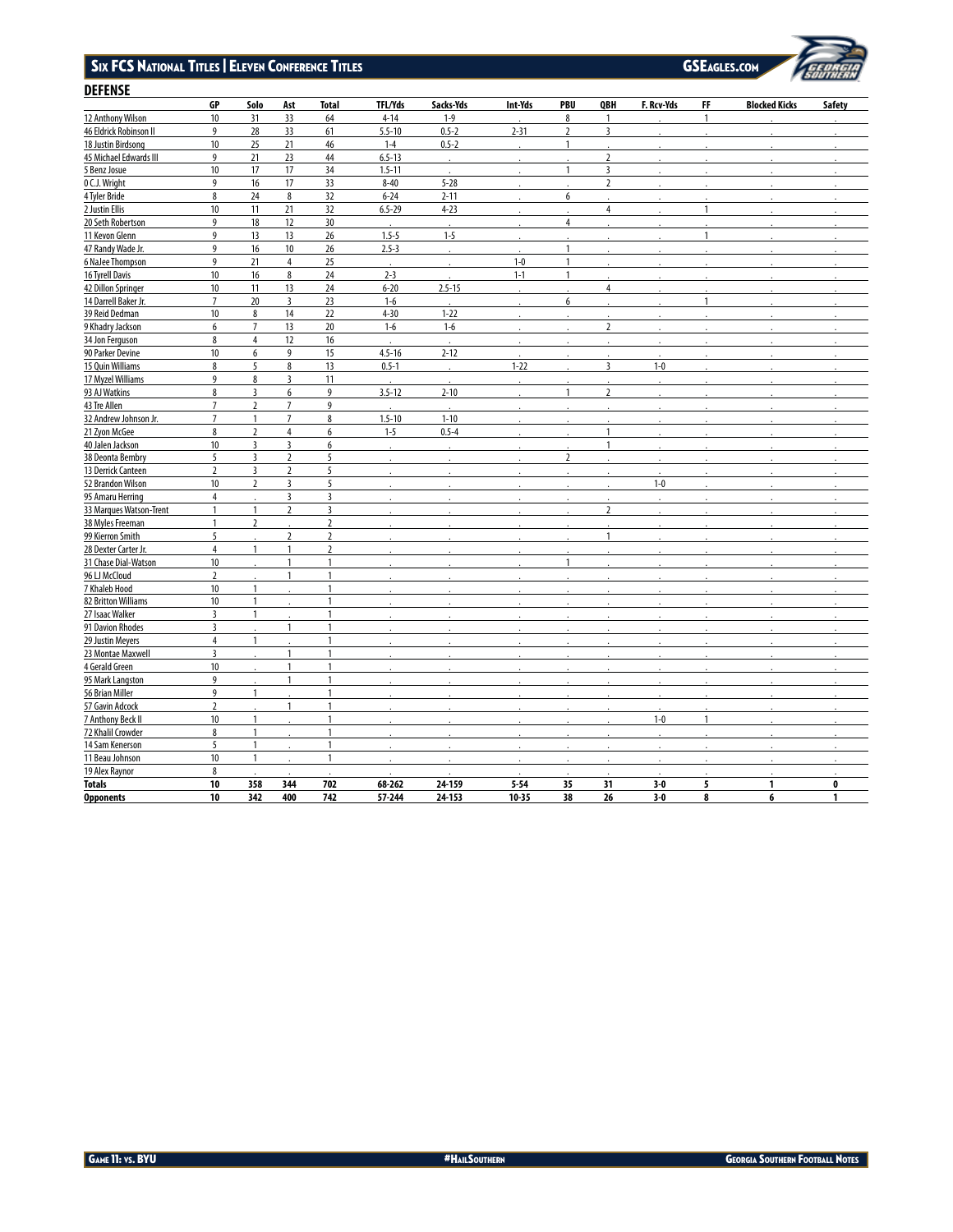## DEFENSE

| | GP | Solo | Ast | Total | TFL/Yds | Sacks-Yds | Int-Yds | PBU | QBH | F. Rcv-Yds | FF | Blocked Kicks | Safety |
|---|---|---|---|---|---|---|---|---|---|---|---|---|---|
| 12 Anthony Wilson | 10 | 31 | 33 | 64 | 4-14 | 1-9 | . | 8 | 1 | . | 1 | . | . |
| 46 Eldrick Robinson II | 9 | 28 | 33 | 61 | 5.5-10 | 0.5-2 | 2-31 | 2 | 3 | . | . | . | . |
| 18 Justin Birdsong | 10 | 25 | 21 | 46 | 1-4 | 0.5-2 | . | 1 | . | . | . | . | . |
| 45 Michael Edwards III | 9 | 21 | 23 | 44 | 6.5-13 | . | . | . | 2 | . | . | . | . |
| 5 Benz Josue | 10 | 17 | 17 | 34 | 1.5-11 | . | . | 1 | 3 | . | . | . | . |
| 0 C.J. Wright | 9 | 16 | 17 | 33 | 8-40 | 5-28 | . | . | 2 | . | . | . | . |
| 4 Tyler Bride | 8 | 24 | 8 | 32 | 6-24 | 2-11 | . | 6 | . | . | . | . | . |
| 2 Justin Ellis | 10 | 11 | 21 | 32 | 6.5-29 | 4-23 | . | . | 4 | . | 1 | . | . |
| 20 Seth Robertson | 9 | 18 | 12 | 30 | . | . | . | 4 | . | . | . | . | . |
| 11 Kevon Glenn | 9 | 13 | 13 | 26 | 1.5-5 | 1-5 | . | . | . | . | 1 | . | . |
| 47 Randy Wade Jr. | 9 | 16 | 10 | 26 | 2.5-3 | . | . | 1 | . | . | . | . | . |
| 6 NaJee Thompson | 9 | 21 | 4 | 25 | . | . | 1-0 | 1 | . | . | . | . | . |
| 16 Tyrell Davis | 10 | 16 | 8 | 24 | 2-3 | . | 1-1 | 1 | . | . | . | . | . |
| 42 Dillon Springer | 10 | 11 | 13 | 24 | 6-20 | 2.5-15 | . | . | 4 | . | . | . | . |
| 14 Darrell Baker Jr. | 7 | 20 | 3 | 23 | 1-6 | . | . | 6 | . | . | 1 | . | . |
| 39 Reid Dedman | 10 | 8 | 14 | 22 | 4-30 | 1-22 | . | . | . | . | . | . | . |
| 9 Khadry Jackson | 6 | 7 | 13 | 20 | 1-6 | 1-6 | . | . | 2 | . | . | . | . |
| 34 Jon Ferguson | 8 | 4 | 12 | 16 | . | . | . | . | . | . | . | . | . |
| 90 Parker Devine | 10 | 6 | 9 | 15 | 4.5-16 | 2-12 | . | . | . | . | . | . | . |
| 15 Quin Williams | 8 | 5 | 8 | 13 | 0.5-1 | . | 1-22 | . | 3 | 1-0 | . | . | . |
| 17 Myzel Williams | 9 | 8 | 3 | 11 | . | . | . | . | . | . | . | . | . |
| 93 AJ Watkins | 8 | 3 | 6 | 9 | 3.5-12 | 2-10 | . | 1 | 2 | . | . | . | . |
| 43 Tre Allen | 7 | 2 | 7 | 9 | . | . | . | . | . | . | . | . | . |
| 32 Andrew Johnson Jr. | 7 | 1 | 7 | 8 | 1.5-10 | 1-10 | . | . | . | . | . | . | . |
| 21 Zyon McGee | 8 | 2 | 4 | 6 | 1-5 | 0.5-4 | . | . | 1 | . | . | . | . |
| 40 Jalen Jackson | 10 | 3 | 3 | 6 | . | . | . | . | 1 | . | . | . | . |
| 38 Deonta Bembry | 5 | 3 | 2 | 5 | . | . | . | 2 | . | . | . | . | . |
| 13 Derrick Canteen | 2 | 3 | 2 | 5 | . | . | . | . | . | . | . | . | . |
| 52 Brandon Wilson | 10 | 2 | 3 | 5 | . | . | . | . | . | 1-0 | . | . | . |
| 95 Amaru Herring | 4 | . | 3 | 3 | . | . | . | . | . | . | . | . | . |
| 33 Marques Watson-Trent | 1 | 1 | 2 | 3 | . | . | . | . | 2 | . | . | . | . |
| 38 Myles Freeman | 1 | 2 | . | 2 | . | . | . | . | . | . | . | . | . |
| 99 Kierron Smith | 5 | . | 2 | 2 | . | . | . | . | 1 | . | . | . | . |
| 28 Dexter Carter Jr. | 4 | 1 | 1 | 2 | . | . | . | . | . | . | . | . | . |
| 31 Chase Dial-Watson | 10 | . | 1 | 1 | . | . | . | 1 | . | . | . | . | . |
| 96 LJ McCloud | 2 | . | 1 | 1 | . | . | . | . | . | . | . | . | . |
| 7 Khaleb Hood | 10 | 1 | . | 1 | . | . | . | . | . | . | . | . | . |
| 82 Britton Williams | 10 | 1 | . | 1 | . | . | . | . | . | . | . | . | . |
| 27 Isaac Walker | 3 | 1 | . | 1 | . | . | . | . | . | . | . | . | . |
| 91 Davion Rhodes | 3 | . | 1 | 1 | . | . | . | . | . | . | . | . | . |
| 29 Justin Meyers | 4 | 1 | . | 1 | . | . | . | . | . | . | . | . | . |
| 23 Montae Maxwell | 3 | . | 1 | 1 | . | . | . | . | . | . | . | . | . |
| 4 Gerald Green | 10 | . | 1 | 1 | . | . | . | . | . | . | . | . | . |
| 95 Mark Langston | 9 | . | 1 | 1 | . | . | . | . | . | . | . | . | . |
| 56 Brian Miller | 9 | 1 | . | 1 | . | . | . | . | . | . | . | . | . |
| 57 Gavin Adcock | 2 | . | 1 | 1 | . | . | . | . | . | . | . | . | . |
| 7 Anthony Beck II | 10 | 1 | . | 1 | . | . | . | . | . | 1-0 | 1 | . | . |
| 72 Khalil Crowder | 8 | 1 | . | 1 | . | . | . | . | . | . | . | . | . |
| 14 Sam Kenerson | 5 | 1 | . | 1 | . | . | . | . | . | . | . | . | . |
| 11 Beau Johnson | 10 | 1 | . | 1 | . | . | . | . | . | . | . | . | . |
| 19 Alex Raynor | 8 | . | . | . | . | . | . | . | . | . | . | . | . |
| **Totals** | **10** | **358** | **344** | **702** | **68-262** | **24-159** | **5-54** | **35** | **31** | **3-0** | **5** | **1** | **0** |
| **Opponents** | **10** | **342** | **400** | **742** | **57-244** | **24-153** | **10-35** | **38** | **26** | **3-0** | **8** | **6** | **1** |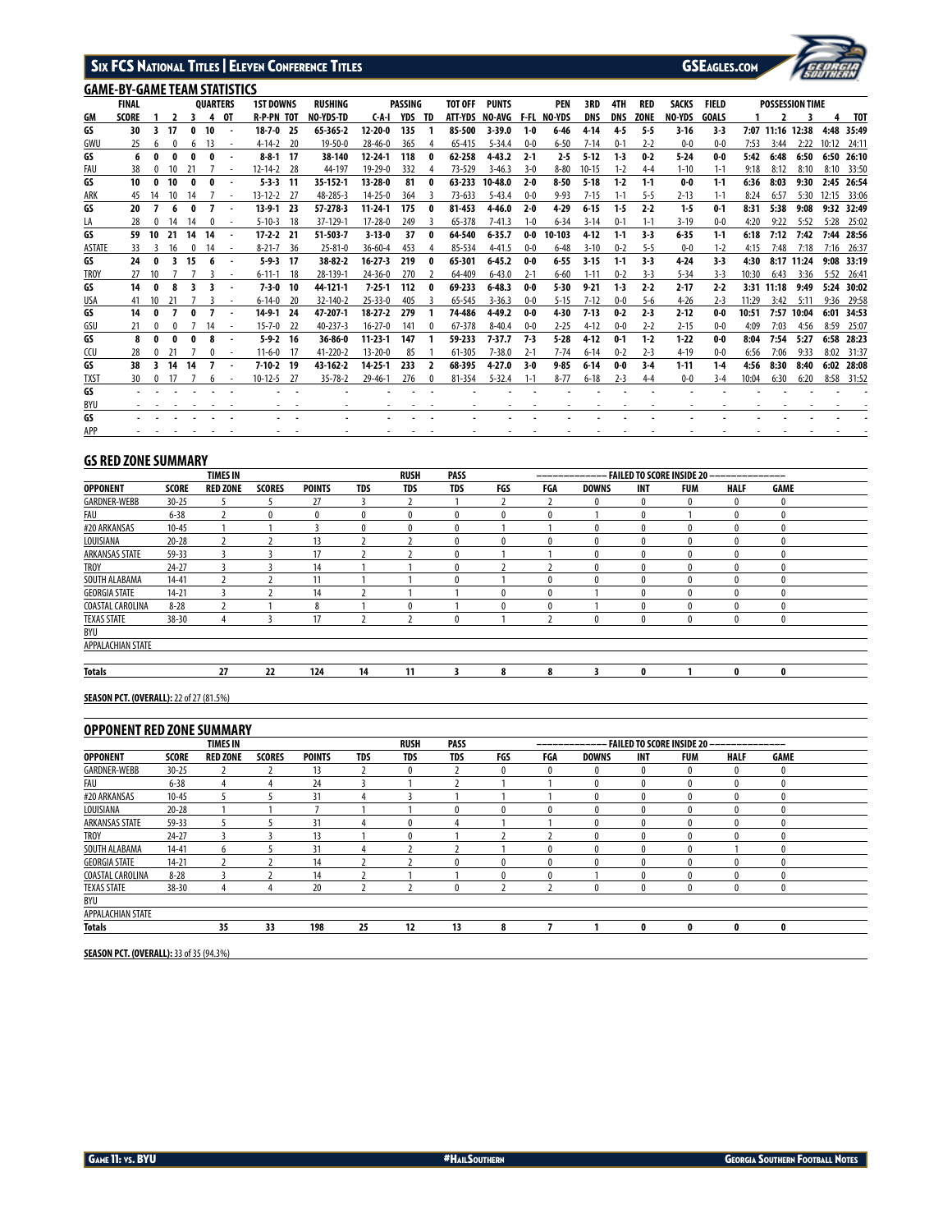## GAME-BY-GAME TEAM STATISTICS

| GM | FINAL SCORE | 1 | 2 | 3 | 4 | OT | 1ST DOWNS R-P-PN | TOT | RUSHING NO-YDS-TD | C-A-I | PASSING YDS | TD | TOT OFF ATT-YDS | PUNTS NO-AVG | F-FL | PEN NO-YDS | 3RD DNS | 4TH DNS | RED ZONE | SACKS NO-YDS | FIELD GOALS | POSSESSION TIME 1 | 2 | 3 | 4 | TOT |
|---|---|---|---|---|---|---|---|---|---|---|---|---|---|---|---|---|---|---|---|---|---|---|---|---|---|---|
| GS | 30 | 3 | 17 | 0 | 10 | - | 18-7-0 | 25 | 65-365-2 | 12-20-0 | 135 | 1 | 85-500 | 3-39.0 | 1-0 | 6-46 | 4-14 | 4-5 | 5-5 | 3-16 | 3-3 | 7:07 | 11:16 | 12:38 | 4:48 | 35:49 |
| GWU | 25 | 6 | 0 | 6 | 13 | - | 4-14-2 | 20 | 19-50-0 | 28-46-0 | 365 | 4 | 65-415 | 5-34.4 | 0-0 | 6-50 | 7-14 | 0-1 | 2-2 | 0-0 | 0-0 | 7:53 | 3:44 | 2:22 | 10:12 | 24:11 |
| GS | 6 | 0 | 0 | 0 | 0 | - | 8-8-1 | 17 | 38-140 | 12-24-1 | 118 | 0 | 62-258 | 4-43.2 | 2-1 | 2-5 | 5-12 | 1-3 | 0-2 | 5-24 | 0-0 | 5:42 | 6:48 | 6:50 | 6:50 | 26:10 |
| FAU | 38 | 0 | 10 | 21 | 7 | - | 12-14-2 | 28 | 44-197 | 19-29-0 | 332 | 4 | 73-529 | 3-46.3 | 3-0 | 8-80 | 10-15 | 1-2 | 4-4 | 1-10 | 1-1 | 9:18 | 8:12 | 8:10 | 8:10 | 33:50 |
| GS | 10 | 0 | 10 | 0 | 0 | - | 5-3-3 | 11 | 35-152-1 | 13-28-0 | 81 | 0 | 63-233 | 10-48.0 | 2-0 | 8-50 | 5-18 | 1-2 | 1-1 | 0-0 | 1-1 | 6:36 | 8:03 | 9:30 | 2:45 | 26:54 |
| ARK | 45 | 14 | 10 | 14 | 7 | - | 13-12-2 | 27 | 48-285-3 | 14-25-0 | 364 | 3 | 73-633 | 5-43.4 | 0-0 | 9-93 | 7-15 | 1-1 | 5-5 | 2-13 | 1-1 | 8:24 | 6:57 | 5:30 | 12:15 | 33:06 |
| GS | 20 | 7 | 6 | 0 | 7 | - | 13-9-1 | 23 | 57-278-3 | 11-24-1 | 175 | 0 | 81-453 | 4-46.0 | 2-0 | 4-29 | 6-15 | 1-5 | 2-2 | 1-5 | 0-1 | 8:31 | 5:38 | 9:08 | 9:32 | 32:49 |
| LA | 28 | 0 | 14 | 14 | 0 | - | 5-10-3 | 18 | 37-129-1 | 17-28-0 | 249 | 3 | 65-378 | 7-41.3 | 1-0 | 6-34 | 3-14 | 0-1 | 1-1 | 3-19 | 0-0 | 4:20 | 9:22 | 5:52 | 5:28 | 25:02 |
| GS | 59 | 10 | 21 | 14 | 14 | - | 17-2-2 | 21 | 51-503-7 | 3-13-0 | 37 | 0 | 64-540 | 6-35.7 | 0-0 | 10-103 | 4-12 | 1-1 | 3-3 | 6-35 | 1-1 | 6:18 | 7:12 | 7:42 | 7:44 | 28:56 |
| ASTATE | 33 | 3 | 16 | 0 | 14 | - | 8-21-7 | 36 | 25-81-0 | 36-60-4 | 453 | 4 | 85-534 | 4-41.5 | 0-0 | 6-48 | 3-10 | 0-2 | 5-5 | 0-0 | 1-2 | 4:15 | 7:48 | 7:18 | 7:16 | 26:37 |
| GS | 24 | 0 | 3 | 15 | 6 | - | 5-9-3 | 17 | 38-82-2 | 16-27-3 | 219 | 0 | 65-301 | 6-45.2 | 0-0 | 6-55 | 3-15 | 1-1 | 3-3 | 4-24 | 3-3 | 4:30 | 8:17 | 11:24 | 9:08 | 33:19 |
| TROY | 27 | 10 | 7 | 7 | 3 | - | 6-11-1 | 18 | 28-139-1 | 24-36-0 | 270 | 2 | 64-409 | 6-43.0 | 2-1 | 6-60 | 1-11 | 0-2 | 3-3 | 5-34 | 3-3 | 10:30 | 6:43 | 3:36 | 5:52 | 26:41 |
| GS | 14 | 0 | 8 | 3 | 3 | - | 7-3-0 | 10 | 44-121-1 | 7-25-1 | 112 | 0 | 69-233 | 6-48.3 | 0-0 | 5-30 | 9-21 | 1-3 | 2-2 | 2-17 | 2-2 | 3:31 | 11:18 | 9:49 | 5:24 | 30:02 |
| USA | 41 | 10 | 21 | 7 | 3 | - | 6-14-0 | 20 | 32-140-2 | 25-33-0 | 405 | 3 | 65-545 | 3-36.3 | 0-0 | 5-15 | 7-12 | 0-0 | 5-6 | 4-26 | 2-3 | 11:29 | 3:42 | 5:11 | 9:36 | 29:58 |
| GS | 14 | 0 | 7 | 0 | 7 | - | 14-9-1 | 24 | 47-207-1 | 18-27-2 | 279 | 1 | 74-486 | 4-49.2 | 0-0 | 4-30 | 7-13 | 0-2 | 2-3 | 2-12 | 0-0 | 10:51 | 7:57 | 10:04 | 6:01 | 34:53 |
| GSU | 21 | 0 | 0 | 7 | 14 | - | 15-7-0 | 22 | 40-237-3 | 16-27-0 | 141 | 0 | 67-378 | 8-40.4 | 0-0 | 2-25 | 4-12 | 2-2 | 2-2 | 2-15 | 0-0 | 4:09 | 7:03 | 4:56 | 8:59 | 25:07 |
| GS | 8 | 0 | 0 | 0 | 8 | - | 5-9-2 | 16 | 36-86-0 | 11-23-1 | 147 | 1 | 59-233 | 7-37.7 | 7-3 | 5-28 | 4-12 | 0-1 | 1-2 | 1-22 | 0-0 | 8:04 | 7:54 | 5:27 | 6:58 | 28:23 |
| CCU | 28 | 0 | 21 | 7 | 0 | - | 11-6-0 | 17 | 41-220-2 | 13-20-0 | 85 | 1 | 61-305 | 7-38.0 | 2-1 | 7-74 | 6-14 | 0-2 | 2-3 | 4-19 | 0-0 | 6:56 | 7:06 | 9:33 | 8:02 | 31:37 |
| GS | 38 | 3 | 14 | 14 | 7 | - | 7-10-2 | 19 | 43-162-2 | 14-25-1 | 233 | 2 | 68-395 | 4-27.0 | 3-0 | 9-85 | 6-14 | 0-0 | 3-4 | 1-11 | 1-4 | 4:56 | 8:30 | 8:40 | 6:02 | 28:08 |
| TXST | 30 | 0 | 17 | 7 | 6 | - | 10-12-5 | 27 | 35-78-2 | 29-46-1 | 276 | 0 | 81-354 | 5-32.4 | 1-1 | 8-77 | 6-18 | 2-3 | 4-4 | 0-0 | 3-4 | 10:04 | 6:30 | 6:20 | 8:58 | 31:52 |
| GS | - | - | - | - | - | - | - | - | - | - | - | - | - | - | - | - | - | - | - | - | - | - | - | - | - | - |
| BYU | - | - | - | - | - | - | - | - | - | - | - | - | - | - | - | - | - | - | - | - | - | - | - | - | - | - |
| GS | - | - | - | - | - | - | - | - | - | - | - | - | - | - | - | - | - | - | - | - | - | - | - | - | - | - |
| APP | - | - | - | - | - | - | - | - | - | - | - | - | - | - | - | - | - | - | - | - | - | - | - | - | - | - |

## GS RED ZONE SUMMARY

| OPPONENT | SCORE | TIMES IN RED ZONE | SCORES | POINTS | TDS | RUSH TDS | PASS TDS | FGS | FAILED TO SCORE INSIDE 20: FGA | DOWNS | INT | FUM | HALF | GAME |
|---|---|---|---|---|---|---|---|---|---|---|---|---|---|---|
| GARDNER-WEBB | 30-25 | 5 | 5 | 27 | 3 | 2 | 1 | 2 | 2 | 0 | 0 | 0 | 0 | 0 |
| FAU | 6-38 | 2 | 0 | 0 | 0 | 0 | 0 | 0 | 0 | 1 | 0 | 1 | 0 | 0 |
| #20 ARKANSAS | 10-45 | 1 | 1 | 3 | 0 | 0 | 0 | 1 | 1 | 0 | 0 | 0 | 0 | 0 |
| LOUISIANA | 20-28 | 2 | 2 | 13 | 2 | 2 | 0 | 0 | 0 | 0 | 0 | 0 | 0 | 0 |
| ARKANSAS STATE | 59-33 | 3 | 3 | 17 | 2 | 2 | 0 | 1 | 1 | 0 | 0 | 0 | 0 | 0 |
| TROY | 24-27 | 3 | 3 | 14 | 1 | 1 | 0 | 2 | 2 | 0 | 0 | 0 | 0 | 0 |
| SOUTH ALABAMA | 14-41 | 2 | 2 | 11 | 1 | 1 | 0 | 1 | 0 | 0 | 0 | 0 | 0 | 0 |
| GEORGIA STATE | 14-21 | 3 | 2 | 14 | 2 | 1 | 1 | 0 | 0 | 1 | 0 | 0 | 0 | 0 |
| COASTAL CAROLINA | 8-28 | 2 | 1 | 8 | 1 | 0 | 1 | 0 | 0 | 1 | 0 | 0 | 0 | 0 |
| TEXAS STATE | 38-30 | 4 | 3 | 17 | 2 | 2 | 0 | 1 | 2 | 0 | 0 | 0 | 0 | 0 |
| BYU | | | | | | | | | | | | | | |
| APPALACHIAN STATE | | | | | | | | | | | | | | |
| **Totals** | | **27** | **22** | **124** | **14** | **11** | **3** | **8** | **8** | **3** | **0** | **1** | **0** | **0** |

**SEASON PCT. (OVERALL):** 22 of 27 (81.5%)

## OPPONENT RED ZONE SUMMARY

| OPPONENT | SCORE | TIMES IN RED ZONE | SCORES | POINTS | TDS | RUSH TDS | PASS TDS | FGS | FAILED TO SCORE INSIDE 20: FGA | DOWNS | INT | FUM | HALF | GAME |
|---|---|---|---|---|---|---|---|---|---|---|---|---|---|---|
| GARDNER-WEBB | 30-25 | 2 | 2 | 13 | 2 | 0 | 2 | 0 | 0 | 0 | 0 | 0 | 0 | 0 |
| FAU | 6-38 | 4 | 4 | 24 | 3 | 1 | 2 | 1 | 1 | 0 | 0 | 0 | 0 | 0 |
| #20 ARKANSAS | 10-45 | 5 | 5 | 31 | 4 | 3 | 1 | 1 | 1 | 0 | 0 | 0 | 0 | 0 |
| LOUISIANA | 20-28 | 1 | 1 | 7 | 1 | 1 | 0 | 0 | 0 | 0 | 0 | 0 | 0 | 0 |
| ARKANSAS STATE | 59-33 | 5 | 5 | 31 | 4 | 0 | 4 | 1 | 1 | 0 | 0 | 0 | 0 | 0 |
| TROY | 24-27 | 3 | 3 | 13 | 1 | 0 | 1 | 2 | 2 | 0 | 0 | 0 | 0 | 0 |
| SOUTH ALABAMA | 14-41 | 6 | 5 | 31 | 4 | 2 | 2 | 1 | 0 | 0 | 0 | 0 | 1 | 0 |
| GEORGIA STATE | 14-21 | 2 | 2 | 14 | 2 | 2 | 0 | 0 | 0 | 0 | 0 | 0 | 0 | 0 |
| COASTAL CAROLINA | 8-28 | 3 | 2 | 14 | 2 | 1 | 1 | 0 | 0 | 1 | 0 | 0 | 0 | 0 |
| TEXAS STATE | 38-30 | 4 | 4 | 20 | 2 | 2 | 0 | 2 | 2 | 0 | 0 | 0 | 0 | 0 |
| BYU | | | | | | | | | | | | | | |
| APPALACHIAN STATE | | | | | | | | | | | | | | |
| **Totals** | | **35** | **33** | **198** | **25** | **12** | **13** | **8** | **7** | **1** | **0** | **0** | **0** | **0** |

**SEASON PCT. (OVERALL):** 33 of 35 (94.3%)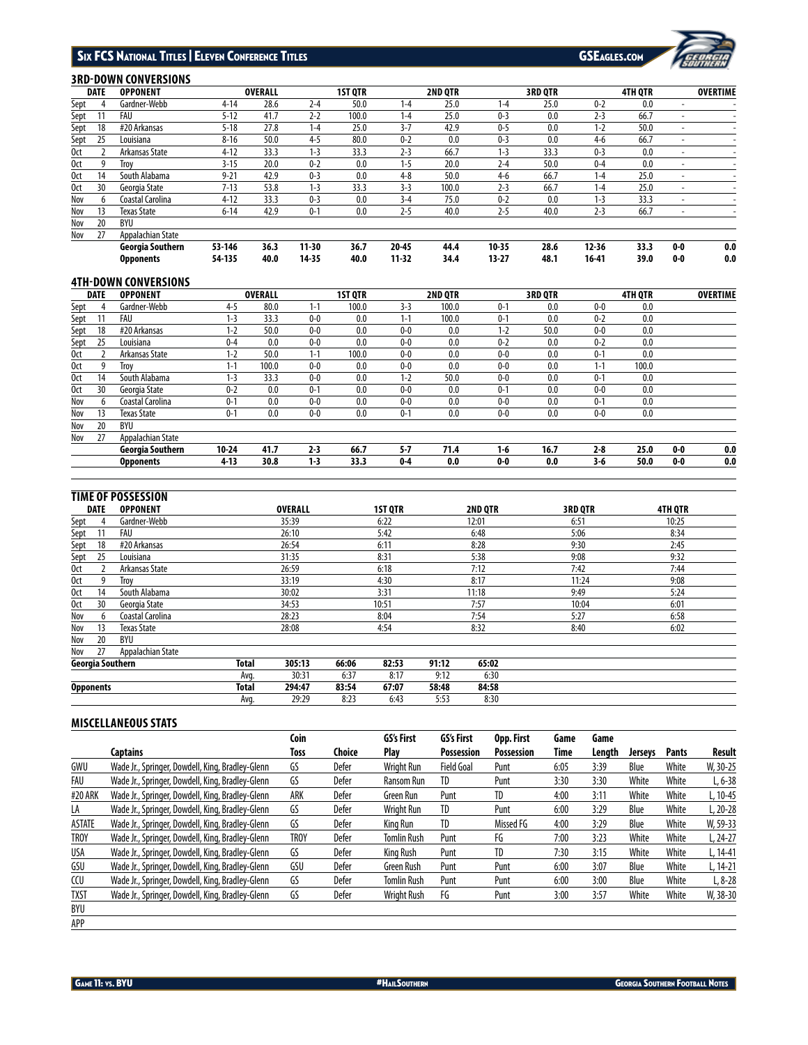### 3RD-DOWN CONVERSIONS

| DATE | | OPPONENT | OVERALL | | 1ST QTR | | 2ND QTR | | 3RD QTR | | 4TH QTR | | OVERTIME | |
|---|---|---|---|---|---|---|---|---|---|---|---|---|---|---|
| Sept | 4 | Gardner-Webb | 4-14 | 28.6 | 2-4 | 50.0 | 1-4 | 25.0 | 1-4 | 25.0 | 0-2 | 0.0 | - | - |
| Sept | 11 | FAU | 5-12 | 41.7 | 2-2 | 100.0 | 1-4 | 25.0 | 0-3 | 0.0 | 2-3 | 66.7 | - | - |
| Sept | 18 | #20 Arkansas | 5-18 | 27.8 | 1-4 | 25.0 | 3-7 | 42.9 | 0-5 | 0.0 | 1-2 | 50.0 | - | - |
| Sept | 25 | Louisiana | 8-16 | 50.0 | 4-5 | 80.0 | 0-2 | 0.0 | 0-3 | 0.0 | 4-6 | 66.7 | - | - |
| Oct | 2 | Arkansas State | 4-12 | 33.3 | 1-3 | 33.3 | 2-3 | 66.7 | 1-3 | 33.3 | 0-3 | 0.0 | - | - |
| Oct | 9 | Troy | 3-15 | 20.0 | 0-2 | 0.0 | 1-5 | 20.0 | 2-4 | 50.0 | 0-4 | 0.0 | - | - |
| Oct | 14 | South Alabama | 9-21 | 42.9 | 0-3 | 0.0 | 4-8 | 50.0 | 4-6 | 66.7 | 1-4 | 25.0 | - | - |
| Oct | 30 | Georgia State | 7-13 | 53.8 | 1-3 | 33.3 | 3-3 | 100.0 | 2-3 | 66.7 | 1-4 | 25.0 | - | - |
| Nov | 6 | Coastal Carolina | 4-12 | 33.3 | 0-3 | 0.0 | 3-4 | 75.0 | 0-2 | 0.0 | 1-3 | 33.3 | - | - |
| Nov | 13 | Texas State | 6-14 | 42.9 | 0-1 | 0.0 | 2-5 | 40.0 | 2-5 | 40.0 | 2-3 | 66.7 | - | - |
| Nov | 20 | BYU | | | | | | | | | | | | |
| Nov | 27 | Appalachian State | | | | | | | | | | | | |
| | | **Georgia Southern** | **53-146** | **36.3** | **11-30** | **36.7** | **20-45** | **44.4** | **10-35** | **28.6** | **12-36** | **33.3** | **0-0** | **0.0** |
| | | **Opponents** | **54-135** | **40.0** | **14-35** | **40.0** | **11-32** | **34.4** | **13-27** | **48.1** | **16-41** | **39.0** | **0-0** | **0.0** |

### 4TH-DOWN CONVERSIONS

| DATE | | OPPONENT | OVERALL | | 1ST QTR | | 2ND QTR | | 3RD QTR | | 4TH QTR | | OVERTIME | |
|---|---|---|---|---|---|---|---|---|---|---|---|---|---|---|
| Sept | 4 | Gardner-Webb | 4-5 | 80.0 | 1-1 | 100.0 | 3-3 | 100.0 | 0-1 | 0.0 | 0-0 | 0.0 | | |
| Sept | 11 | FAU | 1-3 | 33.3 | 0-0 | 0.0 | 1-1 | 100.0 | 0-1 | 0.0 | 0-2 | 0.0 | | |
| Sept | 18 | #20 Arkansas | 1-2 | 50.0 | 0-0 | 0.0 | 0-0 | 0.0 | 1-2 | 50.0 | 0-0 | 0.0 | | |
| Sept | 25 | Louisiana | 0-4 | 0.0 | 0-0 | 0.0 | 0-0 | 0.0 | 0-2 | 0.0 | 0-2 | 0.0 | | |
| Oct | 2 | Arkansas State | 1-2 | 50.0 | 1-1 | 100.0 | 0-0 | 0.0 | 0-0 | 0.0 | 0-1 | 0.0 | | |
| Oct | 9 | Troy | 1-1 | 100.0 | 0-0 | 0.0 | 0-0 | 0.0 | 0-0 | 0.0 | 1-1 | 100.0 | | |
| Oct | 14 | South Alabama | 1-3 | 33.3 | 0-0 | 0.0 | 1-2 | 50.0 | 0-0 | 0.0 | 0-1 | 0.0 | | |
| Oct | 30 | Georgia State | 0-2 | 0.0 | 0-1 | 0.0 | 0-0 | 0.0 | 0-1 | 0.0 | 0-0 | 0.0 | | |
| Nov | 6 | Coastal Carolina | 0-1 | 0.0 | 0-0 | 0.0 | 0-0 | 0.0 | 0-0 | 0.0 | 0-1 | 0.0 | | |
| Nov | 13 | Texas State | 0-1 | 0.0 | 0-0 | 0.0 | 0-1 | 0.0 | 0-0 | 0.0 | 0-0 | 0.0 | | |
| Nov | 20 | BYU | | | | | | | | | | | | |
| Nov | 27 | Appalachian State | | | | | | | | | | | | |
| | | **Georgia Southern** | **10-24** | **41.7** | **2-3** | **66.7** | **5-7** | **71.4** | **1-6** | **16.7** | **2-8** | **25.0** | **0-0** | **0.0** |
| | | **Opponents** | **4-13** | **30.8** | **1-3** | **33.3** | **0-4** | **0.0** | **0-0** | **0.0** | **3-6** | **50.0** | **0-0** | **0.0** |

### TIME OF POSSESSION

| DATE | | OPPONENT | | OVERALL | 1ST QTR | 2ND QTR | 3RD QTR | 4TH QTR |
|---|---|---|---|---|---|---|---|---|
| Sept | 4 | Gardner-Webb | | 35:39 | 6:22 | 12:01 | 6:51 | 10:25 |
| Sept | 11 | FAU | | 26:10 | 5:42 | 6:48 | 5:06 | 8:34 |
| Sept | 18 | #20 Arkansas | | 26:54 | 6:11 | 8:28 | 9:30 | 2:45 |
| Sept | 25 | Louisiana | | 31:35 | 8:31 | 5:38 | 9:08 | 9:32 |
| Oct | 2 | Arkansas State | | 26:59 | 6:18 | 7:12 | 7:42 | 7:44 |
| Oct | 9 | Troy | | 33:19 | 4:30 | 8:17 | 11:24 | 9:08 |
| Oct | 14 | South Alabama | | 30:02 | 3:31 | 11:18 | 9:49 | 5:24 |
| Oct | 30 | Georgia State | | 34:53 | 10:51 | 7:57 | 10:04 | 6:01 |
| Nov | 6 | Coastal Carolina | | 28:23 | 8:04 | 7:54 | 5:27 | 6:58 |
| Nov | 13 | Texas State | | 28:08 | 4:54 | 8:32 | 8:40 | 6:02 |
| Nov | 20 | BYU | | | | | | |
| Nov | 27 | Appalachian State | | | | | | |
| **Georgia Southern** | | | **Total** | **305:13** | **66:06** | **82:53** | **91:12** | **65:02** |
| | | | Avg. | 30:31 | 6:37 | 8:17 | 9:12 | 6:30 |
| **Opponents** | | | **Total** | **294:47** | **83:54** | **67:07** | **58:48** | **84:58** |
| | | | Avg. | 29:29 | 8:23 | 6:43 | 5:53 | 8:30 |

### MISCELLANEOUS STATS

| | Captains | Coin Toss | Choice | GS's First Play | GS's First Possession | Opp. First Possession | Game Time | Game Length | Jerseys | Pants | Result |
|---|---|---|---|---|---|---|---|---|---|---|---|
| GWU | Wade Jr., Springer, Dowdell, King, Bradley-Glenn | GS | Defer | Wright Run | Field Goal | Punt | 6:05 | 3:39 | Blue | White | W, 30-25 |
| FAU | Wade Jr., Springer, Dowdell, King, Bradley-Glenn | GS | Defer | Ransom Run | TD | Punt | 3:30 | 3:30 | White | White | L, 6-38 |
| #20 ARK | Wade Jr., Springer, Dowdell, King, Bradley-Glenn | ARK | Defer | Green Run | Punt | TD | 4:00 | 3:11 | White | White | L, 10-45 |
| LA | Wade Jr., Springer, Dowdell, King, Bradley-Glenn | GS | Defer | Wright Run | TD | Punt | 6:00 | 3:29 | Blue | White | L, 20-28 |
| ASTATE | Wade Jr., Springer, Dowdell, King, Bradley-Glenn | GS | Defer | King Run | TD | Missed FG | 4:00 | 3:29 | Blue | White | W, 59-33 |
| TROY | Wade Jr., Springer, Dowdell, King, Bradley-Glenn | TROY | Defer | Tomlin Rush | Punt | FG | 7:00 | 3:23 | White | White | L, 24-27 |
| USA | Wade Jr., Springer, Dowdell, King, Bradley-Glenn | GS | Defer | King Rush | Punt | TD | 7:30 | 3:15 | White | White | L, 14-41 |
| GSU | Wade Jr., Springer, Dowdell, King, Bradley-Glenn | GSU | Defer | Green Rush | Punt | Punt | 6:00 | 3:07 | Blue | White | L, 14-21 |
| CCU | Wade Jr., Springer, Dowdell, King, Bradley-Glenn | GS | Defer | Tomlin Rush | Punt | Punt | 6:00 | 3:00 | Blue | White | L, 8-28 |
| TXST | Wade Jr., Springer, Dowdell, King, Bradley-Glenn | GS | Defer | Wright Rush | FG | Punt | 3:00 | 3:57 | White | White | W, 38-30 |
| BYU | | | | | | | | | | | |
| APP | | | | | | | | | | | |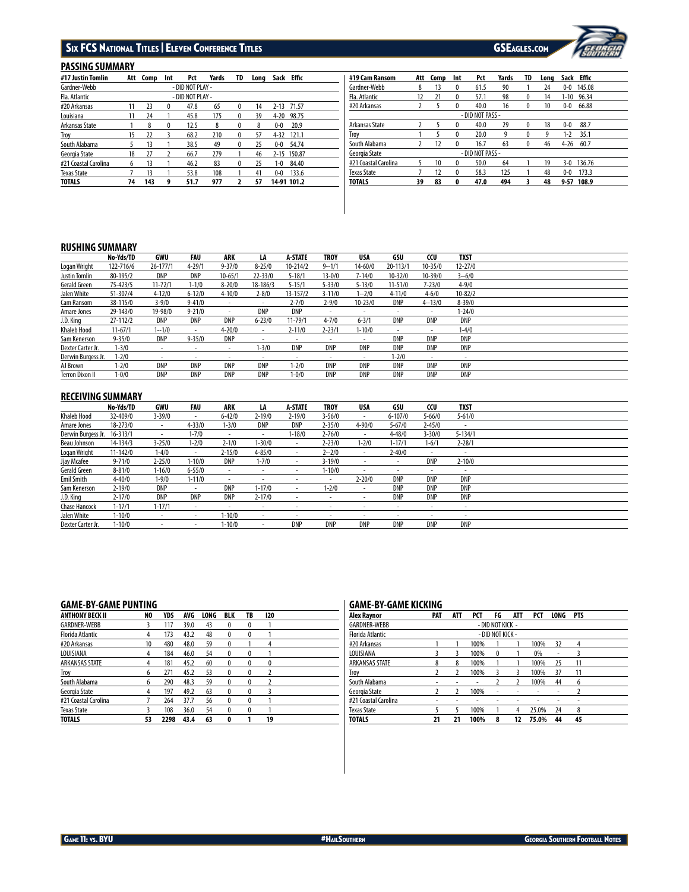## PASSING SUMMARY

| #17 Justin Tomlin | Att | Comp | Int | Pct | Yards | TD | Long | Sack | Effic |
|---|---|---|---|---|---|---|---|---|---|
| Gardner-Webb | - DID NOT PLAY - | | | | | | | | |
| Fla. Atlantic | - DID NOT PLAY - | | | | | | | | |
| #20 Arkansas | 11 | 23 | 0 | 47.8 | 65 | 0 | 14 | 2-13 | 71.57 |
| Louisiana | 11 | 24 | 1 | 45.8 | 175 | 0 | 39 | 4-20 | 98.75 |
| Arkansas State | 1 | 8 | 0 | 12.5 | 8 | 0 | 8 | 0-0 | 20.9 |
| Troy | 15 | 22 | 3 | 68.2 | 210 | 0 | 57 | 4-32 | 121.1 |
| South Alabama | 5 | 13 | 1 | 38.5 | 49 | 0 | 25 | 0-0 | 54.74 |
| Georgia State | 18 | 27 | 2 | 66.7 | 279 | 1 | 46 | 2-15 | 150.87 |
| #21 Coastal Carolina | 6 | 13 | 1 | 46.2 | 83 | 0 | 25 | 1-0 | 84.40 |
| Texas State | 7 | 13 | 1 | 53.8 | 108 | 1 | 41 | 0-0 | 133.6 |
| **TOTALS** | **74** | **143** | **9** | **51.7** | **977** | **2** | **57** | **14-91** | **101.2** |

| #19 Cam Ransom | Att | Comp | Int | Pct | Yards | TD | Long | Sack | Effic |
|---|---|---|---|---|---|---|---|---|---|
| Gardner-Webb | 8 | 13 | 0 | 61.5 | 90 | 1 | 24 | 0-0 | 145.08 |
| Fla. Atlantic | 12 | 21 | 0 | 57.1 | 98 | 0 | 14 | 1-10 | 96.34 |
| #20 Arkansas | 2 | 5 | 0 | 40.0 | 16 | 0 | 10 | 0-0 | 66.88 |
| | - DID NOT PASS - | | | | | | | | |
| Arkansas State | 2 | 5 | 0 | 40.0 | 29 | 0 | 18 | 0-0 | 88.7 |
| Troy | 1 | 5 | 0 | 20.0 | 9 | 0 | 9 | 1-2 | 35.1 |
| South Alabama | 2 | 12 | 0 | 16.7 | 63 | 0 | 46 | 4-26 | 60.7 |
| Georgia State | - DID NOT PASS - | | | | | | | | |
| #21 Coastal Carolina | 5 | 10 | 0 | 50.0 | 64 | 1 | 19 | 3-0 | 136.76 |
| Texas State | 7 | 12 | 0 | 58.3 | 125 | 1 | 48 | 0-0 | 173.3 |
| **TOTALS** | **39** | **83** | **0** | **47.0** | **494** | **3** | **48** | **9-57** | **108.9** |

## RUSHING SUMMARY

| | No-Yds/TD | GWU | FAU | ARK | LA | A-STATE | TROY | USA | GSU | CCU | TXST |
|---|---|---|---|---|---|---|---|---|---|---|---|
| Logan Wright | 122-716/6 | 26-177/1 | 4-29/1 | 9-37/0 | 8-25/0 | 10-214/2 | 9--1/1 | 14-60/0 | 20-113/1 | 10-35/0 | 12-27/0 |
| Justin Tomlin | 80-195/2 | DNP | DNP | 10-65/1 | 22-33/0 | 5-18/1 | 13-0/0 | 7-14/0 | 10-32/0 | 10-39/0 | 3--6/0 |
| Gerald Green | 75-423/5 | 11-72/1 | 1-1/0 | 8-20/0 | 18-186/3 | 5-15/1 | 5-33/0 | 5-13/0 | 11-51/0 | 7-23/0 | 4-9/0 |
| Jalen White | 51-307/4 | 4-12/0 | 6-12/0 | 4-10/0 | 2-8/0 | 13-157/2 | 3-11/0 | 1--2/0 | 4-11/0 | 4-6/0 | 10-82/2 |
| Cam Ransom | 38-115/0 | 3-9/0 | 9-41/0 | - | - | 2-7/0 | 2-9/0 | 10-23/0 | DNP | 4--13/0 | 8-39/0 |
| Amare Jones | 29-143/0 | 19-98/0 | 9-21/0 | - | DNP | DNP | - | - | - | - | 1-24/0 |
| J.D. King | 27-112/2 | DNP | DNP | DNP | 6-23/0 | 11-79/1 | 4-7/0 | 6-3/1 | DNP | DNP | DNP |
| Khaleb Hood | 11-67/1 | 1--1/0 | - | 4-20/0 | - | 2-11/0 | 2-23/1 | 1-10/0 | - | - | 1-4/0 |
| Sam Kenerson | 9-35/0 | DNP | 9-35/0 | DNP | - | - | - | - | DNP | DNP | DNP |
| Dexter Carter Jr. | 1-3/0 | - | - | - | 1-3/0 | DNP | DNP | DNP | DNP | DNP | DNP |
| Derwin Burgess Jr. | 1-2/0 | - | - | - | - | - | - | - | 1-2/0 | - | - |
| AJ Brown | 1-2/0 | DNP | DNP | DNP | DNP | 1-2/0 | DNP | DNP | DNP | DNP | DNP |
| Terron Dixon II | 1-0/0 | DNP | DNP | DNP | DNP | 1-0/0 | DNP | DNP | DNP | DNP | DNP |

## RECEIVING SUMMARY

| | No-Yds/TD | GWU | FAU | ARK | LA | A-STATE | TROY | USA | GSU | CCU | TXST |
|---|---|---|---|---|---|---|---|---|---|---|---|
| Khaleb Hood | 32-409/0 | 3-39/0 | - | 6-42/0 | 2-19/0 | 2-19/0 | 3-56/0 | - | 6-107/0 | 5-66/0 | 5-61/0 |
| Amare Jones | 18-273/0 | - | 4-33/0 | 1-3/0 | DNP | DNP | 2-35/0 | 4-90/0 | 5-67/0 | 2-45/0 | - |
| Derwin Burgess Jr. | 16-313/1 | - | 1-7/0 | - | - | 1-18/0 | 2-76/0 | - | 4-48/0 | 3-30/0 | 5-134/1 |
| Beau Johnson | 14-134/3 | 3-25/0 | 1-2/0 | 2-1/0 | 1-30/0 | - | 2-23/0 | 1-2/0 | 1-17/1 | 1-6/1 | 2-28/1 |
| Logan Wright | 11-142/0 | 1-4/0 | - | 2-15/0 | 4-85/0 | - | 2--2/0 | - | 2-40/0 | - | - |
| Jjay Mcafee | 9-71/0 | 2-25/0 | 1-10/0 | DNP | 1-7/0 | - | 3-19/0 | - | - | DNP | 2-10/0 |
| Gerald Green | 8-81/0 | 1-16/0 | 6-55/0 | - | - | - | 1-10/0 | - | - | - | - |
| Emil Smith | 4-40/0 | 1-9/0 | 1-11/0 | - | - | - | - | 2-20/0 | DNP | DNP | DNP |
| Sam Kenerson | 2-19/0 | DNP | - | DNP | 1-17/0 | - | 1-2/0 | - | DNP | DNP | DNP |
| J.D. King | 2-17/0 | DNP | DNP | DNP | 2-17/0 | - | - | - | DNP | DNP | DNP |
| Chase Hancock | 1-17/1 | 1-17/1 | - | - | - | - | - | - | - | - | - |
| Jalen White | 1-10/0 | - | - | 1-10/0 | - | - | - | - | - | - | - |
| Dexter Carter Jr. | 1-10/0 | - | - | 1-10/0 | - | DNP | DNP | DNP | DNP | DNP | DNP |

## GAME-BY-GAME PUNTING

| ANTHONY BECK II | NO | YDS | AVG | LONG | BLK | TB | I20 |
|---|---|---|---|---|---|---|---|
| GARDNER-WEBB | 3 | 117 | 39.0 | 43 | 0 | 0 | 1 |
| Florida Atlantic | 4 | 173 | 43.2 | 48 | 0 | 0 | 1 |
| #20 Arkansas | 10 | 480 | 48.0 | 59 | 0 | 1 | 4 |
| LOUISIANA | 4 | 184 | 46.0 | 54 | 0 | 0 | 1 |
| ARKANSAS STATE | 4 | 181 | 45.2 | 60 | 0 | 0 | 0 |
| Troy | 6 | 271 | 45.2 | 53 | 0 | 0 | 2 |
| South Alabama | 6 | 290 | 48.3 | 59 | 0 | 0 | 2 |
| Georgia State | 4 | 197 | 49.2 | 63 | 0 | 0 | 3 |
| #21 Coastal Carolina | 7 | 264 | 37.7 | 56 | 0 | 0 | 1 |
| Texas State | 3 | 108 | 36.0 | 54 | 0 | 0 | 1 |
| **TOTALS** | **53** | **2298** | **43.4** | **63** | **0** | **1** | **19** |

## GAME-BY-GAME KICKING

| Alex Raynor | PAT | ATT | PCT | FG | ATT | PCT | LONG | PTS |
|---|---|---|---|---|---|---|---|---|
| GARDNER-WEBB | - DID NOT KICK - | | | | | | | |
| Florida Atlantic | - DID NOT KICK - | | | | | | | |
| #20 Arkansas | 1 | 1 | 100% | 1 | 1 | 100% | 32 | 4 |
| LOUISIANA | 3 | 3 | 100% | 0 | 1 | 0% | - | 3 |
| ARKANSAS STATE | 8 | 8 | 100% | 1 | 1 | 100% | 25 | 11 |
| Troy | 2 | 2 | 100% | 3 | 3 | 100% | 37 | 11 |
| South Alabama | - | - | - | 2 | 2 | 100% | 44 | 6 |
| Georgia State | 2 | 2 | 100% | - | - | - | - | 2 |
| #21 Coastal Carolina | - | - | - | - | - | - | - | - |
| Texas State | 5 | 5 | 100% | 1 | 4 | 25.0% | 24 | 8 |
| **TOTALS** | **21** | **21** | **100%** | **8** | **12** | **75.0%** | **44** | **45** |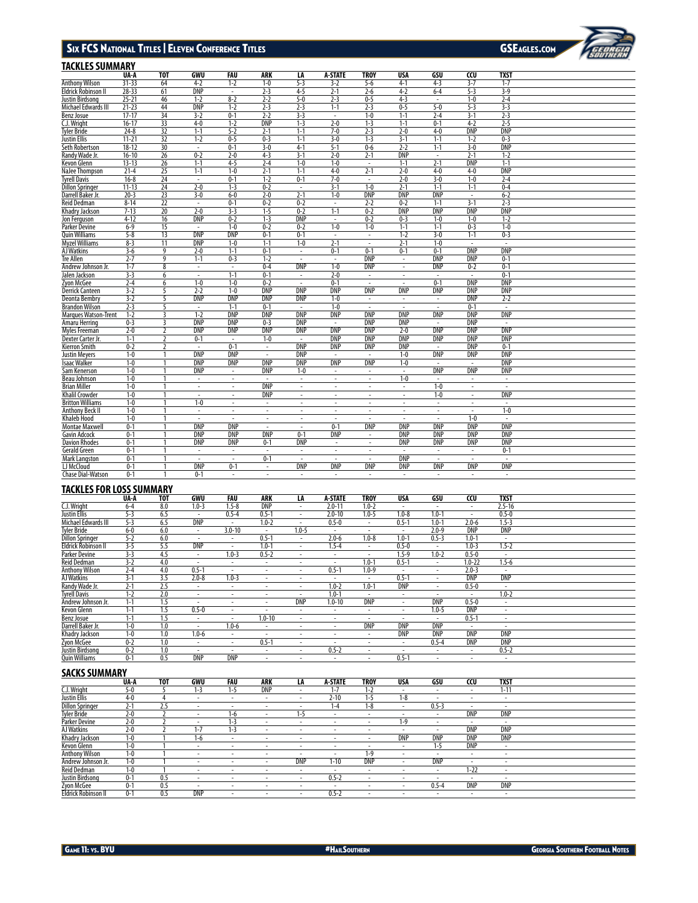## TACKLES SUMMARY

| | UA-A | TOT | GWU | FAU | ARK | LA | A-STATE | TROY | USA | GSU | CCU | TXST |
|---|---|---|---|---|---|---|---|---|---|---|---|---|
| Anthony Wilson | 31-33 | 64 | 4-2 | 1-2 | 1-0 | 5-3 | 3-2 | 5-6 | 4-1 | 4-3 | 3-7 | 1-7 |
| Eldrick Robinson II | 28-33 | 61 | DNP | - | 2-3 | 4-5 | 2-1 | 2-6 | 4-2 | 6-4 | 5-3 | 3-9 |
| Justin Birdsong | 25-21 | 46 | 1-2 | 8-2 | 2-2 | 5-0 | 2-3 | 0-5 | 4-3 | - | 1-0 | 2-4 |
| Michael Edwards III | 21-23 | 44 | DNP | 1-2 | 2-3 | 2-3 | 1-1 | 2-3 | 0-5 | 5-0 | 5-3 | 3-3 |
| Benz Josue | 17-17 | 34 | 3-2 | 0-1 | 2-2 | 3-3 | - | 1-0 | 1-1 | 2-4 | 3-1 | 2-3 |
| C.J. Wright | 16-17 | 33 | 4-0 | 1-2 | DNP | 1-3 | 2-0 | 1-3 | 1-1 | 0-1 | 4-2 | 2-5 |
| Tyler Bride | 24-8 | 32 | 1-1 | 5-2 | 2-1 | 1-1 | 7-0 | 2-3 | 2-0 | 4-0 | DNP | DNP |
| Justin Ellis | 11-21 | 32 | 1-2 | 0-5 | 0-3 | 1-1 | 3-0 | 1-3 | 3-1 | 1-1 | 1-2 | 0-3 |
| Seth Robertson | 18-12 | 30 | - | 0-1 | 3-0 | 4-1 | 5-1 | 0-6 | 2-2 | 1-1 | 3-0 | DNP |
| Randy Wade Jr. | 16-10 | 26 | 0-2 | 2-0 | 4-3 | 3-1 | 2-0 | 2-1 | DNP | - | 2-1 | 1-2 |
| Kevon Glenn | 13-13 | 26 | 1-1 | 4-5 | 2-4 | 1-0 | 1-0 | - | 1-1 | 2-1 | DNP | 1-1 |
| NaJee Thompson | 21-4 | 25 | 1-1 | 1-0 | 2-1 | 1-1 | 4-0 | 2-1 | 2-0 | 4-0 | 4-0 | DNP |
| Tyrell Davis | 16-8 | 24 | - | 0-1 | 1-2 | 0-1 | 7-0 | - | 2-0 | 3-0 | 1-0 | 2-4 |
| Dillon Springer | 11-13 | 24 | 2-0 | 1-3 | 0-2 | - | 3-1 | 1-0 | 2-1 | 1-1 | 1-1 | 0-4 |
| Darrell Baker Jr. | 20-3 | 23 | 3-0 | 6-0 | 2-0 | 2-1 | 1-0 | DNP | DNP | DNP | - | 6-2 |
| Reid Dedman | 8-14 | 22 | - | 0-1 | 0-2 | 0-2 | - | 2-2 | 0-2 | 1-1 | 3-1 | 2-3 |
| Khadry Jackson | 7-13 | 20 | 2-0 | 3-3 | 1-5 | 0-2 | 1-1 | 0-2 | DNP | DNP | DNP | DNP |
| Jon Ferguson | 4-12 | 16 | DNP | 0-2 | 1-3 | DNP | - | 0-2 | 0-3 | 1-0 | 1-0 | 1-2 |
| Parker Devine | 6-9 | 15 | - | 1-0 | 0-2 | 0-2 | 1-0 | 1-0 | 1-1 | 1-1 | 0-3 | 1-0 |
| Quin Williams | 5-8 | 13 | DNP | DNP | 0-1 | 0-1 | - | - | 1-2 | 3-0 | 1-1 | 0-3 |
| Myzel Williams | 8-3 | 11 | DNP | 1-0 | 1-1 | 1-0 | 2-1 | - | 2-1 | 1-0 | - | - |
| AJ Watkins | 3-6 | 9 | 2-0 | 1-1 | 0-1 | - | 0-1 | 0-1 | 0-1 | 0-1 | DNP | DNP |
| Tre Allen | 2-7 | 9 | 1-1 | 0-3 | 1-2 | - | - | DNP | - | DNP | DNP | 0-1 |
| Andrew Johnson Jr. | 1-7 | 8 | - | - | 0-4 | DNP | 1-0 | DNP | - | DNP | 0-2 | 0-1 |
| Jalen Jackson | 3-3 | 6 | - | 1-1 | 0-1 | - | 2-0 | - | - | - | - | 0-1 |
| Zyon McGee | 2-4 | 6 | 1-0 | 1-0 | 0-2 | - | 0-1 | - | - | 0-1 | DNP | DNP |
| Derrick Canteen | 3-2 | 5 | 2-2 | 1-0 | DNP | DNP | DNP | DNP | DNP | DNP | DNP | DNP |
| Deonta Bembry | 3-2 | 5 | DNP | DNP | DNP | DNP | 1-0 | - | - | - | DNP | 2-2 |
| Brandon Wilson | 2-3 | 5 | - | 1-1 | 0-1 | - | 1-0 | - | - | - | 0-1 | - |
| Marques Watson-Trent | 1-2 | 3 | 1-2 | DNP | DNP | DNP | DNP | DNP | DNP | DNP | DNP | DNP |
| Amaru Herring | 0-3 | 3 | DNP | DNP | 0-3 | DNP | - | DNP | DNP | - | DNP | - |
| Myles Freeman | 2-0 | 2 | DNP | DNP | DNP | DNP | DNP | DNP | 2-0 | DNP | DNP | DNP |
| Dexter Carter Jr. | 1-1 | 2 | 0-1 | - | 1-0 | - | DNP | DNP | DNP | DNP | DNP | DNP |
| Kierron Smith | 0-2 | 2 | - | 0-1 | - | DNP | DNP | DNP | DNP | - | DNP | 0-1 |
| Justin Meyers | 1-0 | 1 | DNP | DNP | - | DNP | - | - | 1-0 | DNP | DNP | DNP |
| Isaac Walker | 1-0 | 1 | DNP | DNP | DNP | DNP | DNP | DNP | 1-0 | - | - | DNP |
| Sam Kenerson | 1-0 | 1 | DNP | - | DNP | 1-0 | - | - | - | DNP | DNP | DNP |
| Beau Johnson | 1-0 | 1 | - | - | - | - | - | - | 1-0 | - | - | - |
| Brian Miller | 1-0 | 1 | - | - | DNP | - | - | - | - | 1-0 | - | - |
| Khalil Crowder | 1-0 | 1 | - | - | DNP | - | - | - | - | 1-0 | - | DNP |
| Britton Williams | 1-0 | 1 | 1-0 | - | - | - | - | - | - | - | - | - |
| Anthony Beck II | 1-0 | 1 | - | - | - | - | - | - | - | - | - | 1-0 |
| Khaleb Hood | 1-0 | 1 | - | - | - | - | - | - | - | - | 1-0 | - |
| Montae Maxwell | 0-1 | 1 | DNP | DNP | - | - | 0-1 | DNP | DNP | DNP | DNP | DNP |
| Gavin Adcock | 0-1 | 1 | DNP | DNP | DNP | 0-1 | DNP | - | DNP | DNP | DNP | DNP |
| Davion Rhodes | 0-1 | 1 | DNP | DNP | 0-1 | DNP | - | - | DNP | DNP | DNP | DNP |
| Gerald Green | 0-1 | 1 | - | - | - | - | - | - | - | - | - | 0-1 |
| Mark Langston | 0-1 | 1 | - | - | 0-1 | - | - | - | DNP | - | - | - |
| LJ McCloud | 0-1 | 1 | DNP | 0-1 | - | DNP | DNP | DNP | DNP | DNP | DNP | DNP |
| Chase Dial-Watson | 0-1 | 1 | 0-1 | - | - | - | - | - | - | - | - | - |

## TACKLES FOR LOSS SUMMARY

| | UA-A | TOT | GWU | FAU | ARK | LA | A-STATE | TROY | USA | GSU | CCU | TXST |
|---|---|---|---|---|---|---|---|---|---|---|---|---|
| C.J. Wright | 6-4 | 8.0 | 1.0-3 | 1.5-8 | DNP | - | 2.0-11 | 1.0-2 | - | - | - | 2.5-16 |
| Justin Ellis | 5-3 | 6.5 | - | 0.5-4 | 0.5-1 | - | 2.0-10 | 1.0-5 | 1.0-8 | 1.0-1 | - | 0.5-0 |
| Michael Edwards III | 5-3 | 6.5 | DNP | - | 1.0-2 | - | 0.5-0 | - | 0.5-1 | 1.0-1 | 2.0-6 | 1.5-3 |
| Tyler Bride | 6-0 | 6.0 | - | 3.0-10 | - | 1.0-5 | - | - | - | 2.0-9 | DNP | DNP |
| Dillon Springer | 5-2 | 6.0 | - | - | 0.5-1 | - | 2.0-6 | 1.0-8 | 1.0-1 | 0.5-3 | 1.0-1 | - |
| Eldrick Robinson II | 3-5 | 5.5 | DNP | - | 1.0-1 | - | 1.5-4 | - | 0.5-0 | - | 1.0-3 | 1.5-2 |
| Parker Devine | 3-3 | 4.5 | - | 1.0-3 | 0.5-2 | - | - | - | 1.5-9 | 1.0-2 | 0.5-0 | - |
| Reid Dedman | 3-2 | 4.0 | - | - | - | - | - | 1.0-1 | 0.5-1 | - | 1.0-22 | 1.5-6 |
| Anthony Wilson | 2-4 | 4.0 | 0.5-1 | - | - | - | 0.5-1 | 1.0-9 | - | - | 2.0-3 | - |
| AJ Watkins | 3-1 | 3.5 | 2.0-8 | 1.0-3 | - | - | - | - | 0.5-1 | - | DNP | DNP |
| Randy Wade Jr. | 2-1 | 2.5 | - | - | - | - | 1.0-2 | 1.0-1 | DNP | - | 0.5-0 | - |
| Tyrell Davis | 1-2 | 2.0 | - | - | - | - | 1.0-1 | - | - | - | - | 1.0-2 |
| Andrew Johnson Jr. | 1-1 | 1.5 | - | - | - | DNP | 1.0-10 | DNP | - | DNP | 0.5-0 | - |
| Kevon Glenn | 1-1 | 1.5 | 0.5-0 | - | - | - | - | - | - | 1.0-5 | DNP | - |
| Benz Josue | 1-1 | 1.5 | - | - | 1.0-10 | - | - | - | - | - | 0.5-1 | - |
| Darrell Baker Jr. | 1-0 | 1.0 | - | 1.0-6 | - | - | - | DNP | DNP | DNP | - | - |
| Khadry Jackson | 1-0 | 1.0 | 1.0-6 | - | - | - | - | - | DNP | DNP | DNP | DNP |
| Zyon McGee | 0-2 | 1.0 | - | - | 0.5-1 | - | - | - | - | 0.5-4 | DNP | DNP |
| Justin Birdsong | 0-2 | 1.0 | - | - | - | - | 0.5-2 | - | - | - | - | 0.5-2 |
| Quin Williams | 0-1 | 0.5 | DNP | DNP | - | - | - | - | 0.5-1 | - | - | - |

## SACKS SUMMARY

| | UA-A | TOT | GWU | FAU | ARK | LA | A-STATE | TROY | USA | GSU | CCU | TXST |
|---|---|---|---|---|---|---|---|---|---|---|---|---|
| C.J. Wright | 5-0 | 5 | 1-3 | 1-5 | DNP | - | 1-7 | 1-2 | - | - | - | 1-11 |
| Justin Ellis | 4-0 | 4 | - | - | - | - | 2-10 | 1-5 | 1-8 | - | - | - |
| Dillon Springer | 2-1 | 2.5 | - | - | - | - | 1-4 | 1-8 | - | 0.5-3 | - | - |
| Tyler Bride | 2-0 | 2 | - | 1-6 | - | 1-5 | - | - | - | - | DNP | DNP |
| Parker Devine | 2-0 | 2 | - | 1-3 | - | - | - | - | 1-9 | - | - | - |
| AJ Watkins | 2-0 | 2 | 1-7 | 1-3 | - | - | - | - | - | - | DNP | DNP |
| Khadry Jackson | 1-0 | 1 | 1-6 | - | - | - | - | - | DNP | DNP | DNP | DNP |
| Kevon Glenn | 1-0 | 1 | - | - | - | - | - | - | - | 1-5 | DNP | - |
| Anthony Wilson | 1-0 | 1 | - | - | - | - | - | 1-9 | - | - | - | - |
| Andrew Johnson Jr. | 1-0 | 1 | - | - | - | DNP | 1-10 | DNP | - | DNP | - | - |
| Reid Dedman | 1-0 | 1 | - | - | - | - | - | - | - | - | 1-22 | - |
| Justin Birdsong | 0-1 | 0.5 | - | - | - | - | 0.5-2 | - | - | - | - | - |
| Zyon McGee | 0-1 | 0.5 | - | - | - | - | - | - | - | 0.5-4 | DNP | DNP |
| Eldrick Robinson II | 0-1 | 0.5 | DNP | - | - | - | 0.5-2 | - | - | - | - | - |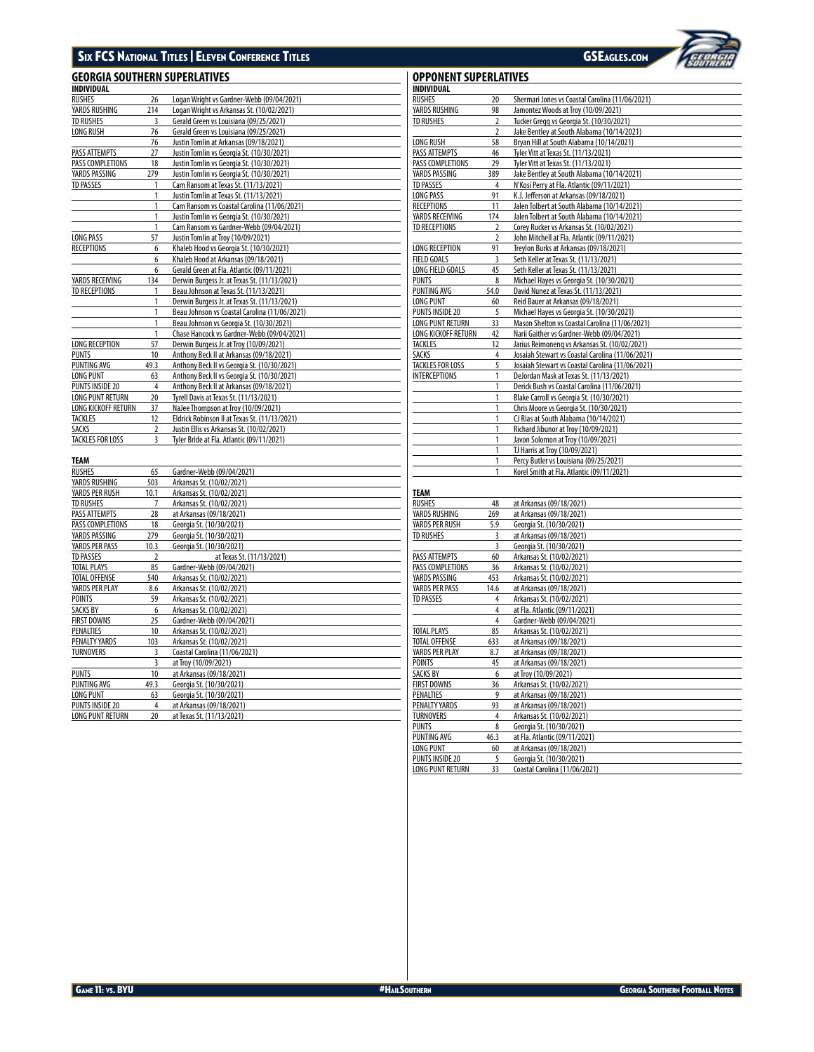## GEORGIA SOUTHERN SUPERLATIVES

### INDIVIDUAL

| | | |
|---|---|---|
| RUSHES | 26 | Logan Wright vs Gardner-Webb (09/04/2021) |
| YARDS RUSHING | 214 | Logan Wright vs Arkansas St. (10/02/2021) |
| TD RUSHES | 3 | Gerald Green vs Louisiana (09/25/2021) |
| LONG RUSH | 76 | Gerald Green vs Louisiana (09/25/2021) |
| | 76 | Justin Tomlin at Arkansas (09/18/2021) |
| PASS ATTEMPTS | 27 | Justin Tomlin vs Georgia St. (10/30/2021) |
| PASS COMPLETIONS | 18 | Justin Tomlin vs Georgia St. (10/30/2021) |
| YARDS PASSING | 279 | Justin Tomlin vs Georgia St. (10/30/2021) |
| TD PASSES | 1 | Cam Ransom at Texas St. (11/13/2021) |
| | 1 | Justin Tomlin at Texas St. (11/13/2021) |
| | 1 | Cam Ransom vs Coastal Carolina (11/06/2021) |
| | 1 | Justin Tomlin vs Georgia St. (10/30/2021) |
| | 1 | Cam Ransom vs Gardner-Webb (09/04/2021) |
| LONG PASS | 57 | Justin Tomlin at Troy (10/09/2021) |
| RECEPTIONS | 6 | Khaleb Hood vs Georgia St. (10/30/2021) |
| | 6 | Khaleb Hood at Arkansas (09/18/2021) |
| | 6 | Gerald Green at Fla. Atlantic (09/11/2021) |
| YARDS RECEIVING | 134 | Derwin Burgess Jr. at Texas St. (11/13/2021) |
| TD RECEPTIONS | 1 | Beau Johnson at Texas St. (11/13/2021) |
| | 1 | Derwin Burgess Jr. at Texas St. (11/13/2021) |
| | 1 | Beau Johnson vs Coastal Carolina (11/06/2021) |
| | 1 | Beau Johnson vs Georgia St. (10/30/2021) |
| | 1 | Chase Hancock vs Gardner-Webb (09/04/2021) |
| LONG RECEPTION | 57 | Derwin Burgess Jr. at Troy (10/09/2021) |
| PUNTS | 10 | Anthony Beck II at Arkansas (09/18/2021) |
| PUNTING AVG | 49.3 | Anthony Beck II vs Georgia St. (10/30/2021) |
| LONG PUNT | 63 | Anthony Beck II vs Georgia St. (10/30/2021) |
| PUNTS INSIDE 20 | 4 | Anthony Beck II at Arkansas (09/18/2021) |
| LONG PUNT RETURN | 20 | Tyrell Davis at Texas St. (11/13/2021) |
| LONG KICKOFF RETURN | 37 | NaJee Thompson at Troy (10/09/2021) |
| TACKLES | 12 | Eldrick Robinson II at Texas St. (11/13/2021) |
| SACKS | 2 | Justin Ellis vs Arkansas St. (10/02/2021) |
| TACKLES FOR LOSS | 3 | Tyler Bride at Fla. Atlantic (09/11/2021) |

### TEAM

| | | |
|---|---|---|
| RUSHES | 65 | Gardner-Webb (09/04/2021) |
| YARDS RUSHING | 503 | Arkansas St. (10/02/2021) |
| YARDS PER RUSH | 10.1 | Arkansas St. (10/02/2021) |
| TD RUSHES | 7 | Arkansas St. (10/02/2021) |
| PASS ATTEMPTS | 28 | at Arkansas (09/18/2021) |
| PASS COMPLETIONS | 18 | Georgia St. (10/30/2021) |
| YARDS PASSING | 279 | Georgia St. (10/30/2021) |
| YARDS PER PASS | 10.3 | Georgia St. (10/30/2021) |
| TD PASSES | 2 | at Texas St. (11/13/2021) |
| TOTAL PLAYS | 85 | Gardner-Webb (09/04/2021) |
| TOTAL OFFENSE | 540 | Arkansas St. (10/02/2021) |
| YARDS PER PLAY | 8.6 | Arkansas St. (10/02/2021) |
| POINTS | 59 | Arkansas St. (10/02/2021) |
| SACKS BY | 6 | Arkansas St. (10/02/2021) |
| FIRST DOWNS | 25 | Gardner-Webb (09/04/2021) |
| PENALTIES | 10 | Arkansas St. (10/02/2021) |
| PENALTY YARDS | 103 | Arkansas St. (10/02/2021) |
| TURNOVERS | 3 | Coastal Carolina (11/06/2021) |
| | 3 | at Troy (10/09/2021) |
| PUNTS | 10 | at Arkansas (09/18/2021) |
| PUNTING AVG | 49.3 | Georgia St. (10/30/2021) |
| LONG PUNT | 63 | Georgia St. (10/30/2021) |
| PUNTS INSIDE 20 | 4 | at Arkansas (09/18/2021) |
| LONG PUNT RETURN | 20 | at Texas St. (11/13/2021) |

## OPPONENT SUPERLATIVES

### INDIVIDUAL

| | | |
|---|---|---|
| RUSHES | 20 | Shermari Jones vs Coastal Carolina (11/06/2021) |
| YARDS RUSHING | 98 | Jamontez Woods at Troy (10/09/2021) |
| TD RUSHES | 2 | Tucker Gregg vs Georgia St. (10/30/2021) |
| | 2 | Jake Bentley at South Alabama (10/14/2021) |
| LONG RUSH | 58 | Bryan Hill at South Alabama (10/14/2021) |
| PASS ATTEMPTS | 46 | Tyler Vitt at Texas St. (11/13/2021) |
| PASS COMPLETIONS | 29 | Tyler Vitt at Texas St. (11/13/2021) |
| YARDS PASSING | 389 | Jake Bentley at South Alabama (10/14/2021) |
| TD PASSES | 4 | N'Kosi Perry at Fla. Atlantic (09/11/2021) |
| LONG PASS | 91 | K.J. Jefferson at Arkansas (09/18/2021) |
| RECEPTIONS | 11 | Jalen Tolbert at South Alabama (10/14/2021) |
| YARDS RECEIVING | 174 | Jalen Tolbert at South Alabama (10/14/2021) |
| TD RECEPTIONS | 2 | Corey Rucker vs Arkansas St. (10/02/2021) |
| | 2 | John Mitchell at Fla. Atlantic (09/11/2021) |
| LONG RECEPTION | 91 | Treylon Burks at Arkansas (09/18/2021) |
| FIELD GOALS | 3 | Seth Keller at Texas St. (11/13/2021) |
| LONG FIELD GOALS | 45 | Seth Keller at Texas St. (11/13/2021) |
| PUNTS | 8 | Michael Hayes vs Georgia St. (10/30/2021) |
| PUNTING AVG | 54.0 | David Nunez at Texas St. (11/13/2021) |
| LONG PUNT | 60 | Reid Bauer at Arkansas (09/18/2021) |
| PUNTS INSIDE 20 | 5 | Michael Hayes vs Georgia St. (10/30/2021) |
| LONG PUNT RETURN | 33 | Mason Shelton vs Coastal Carolina (11/06/2021) |
| LONG KICKOFF RETURN | 42 | Narii Gaither vs Gardner-Webb (09/04/2021) |
| TACKLES | 12 | Jarius Reimonenq vs Arkansas St. (10/02/2021) |
| SACKS | 4 | Josaiah Stewart vs Coastal Carolina (11/06/2021) |
| TACKLES FOR LOSS | 5 | Josaiah Stewart vs Coastal Carolina (11/06/2021) |
| INTERCEPTIONS | 1 | DeJordan Mask at Texas St. (11/13/2021) |
| | 1 | Derick Bush vs Coastal Carolina (11/06/2021) |
| | 1 | Blake Carroll vs Georgia St. (10/30/2021) |
| | 1 | Chris Moore vs Georgia St. (10/30/2021) |
| | 1 | CJ Rias at South Alabama (10/14/2021) |
| | 1 | Richard Jibunor at Troy (10/09/2021) |
| | 1 | Javon Solomon at Troy (10/09/2021) |
| | 1 | TJ Harris at Troy (10/09/2021) |
| | 1 | Percy Butler vs Louisiana (09/25/2021) |
| | 1 | Korel Smith at Fla. Atlantic (09/11/2021) |

### TEAM

| | | |
|---|---|---|
| RUSHES | 48 | at Arkansas (09/18/2021) |
| YARDS RUSHING | 269 | at Arkansas (09/18/2021) |
| YARDS PER RUSH | 5.9 | Georgia St. (10/30/2021) |
| TD RUSHES | 3 | at Arkansas (09/18/2021) |
| | 3 | Georgia St. (10/30/2021) |
| PASS ATTEMPTS | 60 | Arkansas St. (10/02/2021) |
| PASS COMPLETIONS | 36 | Arkansas St. (10/02/2021) |
| YARDS PASSING | 453 | Arkansas St. (10/02/2021) |
| YARDS PER PASS | 14.6 | at Arkansas (09/18/2021) |
| TD PASSES | 4 | Arkansas St. (10/02/2021) |
| | 4 | at Fla. Atlantic (09/11/2021) |
| | 4 | Gardner-Webb (09/04/2021) |
| TOTAL PLAYS | 85 | Arkansas St. (10/02/2021) |
| TOTAL OFFENSE | 633 | at Arkansas (09/18/2021) |
| YARDS PER PLAY | 8.7 | at Arkansas (09/18/2021) |
| POINTS | 45 | at Arkansas (09/18/2021) |
| SACKS BY | 6 | at Troy (10/09/2021) |
| FIRST DOWNS | 36 | Arkansas St. (10/02/2021) |
| PENALTIES | 9 | at Arkansas (09/18/2021) |
| PENALTY YARDS | 93 | at Arkansas (09/18/2021) |
| TURNOVERS | 4 | Arkansas St. (10/02/2021) |
| PUNTS | 8 | Georgia St. (10/30/2021) |
| PUNTING AVG | 46.3 | at Fla. Atlantic (09/11/2021) |
| LONG PUNT | 60 | at Arkansas (09/18/2021) |
| PUNTS INSIDE 20 | 5 | Georgia St. (10/30/2021) |
| LONG PUNT RETURN | 33 | Coastal Carolina (11/06/2021) |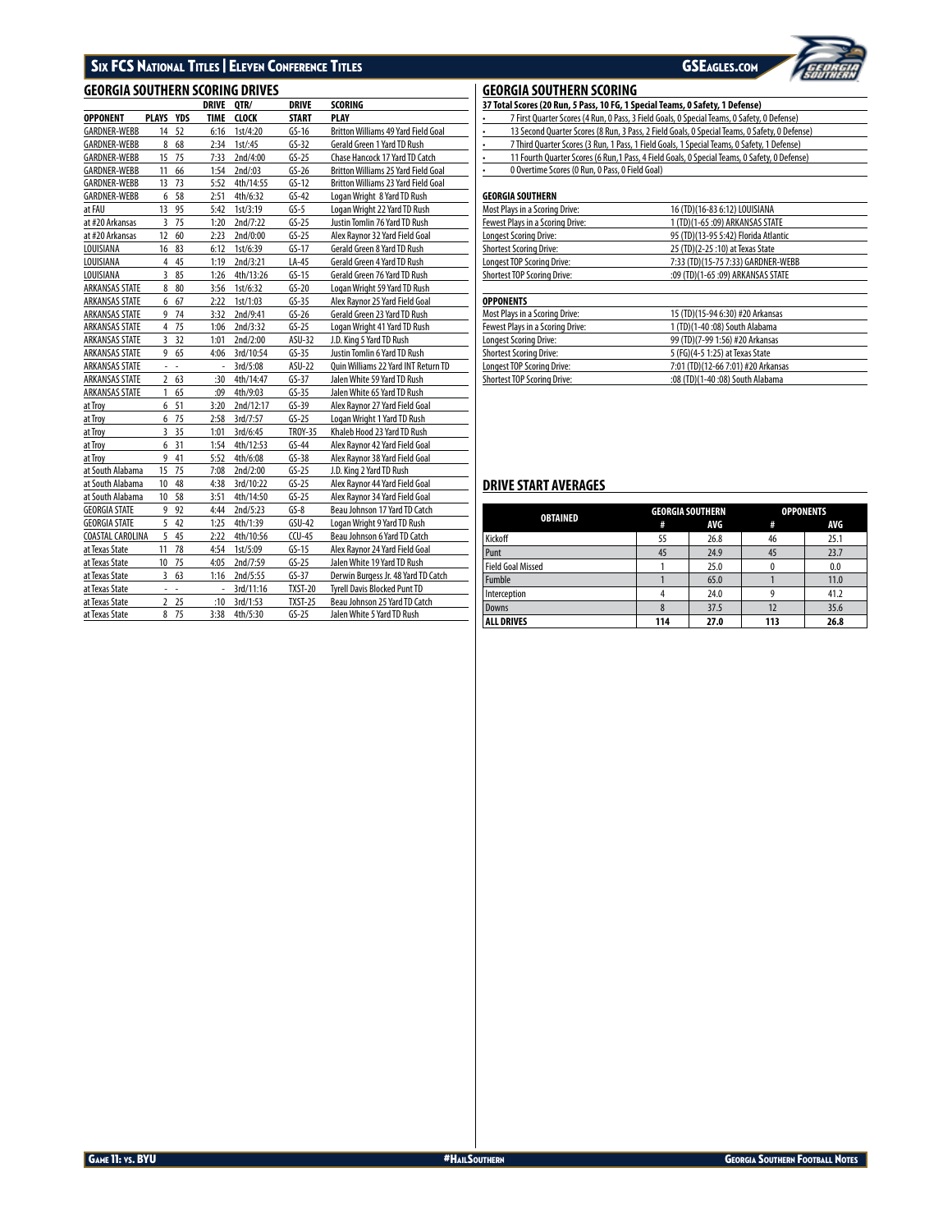## GEORGIA SOUTHERN SCORING DRIVES

| OPPONENT | PLAYS | YDS | DRIVE TIME | QTR/ CLOCK | DRIVE START | SCORING PLAY |
|---|---|---|---|---|---|---|
| GARDNER-WEBB | 14 | 52 | 6:16 | 1st/4:20 | GS-16 | Britton Williams 49 Yard Field Goal |
| GARDNER-WEBB | 8 | 68 | 2:34 | 1st/:45 | GS-32 | Gerald Green 1 Yard TD Rush |
| GARDNER-WEBB | 15 | 75 | 7:33 | 2nd/4:00 | GS-25 | Chase Hancock 17 Yard TD Catch |
| GARDNER-WEBB | 11 | 66 | 1:54 | 2nd/:03 | GS-26 | Britton Williams 25 Yard Field Goal |
| GARDNER-WEBB | 13 | 73 | 5:52 | 4th/14:55 | GS-12 | Britton Williams 23 Yard Field Goal |
| GARDNER-WEBB | 6 | 58 | 2:51 | 4th/6:32 | GS-42 | Logan Wright 8 Yard TD Rush |
| at FAU | 13 | 95 | 5:42 | 1st/3:19 | GS-5 | Logan Wright 22 Yard TD Rush |
| at #20 Arkansas | 3 | 75 | 1:20 | 2nd/7:22 | GS-25 | Justin Tomlin 76 Yard TD Rush |
| at #20 Arkansas | 12 | 60 | 2:23 | 2nd/0:00 | GS-25 | Alex Raynor 32 Yard Field Goal |
| LOUISIANA | 16 | 83 | 6:12 | 1st/6:39 | GS-17 | Gerald Green 8 Yard TD Rush |
| LOUISIANA | 4 | 45 | 1:19 | 2nd/3:21 | LA-45 | Gerald Green 4 Yard TD Rush |
| LOUISIANA | 3 | 85 | 1:26 | 4th/13:26 | GS-15 | Gerald Green 76 Yard TD Rush |
| ARKANSAS STATE | 8 | 80 | 3:56 | 1st/6:32 | GS-20 | Logan Wright 59 Yard TD Rush |
| ARKANSAS STATE | 6 | 67 | 2:22 | 1st/1:03 | GS-35 | Alex Raynor 25 Yard Field Goal |
| ARKANSAS STATE | 9 | 74 | 3:32 | 2nd/9:41 | GS-26 | Gerald Green 23 Yard TD Rush |
| ARKANSAS STATE | 4 | 75 | 1:06 | 2nd/3:32 | GS-25 | Logan Wright 41 Yard TD Rush |
| ARKANSAS STATE | 3 | 32 | 1:01 | 2nd/2:00 | ASU-32 | J.D. King 5 Yard TD Rush |
| ARKANSAS STATE | 9 | 65 | 4:06 | 3rd/10:54 | GS-35 | Justin Tomlin 6 Yard TD Rush |
| ARKANSAS STATE | - | - | - | 3rd/5:08 | ASU-22 | Quin Williams 22 Yard INT Return TD |
| ARKANSAS STATE | 2 | 63 | :30 | 4th/14:47 | GS-37 | Jalen White 59 Yard TD Rush |
| ARKANSAS STATE | 1 | 65 | :09 | 4th/9:03 | GS-35 | Jalen White 65 Yard TD Rush |
| at Troy | 6 | 51 | 3:20 | 2nd/12:17 | GS-39 | Alex Raynor 27 Yard Field Goal |
| at Troy | 6 | 75 | 2:58 | 3rd/7:57 | GS-25 | Logan Wright 1 Yard TD Rush |
| at Troy | 3 | 35 | 1:01 | 3rd/6:45 | TROY-35 | Khaleb Hood 23 Yard TD Rush |
| at Troy | 6 | 31 | 1:54 | 4th/12:53 | GS-44 | Alex Raynor 42 Yard Field Goal |
| at Troy | 9 | 41 | 5:52 | 4th/6:08 | GS-38 | Alex Raynor 38 Yard Field Goal |
| at South Alabama | 15 | 75 | 7:08 | 2nd/2:00 | GS-25 | J.D. King 2 Yard TD Rush |
| at South Alabama | 10 | 48 | 4:38 | 3rd/10:22 | GS-25 | Alex Raynor 44 Yard Field Goal |
| at South Alabama | 10 | 58 | 3:51 | 4th/14:50 | GS-25 | Alex Raynor 34 Yard Field Goal |
| GEORGIA STATE | 9 | 92 | 4:44 | 2nd/5:23 | GS-8 | Beau Johnson 17 Yard TD Catch |
| GEORGIA STATE | 5 | 42 | 1:25 | 4th/1:39 | GSU-42 | Logan Wright 9 Yard TD Rush |
| COASTAL CAROLINA | 5 | 45 | 2:22 | 4th/10:56 | CCU-45 | Beau Johnson 6 Yard TD Catch |
| at Texas State | 11 | 78 | 4:54 | 1st/5:09 | GS-15 | Alex Raynor 24 Yard Field Goal |
| at Texas State | 10 | 75 | 4:05 | 2nd/7:59 | GS-25 | Jalen White 19 Yard TD Rush |
| at Texas State | 3 | 63 | 1:16 | 2nd/5:55 | GS-37 | Derwin Burgess Jr. 48 Yard TD Catch |
| at Texas State | - | - | - | 3rd/11:16 | TXST-20 | Tyrell Davis Blocked Punt TD |
| at Texas State | 2 | 25 | :10 | 3rd/1:53 | TXST-25 | Beau Johnson 25 Yard TD Catch |
| at Texas State | 8 | 75 | 3:38 | 4th/5:30 | GS-25 | Jalen White 5 Yard TD Rush |

## GEORGIA SOUTHERN SCORING

**37 Total Scores (20 Run, 5 Pass, 10 FG, 1 Special Teams, 0 Safety, 1 Defense)**

- 7 First Quarter Scores (4 Run, 0 Pass, 3 Field Goals, 0 Special Teams, 0 Safety, 0 Defense)
- 13 Second Quarter Scores (8 Run, 3 Pass, 2 Field Goals, 0 Special Teams, 0 Safety, 0 Defense)
- 7 Third Quarter Scores (3 Run, 1 Pass, 1 Field Goals, 1 Special Teams, 0 Safety, 1 Defense)
- 11 Fourth Quarter Scores (6 Run,1 Pass, 4 Field Goals, 0 Special Teams, 0 Safety, 0 Defense)
- 0 Overtime Scores (0 Run, 0 Pass, 0 Field Goal)

### GEORGIA SOUTHERN

| | |
|---|---|
| Most Plays in a Scoring Drive: | 16 (TD)(16-83 6:12) LOUISIANA |
| Fewest Plays in a Scoring Drive: | 1 (TD)(1-65 :09) ARKANSAS STATE |
| Longest Scoring Drive: | 95 (TD)(13-95 5:42) Florida Atlantic |
| Shortest Scoring Drive: | 25 (TD)(2-25 :10) at Texas State |
| Longest TOP Scoring Drive: | 7:33 (TD)(15-75 7:33) GARDNER-WEBB |
| Shortest TOP Scoring Drive: | :09 (TD)(1-65 :09) ARKANSAS STATE |

### OPPONENTS

| | |
|---|---|
| Most Plays in a Scoring Drive: | 15 (TD)(15-94 6:30) #20 Arkansas |
| Fewest Plays in a Scoring Drive: | 1 (TD)(1-40 :08) South Alabama |
| Longest Scoring Drive: | 99 (TD)(7-99 1:56) #20 Arkansas |
| Shortest Scoring Drive: | 5 (FG)(4-5 1:25) at Texas State |
| Longest TOP Scoring Drive: | 7:01 (TD)(12-66 7:01) #20 Arkansas |
| Shortest TOP Scoring Drive: | :08 (TD)(1-40 :08) South Alabama |

## DRIVE START AVERAGES

| OBTAINED | GEORGIA SOUTHERN | | OPPONENTS | |
|---|---|---|---|---|
| | # | AVG | # | AVG |
| Kickoff | 55 | 26.8 | 46 | 25.1 |
| Punt | 45 | 24.9 | 45 | 23.7 |
| Field Goal Missed | 1 | 25.0 | 0 | 0.0 |
| Fumble | 1 | 65.0 | 1 | 11.0 |
| Interception | 4 | 24.0 | 9 | 41.2 |
| Downs | 8 | 37.5 | 12 | 35.6 |
| **ALL DRIVES** | **114** | **27.0** | **113** | **26.8** |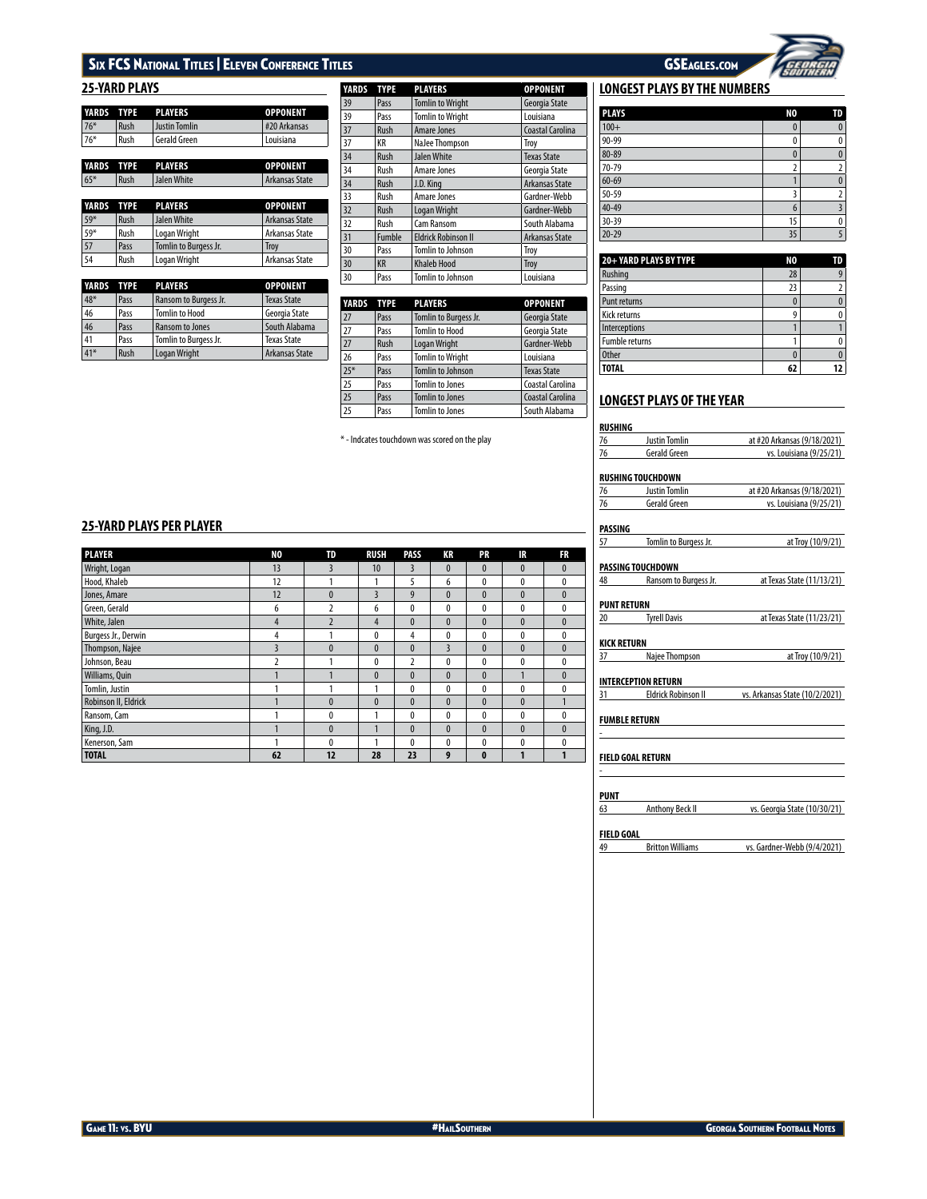## 25-YARD PLAYS

| YARDS | TYPE | PLAYERS | OPPONENT |
|---|---|---|---|
| 76* | Rush | Justin Tomlin | #20 Arkansas |
| 76* | Rush | Gerald Green | Louisiana |
| 65* | Rush | Jalen White | Arkansas State |
| 59* | Rush | Jalen White | Arkansas State |
| 59* | Rush | Logan Wright | Arkansas State |
| 57 | Pass | Tomlin to Burgess Jr. | Troy |
| 54 | Rush | Logan Wright | Arkansas State |
| 48* | Pass | Ransom to Burgess Jr. | Texas State |
| 46 | Pass | Tomlin to Hood | Georgia State |
| 46 | Pass | Ransom to Jones | South Alabama |
| 41 | Pass | Tomlin to Burgess Jr. | Texas State |
| 41* | Rush | Logan Wright | Arkansas State |
| 39 | Pass | Tomlin to Wright | Georgia State |
| 39 | Pass | Tomlin to Wright | Louisiana |
| 37 | Rush | Amare Jones | Coastal Carolina |
| 37 | KR | NaJee Thompson | Troy |
| 34 | Rush | Jalen White | Texas State |
| 34 | Rush | Amare Jones | Georgia State |
| 34 | Rush | J.D. King | Arkansas State |
| 33 | Rush | Amare Jones | Gardner-Webb |
| 32 | Rush | Logan Wright | Gardner-Webb |
| 32 | Rush | Cam Ransom | South Alabama |
| 31 | Fumble | Eldrick Robinson II | Arkansas State |
| 30 | Pass | Tomlin to Johnson | Troy |
| 30 | KR | Khaleb Hood | Troy |
| 30 | Pass | Tomlin to Johnson | Louisiana |
| 27 | Pass | Tomlin to Burgess Jr. | Georgia State |
| 27 | Pass | Tomlin to Hood | Georgia State |
| 27 | Rush | Logan Wright | Gardner-Webb |
| 26 | Pass | Tomlin to Wright | Louisiana |
| 25* | Pass | Tomlin to Johnson | Texas State |
| 25 | Pass | Tomlin to Jones | Coastal Carolina |
| 25 | Pass | Tomlin to Jones | Coastal Carolina |
| 25 | Pass | Tomlin to Jones | South Alabama |

* - Indcates touchdown was scored on the play

## 25-YARD PLAYS PER PLAYER

| PLAYER | NO | TD | RUSH | PASS | KR | PR | IR | FR |
|---|---|---|---|---|---|---|---|---|
| Wright, Logan | 13 | 3 | 10 | 3 | 0 | 0 | 0 | 0 |
| Hood, Khaleb | 12 | 1 | 1 | 5 | 6 | 0 | 0 | 0 |
| Jones, Amare | 12 | 0 | 3 | 9 | 0 | 0 | 0 | 0 |
| Green, Gerald | 6 | 2 | 6 | 0 | 0 | 0 | 0 | 0 |
| White, Jalen | 4 | 2 | 4 | 0 | 0 | 0 | 0 | 0 |
| Burgess Jr., Derwin | 4 | 1 | 0 | 4 | 0 | 0 | 0 | 0 |
| Thompson, Najee | 3 | 0 | 0 | 0 | 3 | 0 | 0 | 0 |
| Johnson, Beau | 2 | 1 | 0 | 2 | 0 | 0 | 0 | 0 |
| Williams, Quin | 1 | 1 | 0 | 0 | 0 | 0 | 1 | 0 |
| Tomlin, Justin | 1 | 1 | 1 | 0 | 0 | 0 | 0 | 0 |
| Robinson II, Eldrick | 1 | 0 | 0 | 0 | 0 | 0 | 0 | 1 |
| Ransom, Cam | 1 | 0 | 1 | 0 | 0 | 0 | 0 | 0 |
| King, J.D. | 1 | 0 | 1 | 0 | 0 | 0 | 0 | 0 |
| Kenerson, Sam | 1 | 0 | 1 | 0 | 0 | 0 | 0 | 0 |
| **TOTAL** | **62** | **12** | **28** | **23** | **9** | **0** | **1** | **1** |

## LONGEST PLAYS BY THE NUMBERS

| PLAYS | NO | TD |
|---|---|---|
| 100+ | 0 | 0 |
| 90-99 | 0 | 0 |
| 80-89 | 0 | 0 |
| 70-79 | 2 | 2 |
| 60-69 | 1 | 0 |
| 50-59 | 3 | 2 |
| 40-49 | 6 | 3 |
| 30-39 | 15 | 0 |
| 20-29 | 35 | 5 |

| 20+ YARD PLAYS BY TYPE | NO | TD |
|---|---|---|
| Rushing | 28 | 9 |
| Passing | 23 | 2 |
| Punt returns | 0 | 0 |
| Kick returns | 9 | 0 |
| Interceptions | 1 | 1 |
| Fumble returns | 1 | 0 |
| Other | 0 | 0 |
| **TOTAL** | **62** | **12** |

## LONGEST PLAYS OF THE YEAR

**RUSHING**
76 Justin Tomlin at #20 Arkansas (9/18/2021)
76 Gerald Green vs. Louisiana (9/25/21)

**RUSHING TOUCHDOWN**
76 Justin Tomlin at #20 Arkansas (9/18/2021)
76 Gerald Green vs. Louisiana (9/25/21)

**PASSING**
57 Tomlin to Burgess Jr. at Troy (10/9/21)

**PASSING TOUCHDOWN**
48 Ransom to Burgess Jr. at Texas State (11/13/21)

**PUNT RETURN**
20 Tyrell Davis at Texas State (11/23/21)

**KICK RETURN**
37 Najee Thompson at Troy (10/9/21)

**INTERCEPTION RETURN**
31 Eldrick Robinson II vs. Arkansas State (10/2/2021)

**FUMBLE RETURN**
-

**FIELD GOAL RETURN**
-

**PUNT**
63 Anthony Beck II vs. Georgia State (10/30/21)

**FIELD GOAL**
49 Britton Williams vs. Gardner-Webb (9/4/2021)